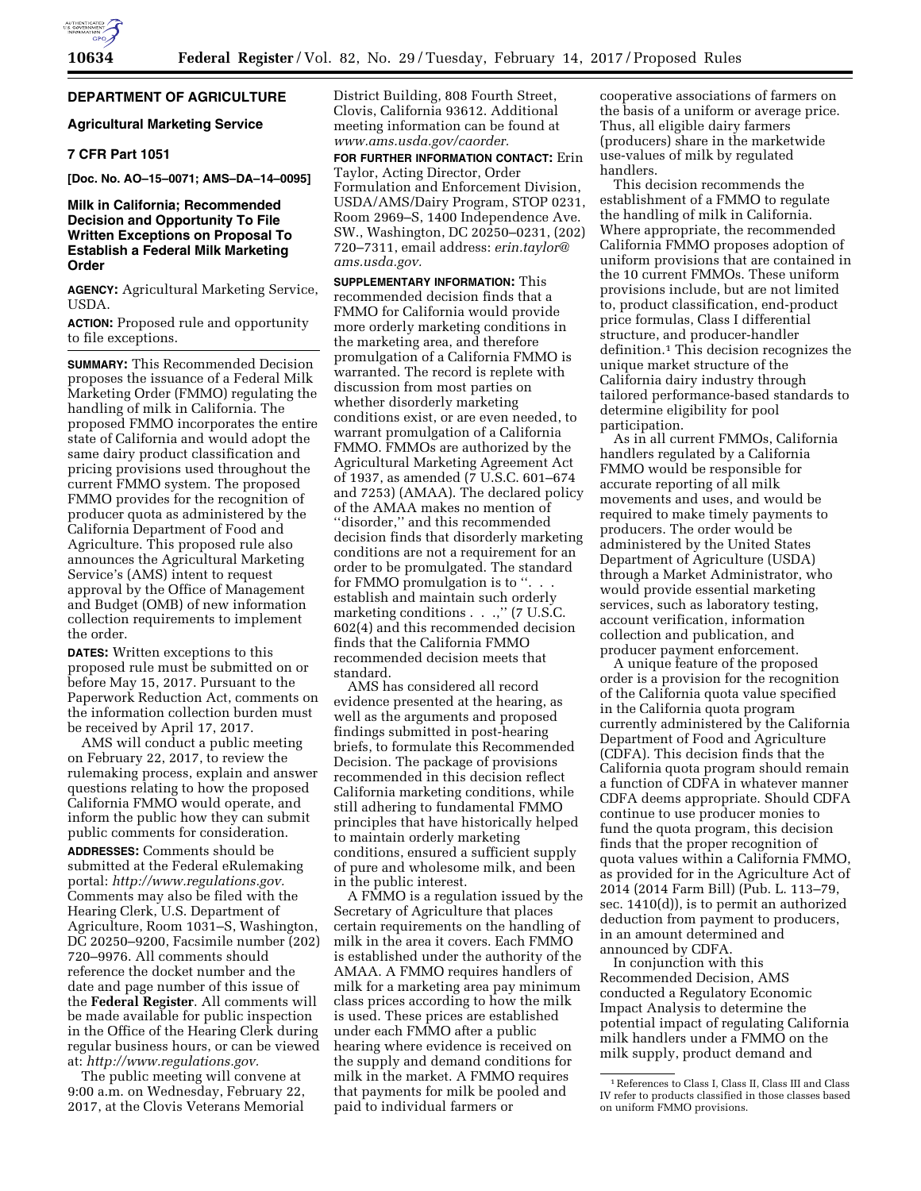**DEPARTMENT OF AGRICULTURE**

**Agricultural Marketing Service**

**7 CFR Part 1051**

**[Doc. No. AO–15–0071; AMS–DA–14–0095]**

# Milk in California; Recommended Decision and Opportunity To File Written Exceptions on Proposal To Establish a Federal Milk Marketing Order

**AGENCY:** Agricultural Marketing Service, USDA.

**ACTION:** Proposed rule and opportunity to file exceptions.

**SUMMARY:** This Recommended Decision proposes the issuance of a Federal Milk Marketing Order (FMMO) regulating the handling of milk in California. The proposed FMMO incorporates the entire state of California and would adopt the same dairy product classification and pricing provisions used throughout the current FMMO system. The proposed FMMO provides for the recognition of producer quota as administered by the California Department of Food and Agriculture. This proposed rule also announces the Agricultural Marketing Service's (AMS) intent to request approval by the Office of Management and Budget (OMB) of new information collection requirements to implement the order.

**DATES:** Written exceptions to this proposed rule must be submitted on or before May 15, 2017. Pursuant to the Paperwork Reduction Act, comments on the information collection burden must be received by April 17, 2017.

AMS will conduct a public meeting on February 22, 2017, to review the rulemaking process, explain and answer questions relating to how the proposed California FMMO would operate, and inform the public how they can submit public comments for consideration.

**ADDRESSES:** Comments should be submitted at the Federal eRulemaking portal: *http://www.regulations.gov.* Comments may also be filed with the Hearing Clerk, U.S. Department of Agriculture, Room 1031–S, Washington, DC 20250–9200, Facsimile number (202) 720–9976. All comments should reference the docket number and the date and page number of this issue of the **Federal Register**. All comments will be made available for public inspection in the Office of the Hearing Clerk during regular business hours, or can be viewed at: *http://www.regulations.gov.*

The public meeting will convene at 9:00 a.m. on Wednesday, February 22, 2017, at the Clovis Veterans Memorial District Building, 808 Fourth Street, Clovis, California 93612. Additional meeting information can be found at *www.ams.usda.gov/caorder.*

**FOR FURTHER INFORMATION CONTACT:** Erin Taylor, Acting Director, Order Formulation and Enforcement Division, USDA/AMS/Dairy Program, STOP 0231, Room 2969–S, 1400 Independence Ave. SW., Washington, DC 20250–0231, (202) 720–7311, email address: *erin.taylor@ams.usda.gov.*

**SUPPLEMENTARY INFORMATION:** This recommended decision finds that a FMMO for California would provide more orderly marketing conditions in the marketing area, and therefore promulgation of a California FMMO is warranted. The record is replete with discussion from most parties on whether disorderly marketing conditions exist, or are even needed, to warrant promulgation of a California FMMO. FMMOs are authorized by the Agricultural Marketing Agreement Act of 1937, as amended (7 U.S.C. 601–674 and 7253) (AMAA). The declared policy of the AMAA makes no mention of ''disorder,'' and this recommended decision finds that disorderly marketing conditions are not a requirement for an order to be promulgated. The standard for FMMO promulgation is to ''. . . establish and maintain such orderly marketing conditions . . .,'' (7 U.S.C. 602(4) and this recommended decision finds that the California FMMO recommended decision meets that standard.

AMS has considered all record evidence presented at the hearing, as well as the arguments and proposed findings submitted in post-hearing briefs, to formulate this Recommended Decision. The package of provisions recommended in this decision reflect California marketing conditions, while still adhering to fundamental FMMO principles that have historically helped to maintain orderly marketing conditions, ensured a sufficient supply of pure and wholesome milk, and been in the public interest.

A FMMO is a regulation issued by the Secretary of Agriculture that places certain requirements on the handling of milk in the area it covers. Each FMMO is established under the authority of the AMAA. A FMMO requires handlers of milk for a marketing area pay minimum class prices according to how the milk is used. These prices are established under each FMMO after a public hearing where evidence is received on the supply and demand conditions for milk in the market. A FMMO requires that payments for milk be pooled and paid to individual farmers or cooperative associations of farmers on the basis of a uniform or average price. Thus, all eligible dairy farmers (producers) share in the marketwide use-values of milk by regulated handlers.

This decision recommends the establishment of a FMMO to regulate the handling of milk in California. Where appropriate, the recommended California FMMO proposes adoption of uniform provisions that are contained in the 10 current FMMOs. These uniform provisions include, but are not limited to, product classification, end-product price formulas, Class I differential structure, and producer-handler definition.[1] This decision recognizes the unique market structure of the California dairy industry through tailored performance-based standards to determine eligibility for pool participation.

As in all current FMMOs, California handlers regulated by a California FMMO would be responsible for accurate reporting of all milk movements and uses, and would be required to make timely payments to producers. The order would be administered by the United States Department of Agriculture (USDA) through a Market Administrator, who would provide essential marketing services, such as laboratory testing, account verification, information collection and publication, and producer payment enforcement.

A unique feature of the proposed order is a provision for the recognition of the California quota value specified in the California quota program currently administered by the California Department of Food and Agriculture (CDFA). This decision finds that the California quota program should remain a function of CDFA in whatever manner CDFA deems appropriate. Should CDFA continue to use producer monies to fund the quota program, this decision finds that the proper recognition of quota values within a California FMMO, as provided for in the Agriculture Act of 2014 (2014 Farm Bill) (Pub. L. 113–79, sec. 1410(d)), is to permit an authorized deduction from payment to producers, in an amount determined and announced by CDFA.

In conjunction with this Recommended Decision, AMS conducted a Regulatory Economic Impact Analysis to determine the potential impact of regulating California milk handlers under a FMMO on the milk supply, product demand and

[1] References to Class I, Class II, Class III and Class IV refer to products classified in those classes based on uniform FMMO provisions.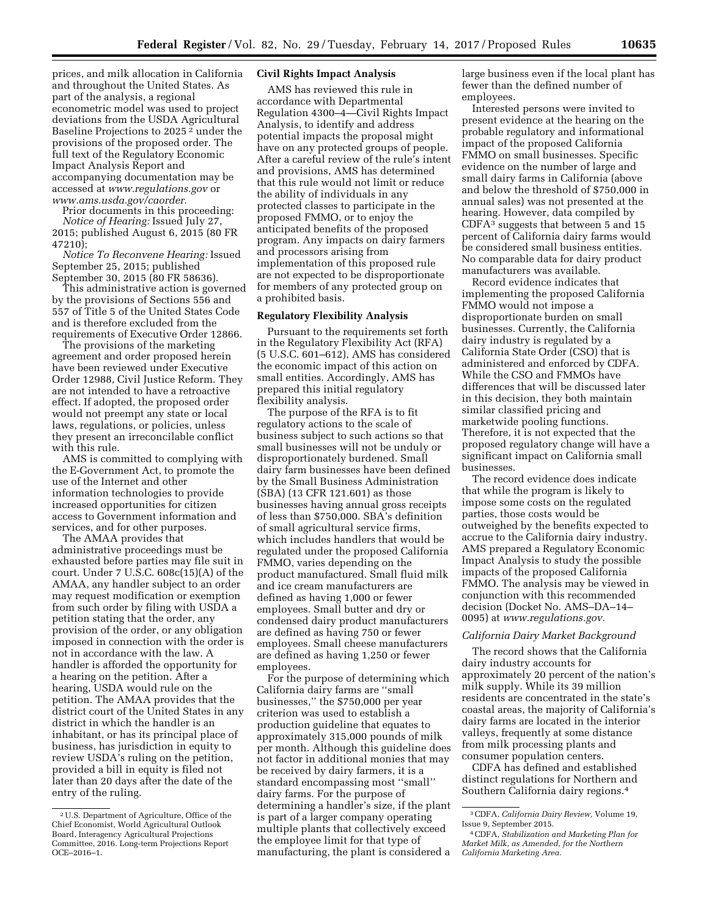prices, and milk allocation in California and throughout the United States. As part of the analysis, a regional econometric model was used to project deviations from the USDA Agricultural Baseline Projections to 2025 [2] under the provisions of the proposed order. The full text of the Regulatory Economic Impact Analysis Report and accompanying documentation may be accessed at *www.regulations.gov* or *www.ams.usda.gov/caorder.*

Prior documents in this proceeding:

*Notice of Hearing:* Issued July 27, 2015; published August 6, 2015 (80 FR 47210);

*Notice To Reconvene Hearing:* Issued September 25, 2015; published September 30, 2015 (80 FR 58636).

This administrative action is governed by the provisions of Sections 556 and 557 of Title 5 of the United States Code and is therefore excluded from the requirements of Executive Order 12866.

The provisions of the marketing agreement and order proposed herein have been reviewed under Executive Order 12988, Civil Justice Reform. They are not intended to have a retroactive effect. If adopted, the proposed order would not preempt any state or local laws, regulations, or policies, unless they present an irreconcilable conflict with this rule.

AMS is committed to complying with the E-Government Act, to promote the use of the Internet and other information technologies to provide increased opportunities for citizen access to Government information and services, and for other purposes.

The AMAA provides that administrative proceedings must be exhausted before parties may file suit in court. Under 7 U.S.C. 608c(15)(A) of the AMAA, any handler subject to an order may request modification or exemption from such order by filing with USDA a petition stating that the order, any provision of the order, or any obligation imposed in connection with the order is not in accordance with the law. A handler is afforded the opportunity for a hearing on the petition. After a hearing, USDA would rule on the petition. The AMAA provides that the district court of the United States in any district in which the handler is an inhabitant, or has its principal place of business, has jurisdiction in equity to review USDA's ruling on the petition, provided a bill in equity is filed not later than 20 days after the date of the entry of the ruling.

**Civil Rights Impact Analysis**

AMS has reviewed this rule in accordance with Departmental Regulation 4300–4—Civil Rights Impact Analysis, to identify and address potential impacts the proposal might have on any protected groups of people. After a careful review of the rule's intent and provisions, AMS has determined that this rule would not limit or reduce the ability of individuals in any protected classes to participate in the proposed FMMO, or to enjoy the anticipated benefits of the proposed program. Any impacts on dairy farmers and processors arising from implementation of this proposed rule are not expected to be disproportionate for members of any protected group on a prohibited basis.

**Regulatory Flexibility Analysis**

Pursuant to the requirements set forth in the Regulatory Flexibility Act (RFA) (5 U.S.C. 601–612), AMS has considered the economic impact of this action on small entities. Accordingly, AMS has prepared this initial regulatory flexibility analysis.

The purpose of the RFA is to fit regulatory actions to the scale of business subject to such actions so that small businesses will not be unduly or disproportionately burdened. Small dairy farm businesses have been defined by the Small Business Administration (SBA) (13 CFR 121.601) as those businesses having annual gross receipts of less than $750,000. SBA's definition of small agricultural service firms, which includes handlers that would be regulated under the proposed California FMMO, varies depending on the product manufactured. Small fluid milk and ice cream manufacturers are defined as having 1,000 or fewer employees. Small butter and dry or condensed dairy product manufacturers are defined as having 750 or fewer employees. Small cheese manufacturers are defined as having 1,250 or fewer employees.

For the purpose of determining which California dairy farms are "small businesses," the $750,000 per year criterion was used to establish a production guideline that equates to approximately 315,000 pounds of milk per month. Although this guideline does not factor in additional monies that may be received by dairy farmers, it is a standard encompassing most "small" dairy farms. For the purpose of determining a handler's size, if the plant is part of a larger company operating multiple plants that collectively exceed the employee limit for that type of manufacturing, the plant is considered a large business even if the local plant has fewer than the defined number of employees.

Interested persons were invited to present evidence at the hearing on the probable regulatory and informational impact of the proposed California FMMO on small businesses. Specific evidence on the number of large and small dairy farms in California (above and below the threshold of $750,000 in annual sales) was not presented at the hearing. However, data compiled by CDFA[3] suggests that between 5 and 15 percent of California dairy farms would be considered small business entities. No comparable data for dairy product manufacturers was available.

Record evidence indicates that implementing the proposed California FMMO would not impose a disproportionate burden on small businesses. Currently, the California dairy industry is regulated by a California State Order (CSO) that is administered and enforced by CDFA. While the CSO and FMMOs have differences that will be discussed later in this decision, they both maintain similar classified pricing and marketwide pooling functions. Therefore, it is not expected that the proposed regulatory change will have a significant impact on California small businesses.

The record evidence does indicate that while the program is likely to impose some costs on the regulated parties, those costs would be outweighed by the benefits expected to accrue to the California dairy industry. AMS prepared a Regulatory Economic Impact Analysis to study the possible impacts of the proposed California FMMO. The analysis may be viewed in conjunction with this recommended decision (Docket No. AMS–DA–14–0095) at *www.regulations.gov.*

*California Dairy Market Background*

The record shows that the California dairy industry accounts for approximately 20 percent of the nation's milk supply. While its 39 million residents are concentrated in the state's coastal areas, the majority of California's dairy farms are located in the interior valleys, frequently at some distance from milk processing plants and consumer population centers.

CDFA has defined and established distinct regulations for Northern and Southern California dairy regions.[4]

[2] U.S. Department of Agriculture, Office of the Chief Economist, World Agricultural Outlook Board, Interagency Agricultural Projections Committee, 2016. Long-term Projections Report OCE–2016–1.

[3] CDFA, *California Dairy Review,* Volume 19, Issue 9, September 2015.

[4] CDFA, *Stabilization and Marketing Plan for Market Milk, as Amended, for the Northern California Marketing Area.*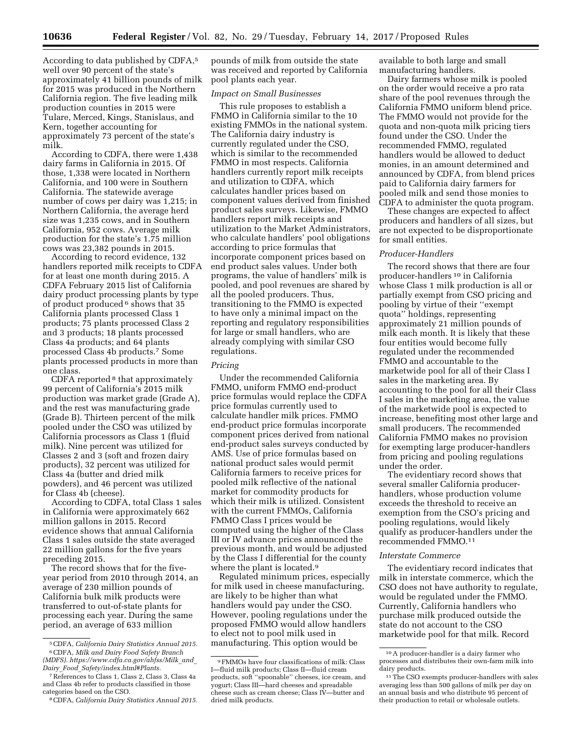According to data published by CDFA,[5] well over 90 percent of the state's approximately 41 billion pounds of milk for 2015 was produced in the Northern California region. The five leading milk production counties in 2015 were Tulare, Merced, Kings, Stanislaus, and Kern, together accounting for approximately 73 percent of the state's milk.

According to CDFA, there were 1,438 dairy farms in California in 2015. Of those, 1,338 were located in Northern California, and 100 were in Southern California. The statewide average number of cows per dairy was 1,215; in Northern California, the average herd size was 1,235 cows, and in Southern California, 952 cows. Average milk production for the state's 1.75 million cows was 23,382 pounds in 2015.

According to record evidence, 132 handlers reported milk receipts to CDFA for at least one month during 2015. A CDFA February 2015 list of California dairy product processing plants by type of product produced[6] shows that 35 California plants processed Class 1 products; 75 plants processed Class 2 and 3 products; 18 plants processed Class 4a products; and 64 plants processed Class 4b products.[7] Some plants processed products in more than one class.

CDFA reported[8] that approximately 99 percent of California's 2015 milk production was market grade (Grade A), and the rest was manufacturing grade (Grade B). Thirteen percent of the milk pooled under the CSO was utilized by California processors as Class 1 (fluid milk). Nine percent was utilized for Classes 2 and 3 (soft and frozen dairy products), 32 percent was utilized for Class 4a (butter and dried milk powders), and 46 percent was utilized for Class 4b (cheese).

According to CDFA, total Class 1 sales in California were approximately 662 million gallons in 2015. Record evidence shows that annual California Class 1 sales outside the state averaged 22 million gallons for the five years preceding 2015.

The record shows that for the five-year period from 2010 through 2014, an average of 230 million pounds of California bulk milk products were transferred to out-of-state plants for processing each year. During the same period, an average of 633 million pounds of milk from outside the state was received and reported by California pool plants each year.

*Impact on Small Businesses*

This rule proposes to establish a FMMO in California similar to the 10 existing FMMOs in the national system. The California dairy industry is currently regulated under the CSO, which is similar to the recommended FMMO in most respects. California handlers currently report milk receipts and utilization to CDFA, which calculates handler prices based on component values derived from finished product sales surveys. Likewise, FMMO handlers report milk receipts and utilization to the Market Administrators, who calculate handlers' pool obligations according to price formulas that incorporate component prices based on end product sales values. Under both programs, the value of handlers' milk is pooled, and pool revenues are shared by all the pooled producers. Thus, transitioning to the FMMO is expected to have only a minimal impact on the reporting and regulatory responsibilities for large or small handlers, who are already complying with similar CSO regulations.

*Pricing*

Under the recommended California FMMO, uniform FMMO end-product price formulas would replace the CDFA price formulas currently used to calculate handler milk prices. FMMO end-product price formulas incorporate component prices derived from national end-product sales surveys conducted by AMS. Use of price formulas based on national product sales would permit California farmers to receive prices for pooled milk reflective of the national market for commodity products for which their milk is utilized. Consistent with the current FMMOs, California FMMO Class I prices would be computed using the higher of the Class III or IV advance prices announced the previous month, and would be adjusted by the Class I differential for the county where the plant is located.[9]

Regulated minimum prices, especially for milk used in cheese manufacturing, are likely to be higher than what handlers would pay under the CSO. However, pooling regulations under the proposed FMMO would allow handlers to elect not to pool milk used in manufacturing. This option would be available to both large and small manufacturing handlers.

Dairy farmers whose milk is pooled on the order would receive a pro rata share of the pool revenues through the California FMMO uniform blend price. The FMMO would not provide for the quota and non-quota milk pricing tiers found under the CSO. Under the recommended FMMO, regulated handlers would be allowed to deduct monies, in an amount determined and announced by CDFA, from blend prices paid to California dairy farmers for pooled milk and send those monies to CDFA to administer the quota program.

These changes are expected to affect producers and handlers of all sizes, but are not expected to be disproportionate for small entities.

*Producer-Handlers*

The record shows that there are four producer-handlers[10] in California whose Class 1 milk production is all or partially exempt from CSO pricing and pooling by virtue of their "exempt quota" holdings, representing approximately 21 million pounds of milk each month. It is likely that these four entities would become fully regulated under the recommended FMMO and accountable to the marketwide pool for all of their Class I sales in the marketing area. By accounting to the pool for all their Class I sales in the marketing area, the value of the marketwide pool is expected to increase, benefiting most other large and small producers. The recommended California FMMO makes no provision for exempting large producer-handlers from pricing and pooling regulations under the order.

The evidentiary record shows that several smaller California producer-handlers, whose production volume exceeds the threshold to receive an exemption from the CSO's pricing and pooling regulations, would likely qualify as producer-handlers under the recommended FMMO.[11]

*Interstate Commerce*

The evidentiary record indicates that milk in interstate commerce, which the CSO does not have authority to regulate, would be regulated under the FMMO. Currently, California handlers who purchase milk produced outside the state do not account to the CSO marketwide pool for that milk. Record

---

[5] CDFA, *California Dairy Statistics Annual 2015.*

[6] CDFA, *Milk and Dairy Food Safety Branch (MDFS). https://www.cdfa.ca.gov/ahfss/Milk_and_Dairy_Food_Safety/index.html#Plants.*

[7] References to Class 1, Class 2, Class 3, Class 4a and Class 4b refer to products classified in those categories based on the CSO.

[8] CDFA, *California Dairy Statistics Annual 2015.*

[9] FMMOs have four classifications of milk: Class I—fluid milk products; Class II—fluid cream products, soft "spoonable" cheeses, ice cream, and yogurt; Class III—hard cheeses and spreadable cheese such as cream cheese; Class IV—butter and dried milk products.

[10] A producer-handler is a dairy farmer who processes and distributes their own-farm milk into dairy products.

[11] The CSO exempts producer-handlers with sales averaging less than 500 gallons of milk per day on an annual basis and who distribute 95 percent of their production to retail or wholesale outlets.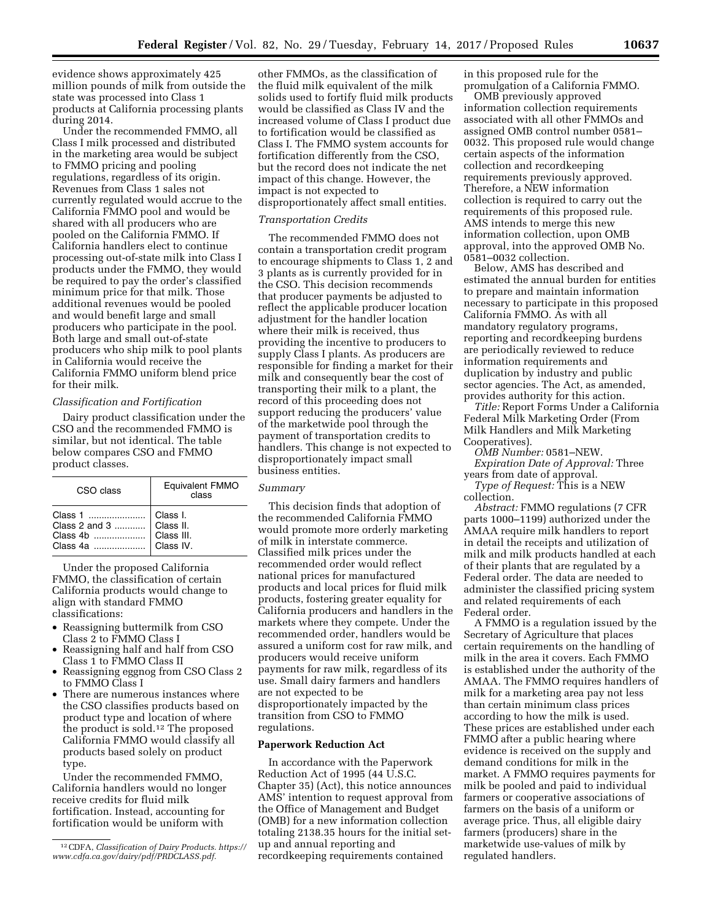evidence shows approximately 425 million pounds of milk from outside the state was processed into Class 1 products at California processing plants during 2014.

Under the recommended FMMO, all Class I milk processed and distributed in the marketing area would be subject to FMMO pricing and pooling regulations, regardless of its origin. Revenues from Class 1 sales not currently regulated would accrue to the California FMMO pool and would be shared with all producers who are pooled on the California FMMO. If California handlers elect to continue processing out-of-state milk into Class I products under the FMMO, they would be required to pay the order's classified minimum price for that milk. Those additional revenues would be pooled and would benefit large and small producers who participate in the pool. Both large and small out-of-state producers who ship milk to pool plants in California would receive the California FMMO uniform blend price for their milk.

*Classification and Fortification*

Dairy product classification under the CSO and the recommended FMMO is similar, but not identical. The table below compares CSO and FMMO product classes.

| CSO class | Equivalent FMMO class |
| --- | --- |
| Class 1 | Class I. |
| Class 2 and 3 | Class II. |
| Class 4b | Class III. |
| Class 4a | Class IV. |

Under the proposed California FMMO, the classification of certain California products would change to align with standard FMMO classifications:

- Reassigning buttermilk from CSO Class 2 to FMMO Class I
- Reassigning half and half from CSO Class 1 to FMMO Class II
- Reassigning eggnog from CSO Class 2 to FMMO Class I
- There are numerous instances where the CSO classifies products based on product type and location of where the product is sold.[12] The proposed California FMMO would classify all products based solely on product type.

Under the recommended FMMO, California handlers would no longer receive credits for fluid milk fortification. Instead, accounting for fortification would be uniform with other FMMOs, as the classification of the fluid milk equivalent of the milk solids used to fortify fluid milk products would be classified as Class IV and the increased volume of Class I product due to fortification would be classified as Class I. The FMMO system accounts for fortification differently from the CSO, but the record does not indicate the net impact of this change. However, the impact is not expected to disproportionately affect small entities.

*Transportation Credits*

The recommended FMMO does not contain a transportation credit program to encourage shipments to Class 1, 2 and 3 plants as is currently provided for in the CSO. This decision recommends that producer payments be adjusted to reflect the applicable producer location adjustment for the handler location where their milk is received, thus providing the incentive to producers to supply Class I plants. As producers are responsible for finding a market for their milk and consequently bear the cost of transporting their milk to a plant, the record of this proceeding does not support reducing the producers' value of the marketwide pool through the payment of transportation credits to handlers. This change is not expected to disproportionately impact small business entities.

*Summary*

This decision finds that adoption of the recommended California FMMO would promote more orderly marketing of milk in interstate commerce. Classified milk prices under the recommended order would reflect national prices for manufactured products and local prices for fluid milk products, fostering greater equality for California producers and handlers in the markets where they compete. Under the recommended order, handlers would be assured a uniform cost for raw milk, and producers would receive uniform payments for raw milk, regardless of its use. Small dairy farmers and handlers are not expected to be disproportionately impacted by the transition from CSO to FMMO regulations.

**Paperwork Reduction Act**

In accordance with the Paperwork Reduction Act of 1995 (44 U.S.C. Chapter 35) (Act), this notice announces AMS' intention to request approval from the Office of Management and Budget (OMB) for a new information collection totaling 2138.35 hours for the initial set-up and annual reporting and recordkeeping requirements contained in this proposed rule for the promulgation of a California FMMO.

OMB previously approved information collection requirements associated with all other FMMOs and assigned OMB control number 0581–0032. This proposed rule would change certain aspects of the information collection and recordkeeping requirements previously approved. Therefore, a NEW information collection is required to carry out the requirements of this proposed rule. AMS intends to merge this new information collection, upon OMB approval, into the approved OMB No. 0581–0032 collection.

Below, AMS has described and estimated the annual burden for entities to prepare and maintain information necessary to participate in this proposed California FMMO. As with all mandatory regulatory programs, reporting and recordkeeping burdens are periodically reviewed to reduce information requirements and duplication by industry and public sector agencies. The Act, as amended, provides authority for this action.

*Title:* Report Forms Under a California Federal Milk Marketing Order (From Milk Handlers and Milk Marketing Cooperatives).

*OMB Number:* 0581–NEW.

*Expiration Date of Approval:* Three years from date of approval.

*Type of Request:* This is a NEW collection.

*Abstract:* FMMO regulations (7 CFR parts 1000–1199) authorized under the AMAA require milk handlers to report in detail the receipts and utilization of milk and milk products handled at each of their plants that are regulated by a Federal order. The data are needed to administer the classified pricing system and related requirements of each Federal order.

A FMMO is a regulation issued by the Secretary of Agriculture that places certain requirements on the handling of milk in the area it covers. Each FMMO is established under the authority of the AMAA. The FMMO requires handlers of milk for a marketing area pay not less than certain minimum class prices according to how the milk is used. These prices are established under each FMMO after a public hearing where evidence is received on the supply and demand conditions for milk in the market. A FMMO requires payments for milk be pooled and paid to individual farmers or cooperative associations of farmers on the basis of a uniform or average price. Thus, all eligible dairy farmers (producers) share in the marketwide use-values of milk by regulated handlers.

[12] CDFA, *Classification of Dairy Products. https://www.cdfa.ca.gov/dairy/pdf/PRDCLASS.pdf.*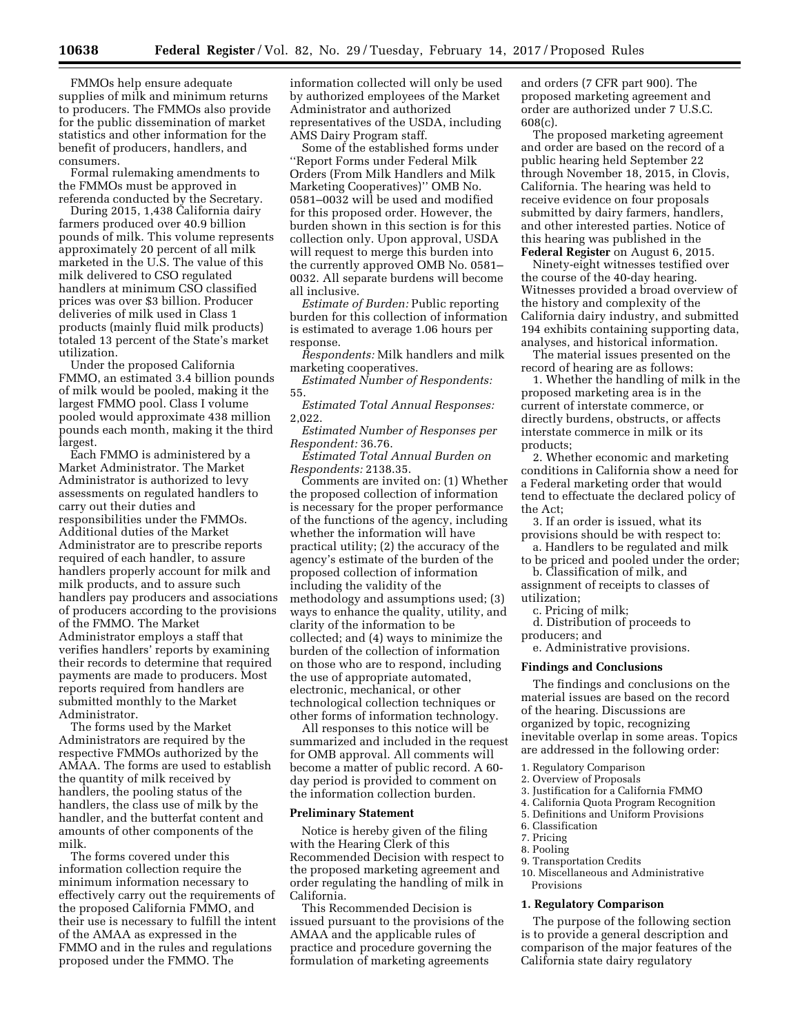FMMOs help ensure adequate supplies of milk and minimum returns to producers. The FMMOs also provide for the public dissemination of market statistics and other information for the benefit of producers, handlers, and consumers.

Formal rulemaking amendments to the FMMOs must be approved in referenda conducted by the Secretary.

During 2015, 1,438 California dairy farmers produced over 40.9 billion pounds of milk. This volume represents approximately 20 percent of all milk marketed in the U.S. The value of this milk delivered to CSO regulated handlers at minimum CSO classified prices was over $3 billion. Producer deliveries of milk used in Class 1 products (mainly fluid milk products) totaled 13 percent of the State's market utilization.

Under the proposed California FMMO, an estimated 3.4 billion pounds of milk would be pooled, making it the largest FMMO pool. Class I volume pooled would approximate 438 million pounds each month, making it the third largest.

Each FMMO is administered by a Market Administrator. The Market Administrator is authorized to levy assessments on regulated handlers to carry out their duties and responsibilities under the FMMOs. Additional duties of the Market Administrator are to prescribe reports required of each handler, to assure handlers properly account for milk and milk products, and to assure such handlers pay producers and associations of producers according to the provisions of the FMMO. The Market Administrator employs a staff that verifies handlers' reports by examining their records to determine that required payments are made to producers. Most reports required from handlers are submitted monthly to the Market Administrator.

The forms used by the Market Administrators are required by the respective FMMOs authorized by the AMAA. The forms are used to establish the quantity of milk received by handlers, the pooling status of the handlers, the class use of milk by the handler, and the butterfat content and amounts of other components of the milk.

The forms covered under this information collection require the minimum information necessary to effectively carry out the requirements of the proposed California FMMO, and their use is necessary to fulfill the intent of the AMAA as expressed in the FMMO and in the rules and regulations proposed under the FMMO. The information collected will only be used by authorized employees of the Market Administrator and authorized representatives of the USDA, including AMS Dairy Program staff.

Some of the established forms under "Report Forms under Federal Milk Orders (From Milk Handlers and Milk Marketing Cooperatives)" OMB No. 0581–0032 will be used and modified for this proposed order. However, the burden shown in this section is for this collection only. Upon approval, USDA will request to merge this burden into the currently approved OMB No. 0581–0032. All separate burdens will become all inclusive.

*Estimate of Burden:* Public reporting burden for this collection of information is estimated to average 1.06 hours per response.

*Respondents:* Milk handlers and milk marketing cooperatives.

*Estimated Number of Respondents:* 55.

*Estimated Total Annual Responses:* 2,022.

*Estimated Number of Responses per Respondent:* 36.76.

*Estimated Total Annual Burden on Respondents:* 2138.35.

Comments are invited on: (1) Whether the proposed collection of information is necessary for the proper performance of the functions of the agency, including whether the information will have practical utility; (2) the accuracy of the agency's estimate of the burden of the proposed collection of information including the validity of the methodology and assumptions used; (3) ways to enhance the quality, utility, and clarity of the information to be collected; and (4) ways to minimize the burden of the collection of information on those who are to respond, including the use of appropriate automated, electronic, mechanical, or other technological collection techniques or other forms of information technology.

All responses to this notice will be summarized and included in the request for OMB approval. All comments will become a matter of public record. A 60-day period is provided to comment on the information collection burden.

## Preliminary Statement

Notice is hereby given of the filing with the Hearing Clerk of this Recommended Decision with respect to the proposed marketing agreement and order regulating the handling of milk in California.

This Recommended Decision is issued pursuant to the provisions of the AMAA and the applicable rules of practice and procedure governing the formulation of marketing agreements and orders (7 CFR part 900). The proposed marketing agreement and order are authorized under 7 U.S.C. 608(c).

The proposed marketing agreement and order are based on the record of a public hearing held September 22 through November 18, 2015, in Clovis, California. The hearing was held to receive evidence on four proposals submitted by dairy farmers, handlers, and other interested parties. Notice of this hearing was published in the **Federal Register** on August 6, 2015.

Ninety-eight witnesses testified over the course of the 40-day hearing. Witnesses provided a broad overview of the history and complexity of the California dairy industry, and submitted 194 exhibits containing supporting data, analyses, and historical information.

The material issues presented on the record of hearing are as follows:

1. Whether the handling of milk in the proposed marketing area is in the current of interstate commerce, or directly burdens, obstructs, or affects interstate commerce in milk or its products;

2. Whether economic and marketing conditions in California show a need for a Federal marketing order that would tend to effectuate the declared policy of the Act;

3. If an order is issued, what its provisions should be with respect to:

a. Handlers to be regulated and milk to be priced and pooled under the order;

b. Classification of milk, and assignment of receipts to classes of utilization;

c. Pricing of milk;

d. Distribution of proceeds to producers; and

e. Administrative provisions.

## Findings and Conclusions

The findings and conclusions on the material issues are based on the record of the hearing. Discussions are organized by topic, recognizing inevitable overlap in some areas. Topics are addressed in the following order:

1. Regulatory Comparison
2. Overview of Proposals
3. Justification for a California FMMO
4. California Quota Program Recognition
5. Definitions and Uniform Provisions
6. Classification
7. Pricing
8. Pooling
9. Transportation Credits
10. Miscellaneous and Administrative Provisions

## 1. Regulatory Comparison

The purpose of the following section is to provide a general description and comparison of the major features of the California state dairy regulatory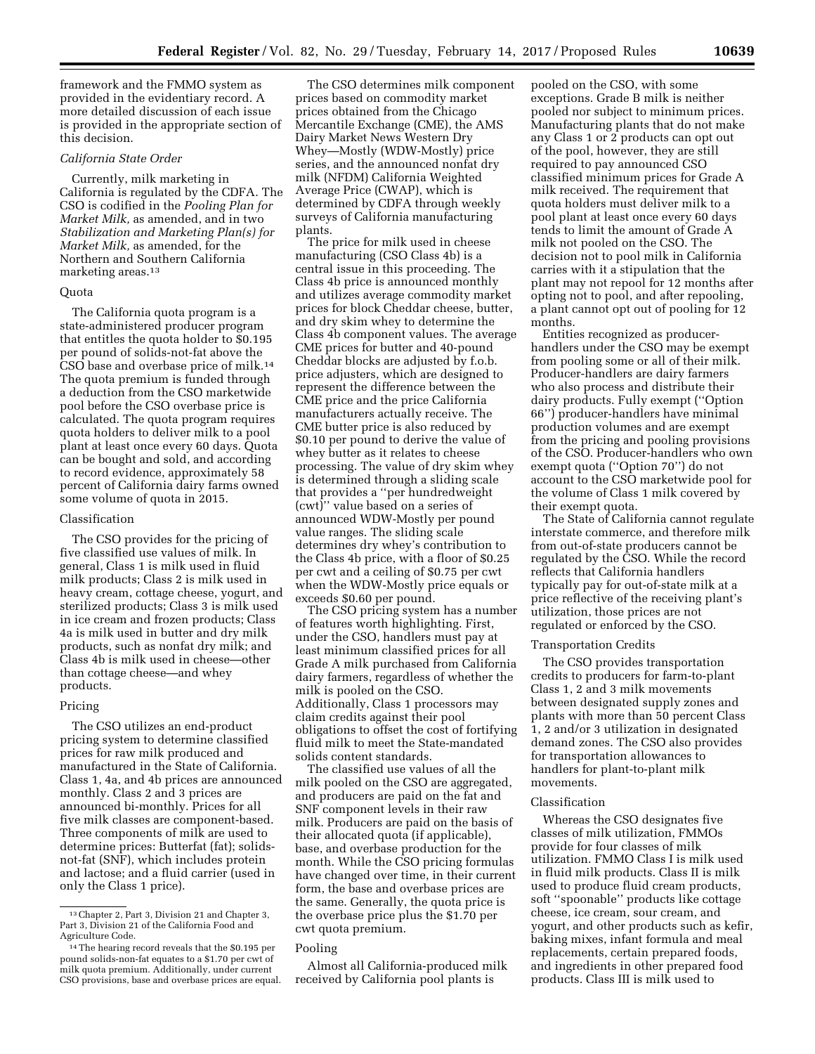framework and the FMMO system as provided in the evidentiary record. A more detailed discussion of each issue is provided in the appropriate section of this decision.

### *California State Order*

Currently, milk marketing in California is regulated by the CDFA. The CSO is codified in the *Pooling Plan for Market Milk,* as amended, and in two *Stabilization and Marketing Plan(s) for Market Milk,* as amended, for the Northern and Southern California marketing areas.[13]

#### Quota

The California quota program is a state-administered producer program that entitles the quota holder to $0.195 per pound of solids-not-fat above the CSO base and overbase price of milk.[14] The quota premium is funded through a deduction from the CSO marketwide pool before the CSO overbase price is calculated. The quota program requires quota holders to deliver milk to a pool plant at least once every 60 days. Quota can be bought and sold, and according to record evidence, approximately 58 percent of California dairy farms owned some volume of quota in 2015.

#### Classification

The CSO provides for the pricing of five classified use values of milk. In general, Class 1 is milk used in fluid milk products; Class 2 is milk used in heavy cream, cottage cheese, yogurt, and sterilized products; Class 3 is milk used in ice cream and frozen products; Class 4a is milk used in butter and dry milk products, such as nonfat dry milk; and Class 4b is milk used in cheese—other than cottage cheese—and whey products.

#### Pricing

The CSO utilizes an end-product pricing system to determine classified prices for raw milk produced and manufactured in the State of California. Class 1, 4a, and 4b prices are announced monthly. Class 2 and 3 prices are announced bi-monthly. Prices for all five milk classes are component-based. Three components of milk are used to determine prices: Butterfat (fat); solids-not-fat (SNF), which includes protein and lactose; and a fluid carrier (used in only the Class 1 price).

The CSO determines milk component prices based on commodity market prices obtained from the Chicago Mercantile Exchange (CME), the AMS Dairy Market News Western Dry Whey—Mostly (WDW-Mostly) price series, and the announced nonfat dry milk (NFDM) California Weighted Average Price (CWAP), which is determined by CDFA through weekly surveys of California manufacturing plants.

The price for milk used in cheese manufacturing (CSO Class 4b) is a central issue in this proceeding. The Class 4b price is announced monthly and utilizes average commodity market prices for block Cheddar cheese, butter, and dry skim whey to determine the Class 4b component values. The average CME prices for butter and 40-pound Cheddar blocks are adjusted by f.o.b. price adjusters, which are designed to represent the difference between the CME price and the price California manufacturers actually receive. The CME butter price is also reduced by $0.10 per pound to derive the value of whey butter as it relates to cheese processing. The value of dry skim whey is determined through a sliding scale that provides a ''per hundredweight (cwt)'' value based on a series of announced WDW-Mostly per pound value ranges. The sliding scale determines dry whey's contribution to the Class 4b price, with a floor of $0.25 per cwt and a ceiling of $0.75 per cwt when the WDW-Mostly price equals or exceeds $0.60 per pound.

The CSO pricing system has a number of features worth highlighting. First, under the CSO, handlers must pay at least minimum classified prices for all Grade A milk purchased from California dairy farmers, regardless of whether the milk is pooled on the CSO. Additionally, Class 1 processors may claim credits against their pool obligations to offset the cost of fortifying fluid milk to meet the State-mandated solids content standards.

The classified use values of all the milk pooled on the CSO are aggregated, and producers are paid on the fat and SNF component levels in their raw milk. Producers are paid on the basis of their allocated quota (if applicable), base, and overbase production for the month. While the CSO pricing formulas have changed over time, in their current form, the base and overbase prices are the same. Generally, the quota price is the overbase price plus the $1.70 per cwt quota premium.

#### Pooling

Almost all California-produced milk received by California pool plants is pooled on the CSO, with some exceptions. Grade B milk is neither pooled nor subject to minimum prices. Manufacturing plants that do not make any Class 1 or 2 products can opt out of the pool, however, they are still required to pay announced CSO classified minimum prices for Grade A milk received. The requirement that quota holders must deliver milk to a pool plant at least once every 60 days tends to limit the amount of Grade A milk not pooled on the CSO. The decision not to pool milk in California carries with it a stipulation that the plant may not repool for 12 months after opting not to pool, and after repooling, a plant cannot opt out of pooling for 12 months.

Entities recognized as producer-handlers under the CSO may be exempt from pooling some or all of their milk. Producer-handlers are dairy farmers who also process and distribute their dairy products. Fully exempt (''Option 66'') producer-handlers have minimal production volumes and are exempt from the pricing and pooling provisions of the CSO. Producer-handlers who own exempt quota (''Option 70'') do not account to the CSO marketwide pool for the volume of Class 1 milk covered by their exempt quota.

The State of California cannot regulate interstate commerce, and therefore milk from out-of-state producers cannot be regulated by the CSO. While the record reflects that California handlers typically pay for out-of-state milk at a price reflective of the receiving plant's utilization, those prices are not regulated or enforced by the CSO.

#### Transportation Credits

The CSO provides transportation credits to producers for farm-to-plant Class 1, 2 and 3 milk movements between designated supply zones and plants with more than 50 percent Class 1, 2 and/or 3 utilization in designated demand zones. The CSO also provides for transportation allowances to handlers for plant-to-plant milk movements.

#### Classification

Whereas the CSO designates five classes of milk utilization, FMMOs provide for four classes of milk utilization. FMMO Class I is milk used in fluid milk products. Class II is milk used to produce fluid cream products, soft ''spoonable'' products like cottage cheese, ice cream, sour cream, and yogurt, and other products such as kefir, baking mixes, infant formula and meal replacements, certain prepared foods, and ingredients in other prepared food products. Class III is milk used to

---

[13] Chapter 2, Part 3, Division 21 and Chapter 3, Part 3, Division 21 of the California Food and Agriculture Code.

[14] The hearing record reveals that the $0.195 per pound solids-non-fat equates to a $1.70 per cwt of milk quota premium. Additionally, under current CSO provisions, base and overbase prices are equal.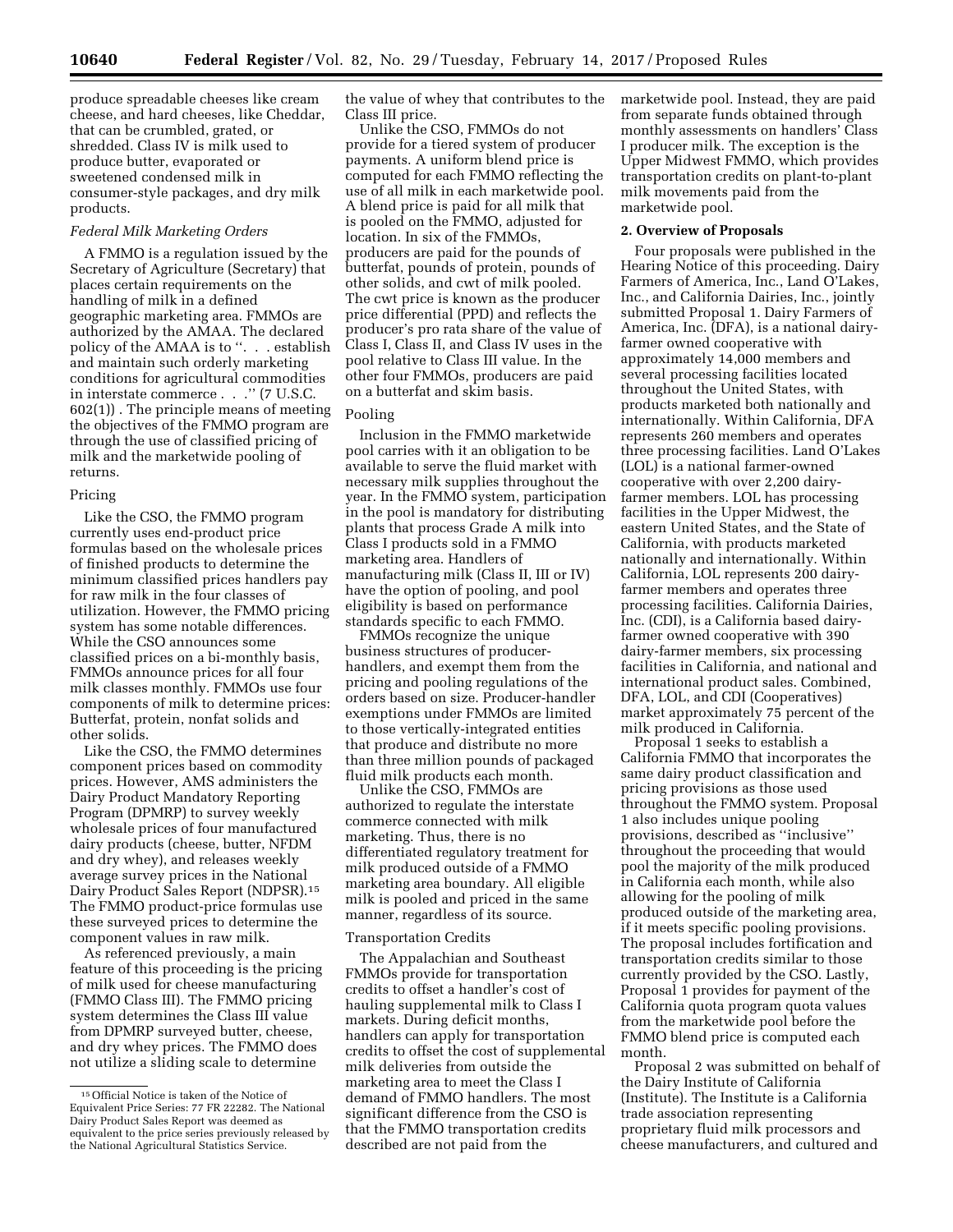produce spreadable cheeses like cream cheese, and hard cheeses, like Cheddar, that can be crumbled, grated, or shredded. Class IV is milk used to produce butter, evaporated or sweetened condensed milk in consumer-style packages, and dry milk products.

*Federal Milk Marketing Orders*

A FMMO is a regulation issued by the Secretary of Agriculture (Secretary) that places certain requirements on the handling of milk in a defined geographic marketing area. FMMOs are authorized by the AMAA. The declared policy of the AMAA is to ''. . . establish and maintain such orderly marketing conditions for agricultural commodities in interstate commerce . . .'' (7 U.S.C. 602(1)) . The principle means of meeting the objectives of the FMMO program are through the use of classified pricing of milk and the marketwide pooling of returns.

Pricing

Like the CSO, the FMMO program currently uses end-product price formulas based on the wholesale prices of finished products to determine the minimum classified prices handlers pay for raw milk in the four classes of utilization. However, the FMMO pricing system has some notable differences. While the CSO announces some classified prices on a bi-monthly basis, FMMOs announce prices for all four milk classes monthly. FMMOs use four components of milk to determine prices: Butterfat, protein, nonfat solids and other solids.

Like the CSO, the FMMO determines component prices based on commodity prices. However, AMS administers the Dairy Product Mandatory Reporting Program (DPMRP) to survey weekly wholesale prices of four manufactured dairy products (cheese, butter, NFDM and dry whey), and releases weekly average survey prices in the National Dairy Product Sales Report (NDPSR).[15] The FMMO product-price formulas use these surveyed prices to determine the component values in raw milk.

As referenced previously, a main feature of this proceeding is the pricing of milk used for cheese manufacturing (FMMO Class III). The FMMO pricing system determines the Class III value from DPMRP surveyed butter, cheese, and dry whey prices. The FMMO does not utilize a sliding scale to determine the value of whey that contributes to the Class III price.

Unlike the CSO, FMMOs do not provide for a tiered system of producer payments. A uniform blend price is computed for each FMMO reflecting the use of all milk in each marketwide pool. A blend price is paid for all milk that is pooled on the FMMO, adjusted for location. In six of the FMMOs, producers are paid for the pounds of butterfat, pounds of protein, pounds of other solids, and cwt of milk pooled. The cwt price is known as the producer price differential (PPD) and reflects the producer's pro rata share of the value of Class I, Class II, and Class IV uses in the pool relative to Class III value. In the other four FMMOs, producers are paid on a butterfat and skim basis.

Pooling

Inclusion in the FMMO marketwide pool carries with it an obligation to be available to serve the fluid market with necessary milk supplies throughout the year. In the FMMO system, participation in the pool is mandatory for distributing plants that process Grade A milk into Class I products sold in a FMMO marketing area. Handlers of manufacturing milk (Class II, III or IV) have the option of pooling, and pool eligibility is based on performance standards specific to each FMMO.

FMMOs recognize the unique business structures of producer-handlers, and exempt them from the pricing and pooling regulations of the orders based on size. Producer-handler exemptions under FMMOs are limited to those vertically-integrated entities that produce and distribute no more than three million pounds of packaged fluid milk products each month.

Unlike the CSO, FMMOs are authorized to regulate the interstate commerce connected with milk marketing. Thus, there is no differentiated regulatory treatment for milk produced outside of a FMMO marketing area boundary. All eligible milk is pooled and priced in the same manner, regardless of its source.

Transportation Credits

The Appalachian and Southeast FMMOs provide for transportation credits to offset a handler's cost of hauling supplemental milk to Class I markets. During deficit months, handlers can apply for transportation credits to offset the cost of supplemental milk deliveries from outside the marketing area to meet the Class I demand of FMMO handlers. The most significant difference from the CSO is that the FMMO transportation credits described are not paid from the marketwide pool. Instead, they are paid from separate funds obtained through monthly assessments on handlers' Class I producer milk. The exception is the Upper Midwest FMMO, which provides transportation credits on plant-to-plant milk movements paid from the marketwide pool.

**2. Overview of Proposals**

Four proposals were published in the Hearing Notice of this proceeding. Dairy Farmers of America, Inc., Land O'Lakes, Inc., and California Dairies, Inc., jointly submitted Proposal 1. Dairy Farmers of America, Inc. (DFA), is a national dairy-farmer owned cooperative with approximately 14,000 members and several processing facilities located throughout the United States, with products marketed both nationally and internationally. Within California, DFA represents 260 members and operates three processing facilities. Land O'Lakes (LOL) is a national farmer-owned cooperative with over 2,200 dairy-farmer members. LOL has processing facilities in the Upper Midwest, the eastern United States, and the State of California, with products marketed nationally and internationally. Within California, LOL represents 200 dairy-farmer members and operates three processing facilities. California Dairies, Inc. (CDI), is a California based dairy-farmer owned cooperative with 390 dairy-farmer members, six processing facilities in California, and national and international product sales. Combined, DFA, LOL, and CDI (Cooperatives) market approximately 75 percent of the milk produced in California.

Proposal 1 seeks to establish a California FMMO that incorporates the same dairy product classification and pricing provisions as those used throughout the FMMO system. Proposal 1 also includes unique pooling provisions, described as ''inclusive'' throughout the proceeding that would pool the majority of the milk produced in California each month, while also allowing for the pooling of milk produced outside of the marketing area, if it meets specific pooling provisions. The proposal includes fortification and transportation credits similar to those currently provided by the CSO. Lastly, Proposal 1 provides for payment of the California quota program quota values from the marketwide pool before the FMMO blend price is computed each month.

Proposal 2 was submitted on behalf of the Dairy Institute of California (Institute). The Institute is a California trade association representing proprietary fluid milk processors and cheese manufacturers, and cultured and

[15] Official Notice is taken of the Notice of Equivalent Price Series: 77 FR 22282. The National Dairy Product Sales Report was deemed as equivalent to the price series previously released by the National Agricultural Statistics Service.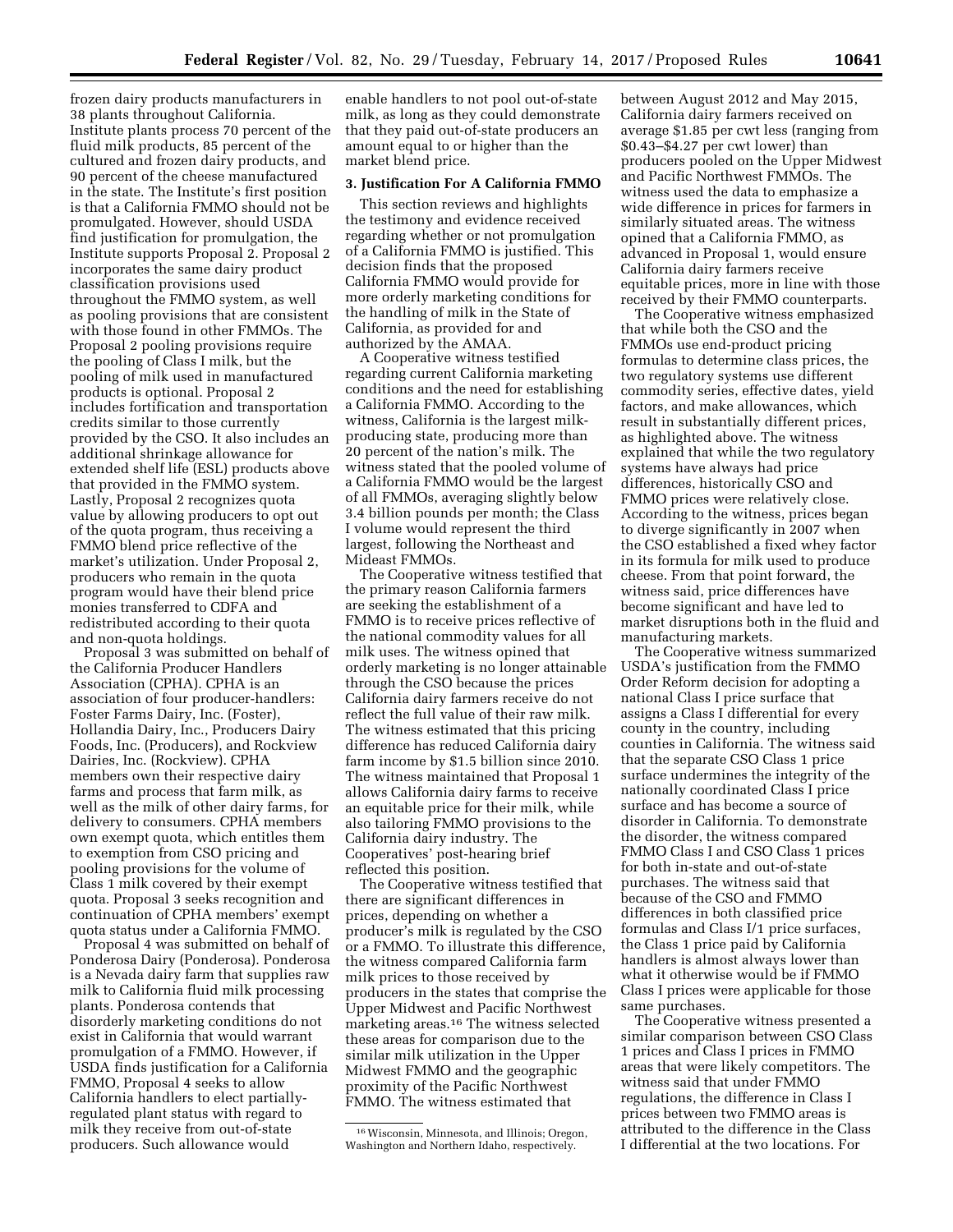frozen dairy products manufacturers in 38 plants throughout California. Institute plants process 70 percent of the fluid milk products, 85 percent of the cultured and frozen dairy products, and 90 percent of the cheese manufactured in the state. The Institute's first position is that a California FMMO should not be promulgated. However, should USDA find justification for promulgation, the Institute supports Proposal 2. Proposal 2 incorporates the same dairy product classification provisions used throughout the FMMO system, as well as pooling provisions that are consistent with those found in other FMMOs. The Proposal 2 pooling provisions require the pooling of Class I milk, but the pooling of milk used in manufactured products is optional. Proposal 2 includes fortification and transportation credits similar to those currently provided by the CSO. It also includes an additional shrinkage allowance for extended shelf life (ESL) products above that provided in the FMMO system. Lastly, Proposal 2 recognizes quota value by allowing producers to opt out of the quota program, thus receiving a FMMO blend price reflective of the market's utilization. Under Proposal 2, producers who remain in the quota program would have their blend price monies transferred to CDFA and redistributed according to their quota and non-quota holdings.

Proposal 3 was submitted on behalf of the California Producer Handlers Association (CPHA). CPHA is an association of four producer-handlers: Foster Farms Dairy, Inc. (Foster), Hollandia Dairy, Inc., Producers Dairy Foods, Inc. (Producers), and Rockview Dairies, Inc. (Rockview). CPHA members own their respective dairy farms and process that farm milk, as well as the milk of other dairy farms, for delivery to consumers. CPHA members own exempt quota, which entitles them to exemption from CSO pricing and pooling provisions for the volume of Class 1 milk covered by their exempt quota. Proposal 3 seeks recognition and continuation of CPHA members' exempt quota status under a California FMMO.

Proposal 4 was submitted on behalf of Ponderosa Dairy (Ponderosa). Ponderosa is a Nevada dairy farm that supplies raw milk to California fluid milk processing plants. Ponderosa contends that disorderly marketing conditions do not exist in California that would warrant promulgation of a FMMO. However, if USDA finds justification for a California FMMO, Proposal 4 seeks to allow California handlers to elect partially-regulated plant status with regard to milk they receive from out-of-state producers. Such allowance would enable handlers to not pool out-of-state milk, as long as they could demonstrate that they paid out-of-state producers an amount equal to or higher than the market blend price.

**3. Justification For A California FMMO**

This section reviews and highlights the testimony and evidence received regarding whether or not promulgation of a California FMMO is justified. This decision finds that the proposed California FMMO would provide for more orderly marketing conditions for the handling of milk in the State of California, as provided for and authorized by the AMAA.

A Cooperative witness testified regarding current California marketing conditions and the need for establishing a California FMMO. According to the witness, California is the largest milk-producing state, producing more than 20 percent of the nation's milk. The witness stated that the pooled volume of a California FMMO would be the largest of all FMMOs, averaging slightly below 3.4 billion pounds per month; the Class I volume would represent the third largest, following the Northeast and Mideast FMMOs.

The Cooperative witness testified that the primary reason California farmers are seeking the establishment of a FMMO is to receive prices reflective of the national commodity values for all milk uses. The witness opined that orderly marketing is no longer attainable through the CSO because the prices California dairy farmers receive do not reflect the full value of their raw milk. The witness estimated that this pricing difference has reduced California dairy farm income by $1.5 billion since 2010. The witness maintained that Proposal 1 allows California dairy farms to receive an equitable price for their milk, while also tailoring FMMO provisions to the California dairy industry. The Cooperatives' post-hearing brief reflected this position.

The Cooperative witness testified that there are significant differences in prices, depending on whether a producer's milk is regulated by the CSO or a FMMO. To illustrate this difference, the witness compared California farm milk prices to those received by producers in the states that comprise the Upper Midwest and Pacific Northwest marketing areas.[16] The witness selected these areas for comparison due to the similar milk utilization in the Upper Midwest FMMO and the geographic proximity of the Pacific Northwest FMMO. The witness estimated that between August 2012 and May 2015, California dairy farmers received on average $1.85 per cwt less (ranging from $0.43–$4.27 per cwt lower) than producers pooled on the Upper Midwest and Pacific Northwest FMMOs. The witness used the data to emphasize a wide difference in prices for farmers in similarly situated areas. The witness opined that a California FMMO, as advanced in Proposal 1, would ensure California dairy farmers receive equitable prices, more in line with those received by their FMMO counterparts.

The Cooperative witness emphasized that while both the CSO and the FMMOs use end-product pricing formulas to determine class prices, the two regulatory systems use different commodity series, effective dates, yield factors, and make allowances, which result in substantially different prices, as highlighted above. The witness explained that while the two regulatory systems have always had price differences, historically CSO and FMMO prices were relatively close. According to the witness, prices began to diverge significantly in 2007 when the CSO established a fixed whey factor in its formula for milk used to produce cheese. From that point forward, the witness said, price differences have become significant and have led to market disruptions both in the fluid and manufacturing markets.

The Cooperative witness summarized USDA's justification from the FMMO Order Reform decision for adopting a national Class I price surface that assigns a Class I differential for every county in the country, including counties in California. The witness said that the separate CSO Class 1 price surface undermines the integrity of the nationally coordinated Class I price surface and has become a source of disorder in California. To demonstrate the disorder, the witness compared FMMO Class I and CSO Class 1 prices for both in-state and out-of-state purchases. The witness said that because of the CSO and FMMO differences in both classified price formulas and Class I/1 price surfaces, the Class 1 price paid by California handlers is almost always lower than what it otherwise would be if FMMO Class I prices were applicable for those same purchases.

The Cooperative witness presented a similar comparison between CSO Class 1 prices and Class I prices in FMMO areas that were likely competitors. The witness said that under FMMO regulations, the difference in Class I prices between two FMMO areas is attributed to the difference in the Class I differential at the two locations. For

[16] Wisconsin, Minnesota, and Illinois; Oregon, Washington and Northern Idaho, respectively.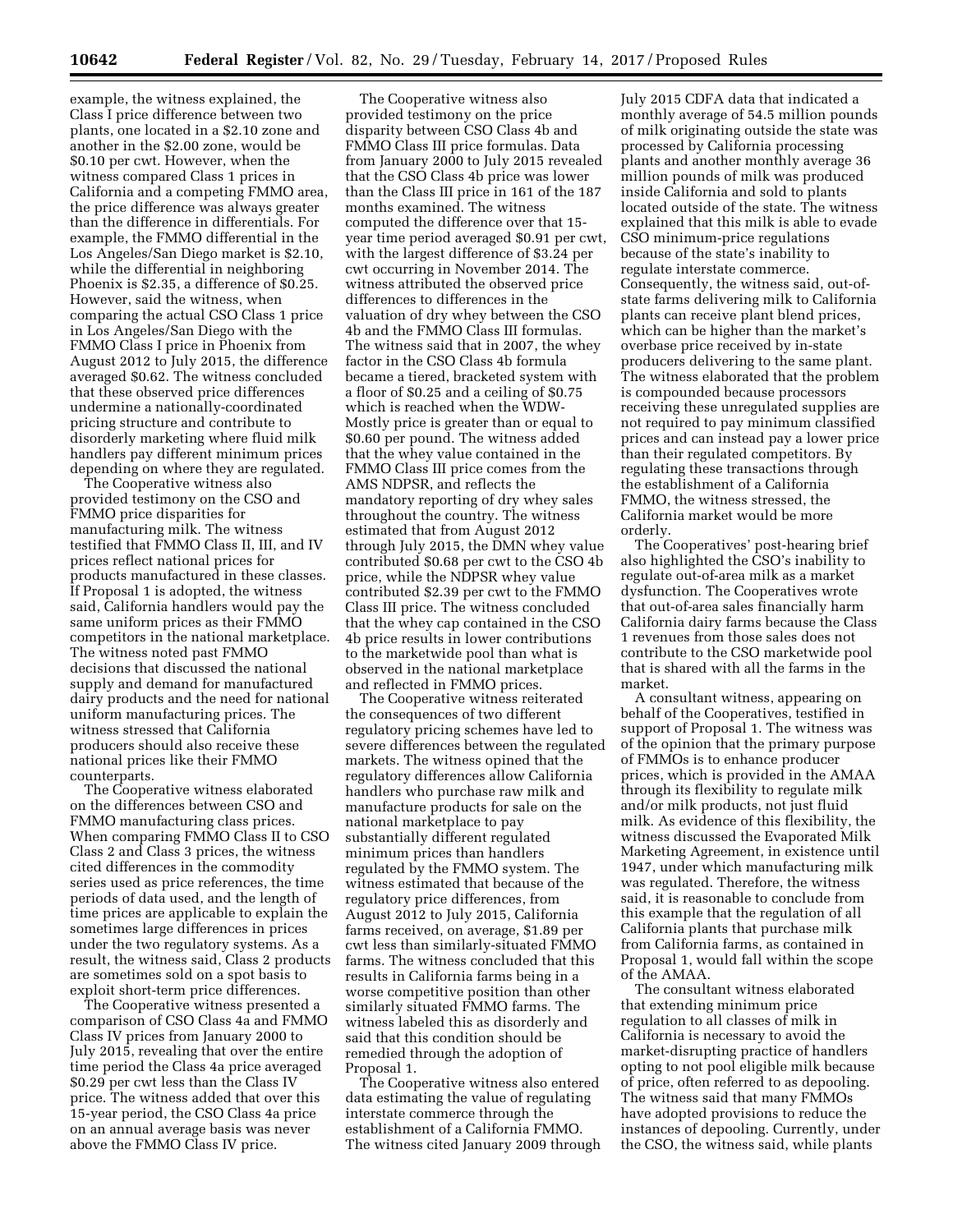example, the witness explained, the Class I price difference between two plants, one located in a $2.10 zone and another in the $2.00 zone, would be $0.10 per cwt. However, when the witness compared Class 1 prices in California and a competing FMMO area, the price difference was always greater than the difference in differentials. For example, the FMMO differential in the Los Angeles/San Diego market is $2.10, while the differential in neighboring Phoenix is $2.35, a difference of $0.25. However, said the witness, when comparing the actual CSO Class 1 price in Los Angeles/San Diego with the FMMO Class I price in Phoenix from August 2012 to July 2015, the difference averaged $0.62. The witness concluded that these observed price differences undermine a nationally-coordinated pricing structure and contribute to disorderly marketing where fluid milk handlers pay different minimum prices depending on where they are regulated.

The Cooperative witness also provided testimony on the CSO and FMMO price disparities for manufacturing milk. The witness testified that FMMO Class II, III, and IV prices reflect national prices for products manufactured in these classes. If Proposal 1 is adopted, the witness said, California handlers would pay the same uniform prices as their FMMO competitors in the national marketplace. The witness noted past FMMO decisions that discussed the national supply and demand for manufactured dairy products and the need for national uniform manufacturing prices. The witness stressed that California producers should also receive these national prices like their FMMO counterparts.

The Cooperative witness elaborated on the differences between CSO and FMMO manufacturing class prices. When comparing FMMO Class II to CSO Class 2 and Class 3 prices, the witness cited differences in the commodity series used as price references, the time periods of data used, and the length of time prices are applicable to explain the sometimes large differences in prices under the two regulatory systems. As a result, the witness said, Class 2 products are sometimes sold on a spot basis to exploit short-term price differences.

The Cooperative witness presented a comparison of CSO Class 4a and FMMO Class IV prices from January 2000 to July 2015, revealing that over the entire time period the Class 4a price averaged $0.29 per cwt less than the Class IV price. The witness added that over this 15-year period, the CSO Class 4a price on an annual average basis was never above the FMMO Class IV price.

The Cooperative witness also provided testimony on the price disparity between CSO Class 4b and FMMO Class III price formulas. Data from January 2000 to July 2015 revealed that the CSO Class 4b price was lower than the Class III price in 161 of the 187 months examined. The witness computed the difference over that 15-year time period averaged $0.91 per cwt, with the largest difference of $3.24 per cwt occurring in November 2014. The witness attributed the observed price differences to differences in the valuation of dry whey between the CSO 4b and the FMMO Class III formulas. The witness said that in 2007, the whey factor in the CSO Class 4b formula became a tiered, bracketed system with a floor of $0.25 and a ceiling of $0.75 which is reached when the WDW-Mostly price is greater than or equal to $0.60 per pound. The witness added that the whey value contained in the FMMO Class III price comes from the AMS NDPSR, and reflects the mandatory reporting of dry whey sales throughout the country. The witness estimated that from August 2012 through July 2015, the DMN whey value contributed $0.68 per cwt to the CSO 4b price, while the NDPSR whey value contributed $2.39 per cwt to the FMMO Class III price. The witness concluded that the whey cap contained in the CSO 4b price results in lower contributions to the marketwide pool than what is observed in the national marketplace and reflected in FMMO prices.

The Cooperative witness reiterated the consequences of two different regulatory pricing schemes have led to severe differences between the regulated markets. The witness opined that the regulatory differences allow California handlers who purchase raw milk and manufacture products for sale on the national marketplace to pay substantially different regulated minimum prices than handlers regulated by the FMMO system. The witness estimated that because of the regulatory price differences, from August 2012 to July 2015, California farms received, on average, $1.89 per cwt less than similarly-situated FMMO farms. The witness concluded that this results in California farms being in a worse competitive position than other similarly situated FMMO farms. The witness labeled this as disorderly and said that this condition should be remedied through the adoption of Proposal 1.

The Cooperative witness also entered data estimating the value of regulating interstate commerce through the establishment of a California FMMO. The witness cited January 2009 through July 2015 CDFA data that indicated a monthly average of 54.5 million pounds of milk originating outside the state was processed by California processing plants and another monthly average 36 million pounds of milk was produced inside California and sold to plants located outside of the state. The witness explained that this milk is able to evade CSO minimum-price regulations because of the state's inability to regulate interstate commerce. Consequently, the witness said, out-of-state farms delivering milk to California plants can receive plant blend prices, which can be higher than the market's overbase price received by in-state producers delivering to the same plant. The witness elaborated that the problem is compounded because processors receiving these unregulated supplies are not required to pay minimum classified prices and can instead pay a lower price than their regulated competitors. By regulating these transactions through the establishment of a California FMMO, the witness stressed, the California market would be more orderly.

The Cooperatives' post-hearing brief also highlighted the CSO's inability to regulate out-of-area milk as a market dysfunction. The Cooperatives wrote that out-of-area sales financially harm California dairy farms because the Class 1 revenues from those sales does not contribute to the CSO marketwide pool that is shared with all the farms in the market.

A consultant witness, appearing on behalf of the Cooperatives, testified in support of Proposal 1. The witness was of the opinion that the primary purpose of FMMOs is to enhance producer prices, which is provided in the AMAA through its flexibility to regulate milk and/or milk products, not just fluid milk. As evidence of this flexibility, the witness discussed the Evaporated Milk Marketing Agreement, in existence until 1947, under which manufacturing milk was regulated. Therefore, the witness said, it is reasonable to conclude from this example that the regulation of all California plants that purchase milk from California farms, as contained in Proposal 1, would fall within the scope of the AMAA.

The consultant witness elaborated that extending minimum price regulation to all classes of milk in California is necessary to avoid the market-disrupting practice of handlers opting to not pool eligible milk because of price, often referred to as depooling. The witness said that many FMMOs have adopted provisions to reduce the instances of depooling. Currently, under the CSO, the witness said, while plants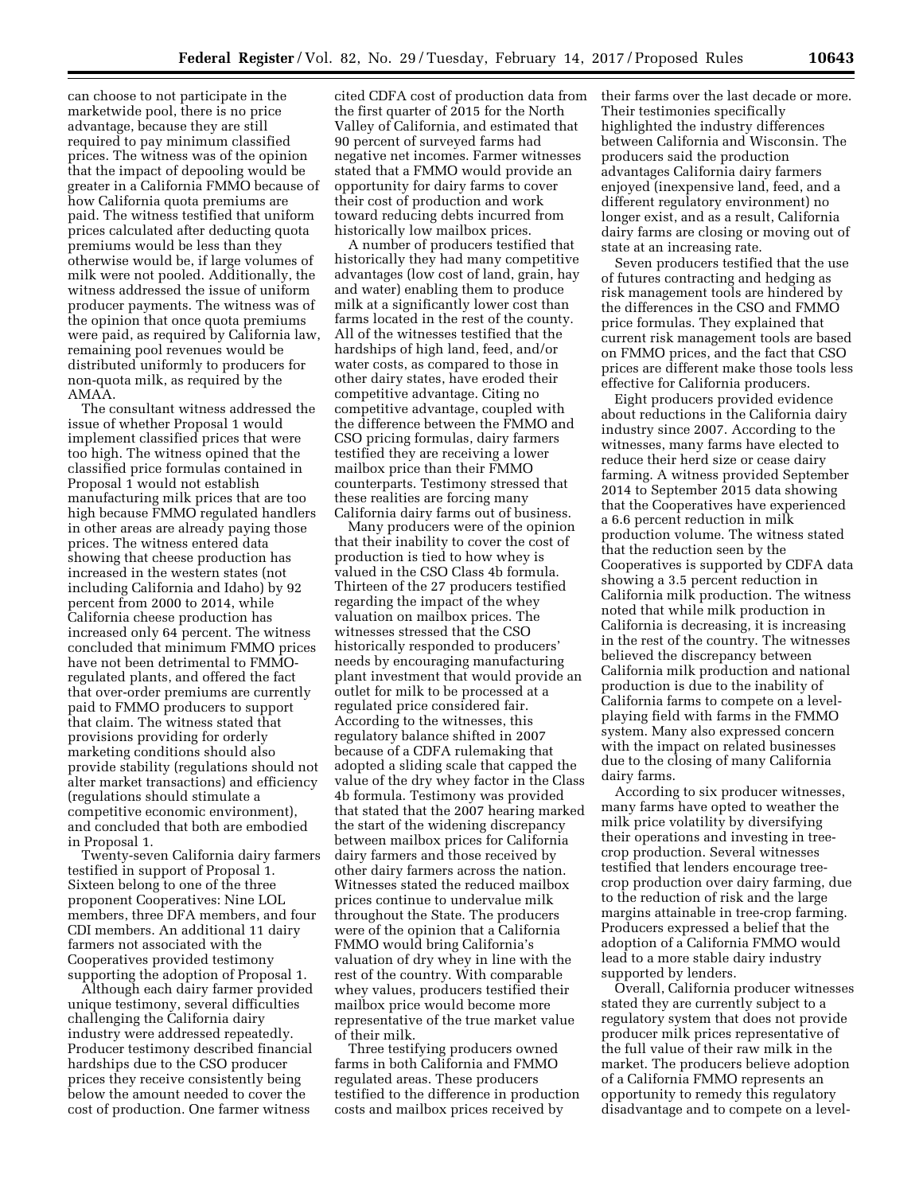can choose to not participate in the marketwide pool, there is no price advantage, because they are still required to pay minimum classified prices. The witness was of the opinion that the impact of depooling would be greater in a California FMMO because of how California quota premiums are paid. The witness testified that uniform prices calculated after deducting quota premiums would be less than they otherwise would be, if large volumes of milk were not pooled. Additionally, the witness addressed the issue of uniform producer payments. The witness was of the opinion that once quota premiums were paid, as required by California law, remaining pool revenues would be distributed uniformly to producers for non-quota milk, as required by the AMAA.

The consultant witness addressed the issue of whether Proposal 1 would implement classified prices that were too high. The witness opined that the classified price formulas contained in Proposal 1 would not establish manufacturing milk prices that are too high because FMMO regulated handlers in other areas are already paying those prices. The witness entered data showing that cheese production has increased in the western states (not including California and Idaho) by 92 percent from 2000 to 2014, while California cheese production has increased only 64 percent. The witness concluded that minimum FMMO prices have not been detrimental to FMMO-regulated plants, and offered the fact that over-order premiums are currently paid to FMMO producers to support that claim. The witness stated that provisions providing for orderly marketing conditions should also provide stability (regulations should not alter market transactions) and efficiency (regulations should stimulate a competitive economic environment), and concluded that both are embodied in Proposal 1.

Twenty-seven California dairy farmers testified in support of Proposal 1. Sixteen belong to one of the three proponent Cooperatives: Nine LOL members, three DFA members, and four CDI members. An additional 11 dairy farmers not associated with the Cooperatives provided testimony supporting the adoption of Proposal 1.

Although each dairy farmer provided unique testimony, several difficulties challenging the California dairy industry were addressed repeatedly. Producer testimony described financial hardships due to the CSO producer prices they receive consistently being below the amount needed to cover the cost of production. One farmer witness cited CDFA cost of production data from the first quarter of 2015 for the North Valley of California, and estimated that 90 percent of surveyed farms had negative net incomes. Farmer witnesses stated that a FMMO would provide an opportunity for dairy farms to cover their cost of production and work toward reducing debts incurred from historically low mailbox prices.

A number of producers testified that historically they had many competitive advantages (low cost of land, grain, hay and water) enabling them to produce milk at a significantly lower cost than farms located in the rest of the county. All of the witnesses testified that the hardships of high land, feed, and/or water costs, as compared to those in other dairy states, have eroded their competitive advantage. Citing no competitive advantage, coupled with the difference between the FMMO and CSO pricing formulas, dairy farmers testified they are receiving a lower mailbox price than their FMMO counterparts. Testimony stressed that these realities are forcing many California dairy farms out of business.

Many producers were of the opinion that their inability to cover the cost of production is tied to how whey is valued in the CSO Class 4b formula. Thirteen of the 27 producers testified regarding the impact of the whey valuation on mailbox prices. The witnesses stressed that the CSO historically responded to producers' needs by encouraging manufacturing plant investment that would provide an outlet for milk to be processed at a regulated price considered fair. According to the witnesses, this regulatory balance shifted in 2007 because of a CDFA rulemaking that adopted a sliding scale that capped the value of the dry whey factor in the Class 4b formula. Testimony was provided that stated that the 2007 hearing marked the start of the widening discrepancy between mailbox prices for California dairy farmers and those received by other dairy farmers across the nation. Witnesses stated the reduced mailbox prices continue to undervalue milk throughout the State. The producers were of the opinion that a California FMMO would bring California's valuation of dry whey in line with the rest of the country. With comparable whey values, producers testified their mailbox price would become more representative of the true market value of their milk.

Three testifying producers owned farms in both California and FMMO regulated areas. These producers testified to the difference in production costs and mailbox prices received by their farms over the last decade or more. Their testimonies specifically highlighted the industry differences between California and Wisconsin. The producers said the production advantages California dairy farmers enjoyed (inexpensive land, feed, and a different regulatory environment) no longer exist, and as a result, California dairy farms are closing or moving out of state at an increasing rate.

Seven producers testified that the use of futures contracting and hedging as risk management tools are hindered by the differences in the CSO and FMMO price formulas. They explained that current risk management tools are based on FMMO prices, and the fact that CSO prices are different make those tools less effective for California producers.

Eight producers provided evidence about reductions in the California dairy industry since 2007. According to the witnesses, many farms have elected to reduce their herd size or cease dairy farming. A witness provided September 2014 to September 2015 data showing that the Cooperatives have experienced a 6.6 percent reduction in milk production volume. The witness stated that the reduction seen by the Cooperatives is supported by CDFA data showing a 3.5 percent reduction in California milk production. The witness noted that while milk production in California is decreasing, it is increasing in the rest of the country. The witnesses believed the discrepancy between California milk production and national production is due to the inability of California farms to compete on a level-playing field with farms in the FMMO system. Many also expressed concern with the impact on related businesses due to the closing of many California dairy farms.

According to six producer witnesses, many farms have opted to weather the milk price volatility by diversifying their operations and investing in tree-crop production. Several witnesses testified that lenders encourage tree-crop production over dairy farming, due to the reduction of risk and the large margins attainable in tree-crop farming. Producers expressed a belief that the adoption of a California FMMO would lead to a more stable dairy industry supported by lenders.

Overall, California producer witnesses stated they are currently subject to a regulatory system that does not provide producer milk prices representative of the full value of their raw milk in the market. The producers believe adoption of a California FMMO represents an opportunity to remedy this regulatory disadvantage and to compete on a level-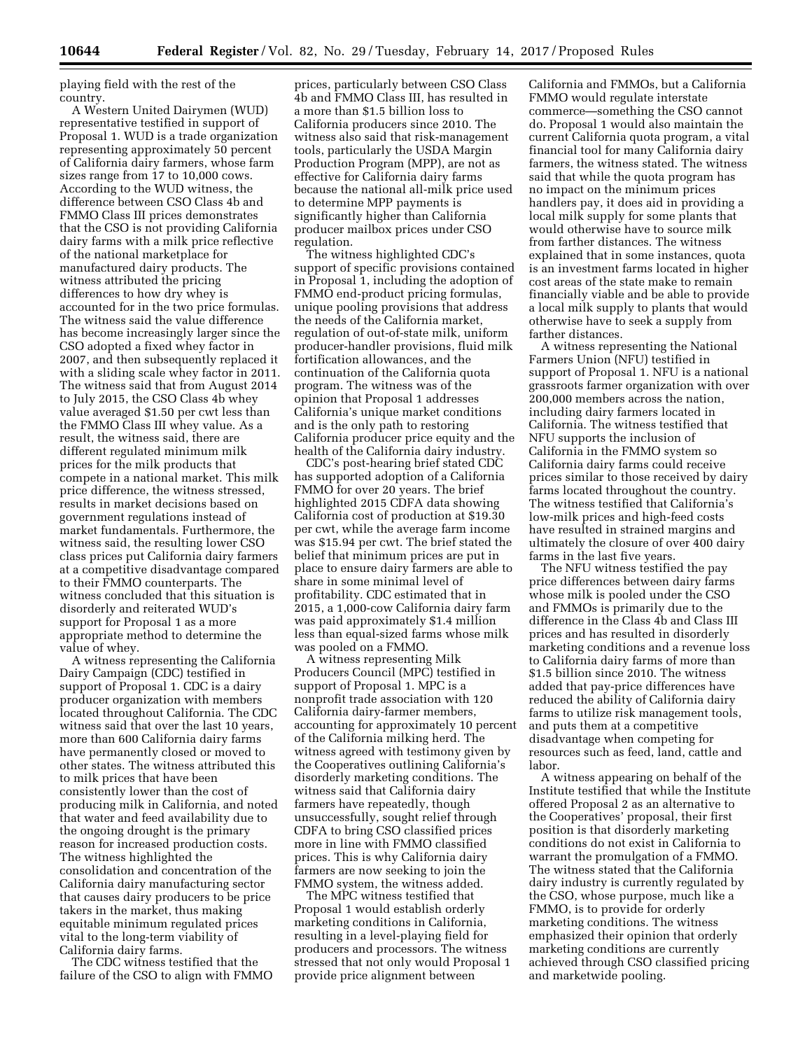playing field with the rest of the country.

A Western United Dairymen (WUD) representative testified in support of Proposal 1. WUD is a trade organization representing approximately 50 percent of California dairy farmers, whose farm sizes range from 17 to 10,000 cows. According to the WUD witness, the difference between CSO Class 4b and FMMO Class III prices demonstrates that the CSO is not providing California dairy farms with a milk price reflective of the national marketplace for manufactured dairy products. The witness attributed the pricing differences to how dry whey is accounted for in the two price formulas. The witness said the value difference has become increasingly larger since the CSO adopted a fixed whey factor in 2007, and then subsequently replaced it with a sliding scale whey factor in 2011. The witness said that from August 2014 to July 2015, the CSO Class 4b whey value averaged $1.50 per cwt less than the FMMO Class III whey value. As a result, the witness said, there are different regulated minimum milk prices for the milk products that compete in a national market. This milk price difference, the witness stressed, results in market decisions based on government regulations instead of market fundamentals. Furthermore, the witness said, the resulting lower CSO class prices put California dairy farmers at a competitive disadvantage compared to their FMMO counterparts. The witness concluded that this situation is disorderly and reiterated WUD's support for Proposal 1 as a more appropriate method to determine the value of whey.

A witness representing the California Dairy Campaign (CDC) testified in support of Proposal 1. CDC is a dairy producer organization with members located throughout California. The CDC witness said that over the last 10 years, more than 600 California dairy farms have permanently closed or moved to other states. The witness attributed this to milk prices that have been consistently lower than the cost of producing milk in California, and noted that water and feed availability due to the ongoing drought is the primary reason for increased production costs. The witness highlighted the consolidation and concentration of the California dairy manufacturing sector that causes dairy producers to be price takers in the market, thus making equitable minimum regulated prices vital to the long-term viability of California dairy farms.

The CDC witness testified that the failure of the CSO to align with FMMO prices, particularly between CSO Class 4b and FMMO Class III, has resulted in a more than $1.5 billion loss to California producers since 2010. The witness also said that risk-management tools, particularly the USDA Margin Production Program (MPP), are not as effective for California dairy farms because the national all-milk price used to determine MPP payments is significantly higher than California producer mailbox prices under CSO regulation.

The witness highlighted CDC's support of specific provisions contained in Proposal 1, including the adoption of FMMO end-product pricing formulas, unique pooling provisions that address the needs of the California market, regulation of out-of-state milk, uniform producer-handler provisions, fluid milk fortification allowances, and the continuation of the California quota program. The witness was of the opinion that Proposal 1 addresses California's unique market conditions and is the only path to restoring California producer price equity and the health of the California dairy industry.

CDC's post-hearing brief stated CDC has supported adoption of a California FMMO for over 20 years. The brief highlighted 2015 CDFA data showing California cost of production at $19.30 per cwt, while the average farm income was $15.94 per cwt. The brief stated the belief that minimum prices are put in place to ensure dairy farmers are able to share in some minimal level of profitability. CDC estimated that in 2015, a 1,000-cow California dairy farm was paid approximately $1.4 million less than equal-sized farms whose milk was pooled on a FMMO.

A witness representing Milk Producers Council (MPC) testified in support of Proposal 1. MPC is a nonprofit trade association with 120 California dairy-farmer members, accounting for approximately 10 percent of the California milking herd. The witness agreed with testimony given by the Cooperatives outlining California's disorderly marketing conditions. The witness said that California dairy farmers have repeatedly, though unsuccessfully, sought relief through CDFA to bring CSO classified prices more in line with FMMO classified prices. This is why California dairy farmers are now seeking to join the FMMO system, the witness added.

The MPC witness testified that Proposal 1 would establish orderly marketing conditions in California, resulting in a level-playing field for producers and processors. The witness stressed that not only would Proposal 1 provide price alignment between California and FMMOs, but a California FMMO would regulate interstate commerce—something the CSO cannot do. Proposal 1 would also maintain the current California quota program, a vital financial tool for many California dairy farmers, the witness stated. The witness said that while the quota program has no impact on the minimum prices handlers pay, it does aid in providing a local milk supply for some plants that would otherwise have to source milk from farther distances. The witness explained that in some instances, quota is an investment farms located in higher cost areas of the state make to remain financially viable and be able to provide a local milk supply to plants that would otherwise have to seek a supply from farther distances.

A witness representing the National Farmers Union (NFU) testified in support of Proposal 1. NFU is a national grassroots farmer organization with over 200,000 members across the nation, including dairy farmers located in California. The witness testified that NFU supports the inclusion of California in the FMMO system so California dairy farms could receive prices similar to those received by dairy farms located throughout the country. The witness testified that California's low-milk prices and high-feed costs have resulted in strained margins and ultimately the closure of over 400 dairy farms in the last five years.

The NFU witness testified the pay price differences between dairy farms whose milk is pooled under the CSO and FMMOs is primarily due to the difference in the Class 4b and Class III prices and has resulted in disorderly marketing conditions and a revenue loss to California dairy farms of more than $1.5 billion since 2010. The witness added that pay-price differences have reduced the ability of California dairy farms to utilize risk management tools, and puts them at a competitive disadvantage when competing for resources such as feed, land, cattle and labor.

A witness appearing on behalf of the Institute testified that while the Institute offered Proposal 2 as an alternative to the Cooperatives' proposal, their first position is that disorderly marketing conditions do not exist in California to warrant the promulgation of a FMMO. The witness stated that the California dairy industry is currently regulated by the CSO, whose purpose, much like a FMMO, is to provide for orderly marketing conditions. The witness emphasized their opinion that orderly marketing conditions are currently achieved through CSO classified pricing and marketwide pooling.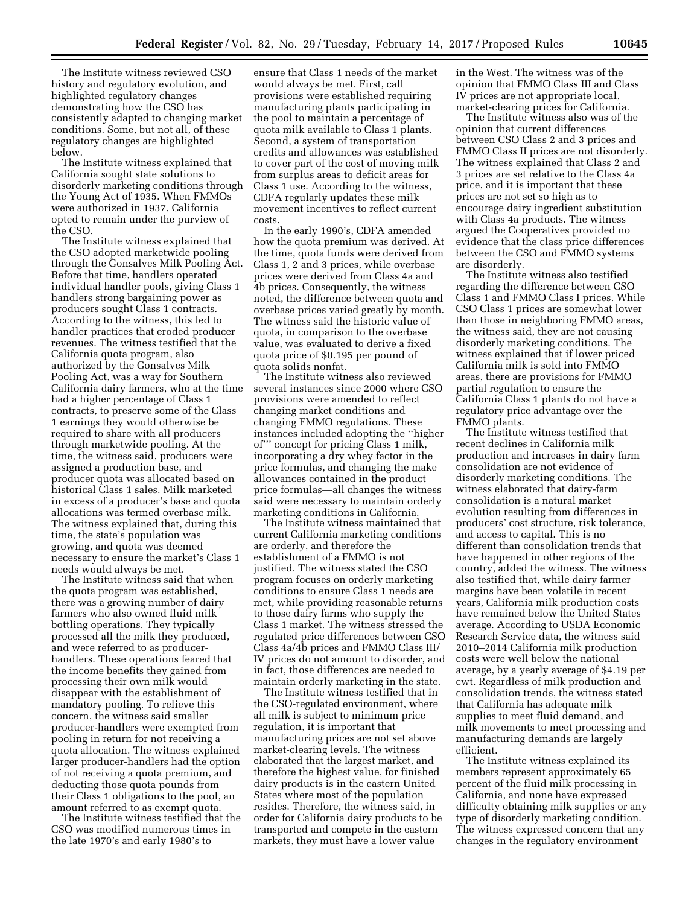The Institute witness reviewed CSO history and regulatory evolution, and highlighted regulatory changes demonstrating how the CSO has consistently adapted to changing market conditions. Some, but not all, of these regulatory changes are highlighted below.

The Institute witness explained that California sought state solutions to disorderly marketing conditions through the Young Act of 1935. When FMMOs were authorized in 1937, California opted to remain under the purview of the CSO.

The Institute witness explained that the CSO adopted marketwide pooling through the Gonsalves Milk Pooling Act. Before that time, handlers operated individual handler pools, giving Class 1 handlers strong bargaining power as producers sought Class 1 contracts. According to the witness, this led to handler practices that eroded producer revenues. The witness testified that the California quota program, also authorized by the Gonsalves Milk Pooling Act, was a way for Southern California dairy farmers, who at the time had a higher percentage of Class 1 contracts, to preserve some of the Class 1 earnings they would otherwise be required to share with all producers through marketwide pooling. At the time, the witness said, producers were assigned a production base, and producer quota was allocated based on historical Class 1 sales. Milk marketed in excess of a producer's base and quota allocations was termed overbase milk. The witness explained that, during this time, the state's population was growing, and quota was deemed necessary to ensure the market's Class 1 needs would always be met.

The Institute witness said that when the quota program was established, there was a growing number of dairy farmers who also owned fluid milk bottling operations. They typically processed all the milk they produced, and were referred to as producer-handlers. These operations feared that the income benefits they gained from processing their own milk would disappear with the establishment of mandatory pooling. To relieve this concern, the witness said smaller producer-handlers were exempted from pooling in return for not receiving a quota allocation. The witness explained larger producer-handlers had the option of not receiving a quota premium, and deducting those quota pounds from their Class 1 obligations to the pool, an amount referred to as exempt quota.

The Institute witness testified that the CSO was modified numerous times in the late 1970's and early 1980's to ensure that Class 1 needs of the market would always be met. First, call provisions were established requiring manufacturing plants participating in the pool to maintain a percentage of quota milk available to Class 1 plants. Second, a system of transportation credits and allowances was established to cover part of the cost of moving milk from surplus areas to deficit areas for Class 1 use. According to the witness, CDFA regularly updates these milk movement incentives to reflect current costs.

In the early 1990's, CDFA amended how the quota premium was derived. At the time, quota funds were derived from Class 1, 2 and 3 prices, while overbase prices were derived from Class 4a and 4b prices. Consequently, the witness noted, the difference between quota and overbase prices varied greatly by month. The witness said the historic value of quota, in comparison to the overbase value, was evaluated to derive a fixed quota price of $0.195 per pound of quota solids nonfat.

The Institute witness also reviewed several instances since 2000 where CSO provisions were amended to reflect changing market conditions and changing FMMO regulations. These instances included adopting the "higher of"' concept for pricing Class 1 milk, incorporating a dry whey factor in the price formulas, and changing the make allowances contained in the product price formulas—all changes the witness said were necessary to maintain orderly marketing conditions in California.

The Institute witness maintained that current California marketing conditions are orderly, and therefore the establishment of a FMMO is not justified. The witness stated the CSO program focuses on orderly marketing conditions to ensure Class 1 needs are met, while providing reasonable returns to those dairy farms who supply the Class 1 market. The witness stressed the regulated price differences between CSO Class 4a/4b prices and FMMO Class III/IV prices do not amount to disorder, and in fact, those differences are needed to maintain orderly marketing in the state.

The Institute witness testified that in the CSO-regulated environment, where all milk is subject to minimum price regulation, it is important that manufacturing prices are not set above market-clearing levels. The witness elaborated that the largest market, and therefore the highest value, for finished dairy products is in the eastern United States where most of the population resides. Therefore, the witness said, in order for California dairy products to be transported and compete in the eastern markets, they must have a lower value in the West. The witness was of the opinion that FMMO Class III and Class IV prices are not appropriate local, market-clearing prices for California.

The Institute witness also was of the opinion that current differences between CSO Class 2 and 3 prices and FMMO Class II prices are not disorderly. The witness explained that Class 2 and 3 prices are set relative to the Class 4a price, and it is important that these prices are not set so high as to encourage dairy ingredient substitution with Class 4a products. The witness argued the Cooperatives provided no evidence that the class price differences between the CSO and FMMO systems are disorderly.

The Institute witness also testified regarding the difference between CSO Class 1 and FMMO Class I prices. While CSO Class 1 prices are somewhat lower than those in neighboring FMMO areas, the witness said, they are not causing disorderly marketing conditions. The witness explained that if lower priced California milk is sold into FMMO areas, there are provisions for FMMO partial regulation to ensure the California Class 1 plants do not have a regulatory price advantage over the FMMO plants.

The Institute witness testified that recent declines in California milk production and increases in dairy farm consolidation are not evidence of disorderly marketing conditions. The witness elaborated that dairy-farm consolidation is a natural market evolution resulting from differences in producers' cost structure, risk tolerance, and access to capital. This is no different than consolidation trends that have happened in other regions of the country, added the witness. The witness also testified that, while dairy farmer margins have been volatile in recent years, California milk production costs have remained below the United States average. According to USDA Economic Research Service data, the witness said 2010–2014 California milk production costs were well below the national average, by a yearly average of $4.19 per cwt. Regardless of milk production and consolidation trends, the witness stated that California has adequate milk supplies to meet fluid demand, and milk movements to meet processing and manufacturing demands are largely efficient.

The Institute witness explained its members represent approximately 65 percent of the fluid milk processing in California, and none have expressed difficulty obtaining milk supplies or any type of disorderly marketing condition. The witness expressed concern that any changes in the regulatory environment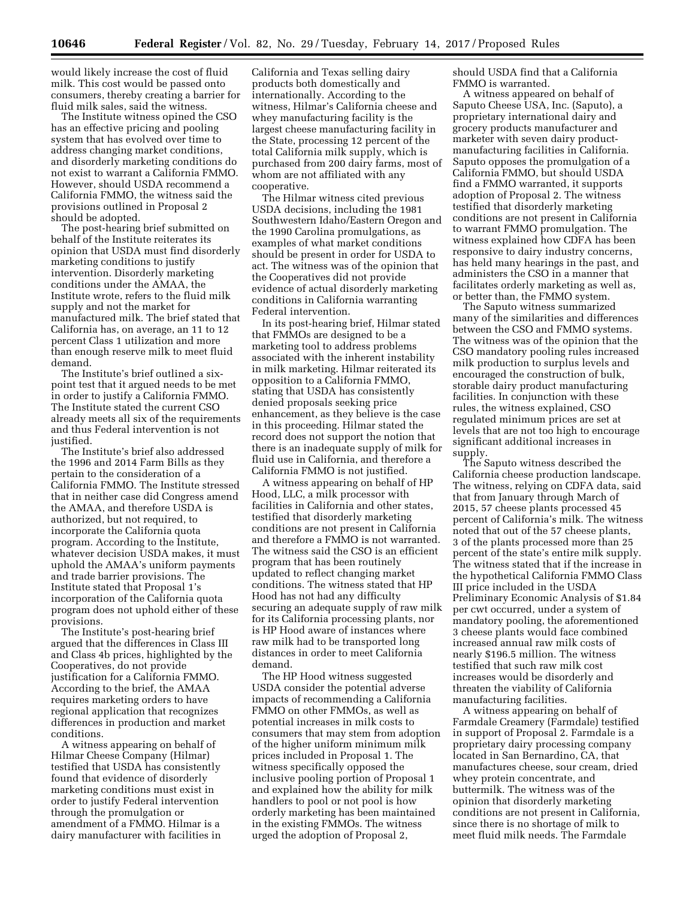would likely increase the cost of fluid milk. This cost would be passed onto consumers, thereby creating a barrier for fluid milk sales, said the witness.

The Institute witness opined the CSO has an effective pricing and pooling system that has evolved over time to address changing market conditions, and disorderly marketing conditions do not exist to warrant a California FMMO. However, should USDA recommend a California FMMO, the witness said the provisions outlined in Proposal 2 should be adopted.

The post-hearing brief submitted on behalf of the Institute reiterates its opinion that USDA must find disorderly marketing conditions to justify intervention. Disorderly marketing conditions under the AMAA, the Institute wrote, refers to the fluid milk supply and not the market for manufactured milk. The brief stated that California has, on average, an 11 to 12 percent Class 1 utilization and more than enough reserve milk to meet fluid demand.

The Institute's brief outlined a six-point test that it argued needs to be met in order to justify a California FMMO. The Institute stated the current CSO already meets all six of the requirements and thus Federal intervention is not justified.

The Institute's brief also addressed the 1996 and 2014 Farm Bills as they pertain to the consideration of a California FMMO. The Institute stressed that in neither case did Congress amend the AMAA, and therefore USDA is authorized, but not required, to incorporate the California quota program. According to the Institute, whatever decision USDA makes, it must uphold the AMAA's uniform payments and trade barrier provisions. The Institute stated that Proposal 1's incorporation of the California quota program does not uphold either of these provisions.

The Institute's post-hearing brief argued that the differences in Class III and Class 4b prices, highlighted by the Cooperatives, do not provide justification for a California FMMO. According to the brief, the AMAA requires marketing orders to have regional application that recognizes differences in production and market conditions.

A witness appearing on behalf of Hilmar Cheese Company (Hilmar) testified that USDA has consistently found that evidence of disorderly marketing conditions must exist in order to justify Federal intervention through the promulgation or amendment of a FMMO. Hilmar is a dairy manufacturer with facilities in California and Texas selling dairy products both domestically and internationally. According to the witness, Hilmar's California cheese and whey manufacturing facility is the largest cheese manufacturing facility in the State, processing 12 percent of the total California milk supply, which is purchased from 200 dairy farms, most of whom are not affiliated with any cooperative.

The Hilmar witness cited previous USDA decisions, including the 1981 Southwestern Idaho/Eastern Oregon and the 1990 Carolina promulgations, as examples of what market conditions should be present in order for USDA to act. The witness was of the opinion that the Cooperatives did not provide evidence of actual disorderly marketing conditions in California warranting Federal intervention.

In its post-hearing brief, Hilmar stated that FMMOs are designed to be a marketing tool to address problems associated with the inherent instability in milk marketing. Hilmar reiterated its opposition to a California FMMO, stating that USDA has consistently denied proposals seeking price enhancement, as they believe is the case in this proceeding. Hilmar stated the record does not support the notion that there is an inadequate supply of milk for fluid use in California, and therefore a California FMMO is not justified.

A witness appearing on behalf of HP Hood, LLC, a milk processor with facilities in California and other states, testified that disorderly marketing conditions are not present in California and therefore a FMMO is not warranted. The witness said the CSO is an efficient program that has been routinely updated to reflect changing market conditions. The witness stated that HP Hood has not had any difficulty securing an adequate supply of raw milk for its California processing plants, nor is HP Hood aware of instances where raw milk had to be transported long distances in order to meet California demand.

The HP Hood witness suggested USDA consider the potential adverse impacts of recommending a California FMMO on other FMMOs, as well as potential increases in milk costs to consumers that may stem from adoption of the higher uniform minimum milk prices included in Proposal 1. The witness specifically opposed the inclusive pooling portion of Proposal 1 and explained how the ability for milk handlers to pool or not pool is how orderly marketing has been maintained in the existing FMMOs. The witness urged the adoption of Proposal 2, should USDA find that a California FMMO is warranted.

A witness appeared on behalf of Saputo Cheese USA, Inc. (Saputo), a proprietary international dairy and grocery products manufacturer and marketer with seven dairy product-manufacturing facilities in California. Saputo opposes the promulgation of a California FMMO, but should USDA find a FMMO warranted, it supports adoption of Proposal 2. The witness testified that disorderly marketing conditions are not present in California to warrant FMMO promulgation. The witness explained how CDFA has been responsive to dairy industry concerns, has held many hearings in the past, and administers the CSO in a manner that facilitates orderly marketing as well as, or better than, the FMMO system.

The Saputo witness summarized many of the similarities and differences between the CSO and FMMO systems. The witness was of the opinion that the CSO mandatory pooling rules increased milk production to surplus levels and encouraged the construction of bulk, storable dairy product manufacturing facilities. In conjunction with these rules, the witness explained, CSO regulated minimum prices are set at levels that are not too high to encourage significant additional increases in supply.

The Saputo witness described the California cheese production landscape. The witness, relying on CDFA data, said that from January through March of 2015, 57 cheese plants processed 45 percent of California's milk. The witness noted that out of the 57 cheese plants, 3 of the plants processed more than 25 percent of the state's entire milk supply. The witness stated that if the increase in the hypothetical California FMMO Class III price included in the USDA Preliminary Economic Analysis of $1.84 per cwt occurred, under a system of mandatory pooling, the aforementioned 3 cheese plants would face combined increased annual raw milk costs of nearly $196.5 million. The witness testified that such raw milk cost increases would be disorderly and threaten the viability of California manufacturing facilities.

A witness appearing on behalf of Farmdale Creamery (Farmdale) testified in support of Proposal 2. Farmdale is a proprietary dairy processing company located in San Bernardino, CA, that manufactures cheese, sour cream, dried whey protein concentrate, and buttermilk. The witness was of the opinion that disorderly marketing conditions are not present in California, since there is no shortage of milk to meet fluid milk needs. The Farmdale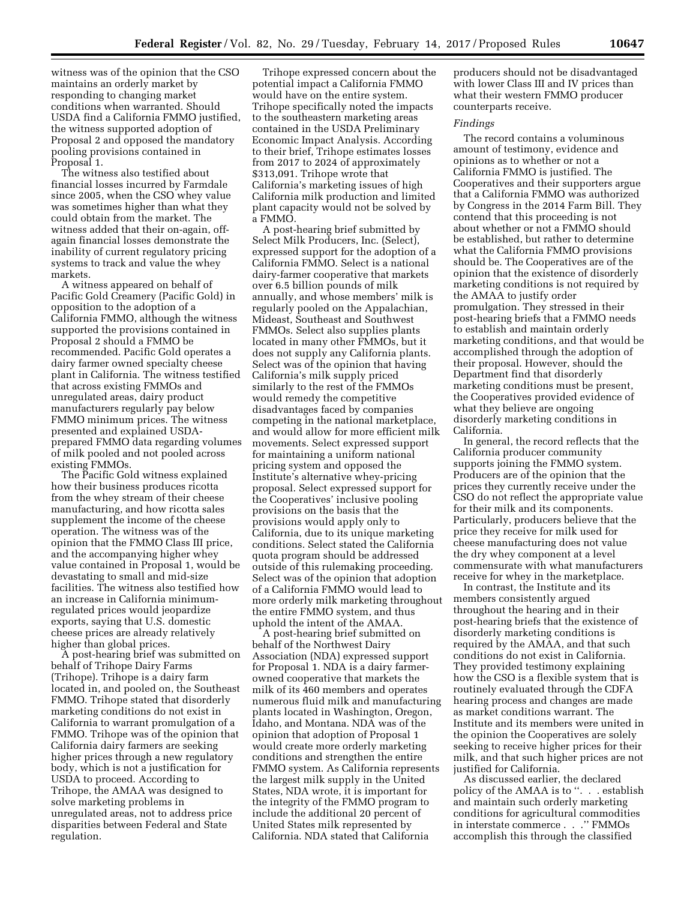witness was of the opinion that the CSO maintains an orderly market by responding to changing market conditions when warranted. Should USDA find a California FMMO justified, the witness supported adoption of Proposal 2 and opposed the mandatory pooling provisions contained in Proposal 1.

The witness also testified about financial losses incurred by Farmdale since 2005, when the CSO whey value was sometimes higher than what they could obtain from the market. The witness added that their on-again, off-again financial losses demonstrate the inability of current regulatory pricing systems to track and value the whey markets.

A witness appeared on behalf of Pacific Gold Creamery (Pacific Gold) in opposition to the adoption of a California FMMO, although the witness supported the provisions contained in Proposal 2 should a FMMO be recommended. Pacific Gold operates a dairy farmer owned specialty cheese plant in California. The witness testified that across existing FMMOs and unregulated areas, dairy product manufacturers regularly pay below FMMO minimum prices. The witness presented and explained USDA-prepared FMMO data regarding volumes of milk pooled and not pooled across existing FMMOs.

The Pacific Gold witness explained how their business produces ricotta from the whey stream of their cheese manufacturing, and how ricotta sales supplement the income of the cheese operation. The witness was of the opinion that the FMMO Class III price, and the accompanying higher whey value contained in Proposal 1, would be devastating to small and mid-size facilities. The witness also testified how an increase in California minimum-regulated prices would jeopardize exports, saying that U.S. domestic cheese prices are already relatively higher than global prices.

A post-hearing brief was submitted on behalf of Trihope Dairy Farms (Trihope). Trihope is a dairy farm located in, and pooled on, the Southeast FMMO. Trihope stated that disorderly marketing conditions do not exist in California to warrant promulgation of a FMMO. Trihope was of the opinion that California dairy farmers are seeking higher prices through a new regulatory body, which is not a justification for USDA to proceed. According to Trihope, the AMAA was designed to solve marketing problems in unregulated areas, not to address price disparities between Federal and State regulation.

Trihope expressed concern about the potential impact a California FMMO would have on the entire system. Trihope specifically noted the impacts to the southeastern marketing areas contained in the USDA Preliminary Economic Impact Analysis. According to their brief, Trihope estimates losses from 2017 to 2024 of approximately $313,091. Trihope wrote that California's marketing issues of high California milk production and limited plant capacity would not be solved by a FMMO.

A post-hearing brief submitted by Select Milk Producers, Inc. (Select), expressed support for the adoption of a California FMMO. Select is a national dairy-farmer cooperative that markets over 6.5 billion pounds of milk annually, and whose members' milk is regularly pooled on the Appalachian, Mideast, Southeast and Southwest FMMOs. Select also supplies plants located in many other FMMOs, but it does not supply any California plants. Select was of the opinion that having California's milk supply priced similarly to the rest of the FMMOs would remedy the competitive disadvantages faced by companies competing in the national marketplace, and would allow for more efficient milk movements. Select expressed support for maintaining a uniform national pricing system and opposed the Institute's alternative whey-pricing proposal. Select expressed support for the Cooperatives' inclusive pooling provisions on the basis that the provisions would apply only to California, due to its unique marketing conditions. Select stated the California quota program should be addressed outside of this rulemaking proceeding. Select was of the opinion that adoption of a California FMMO would lead to more orderly milk marketing throughout the entire FMMO system, and thus uphold the intent of the AMAA.

A post-hearing brief submitted on behalf of the Northwest Dairy Association (NDA) expressed support for Proposal 1. NDA is a dairy farmer-owned cooperative that markets the milk of its 460 members and operates numerous fluid milk and manufacturing plants located in Washington, Oregon, Idaho, and Montana. NDA was of the opinion that adoption of Proposal 1 would create more orderly marketing conditions and strengthen the entire FMMO system. As California represents the largest milk supply in the United States, NDA wrote, it is important for the integrity of the FMMO program to include the additional 20 percent of United States milk represented by California. NDA stated that California producers should not be disadvantaged with lower Class III and IV prices than what their western FMMO producer counterparts receive.

*Findings*

The record contains a voluminous amount of testimony, evidence and opinions as to whether or not a California FMMO is justified. The Cooperatives and their supporters argue that a California FMMO was authorized by Congress in the 2014 Farm Bill. They contend that this proceeding is not about whether or not a FMMO should be established, but rather to determine what the California FMMO provisions should be. The Cooperatives are of the opinion that the existence of disorderly marketing conditions is not required by the AMAA to justify order promulgation. They stressed in their post-hearing briefs that a FMMO needs to establish and maintain orderly marketing conditions, and that would be accomplished through the adoption of their proposal. However, should the Department find that disorderly marketing conditions must be present, the Cooperatives provided evidence of what they believe are ongoing disorderly marketing conditions in California.

In general, the record reflects that the California producer community supports joining the FMMO system. Producers are of the opinion that the prices they currently receive under the CSO do not reflect the appropriate value for their milk and its components. Particularly, producers believe that the price they receive for milk used for cheese manufacturing does not value the dry whey component at a level commensurate with what manufacturers receive for whey in the marketplace.

In contrast, the Institute and its members consistently argued throughout the hearing and in their post-hearing briefs that the existence of disorderly marketing conditions is required by the AMAA, and that such conditions do not exist in California. They provided testimony explaining how the CSO is a flexible system that is routinely evaluated through the CDFA hearing process and changes are made as market conditions warrant. The Institute and its members were united in the opinion the Cooperatives are solely seeking to receive higher prices for their milk, and that such higher prices are not justified for California.

As discussed earlier, the declared policy of the AMAA is to ". . . establish and maintain such orderly marketing conditions for agricultural commodities in interstate commerce . . ." FMMOs accomplish this through the classified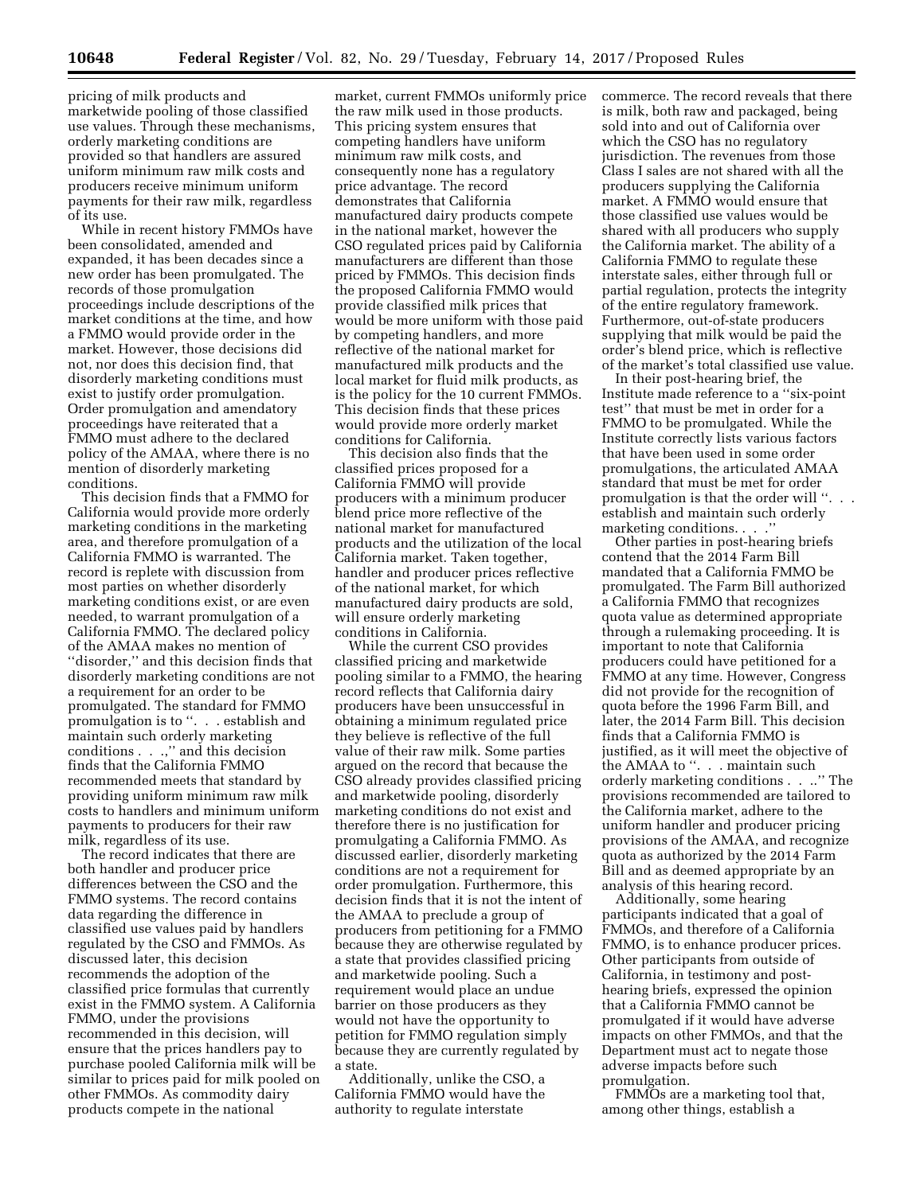pricing of milk products and marketwide pooling of those classified use values. Through these mechanisms, orderly marketing conditions are provided so that handlers are assured uniform minimum raw milk costs and producers receive minimum uniform payments for their raw milk, regardless of its use.

While in recent history FMMOs have been consolidated, amended and expanded, it has been decades since a new order has been promulgated. The records of those promulgation proceedings include descriptions of the market conditions at the time, and how a FMMO would provide order in the market. However, those decisions did not, nor does this decision find, that disorderly marketing conditions must exist to justify order promulgation. Order promulgation and amendatory proceedings have reiterated that a FMMO must adhere to the declared policy of the AMAA, where there is no mention of disorderly marketing conditions.

This decision finds that a FMMO for California would provide more orderly marketing conditions in the marketing area, and therefore promulgation of a California FMMO is warranted. The record is replete with discussion from most parties on whether disorderly marketing conditions exist, or are even needed, to warrant promulgation of a California FMMO. The declared policy of the AMAA makes no mention of "disorder," and this decision finds that disorderly marketing conditions are not a requirement for an order to be promulgated. The standard for FMMO promulgation is to ". . . establish and maintain such orderly marketing conditions . . .," and this decision finds that the California FMMO recommended meets that standard by providing uniform minimum raw milk costs to handlers and minimum uniform payments to producers for their raw milk, regardless of its use.

The record indicates that there are both handler and producer price differences between the CSO and the FMMO systems. The record contains data regarding the difference in classified use values paid by handlers regulated by the CSO and FMMOs. As discussed later, this decision recommends the adoption of the classified price formulas that currently exist in the FMMO system. A California FMMO, under the provisions recommended in this decision, will ensure that the prices handlers pay to purchase pooled California milk will be similar to prices paid for milk pooled on other FMMOs. As commodity dairy products compete in the national market, current FMMOs uniformly price the raw milk used in those products. This pricing system ensures that competing handlers have uniform minimum raw milk costs, and consequently none has a regulatory price advantage. The record demonstrates that California manufactured dairy products compete in the national market, however the CSO regulated prices paid by California manufacturers are different than those priced by FMMOs. This decision finds the proposed California FMMO would provide classified milk prices that would be more uniform with those paid by competing handlers, and more reflective of the national market for manufactured milk products and the local market for fluid milk products, as is the policy for the 10 current FMMOs. This decision finds that these prices would provide more orderly market conditions for California.

This decision also finds that the classified prices proposed for a California FMMO will provide producers with a minimum producer blend price more reflective of the national market for manufactured products and the utilization of the local California market. Taken together, handler and producer prices reflective of the national market, for which manufactured dairy products are sold, will ensure orderly marketing conditions in California.

While the current CSO provides classified pricing and marketwide pooling similar to a FMMO, the hearing record reflects that California dairy producers have been unsuccessful in obtaining a minimum regulated price they believe is reflective of the full value of their raw milk. Some parties argued on the record that because the CSO already provides classified pricing and marketwide pooling, disorderly marketing conditions do not exist and therefore there is no justification for promulgating a California FMMO. As discussed earlier, disorderly marketing conditions are not a requirement for order promulgation. Furthermore, this decision finds that it is not the intent of the AMAA to preclude a group of producers from petitioning for a FMMO because they are otherwise regulated by a state that provides classified pricing and marketwide pooling. Such a requirement would place an undue barrier on those producers as they would not have the opportunity to petition for FMMO regulation simply because they are currently regulated by a state.

Additionally, unlike the CSO, a California FMMO would have the authority to regulate interstate commerce. The record reveals that there is milk, both raw and packaged, being sold into and out of California over which the CSO has no regulatory jurisdiction. The revenues from those Class I sales are not shared with all the producers supplying the California market. A FMMO would ensure that those classified use values would be shared with all producers who supply the California market. The ability of a California FMMO to regulate these interstate sales, either through full or partial regulation, protects the integrity of the entire regulatory framework. Furthermore, out-of-state producers supplying that milk would be paid the order's blend price, which is reflective of the market's total classified use value.

In their post-hearing brief, the Institute made reference to a "six-point test" that must be met in order for a FMMO to be promulgated. While the Institute correctly lists various factors that have been used in some order promulgations, the articulated AMAA standard that must be met for order promulgation is that the order will ". . . establish and maintain such orderly marketing conditions. . . ."

Other parties in post-hearing briefs contend that the 2014 Farm Bill mandated that a California FMMO be promulgated. The Farm Bill authorized a California FMMO that recognizes quota value as determined appropriate through a rulemaking proceeding. It is important to note that California producers could have petitioned for a FMMO at any time. However, Congress did not provide for the recognition of quota before the 1996 Farm Bill, and later, the 2014 Farm Bill. This decision finds that a California FMMO is justified, as it will meet the objective of the AMAA to ". . . maintain such orderly marketing conditions . . .." The provisions recommended are tailored to the California market, adhere to the uniform handler and producer pricing provisions of the AMAA, and recognize quota as authorized by the 2014 Farm Bill and as deemed appropriate by an analysis of this hearing record.

Additionally, some hearing participants indicated that a goal of FMMOs, and therefore of a California FMMO, is to enhance producer prices. Other participants from outside of California, in testimony and post-hearing briefs, expressed the opinion that a California FMMO cannot be promulgated if it would have adverse impacts on other FMMOs, and that the Department must act to negate those adverse impacts before such promulgation.

FMMOs are a marketing tool that, among other things, establish a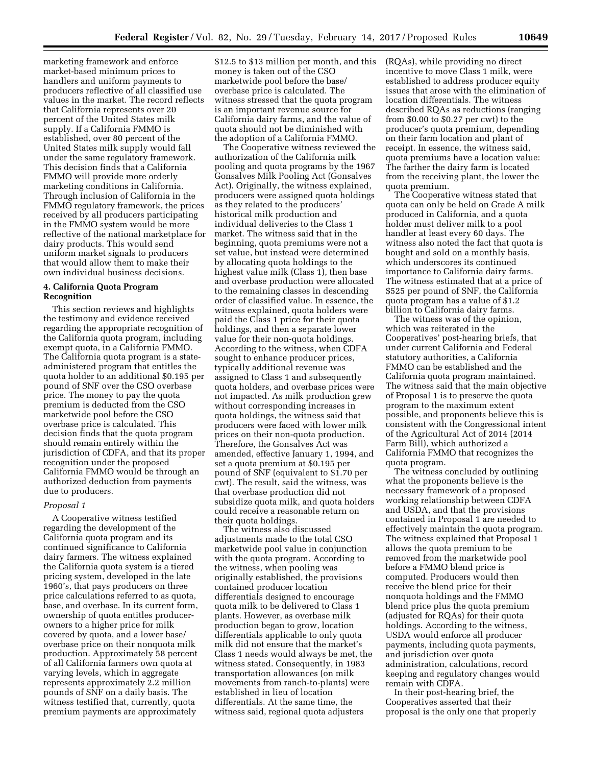marketing framework and enforce market-based minimum prices to handlers and uniform payments to producers reflective of all classified use values in the market. The record reflects that California represents over 20 percent of the United States milk supply. If a California FMMO is established, over 80 percent of the United States milk supply would fall under the same regulatory framework. This decision finds that a California FMMO will provide more orderly marketing conditions in California. Through inclusion of California in the FMMO regulatory framework, the prices received by all producers participating in the FMMO system would be more reflective of the national marketplace for dairy products. This would send uniform market signals to producers that would allow them to make their own individual business decisions.

### 4. California Quota Program Recognition

This section reviews and highlights the testimony and evidence received regarding the appropriate recognition of the California quota program, including exempt quota, in a California FMMO. The California quota program is a state-administered program that entitles the quota holder to an additional $0.195 per pound of SNF over the CSO overbase price. The money to pay the quota premium is deducted from the CSO marketwide pool before the CSO overbase price is calculated. This decision finds that the quota program should remain entirely within the jurisdiction of CDFA, and that its proper recognition under the proposed California FMMO would be through an authorized deduction from payments due to producers.

*Proposal 1*

A Cooperative witness testified regarding the development of the California quota program and its continued significance to California dairy farmers. The witness explained the California quota system is a tiered pricing system, developed in the late 1960's, that pays producers on three price calculations referred to as quota, base, and overbase. In its current form, ownership of quota entitles producer-owners to a higher price for milk covered by quota, and a lower base/overbase price on their nonquota milk production. Approximately 58 percent of all California farmers own quota at varying levels, which in aggregate represents approximately 2.2 million pounds of SNF on a daily basis. The witness testified that, currently, quota premium payments are approximately $12.5 to $13 million per month, and this money is taken out of the CSO marketwide pool before the base/overbase price is calculated. The witness stressed that the quota program is an important revenue source for California dairy farms, and the value of quota should not be diminished with the adoption of a California FMMO.

The Cooperative witness reviewed the authorization of the California milk pooling and quota programs by the 1967 Gonsalves Milk Pooling Act (Gonsalves Act). Originally, the witness explained, producers were assigned quota holdings as they related to the producers' historical milk production and individual deliveries to the Class 1 market. The witness said that in the beginning, quota premiums were not a set value, but instead were determined by allocating quota holdings to the highest value milk (Class 1), then base and overbase production were allocated to the remaining classes in descending order of classified value. In essence, the witness explained, quota holders were paid the Class 1 price for their quota holdings, and then a separate lower value for their non-quota holdings. According to the witness, when CDFA sought to enhance producer prices, typically additional revenue was assigned to Class 1 and subsequently quota holders, and overbase prices were not impacted. As milk production grew without corresponding increases in quota holdings, the witness said that producers were faced with lower milk prices on their non-quota production. Therefore, the Gonsalves Act was amended, effective January 1, 1994, and set a quota premium at $0.195 per pound of SNF (equivalent to $1.70 per cwt). The result, said the witness, was that overbase production did not subsidize quota milk, and quota holders could receive a reasonable return on their quota holdings.

The witness also discussed adjustments made to the total CSO marketwide pool value in conjunction with the quota program. According to the witness, when pooling was originally established, the provisions contained producer location differentials designed to encourage quota milk to be delivered to Class 1 plants. However, as overbase milk production began to grow, location differentials applicable to only quota milk did not ensure that the market's Class 1 needs would always be met, the witness stated. Consequently, in 1983 transportation allowances (on milk movements from ranch-to-plants) were established in lieu of location differentials. At the same time, the witness said, regional quota adjusters (RQAs), while providing no direct incentive to move Class 1 milk, were established to address producer equity issues that arose with the elimination of location differentials. The witness described RQAs as reductions (ranging from $0.00 to $0.27 per cwt) to the producer's quota premium, depending on their farm location and plant of receipt. In essence, the witness said, quota premiums have a location value: The farther the dairy farm is located from the receiving plant, the lower the quota premium.

The Cooperative witness stated that quota can only be held on Grade A milk produced in California, and a quota holder must deliver milk to a pool handler at least every 60 days. The witness also noted the fact that quota is bought and sold on a monthly basis, which underscores its continued importance to California dairy farms. The witness estimated that at a price of $525 per pound of SNF, the California quota program has a value of $1.2 billion to California dairy farms.

The witness was of the opinion, which was reiterated in the Cooperatives' post-hearing briefs, that under current California and Federal statutory authorities, a California FMMO can be established and the California quota program maintained. The witness said that the main objective of Proposal 1 is to preserve the quota program to the maximum extent possible, and proponents believe this is consistent with the Congressional intent of the Agricultural Act of 2014 (2014 Farm Bill), which authorized a California FMMO that recognizes the quota program.

The witness concluded by outlining what the proponents believe is the necessary framework of a proposed working relationship between CDFA and USDA, and that the provisions contained in Proposal 1 are needed to effectively maintain the quota program. The witness explained that Proposal 1 allows the quota premium to be removed from the marketwide pool before a FMMO blend price is computed. Producers would then receive the blend price for their nonquota holdings and the FMMO blend price plus the quota premium (adjusted for RQAs) for their quota holdings. According to the witness, USDA would enforce all producer payments, including quota payments, and jurisdiction over quota administration, calculations, record keeping and regulatory changes would remain with CDFA.

In their post-hearing brief, the Cooperatives asserted that their proposal is the only one that properly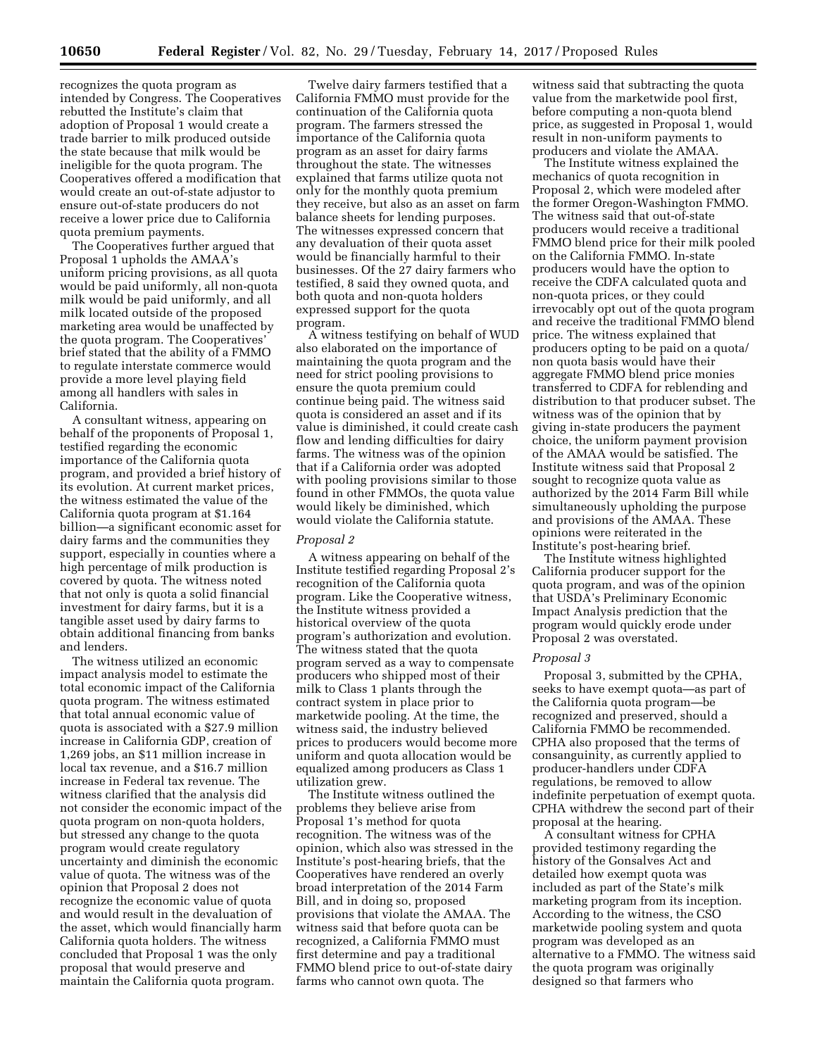recognizes the quota program as intended by Congress. The Cooperatives rebutted the Institute's claim that adoption of Proposal 1 would create a trade barrier to milk produced outside the state because that milk would be ineligible for the quota program. The Cooperatives offered a modification that would create an out-of-state adjustor to ensure out-of-state producers do not receive a lower price due to California quota premium payments.

The Cooperatives further argued that Proposal 1 upholds the AMAA's uniform pricing provisions, as all quota would be paid uniformly, all non-quota milk would be paid uniformly, and all milk located outside of the proposed marketing area would be unaffected by the quota program. The Cooperatives' brief stated that the ability of a FMMO to regulate interstate commerce would provide a more level playing field among all handlers with sales in California.

A consultant witness, appearing on behalf of the proponents of Proposal 1, testified regarding the economic importance of the California quota program, and provided a brief history of its evolution. At current market prices, the witness estimated the value of the California quota program at $1.164 billion—a significant economic asset for dairy farms and the communities they support, especially in counties where a high percentage of milk production is covered by quota. The witness noted that not only is quota a solid financial investment for dairy farms, but it is a tangible asset used by dairy farms to obtain additional financing from banks and lenders.

The witness utilized an economic impact analysis model to estimate the total economic impact of the California quota program. The witness estimated that total annual economic value of quota is associated with a $27.9 million increase in California GDP, creation of 1,269 jobs, an $11 million increase in local tax revenue, and a $16.7 million increase in Federal tax revenue. The witness clarified that the analysis did not consider the economic impact of the quota program on non-quota holders, but stressed any change to the quota program would create regulatory uncertainty and diminish the economic value of quota. The witness was of the opinion that Proposal 2 does not recognize the economic value of quota and would result in the devaluation of the asset, which would financially harm California quota holders. The witness concluded that Proposal 1 was the only proposal that would preserve and maintain the California quota program.

Twelve dairy farmers testified that a California FMMO must provide for the continuation of the California quota program. The farmers stressed the importance of the California quota program as an asset for dairy farms throughout the state. The witnesses explained that farms utilize quota not only for the monthly quota premium they receive, but also as an asset on farm balance sheets for lending purposes. The witnesses expressed concern that any devaluation of their quota asset would be financially harmful to their businesses. Of the 27 dairy farmers who testified, 8 said they owned quota, and both quota and non-quota holders expressed support for the quota program.

A witness testifying on behalf of WUD also elaborated on the importance of maintaining the quota program and the need for strict pooling provisions to ensure the quota premium could continue being paid. The witness said quota is considered an asset and if its value is diminished, it could create cash flow and lending difficulties for dairy farms. The witness was of the opinion that if a California order was adopted with pooling provisions similar to those found in other FMMOs, the quota value would likely be diminished, which would violate the California statute.

*Proposal 2*

A witness appearing on behalf of the Institute testified regarding Proposal 2's recognition of the California quota program. Like the Cooperative witness, the Institute witness provided a historical overview of the quota program's authorization and evolution. The witness stated that the quota program served as a way to compensate producers who shipped most of their milk to Class 1 plants through the contract system in place prior to marketwide pooling. At the time, the witness said, the industry believed prices to producers would become more uniform and quota allocation would be equalized among producers as Class 1 utilization grew.

The Institute witness outlined the problems they believe arise from Proposal 1's method for quota recognition. The witness was of the opinion, which also was stressed in the Institute's post-hearing briefs, that the Cooperatives have rendered an overly broad interpretation of the 2014 Farm Bill, and in doing so, proposed provisions that violate the AMAA. The witness said that before quota can be recognized, a California FMMO must first determine and pay a traditional FMMO blend price to out-of-state dairy farms who cannot own quota. The witness said that subtracting the quota value from the marketwide pool first, before computing a non-quota blend price, as suggested in Proposal 1, would result in non-uniform payments to producers and violate the AMAA.

The Institute witness explained the mechanics of quota recognition in Proposal 2, which were modeled after the former Oregon-Washington FMMO. The witness said that out-of-state producers would receive a traditional FMMO blend price for their milk pooled on the California FMMO. In-state producers would have the option to receive the CDFA calculated quota and non-quota prices, or they could irrevocably opt out of the quota program and receive the traditional FMMO blend price. The witness explained that producers opting to be paid on a quota/non quota basis would have their aggregate FMMO blend price monies transferred to CDFA for reblending and distribution to that producer subset. The witness was of the opinion that by giving in-state producers the payment choice, the uniform payment provision of the AMAA would be satisfied. The Institute witness said that Proposal 2 sought to recognize quota value as authorized by the 2014 Farm Bill while simultaneously upholding the purpose and provisions of the AMAA. These opinions were reiterated in the Institute's post-hearing brief.

The Institute witness highlighted California producer support for the quota program, and was of the opinion that USDA's Preliminary Economic Impact Analysis prediction that the program would quickly erode under Proposal 2 was overstated.

*Proposal 3*

Proposal 3, submitted by the CPHA, seeks to have exempt quota—as part of the California quota program—be recognized and preserved, should a California FMMO be recommended. CPHA also proposed that the terms of consanguinity, as currently applied to producer-handlers under CDFA regulations, be removed to allow indefinite perpetuation of exempt quota. CPHA withdrew the second part of their proposal at the hearing.

A consultant witness for CPHA provided testimony regarding the history of the Gonsalves Act and detailed how exempt quota was included as part of the State's milk marketing program from its inception. According to the witness, the CSO marketwide pooling system and quota program was developed as an alternative to a FMMO. The witness said the quota program was originally designed so that farmers who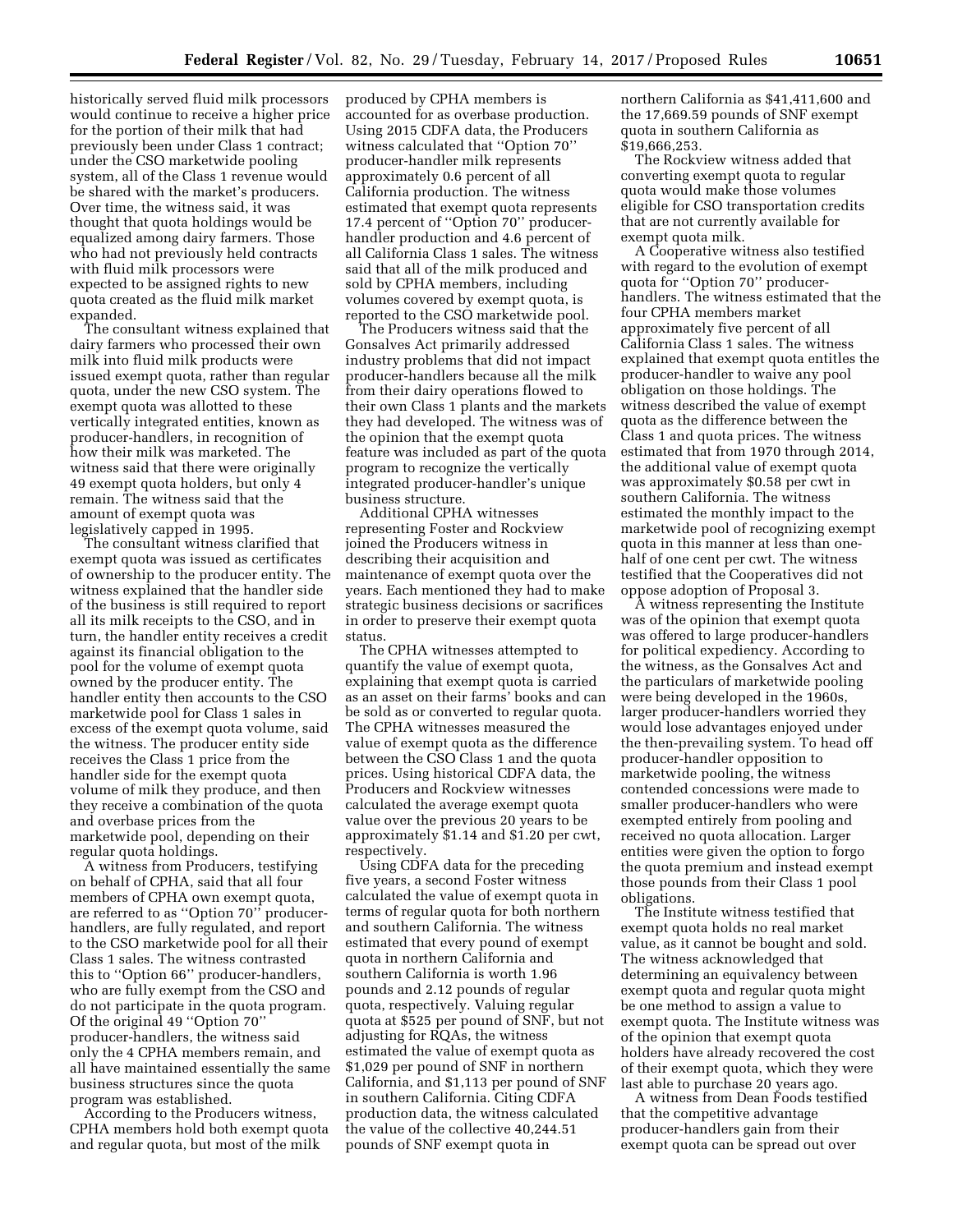historically served fluid milk processors would continue to receive a higher price for the portion of their milk that had previously been under Class 1 contract; under the CSO marketwide pooling system, all of the Class 1 revenue would be shared with the market's producers. Over time, the witness said, it was thought that quota holdings would be equalized among dairy farmers. Those who had not previously held contracts with fluid milk processors were expected to be assigned rights to new quota created as the fluid milk market expanded.

The consultant witness explained that dairy farmers who processed their own milk into fluid milk products were issued exempt quota, rather than regular quota, under the new CSO system. The exempt quota was allotted to these vertically integrated entities, known as producer-handlers, in recognition of how their milk was marketed. The witness said that there were originally 49 exempt quota holders, but only 4 remain. The witness said that the amount of exempt quota was legislatively capped in 1995.

The consultant witness clarified that exempt quota was issued as certificates of ownership to the producer entity. The witness explained that the handler side of the business is still required to report all its milk receipts to the CSO, and in turn, the handler entity receives a credit against its financial obligation to the pool for the volume of exempt quota owned by the producer entity. The handler entity then accounts to the CSO marketwide pool for Class 1 sales in excess of the exempt quota volume, said the witness. The producer entity side receives the Class 1 price from the handler side for the exempt quota volume of milk they produce, and then they receive a combination of the quota and overbase prices from the marketwide pool, depending on their regular quota holdings.

A witness from Producers, testifying on behalf of CPHA, said that all four members of CPHA own exempt quota, are referred to as ''Option 70'' producer-handlers, are fully regulated, and report to the CSO marketwide pool for all their Class 1 sales. The witness contrasted this to ''Option 66'' producer-handlers, who are fully exempt from the CSO and do not participate in the quota program. Of the original 49 ''Option 70'' producer-handlers, the witness said only the 4 CPHA members remain, and all have maintained essentially the same business structures since the quota program was established.

According to the Producers witness, CPHA members hold both exempt quota and regular quota, but most of the milk produced by CPHA members is accounted for as overbase production. Using 2015 CDFA data, the Producers witness calculated that ''Option 70'' producer-handler milk represents approximately 0.6 percent of all California production. The witness estimated that exempt quota represents 17.4 percent of ''Option 70'' producer-handler production and 4.6 percent of all California Class 1 sales. The witness said that all of the milk produced and sold by CPHA members, including volumes covered by exempt quota, is reported to the CSO marketwide pool.

The Producers witness said that the Gonsalves Act primarily addressed industry problems that did not impact producer-handlers because all the milk from their dairy operations flowed to their own Class 1 plants and the markets they had developed. The witness was of the opinion that the exempt quota feature was included as part of the quota program to recognize the vertically integrated producer-handler's unique business structure.

Additional CPHA witnesses representing Foster and Rockview joined the Producers witness in describing their acquisition and maintenance of exempt quota over the years. Each mentioned they had to make strategic business decisions or sacrifices in order to preserve their exempt quota status.

The CPHA witnesses attempted to quantify the value of exempt quota, explaining that exempt quota is carried as an asset on their farms' books and can be sold as or converted to regular quota. The CPHA witnesses measured the value of exempt quota as the difference between the CSO Class 1 and the quota prices. Using historical CDFA data, the Producers and Rockview witnesses calculated the average exempt quota value over the previous 20 years to be approximately $1.14 and $1.20 per cwt, respectively.

Using CDFA data for the preceding five years, a second Foster witness calculated the value of exempt quota in terms of regular quota for both northern and southern California. The witness estimated that every pound of exempt quota in northern California and southern California is worth 1.96 pounds and 2.12 pounds of regular quota, respectively. Valuing regular quota at $525 per pound of SNF, but not adjusting for RQAs, the witness estimated the value of exempt quota as $1,029 per pound of SNF in northern California, and $1,113 per pound of SNF in southern California. Citing CDFA production data, the witness calculated the value of the collective 40,244.51 pounds of SNF exempt quota in northern California as $41,411,600 and the 17,669.59 pounds of SNF exempt quota in southern California as $19,666,253.

The Rockview witness added that converting exempt quota to regular quota would make those volumes eligible for CSO transportation credits that are not currently available for exempt quota milk.

A Cooperative witness also testified with regard to the evolution of exempt quota for ''Option 70'' producer-handlers. The witness estimated that the four CPHA members market approximately five percent of all California Class 1 sales. The witness explained that exempt quota entitles the producer-handler to waive any pool obligation on those holdings. The witness described the value of exempt quota as the difference between the Class 1 and quota prices. The witness estimated that from 1970 through 2014, the additional value of exempt quota was approximately $0.58 per cwt in southern California. The witness estimated the monthly impact to the marketwide pool of recognizing exempt quota in this manner at less than one-half of one cent per cwt. The witness testified that the Cooperatives did not oppose adoption of Proposal 3.

A witness representing the Institute was of the opinion that exempt quota was offered to large producer-handlers for political expediency. According to the witness, as the Gonsalves Act and the particulars of marketwide pooling were being developed in the 1960s, larger producer-handlers worried they would lose advantages enjoyed under the then-prevailing system. To head off producer-handler opposition to marketwide pooling, the witness contended concessions were made to smaller producer-handlers who were exempted entirely from pooling and received no quota allocation. Larger entities were given the option to forgo the quota premium and instead exempt those pounds from their Class 1 pool obligations.

The Institute witness testified that exempt quota holds no real market value, as it cannot be bought and sold. The witness acknowledged that determining an equivalency between exempt quota and regular quota might be one method to assign a value to exempt quota. The Institute witness was of the opinion that exempt quota holders have already recovered the cost of their exempt quota, which they were last able to purchase 20 years ago.

A witness from Dean Foods testified that the competitive advantage producer-handlers gain from their exempt quota can be spread out over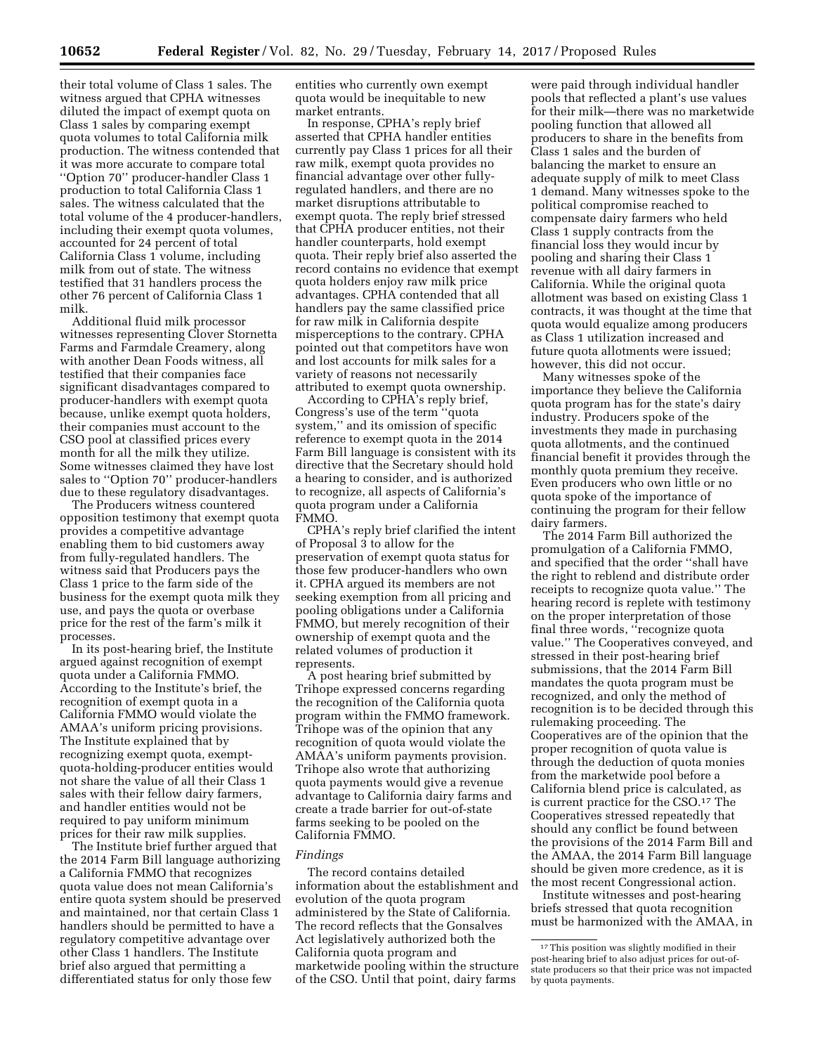their total volume of Class 1 sales. The witness argued that CPHA witnesses diluted the impact of exempt quota on Class 1 sales by comparing exempt quota volumes to total California milk production. The witness contended that it was more accurate to compare total "Option 70" producer-handler Class 1 production to total California Class 1 sales. The witness calculated that the total volume of the 4 producer-handlers, including their exempt quota volumes, accounted for 24 percent of total California Class 1 volume, including milk from out of state. The witness testified that 31 handlers process the other 76 percent of California Class 1 milk.

Additional fluid milk processor witnesses representing Clover Stornetta Farms and Farmdale Creamery, along with another Dean Foods witness, all testified that their companies face significant disadvantages compared to producer-handlers with exempt quota because, unlike exempt quota holders, their companies must account to the CSO pool at classified prices every month for all the milk they utilize. Some witnesses claimed they have lost sales to "Option 70" producer-handlers due to these regulatory disadvantages.

The Producers witness countered opposition testimony that exempt quota provides a competitive advantage enabling them to bid customers away from fully-regulated handlers. The witness said that Producers pays the Class 1 price to the farm side of the business for the exempt quota milk they use, and pays the quota or overbase price for the rest of the farm's milk it processes.

In its post-hearing brief, the Institute argued against recognition of exempt quota under a California FMMO. According to the Institute's brief, the recognition of exempt quota in a California FMMO would violate the AMAA's uniform pricing provisions. The Institute explained that by recognizing exempt quota, exempt-quota-holding-producer entities would not share the value of all their Class 1 sales with their fellow dairy farmers, and handler entities would not be required to pay uniform minimum prices for their raw milk supplies.

The Institute brief further argued that the 2014 Farm Bill language authorizing a California FMMO that recognizes quota value does not mean California's entire quota system should be preserved and maintained, nor that certain Class 1 handlers should be permitted to have a regulatory competitive advantage over other Class 1 handlers. The Institute brief also argued that permitting a differentiated status for only those few entities who currently own exempt quota would be inequitable to new market entrants.

In response, CPHA's reply brief asserted that CPHA handler entities currently pay Class 1 prices for all their raw milk, exempt quota provides no financial advantage over other fully-regulated handlers, and there are no market disruptions attributable to exempt quota. The reply brief stressed that CPHA producer entities, not their handler counterparts, hold exempt quota. Their reply brief also asserted the record contains no evidence that exempt quota holders enjoy raw milk price advantages. CPHA contended that all handlers pay the same classified price for raw milk in California despite misperceptions to the contrary. CPHA pointed out that competitors have won and lost accounts for milk sales for a variety of reasons not necessarily attributed to exempt quota ownership.

According to CPHA's reply brief, Congress's use of the term "quota system," and its omission of specific reference to exempt quota in the 2014 Farm Bill language is consistent with its directive that the Secretary should hold a hearing to consider, and is authorized to recognize, all aspects of California's quota program under a California FMMO.

CPHA's reply brief clarified the intent of Proposal 3 to allow for the preservation of exempt quota status for those few producer-handlers who own it. CPHA argued its members are not seeking exemption from all pricing and pooling obligations under a California FMMO, but merely recognition of their ownership of exempt quota and the related volumes of production it represents.

A post hearing brief submitted by Trihope expressed concerns regarding the recognition of the California quota program within the FMMO framework. Trihope was of the opinion that any recognition of quota would violate the AMAA's uniform payments provision. Trihope also wrote that authorizing quota payments would give a revenue advantage to California dairy farms and create a trade barrier for out-of-state farms seeking to be pooled on the California FMMO.

*Findings*

The record contains detailed information about the establishment and evolution of the quota program administered by the State of California. The record reflects that the Gonsalves Act legislatively authorized both the California quota program and marketwide pooling within the structure of the CSO. Until that point, dairy farms were paid through individual handler pools that reflected a plant's use values for their milk—there was no marketwide pooling function that allowed all producers to share in the benefits from Class 1 sales and the burden of balancing the market to ensure an adequate supply of milk to meet Class 1 demand. Many witnesses spoke to the political compromise reached to compensate dairy farmers who held Class 1 supply contracts from the financial loss they would incur by pooling and sharing their Class 1 revenue with all dairy farmers in California. While the original quota allotment was based on existing Class 1 contracts, it was thought at the time that quota would equalize among producers as Class 1 utilization increased and future quota allotments were issued; however, this did not occur.

Many witnesses spoke of the importance they believe the California quota program has for the state's dairy industry. Producers spoke of the investments they made in purchasing quota allotments, and the continued financial benefit it provides through the monthly quota premium they receive. Even producers who own little or no quota spoke of the importance of continuing the program for their fellow dairy farmers.

The 2014 Farm Bill authorized the promulgation of a California FMMO, and specified that the order "shall have the right to reblend and distribute order receipts to recognize quota value." The hearing record is replete with testimony on the proper interpretation of those final three words, "recognize quota value." The Cooperatives conveyed, and stressed in their post-hearing brief submissions, that the 2014 Farm Bill mandates the quota program must be recognized, and only the method of recognition is to be decided through this rulemaking proceeding. The Cooperatives are of the opinion that the proper recognition of quota value is through the deduction of quota monies from the marketwide pool before a California blend price is calculated, as is current practice for the CSO.[17] The Cooperatives stressed repeatedly that should any conflict be found between the provisions of the 2014 Farm Bill and the AMAA, the 2014 Farm Bill language should be given more credence, as it is the most recent Congressional action.

Institute witnesses and post-hearing briefs stressed that quota recognition must be harmonized with the AMAA, in

[17] This position was slightly modified in their post-hearing brief to also adjust prices for out-of-state producers so that their price was not impacted by quota payments.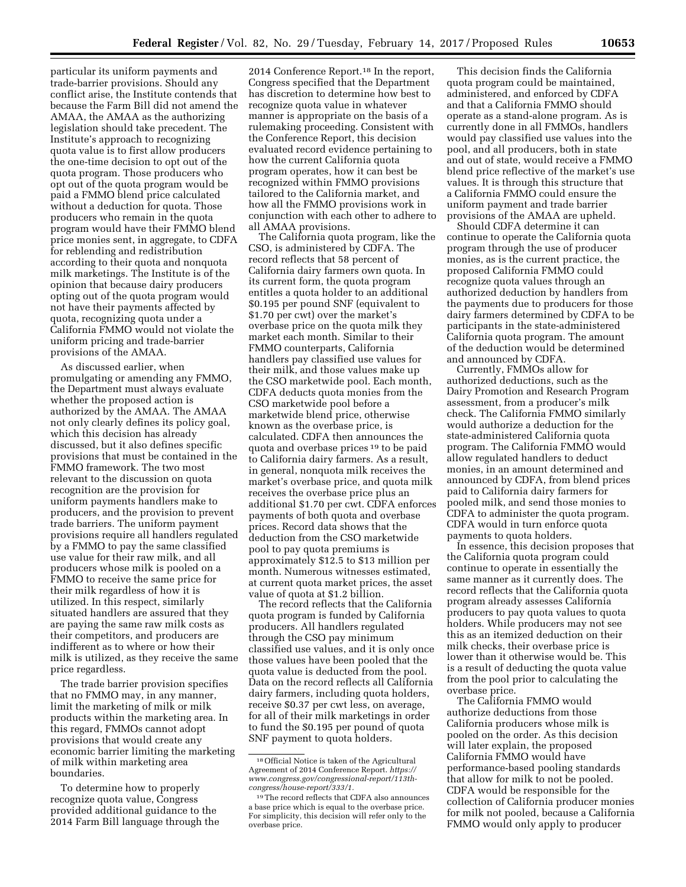particular its uniform payments and trade-barrier provisions. Should any conflict arise, the Institute contends that because the Farm Bill did not amend the AMAA, the AMAA as the authorizing legislation should take precedent. The Institute's approach to recognizing quota value is to first allow producers the one-time decision to opt out of the quota program. Those producers who opt out of the quota program would be paid a FMMO blend price calculated without a deduction for quota. Those producers who remain in the quota program would have their FMMO blend price monies sent, in aggregate, to CDFA for reblending and redistribution according to their quota and nonquota milk marketings. The Institute is of the opinion that because dairy producers opting out of the quota program would not have their payments affected by quota, recognizing quota under a California FMMO would not violate the uniform pricing and trade-barrier provisions of the AMAA.

As discussed earlier, when promulgating or amending any FMMO, the Department must always evaluate whether the proposed action is authorized by the AMAA. The AMAA not only clearly defines its policy goal, which this decision has already discussed, but it also defines specific provisions that must be contained in the FMMO framework. The two most relevant to the discussion on quota recognition are the provision for uniform payments handlers make to producers, and the provision to prevent trade barriers. The uniform payment provisions require all handlers regulated by a FMMO to pay the same classified use value for their raw milk, and all producers whose milk is pooled on a FMMO to receive the same price for their milk regardless of how it is utilized. In this respect, similarly situated handlers are assured that they are paying the same raw milk costs as their competitors, and producers are indifferent as to where or how their milk is utilized, as they receive the same price regardless.

The trade barrier provision specifies that no FMMO may, in any manner, limit the marketing of milk or milk products within the marketing area. In this regard, FMMOs cannot adopt provisions that would create any economic barrier limiting the marketing of milk within marketing area boundaries.

To determine how to properly recognize quota value, Congress provided additional guidance to the 2014 Farm Bill language through the 2014 Conference Report.[18] In the report, Congress specified that the Department has discretion to determine how best to recognize quota value in whatever manner is appropriate on the basis of a rulemaking proceeding. Consistent with the Conference Report, this decision evaluated record evidence pertaining to how the current California quota program operates, how it can best be recognized within FMMO provisions tailored to the California market, and how all the FMMO provisions work in conjunction with each other to adhere to all AMAA provisions.

The California quota program, like the CSO, is administered by CDFA. The record reflects that 58 percent of California dairy farmers own quota. In its current form, the quota program entitles a quota holder to an additional $0.195 per pound SNF (equivalent to $1.70 per cwt) over the market's overbase price on the quota milk they market each month. Similar to their FMMO counterparts, California handlers pay classified use values for their milk, and those values make up the CSO marketwide pool. Each month, CDFA deducts quota monies from the CSO marketwide pool before a marketwide blend price, otherwise known as the overbase price, is calculated. CDFA then announces the quota and overbase prices[19] to be paid to California dairy farmers. As a result, in general, nonquota milk receives the market's overbase price, and quota milk receives the overbase price plus an additional $1.70 per cwt. CDFA enforces payments of both quota and overbase prices. Record data shows that the deduction from the CSO marketwide pool to pay quota premiums is approximately $12.5 to $13 million per month. Numerous witnesses estimated, at current quota market prices, the asset value of quota at $1.2 billion.

The record reflects that the California quota program is funded by California producers. All handlers regulated through the CSO pay minimum classified use values, and it is only once those values have been pooled that the quota value is deducted from the pool. Data on the record reflects all California dairy farmers, including quota holders, receive $0.37 per cwt less, on average, for all of their milk marketings in order to fund the $0.195 per pound of quota SNF payment to quota holders.

This decision finds the California quota program could be maintained, administered, and enforced by CDFA and that a California FMMO should operate as a stand-alone program. As is currently done in all FMMOs, handlers would pay classified use values into the pool, and all producers, both in state and out of state, would receive a FMMO blend price reflective of the market's use values. It is through this structure that a California FMMO could ensure the uniform payment and trade barrier provisions of the AMAA are upheld.

Should CDFA determine it can continue to operate the California quota program through the use of producer monies, as is the current practice, the proposed California FMMO could recognize quota values through an authorized deduction by handlers from the payments due to producers for those dairy farmers determined by CDFA to be participants in the state-administered California quota program. The amount of the deduction would be determined and announced by CDFA.

Currently, FMMOs allow for authorized deductions, such as the Dairy Promotion and Research Program assessment, from a producer's milk check. The California FMMO similarly would authorize a deduction for the state-administered California quota program. The California FMMO would allow regulated handlers to deduct monies, in an amount determined and announced by CDFA, from blend prices paid to California dairy farmers for pooled milk, and send those monies to CDFA to administer the quota program. CDFA would in turn enforce quota payments to quota holders.

In essence, this decision proposes that the California quota program could continue to operate in essentially the same manner as it currently does. The record reflects that the California quota program already assesses California producers to pay quota values to quota holders. While producers may not see this as an itemized deduction on their milk checks, their overbase price is lower than it otherwise would be. This is a result of deducting the quota value from the pool prior to calculating the overbase price.

The California FMMO would authorize deductions from those California producers whose milk is pooled on the order. As this decision will later explain, the proposed California FMMO would have performance-based pooling standards that allow for milk to not be pooled. CDFA would be responsible for the collection of California producer monies for milk not pooled, because a California FMMO would only apply to producer

[18] Official Notice is taken of the Agricultural Agreement of 2014 Conference Report. *https://www.congress.gov/congressional-report/113th-congress/house-report/333/1*.

[19] The record reflects that CDFA also announces a base price which is equal to the overbase price. For simplicity, this decision will refer only to the overbase price.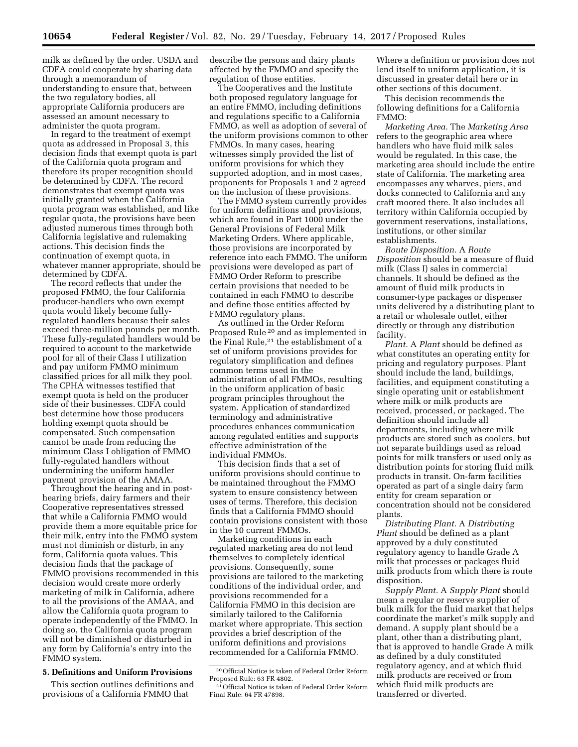milk as defined by the order. USDA and CDFA could cooperate by sharing data through a memorandum of understanding to ensure that, between the two regulatory bodies, all appropriate California producers are assessed an amount necessary to administer the quota program.

In regard to the treatment of exempt quota as addressed in Proposal 3, this decision finds that exempt quota is part of the California quota program and therefore its proper recognition should be determined by CDFA. The record demonstrates that exempt quota was initially granted when the California quota program was established, and like regular quota, the provisions have been adjusted numerous times through both California legislative and rulemaking actions. This decision finds the continuation of exempt quota, in whatever manner appropriate, should be determined by CDFA.

The record reflects that under the proposed FMMO, the four California producer-handlers who own exempt quota would likely become fully-regulated handlers because their sales exceed three-million pounds per month. These fully-regulated handlers would be required to account to the marketwide pool for all of their Class I utilization and pay uniform FMMO minimum classified prices for all milk they pool. The CPHA witnesses testified that exempt quota is held on the producer side of their businesses. CDFA could best determine how those producers holding exempt quota should be compensated. Such compensation cannot be made from reducing the minimum Class I obligation of FMMO fully-regulated handlers without undermining the uniform handler payment provision of the AMAA.

Throughout the hearing and in post-hearing briefs, dairy farmers and their Cooperative representatives stressed that while a California FMMO would provide them a more equitable price for their milk, entry into the FMMO system must not diminish or disturb, in any form, California quota values. This decision finds that the package of FMMO provisions recommended in this decision would create more orderly marketing of milk in California, adhere to all the provisions of the AMAA, and allow the California quota program to operate independently of the FMMO. In doing so, the California quota program will not be diminished or disturbed in any form by California's entry into the FMMO system.

**5. Definitions and Uniform Provisions**

This section outlines definitions and provisions of a California FMMO that describe the persons and dairy plants affected by the FMMO and specify the regulation of those entities.

The Cooperatives and the Institute both proposed regulatory language for an entire FMMO, including definitions and regulations specific to a California FMMO, as well as adoption of several of the uniform provisions common to other FMMOs. In many cases, hearing witnesses simply provided the list of uniform provisions for which they supported adoption, and in most cases, proponents for Proposals 1 and 2 agreed on the inclusion of these provisions.

The FMMO system currently provides for uniform definitions and provisions, which are found in Part 1000 under the General Provisions of Federal Milk Marketing Orders. Where applicable, those provisions are incorporated by reference into each FMMO. The uniform provisions were developed as part of FMMO Order Reform to prescribe certain provisions that needed to be contained in each FMMO to describe and define those entities affected by FMMO regulatory plans.

As outlined in the Order Reform Proposed Rule [20] and as implemented in the Final Rule,[21] the establishment of a set of uniform provisions provides for regulatory simplification and defines common terms used in the administration of all FMMOs, resulting in the uniform application of basic program principles throughout the system. Application of standardized terminology and administrative procedures enhances communication among regulated entities and supports effective administration of the individual FMMOs.

This decision finds that a set of uniform provisions should continue to be maintained throughout the FMMO system to ensure consistency between uses of terms. Therefore, this decision finds that a California FMMO should contain provisions consistent with those in the 10 current FMMOs.

Marketing conditions in each regulated marketing area do not lend themselves to completely identical provisions. Consequently, some provisions are tailored to the marketing conditions of the individual order, and provisions recommended for a California FMMO in this decision are similarly tailored to the California market where appropriate. This section provides a brief description of the uniform definitions and provisions recommended for a California FMMO. Where a definition or provision does not lend itself to uniform application, it is discussed in greater detail here or in other sections of this document.

This decision recommends the following definitions for a California FMMO:

*Marketing Area.* The *Marketing Area* refers to the geographic area where handlers who have fluid milk sales would be regulated. In this case, the marketing area should include the entire state of California. The marketing area encompasses any wharves, piers, and docks connected to California and any craft moored there. It also includes all territory within California occupied by government reservations, installations, institutions, or other similar establishments.

*Route Disposition.* A *Route Disposition* should be a measure of fluid milk (Class I) sales in commercial channels. It should be defined as the amount of fluid milk products in consumer-type packages or dispenser units delivered by a distributing plant to a retail or wholesale outlet, either directly or through any distribution facility.

*Plant.* A *Plant* should be defined as what constitutes an operating entity for pricing and regulatory purposes. Plant should include the land, buildings, facilities, and equipment constituting a single operating unit or establishment where milk or milk products are received, processed, or packaged. The definition should include all departments, including where milk products are stored such as coolers, but not separate buildings used as reload points for milk transfers or used only as distribution points for storing fluid milk products in transit. On-farm facilities operated as part of a single dairy farm entity for cream separation or concentration should not be considered plants.

*Distributing Plant.* A *Distributing Plant* should be defined as a plant approved by a duly constituted regulatory agency to handle Grade A milk that processes or packages fluid milk products from which there is route disposition.

*Supply Plant.* A *Supply Plant* should mean a regular or reserve supplier of bulk milk for the fluid market that helps coordinate the market's milk supply and demand. A supply plant should be a plant, other than a distributing plant, that is approved to handle Grade A milk as defined by a duly constituted regulatory agency, and at which fluid milk products are received or from which fluid milk products are transferred or diverted.

---

[20] Official Notice is taken of Federal Order Reform Proposed Rule: 63 FR 4802.

[21] Official Notice is taken of Federal Order Reform Final Rule: 64 FR 47898.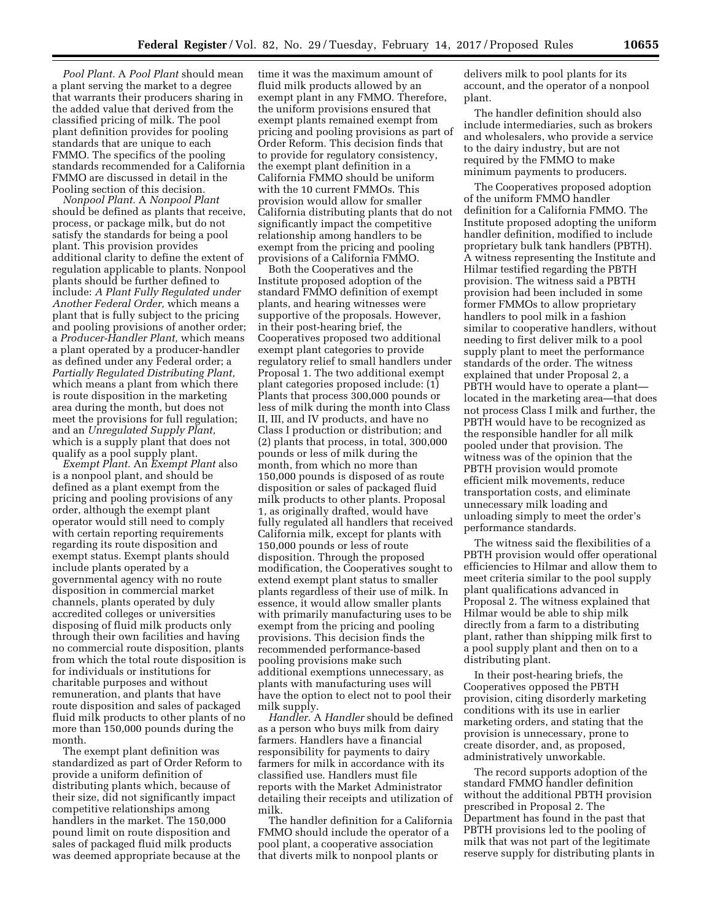*Pool Plant.* A *Pool Plant* should mean a plant serving the market to a degree that warrants their producers sharing in the added value that derived from the classified pricing of milk. The pool plant definition provides for pooling standards that are unique to each FMMO. The specifics of the pooling standards recommended for a California FMMO are discussed in detail in the Pooling section of this decision.

*Nonpool Plant.* A *Nonpool Plant* should be defined as plants that receive, process, or package milk, but do not satisfy the standards for being a pool plant. This provision provides additional clarity to define the extent of regulation applicable to plants. Nonpool plants should be further defined to include: *A Plant Fully Regulated under Another Federal Order,* which means a plant that is fully subject to the pricing and pooling provisions of another order; a *Producer-Handler Plant,* which means a plant operated by a producer-handler as defined under any Federal order; a *Partially Regulated Distributing Plant,* which means a plant from which there is route disposition in the marketing area during the month, but does not meet the provisions for full regulation; and an *Unregulated Supply Plant,* which is a supply plant that does not qualify as a pool supply plant.

*Exempt Plant.* An *Exempt Plant* also is a nonpool plant, and should be defined as a plant exempt from the pricing and pooling provisions of any order, although the exempt plant operator would still need to comply with certain reporting requirements regarding its route disposition and exempt status. Exempt plants should include plants operated by a governmental agency with no route disposition in commercial market channels, plants operated by duly accredited colleges or universities disposing of fluid milk products only through their own facilities and having no commercial route disposition, plants from which the total route disposition is for individuals or institutions for charitable purposes and without remuneration, and plants that have route disposition and sales of packaged fluid milk products to other plants of no more than 150,000 pounds during the month.

The exempt plant definition was standardized as part of Order Reform to provide a uniform definition of distributing plants which, because of their size, did not significantly impact competitive relationships among handlers in the market. The 150,000 pound limit on route disposition and sales of packaged fluid milk products was deemed appropriate because at the time it was the maximum amount of fluid milk products allowed by an exempt plant in any FMMO. Therefore, the uniform provisions ensured that exempt plants remained exempt from pricing and pooling provisions as part of Order Reform. This decision finds that to provide for regulatory consistency, the exempt plant definition in a California FMMO should be uniform with the 10 current FMMOs. This provision would allow for smaller California distributing plants that do not significantly impact the competitive relationship among handlers to be exempt from the pricing and pooling provisions of a California FMMO.

Both the Cooperatives and the Institute proposed adoption of the standard FMMO definition of exempt plants, and hearing witnesses were supportive of the proposals. However, in their post-hearing brief, the Cooperatives proposed two additional exempt plant categories to provide regulatory relief to small handlers under Proposal 1. The two additional exempt plant categories proposed include: (1) Plants that process 300,000 pounds or less of milk during the month into Class II, III, and IV products, and have no Class I production or distribution; and (2) plants that process, in total, 300,000 pounds or less of milk during the month, from which no more than 150,000 pounds is disposed of as route disposition or sales of packaged fluid milk products to other plants. Proposal 1, as originally drafted, would have fully regulated all handlers that received California milk, except for plants with 150,000 pounds or less of route disposition. Through the proposed modification, the Cooperatives sought to extend exempt plant status to smaller plants regardless of their use of milk. In essence, it would allow smaller plants with primarily manufacturing uses to be exempt from the pricing and pooling provisions. This decision finds the recommended performance-based pooling provisions make such additional exemptions unnecessary, as plants with manufacturing uses will have the option to elect not to pool their milk supply.

*Handler.* A *Handler* should be defined as a person who buys milk from dairy farmers. Handlers have a financial responsibility for payments to dairy farmers for milk in accordance with its classified use. Handlers must file reports with the Market Administrator detailing their receipts and utilization of milk.

The handler definition for a California FMMO should include the operator of a pool plant, a cooperative association that diverts milk to nonpool plants or delivers milk to pool plants for its account, and the operator of a nonpool plant.

The handler definition should also include intermediaries, such as brokers and wholesalers, who provide a service to the dairy industry, but are not required by the FMMO to make minimum payments to producers.

The Cooperatives proposed adoption of the uniform FMMO handler definition for a California FMMO. The Institute proposed adopting the uniform handler definition, modified to include proprietary bulk tank handlers (PBTH). A witness representing the Institute and Hilmar testified regarding the PBTH provision. The witness said a PBTH provision had been included in some former FMMOs to allow proprietary handlers to pool milk in a fashion similar to cooperative handlers, without needing to first deliver milk to a pool supply plant to meet the performance standards of the order. The witness explained that under Proposal 2, a PBTH would have to operate a plant—located in the marketing area—that does not process Class I milk and further, the PBTH would have to be recognized as the responsible handler for all milk pooled under that provision. The witness was of the opinion that the PBTH provision would promote efficient milk movements, reduce transportation costs, and eliminate unnecessary milk loading and unloading simply to meet the order's performance standards.

The witness said the flexibilities of a PBTH provision would offer operational efficiencies to Hilmar and allow them to meet criteria similar to the pool supply plant qualifications advanced in Proposal 2. The witness explained that Hilmar would be able to ship milk directly from a farm to a distributing plant, rather than shipping milk first to a pool supply plant and then on to a distributing plant.

In their post-hearing briefs, the Cooperatives opposed the PBTH provision, citing disorderly marketing conditions with its use in earlier marketing orders, and stating that the provision is unnecessary, prone to create disorder, and, as proposed, administratively unworkable.

The record supports adoption of the standard FMMO handler definition without the additional PBTH provision prescribed in Proposal 2. The Department has found in the past that PBTH provisions led to the pooling of milk that was not part of the legitimate reserve supply for distributing plants in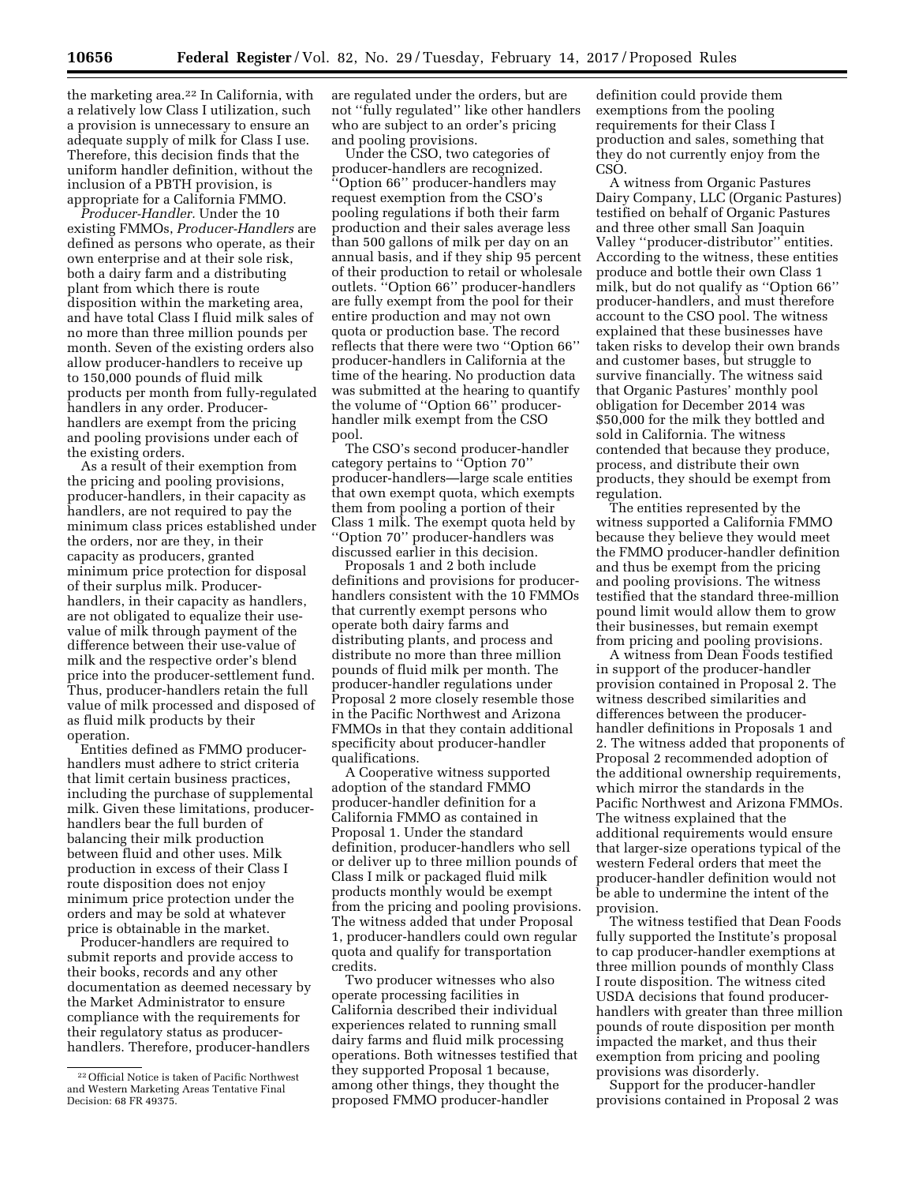the marketing area.[22] In California, with a relatively low Class I utilization, such a provision is unnecessary to ensure an adequate supply of milk for Class I use. Therefore, this decision finds that the uniform handler definition, without the inclusion of a PBTH provision, is appropriate for a California FMMO.

*Producer-Handler.* Under the 10 existing FMMOs, *Producer-Handlers* are defined as persons who operate, as their own enterprise and at their sole risk, both a dairy farm and a distributing plant from which there is route disposition within the marketing area, and have total Class I fluid milk sales of no more than three million pounds per month. Seven of the existing orders also allow producer-handlers to receive up to 150,000 pounds of fluid milk products per month from fully-regulated handlers in any order. Producer-handlers are exempt from the pricing and pooling provisions under each of the existing orders.

As a result of their exemption from the pricing and pooling provisions, producer-handlers, in their capacity as handlers, are not required to pay the minimum class prices established under the orders, nor are they, in their capacity as producers, granted minimum price protection for disposal of their surplus milk. Producer-handlers, in their capacity as handlers, are not obligated to equalize their use-value of milk through payment of the difference between their use-value of milk and the respective order's blend price into the producer-settlement fund. Thus, producer-handlers retain the full value of milk processed and disposed of as fluid milk products by their operation.

Entities defined as FMMO producer-handlers must adhere to strict criteria that limit certain business practices, including the purchase of supplemental milk. Given these limitations, producer-handlers bear the full burden of balancing their milk production between fluid and other uses. Milk production in excess of their Class I route disposition does not enjoy minimum price protection under the orders and may be sold at whatever price is obtainable in the market.

Producer-handlers are required to submit reports and provide access to their books, records and any other documentation as deemed necessary by the Market Administrator to ensure compliance with the requirements for their regulatory status as producer-handlers. Therefore, producer-handlers are regulated under the orders, but are not "fully regulated" like other handlers who are subject to an order's pricing and pooling provisions.

Under the CSO, two categories of producer-handlers are recognized. "Option 66" producer-handlers may request exemption from the CSO's pooling regulations if both their farm production and their sales average less than 500 gallons of milk per day on an annual basis, and if they ship 95 percent of their production to retail or wholesale outlets. "Option 66" producer-handlers are fully exempt from the pool for their entire production and may not own quota or production base. The record reflects that there were two "Option 66" producer-handlers in California at the time of the hearing. No production data was submitted at the hearing to quantify the volume of "Option 66" producer-handler milk exempt from the CSO pool.

The CSO's second producer-handler category pertains to "Option 70" producer-handlers—large scale entities that own exempt quota, which exempts them from pooling a portion of their Class 1 milk. The exempt quota held by "Option 70" producer-handlers was discussed earlier in this decision.

Proposals 1 and 2 both include definitions and provisions for producer-handlers consistent with the 10 FMMOs that currently exempt persons who operate both dairy farms and distributing plants, and process and distribute no more than three million pounds of fluid milk per month. The producer-handler regulations under Proposal 2 more closely resemble those in the Pacific Northwest and Arizona FMMOs in that they contain additional specificity about producer-handler qualifications.

A Cooperative witness supported adoption of the standard FMMO producer-handler definition for a California FMMO as contained in Proposal 1. Under the standard definition, producer-handlers who sell or deliver up to three million pounds of Class I milk or packaged fluid milk products monthly would be exempt from the pricing and pooling provisions. The witness added that under Proposal 1, producer-handlers could own regular quota and qualify for transportation credits.

Two producer witnesses who also operate processing facilities in California described their individual experiences related to running small dairy farms and fluid milk processing operations. Both witnesses testified that they supported Proposal 1 because, among other things, they thought the proposed FMMO producer-handler definition could provide them exemptions from the pooling requirements for their Class I production and sales, something that they do not currently enjoy from the CSO.

A witness from Organic Pastures Dairy Company, LLC (Organic Pastures) testified on behalf of Organic Pastures and three other small San Joaquin Valley "producer-distributor" entities. According to the witness, these entities produce and bottle their own Class 1 milk, but do not qualify as "Option 66" producer-handlers, and must therefore account to the CSO pool. The witness explained that these businesses have taken risks to develop their own brands and customer bases, but struggle to survive financially. The witness said that Organic Pastures' monthly pool obligation for December 2014 was $50,000 for the milk they bottled and sold in California. The witness contended that because they produce, process, and distribute their own products, they should be exempt from regulation.

The entities represented by the witness supported a California FMMO because they believe they would meet the FMMO producer-handler definition and thus be exempt from the pricing and pooling provisions. The witness testified that the standard three-million pound limit would allow them to grow their businesses, but remain exempt from pricing and pooling provisions.

A witness from Dean Foods testified in support of the producer-handler provision contained in Proposal 2. The witness described similarities and differences between the producer-handler definitions in Proposals 1 and 2. The witness added that proponents of Proposal 2 recommended adoption of the additional ownership requirements, which mirror the standards in the Pacific Northwest and Arizona FMMOs. The witness explained that the additional requirements would ensure that larger-size operations typical of the western Federal orders that meet the producer-handler definition would not be able to undermine the intent of the provision.

The witness testified that Dean Foods fully supported the Institute's proposal to cap producer-handler exemptions at three million pounds of monthly Class I route disposition. The witness cited USDA decisions that found producer-handlers with greater than three million pounds of route disposition per month impacted the market, and thus their exemption from pricing and pooling provisions was disorderly.

Support for the producer-handler provisions contained in Proposal 2 was

[22] Official Notice is taken of Pacific Northwest and Western Marketing Areas Tentative Final Decision: 68 FR 49375.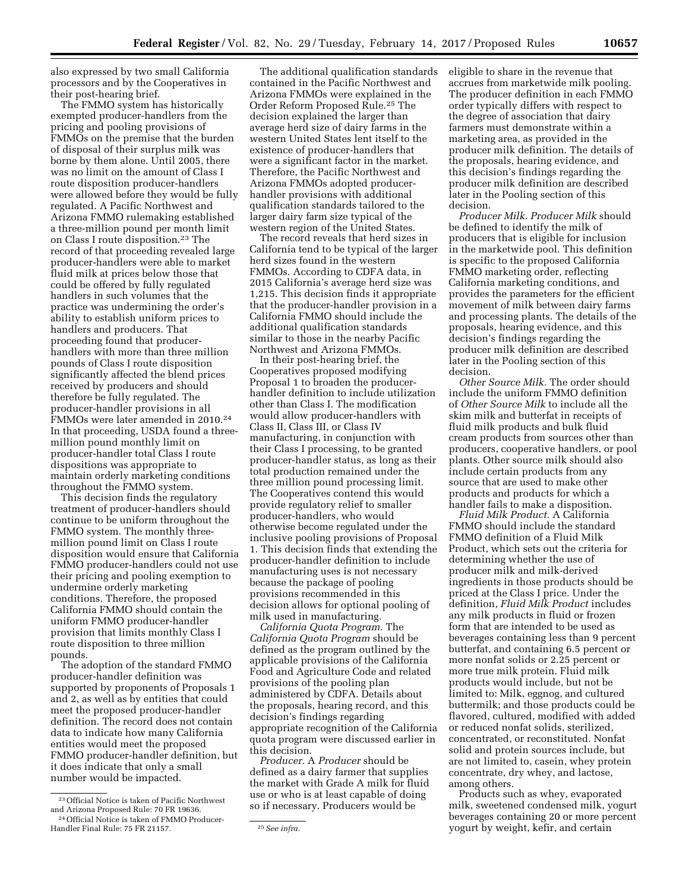also expressed by two small California processors and by the Cooperatives in their post-hearing brief.

The FMMO system has historically exempted producer-handlers from the pricing and pooling provisions of FMMOs on the premise that the burden of disposal of their surplus milk was borne by them alone. Until 2005, there was no limit on the amount of Class I route disposition producer-handlers were allowed before they would be fully regulated. A Pacific Northwest and Arizona FMMO rulemaking established a three-million pound per month limit on Class I route disposition.[23] The record of that proceeding revealed large producer-handlers were able to market fluid milk at prices below those that could be offered by fully regulated handlers in such volumes that the practice was undermining the order's ability to establish uniform prices to handlers and producers. That proceeding found that producer-handlers with more than three million pounds of Class I route disposition significantly affected the blend prices received by producers and should therefore be fully regulated. The producer-handler provisions in all FMMOs were later amended in 2010.[24] In that proceeding, USDA found a three-million pound monthly limit on producer-handler total Class I route dispositions was appropriate to maintain orderly marketing conditions throughout the FMMO system.

This decision finds the regulatory treatment of producer-handlers should continue to be uniform throughout the FMMO system. The monthly three-million pound limit on Class I route disposition would ensure that California FMMO producer-handlers could not use their pricing and pooling exemption to undermine orderly marketing conditions. Therefore, the proposed California FMMO should contain the uniform FMMO producer-handler provision that limits monthly Class I route disposition to three million pounds.

The adoption of the standard FMMO producer-handler definition was supported by proponents of Proposals 1 and 2, as well as by entities that could meet the proposed producer-handler definition. The record does not contain data to indicate how many California entities would meet the proposed FMMO producer-handler definition, but it does indicate that only a small number would be impacted.

The additional qualification standards contained in the Pacific Northwest and Arizona FMMOs were explained in the Order Reform Proposed Rule.[25] The decision explained the larger than average herd size of dairy farms in the western United States lent itself to the existence of producer-handlers that were a significant factor in the market. Therefore, the Pacific Northwest and Arizona FMMOs adopted producer-handler provisions with additional qualification standards tailored to the larger dairy farm size typical of the western region of the United States.

The record reveals that herd sizes in California tend to be typical of the larger herd sizes found in the western FMMOs. According to CDFA data, in 2015 California's average herd size was 1,215. This decision finds it appropriate that the producer-handler provision in a California FMMO should include the additional qualification standards similar to those in the nearby Pacific Northwest and Arizona FMMOs.

In their post-hearing brief, the Cooperatives proposed modifying Proposal 1 to broaden the producer-handler definition to include utilization other than Class I. The modification would allow producer-handlers with Class II, Class III, or Class IV manufacturing, in conjunction with their Class I processing, to be granted producer-handler status, as long as their total production remained under the three million pound processing limit. The Cooperatives contend this would provide regulatory relief to smaller producer-handlers, who would otherwise become regulated under the inclusive pooling provisions of Proposal 1. This decision finds that extending the producer-handler definition to include manufacturing uses is not necessary because the package of pooling provisions recommended in this decision allows for optional pooling of milk used in manufacturing.

*California Quota Program.* The *California Quota Program* should be defined as the program outlined by the applicable provisions of the California Food and Agriculture Code and related provisions of the pooling plan administered by CDFA. Details about the proposals, hearing record, and this decision's findings regarding appropriate recognition of the California quota program were discussed earlier in this decision.

*Producer.* A *Producer* should be defined as a dairy farmer that supplies the market with Grade A milk for fluid use or who is at least capable of doing so if necessary. Producers would be eligible to share in the revenue that accrues from marketwide milk pooling. The producer definition in each FMMO order typically differs with respect to the degree of association that dairy farmers must demonstrate within a marketing area, as provided in the producer milk definition. The details of the proposals, hearing evidence, and this decision's findings regarding the producer milk definition are described later in the Pooling section of this decision.

*Producer Milk. Producer Milk* should be defined to identify the milk of producers that is eligible for inclusion in the marketwide pool. This definition is specific to the proposed California FMMO marketing order, reflecting California marketing conditions, and provides the parameters for the efficient movement of milk between dairy farms and processing plants. The details of the proposals, hearing evidence, and this decision's findings regarding the producer milk definition are described later in the Pooling section of this decision.

*Other Source Milk.* The order should include the uniform FMMO definition of *Other Source Milk* to include all the skim milk and butterfat in receipts of fluid milk products and bulk fluid cream products from sources other than producers, cooperative handlers, or pool plants. Other source milk should also include certain products from any source that are used to make other products and products for which a handler fails to make a disposition.

*Fluid Milk Product.* A California FMMO should include the standard FMMO definition of a Fluid Milk Product, which sets out the criteria for determining whether the use of producer milk and milk-derived ingredients in those products should be priced at the Class I price. Under the definition, *Fluid Milk Product* includes any milk products in fluid or frozen form that are intended to be used as beverages containing less than 9 percent butterfat, and containing 6.5 percent or more nonfat solids or 2.25 percent or more true milk protein. Fluid milk products would include, but not be limited to: Milk, eggnog, and cultured buttermilk; and those products could be flavored, cultured, modified with added or reduced nonfat solids, sterilized, concentrated, or reconstituted. Nonfat solid and protein sources include, but are not limited to, casein, whey protein concentrate, dry whey, and lactose, among others.

Products such as whey, evaporated milk, sweetened condensed milk, yogurt beverages containing 20 or more percent yogurt by weight, kefir, and certain

---

[23] Official Notice is taken of Pacific Northwest and Arizona Proposed Rule: 70 FR 19636.

[24] Official Notice is taken of FMMO Producer-Handler Final Rule: 75 FR 21157.

[25] *See infra.*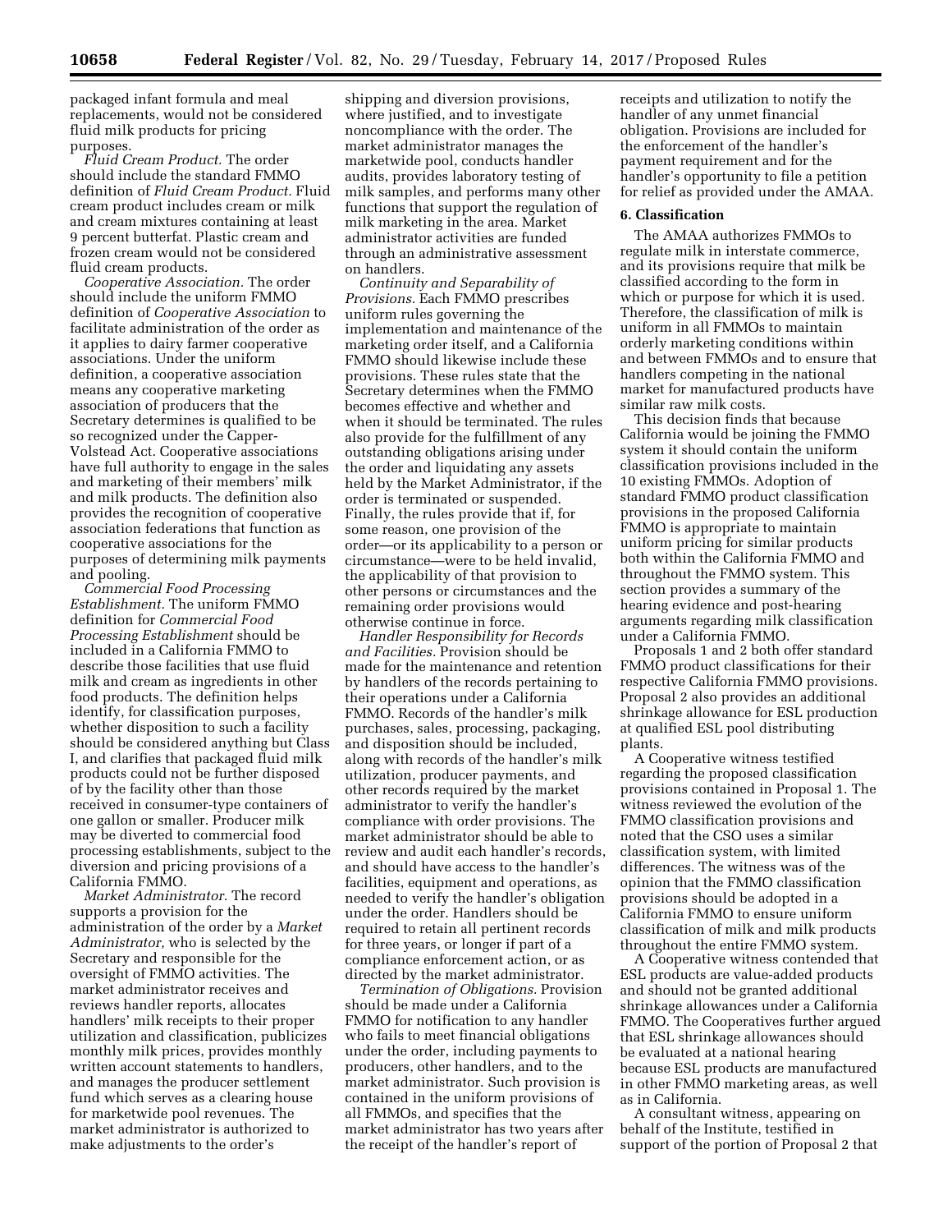packaged infant formula and meal replacements, would not be considered fluid milk products for pricing purposes.

*Fluid Cream Product.* The order should include the standard FMMO definition of *Fluid Cream Product.* Fluid cream product includes cream or milk and cream mixtures containing at least 9 percent butterfat. Plastic cream and frozen cream would not be considered fluid cream products.

*Cooperative Association.* The order should include the uniform FMMO definition of *Cooperative Association* to facilitate administration of the order as it applies to dairy farmer cooperative associations. Under the uniform definition, a cooperative association means any cooperative marketing association of producers that the Secretary determines is qualified to be so recognized under the Capper-Volstead Act. Cooperative associations have full authority to engage in the sales and marketing of their members' milk and milk products. The definition also provides the recognition of cooperative association federations that function as cooperative associations for the purposes of determining milk payments and pooling.

*Commercial Food Processing Establishment.* The uniform FMMO definition for *Commercial Food Processing Establishment* should be included in a California FMMO to describe those facilities that use fluid milk and cream as ingredients in other food products. The definition helps identify, for classification purposes, whether disposition to such a facility should be considered anything but Class I, and clarifies that packaged fluid milk products could not be further disposed of by the facility other than those received in consumer-type containers of one gallon or smaller. Producer milk may be diverted to commercial food processing establishments, subject to the diversion and pricing provisions of a California FMMO.

*Market Administrator.* The record supports a provision for the administration of the order by a *Market Administrator,* who is selected by the Secretary and responsible for the oversight of FMMO activities. The market administrator receives and reviews handler reports, allocates handlers' milk receipts to their proper utilization and classification, publicizes monthly milk prices, provides monthly written account statements to handlers, and manages the producer settlement fund which serves as a clearing house for marketwide pool revenues. The market administrator is authorized to make adjustments to the order's shipping and diversion provisions, where justified, and to investigate noncompliance with the order. The market administrator manages the marketwide pool, conducts handler audits, provides laboratory testing of milk samples, and performs many other functions that support the regulation of milk marketing in the area. Market administrator activities are funded through an administrative assessment on handlers.

*Continuity and Separability of Provisions.* Each FMMO prescribes uniform rules governing the implementation and maintenance of the marketing order itself, and a California FMMO should likewise include these provisions. These rules state that the Secretary determines when the FMMO becomes effective and whether and when it should be terminated. The rules also provide for the fulfillment of any outstanding obligations arising under the order and liquidating any assets held by the Market Administrator, if the order is terminated or suspended. Finally, the rules provide that if, for some reason, one provision of the order—or its applicability to a person or circumstance—were to be held invalid, the applicability of that provision to other persons or circumstances and the remaining order provisions would otherwise continue in force.

*Handler Responsibility for Records and Facilities.* Provision should be made for the maintenance and retention by handlers of the records pertaining to their operations under a California FMMO. Records of the handler's milk purchases, sales, processing, packaging, and disposition should be included, along with records of the handler's milk utilization, producer payments, and other records required by the market administrator to verify the handler's compliance with order provisions. The market administrator should be able to review and audit each handler's records, and should have access to the handler's facilities, equipment and operations, as needed to verify the handler's obligation under the order. Handlers should be required to retain all pertinent records for three years, or longer if part of a compliance enforcement action, or as directed by the market administrator.

*Termination of Obligations.* Provision should be made under a California FMMO for notification to any handler who fails to meet financial obligations under the order, including payments to producers, other handlers, and to the market administrator. Such provision is contained in the uniform provisions of all FMMOs, and specifies that the market administrator has two years after the receipt of the handler's report of receipts and utilization to notify the handler of any unmet financial obligation. Provisions are included for the enforcement of the handler's payment requirement and for the handler's opportunity to file a petition for relief as provided under the AMAA.

## 6. Classification

The AMAA authorizes FMMOs to regulate milk in interstate commerce, and its provisions require that milk be classified according to the form in which or purpose for which it is used. Therefore, the classification of milk is uniform in all FMMOs to maintain orderly marketing conditions within and between FMMOs and to ensure that handlers competing in the national market for manufactured products have similar raw milk costs.

This decision finds that because California would be joining the FMMO system it should contain the uniform classification provisions included in the 10 existing FMMOs. Adoption of standard FMMO product classification provisions in the proposed California FMMO is appropriate to maintain uniform pricing for similar products both within the California FMMO and throughout the FMMO system. This section provides a summary of the hearing evidence and post-hearing arguments regarding milk classification under a California FMMO.

Proposals 1 and 2 both offer standard FMMO product classifications for their respective California FMMO provisions. Proposal 2 also provides an additional shrinkage allowance for ESL production at qualified ESL pool distributing plants.

A Cooperative witness testified regarding the proposed classification provisions contained in Proposal 1. The witness reviewed the evolution of the FMMO classification provisions and noted that the CSO uses a similar classification system, with limited differences. The witness was of the opinion that the FMMO classification provisions should be adopted in a California FMMO to ensure uniform classification of milk and milk products throughout the entire FMMO system.

A Cooperative witness contended that ESL products are value-added products and should not be granted additional shrinkage allowances under a California FMMO. The Cooperatives further argued that ESL shrinkage allowances should be evaluated at a national hearing because ESL products are manufactured in other FMMO marketing areas, as well as in California.

A consultant witness, appearing on behalf of the Institute, testified in support of the portion of Proposal 2 that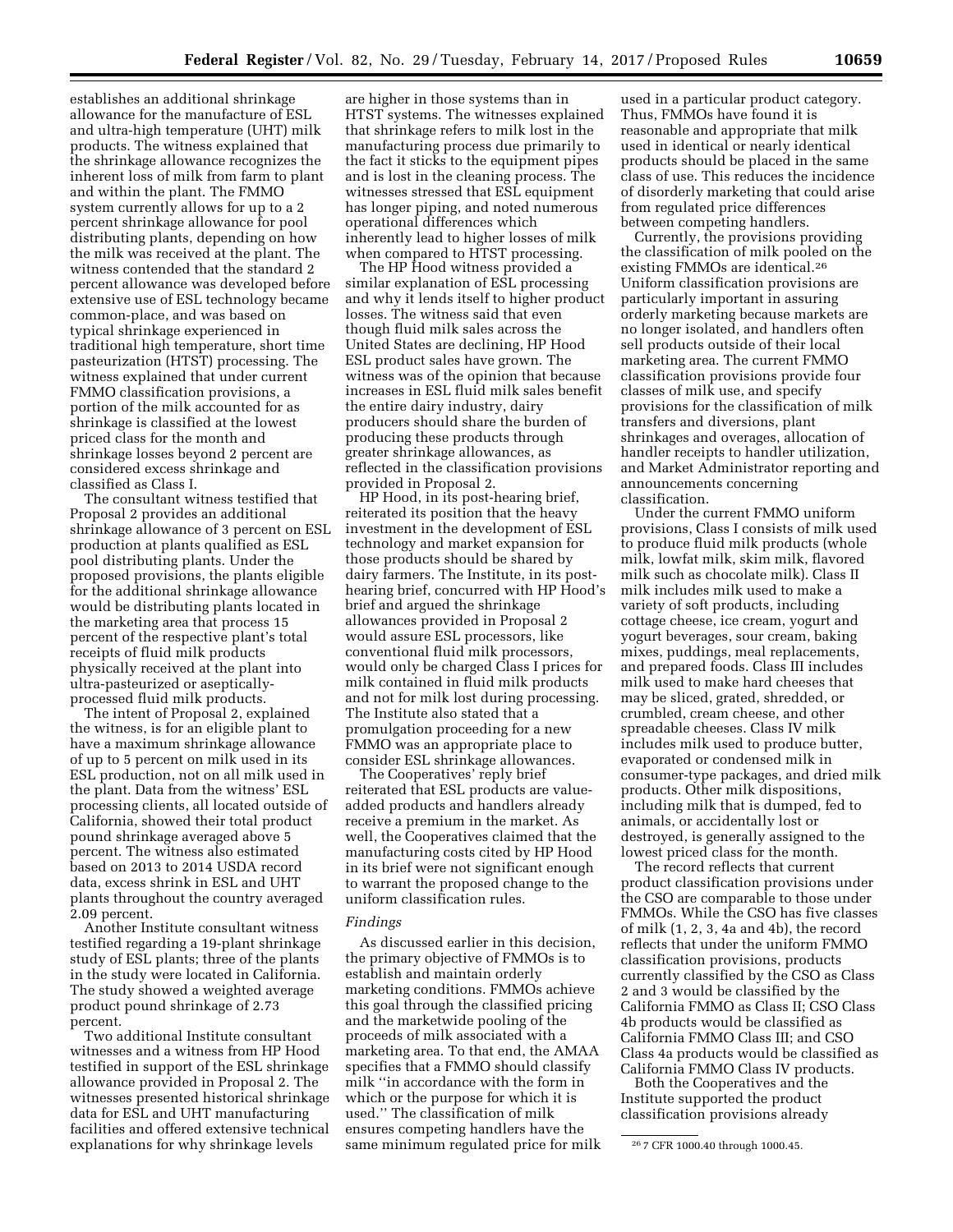establishes an additional shrinkage allowance for the manufacture of ESL and ultra-high temperature (UHT) milk products. The witness explained that the shrinkage allowance recognizes the inherent loss of milk from farm to plant and within the plant. The FMMO system currently allows for up to a 2 percent shrinkage allowance for pool distributing plants, depending on how the milk was received at the plant. The witness contended that the standard 2 percent allowance was developed before extensive use of ESL technology became common-place, and was based on typical shrinkage experienced in traditional high temperature, short time pasteurization (HTST) processing. The witness explained that under current FMMO classification provisions, a portion of the milk accounted for as shrinkage is classified at the lowest priced class for the month and shrinkage losses beyond 2 percent are considered excess shrinkage and classified as Class I.

The consultant witness testified that Proposal 2 provides an additional shrinkage allowance of 3 percent on ESL production at plants qualified as ESL pool distributing plants. Under the proposed provisions, the plants eligible for the additional shrinkage allowance would be distributing plants located in the marketing area that process 15 percent of the respective plant's total receipts of fluid milk products physically received at the plant into ultra-pasteurized or aseptically-processed fluid milk products.

The intent of Proposal 2, explained the witness, is for an eligible plant to have a maximum shrinkage allowance of up to 5 percent on milk used in its ESL production, not on all milk used in the plant. Data from the witness' ESL processing clients, all located outside of California, showed their total product pound shrinkage averaged above 5 percent. The witness also estimated based on 2013 to 2014 USDA record data, excess shrink in ESL and UHT plants throughout the country averaged 2.09 percent.

Another Institute consultant witness testified regarding a 19-plant shrinkage study of ESL plants; three of the plants in the study were located in California. The study showed a weighted average product pound shrinkage of 2.73 percent.

Two additional Institute consultant witnesses and a witness from HP Hood testified in support of the ESL shrinkage allowance provided in Proposal 2. The witnesses presented historical shrinkage data for ESL and UHT manufacturing facilities and offered extensive technical explanations for why shrinkage levels are higher in those systems than in HTST systems. The witnesses explained that shrinkage refers to milk lost in the manufacturing process due primarily to the fact it sticks to the equipment pipes and is lost in the cleaning process. The witnesses stressed that ESL equipment has longer piping, and noted numerous operational differences which inherently lead to higher losses of milk when compared to HTST processing.

The HP Hood witness provided a similar explanation of ESL processing and why it lends itself to higher product losses. The witness said that even though fluid milk sales across the United States are declining, HP Hood ESL product sales have grown. The witness was of the opinion that because increases in ESL fluid milk sales benefit the entire dairy industry, dairy producers should share the burden of producing these products through greater shrinkage allowances, as reflected in the classification provisions provided in Proposal 2.

HP Hood, in its post-hearing brief, reiterated its position that the heavy investment in the development of ESL technology and market expansion for those products should be shared by dairy farmers. The Institute, in its post-hearing brief, concurred with HP Hood's brief and argued the shrinkage allowances provided in Proposal 2 would assure ESL processors, like conventional fluid milk processors, would only be charged Class I prices for milk contained in fluid milk products and not for milk lost during processing. The Institute also stated that a promulgation proceeding for a new FMMO was an appropriate place to consider ESL shrinkage allowances.

The Cooperatives' reply brief reiterated that ESL products are value-added products and handlers already receive a premium in the market. As well, the Cooperatives claimed that the manufacturing costs cited by HP Hood in its brief were not significant enough to warrant the proposed change to the uniform classification rules.

*Findings*

As discussed earlier in this decision, the primary objective of FMMOs is to establish and maintain orderly marketing conditions. FMMOs achieve this goal through the classified pricing and the marketwide pooling of the proceeds of milk associated with a marketing area. To that end, the AMAA specifies that a FMMO should classify milk "in accordance with the form in which or the purpose for which it is used." The classification of milk ensures competing handlers have the same minimum regulated price for milk used in a particular product category. Thus, FMMOs have found it is reasonable and appropriate that milk used in identical or nearly identical products should be placed in the same class of use. This reduces the incidence of disorderly marketing that could arise from regulated price differences between competing handlers.

Currently, the provisions providing the classification of milk pooled on the existing FMMOs are identical.[26] Uniform classification provisions are particularly important in assuring orderly marketing because markets are no longer isolated, and handlers often sell products outside of their local marketing area. The current FMMO classification provisions provide four classes of milk use, and specify provisions for the classification of milk transfers and diversions, plant shrinkages and overages, allocation of handler receipts to handler utilization, and Market Administrator reporting and announcements concerning classification.

Under the current FMMO uniform provisions, Class I consists of milk used to produce fluid milk products (whole milk, lowfat milk, skim milk, flavored milk such as chocolate milk). Class II milk includes milk used to make a variety of soft products, including cottage cheese, ice cream, yogurt and yogurt beverages, sour cream, baking mixes, puddings, meal replacements, and prepared foods. Class III includes milk used to make hard cheeses that may be sliced, grated, shredded, or crumbled, cream cheese, and other spreadable cheeses. Class IV milk includes milk used to produce butter, evaporated or condensed milk in consumer-type packages, and dried milk products. Other milk dispositions, including milk that is dumped, fed to animals, or accidentally lost or destroyed, is generally assigned to the lowest priced class for the month.

The record reflects that current product classification provisions under the CSO are comparable to those under FMMOs. While the CSO has five classes of milk (1, 2, 3, 4a and 4b), the record reflects that under the uniform FMMO classification provisions, products currently classified by the CSO as Class 2 and 3 would be classified by the California FMMO as Class II; CSO Class 4b products would be classified as California FMMO Class III; and CSO Class 4a products would be classified as California FMMO Class IV products.

Both the Cooperatives and the Institute supported the product classification provisions already

[26] 7 CFR 1000.40 through 1000.45.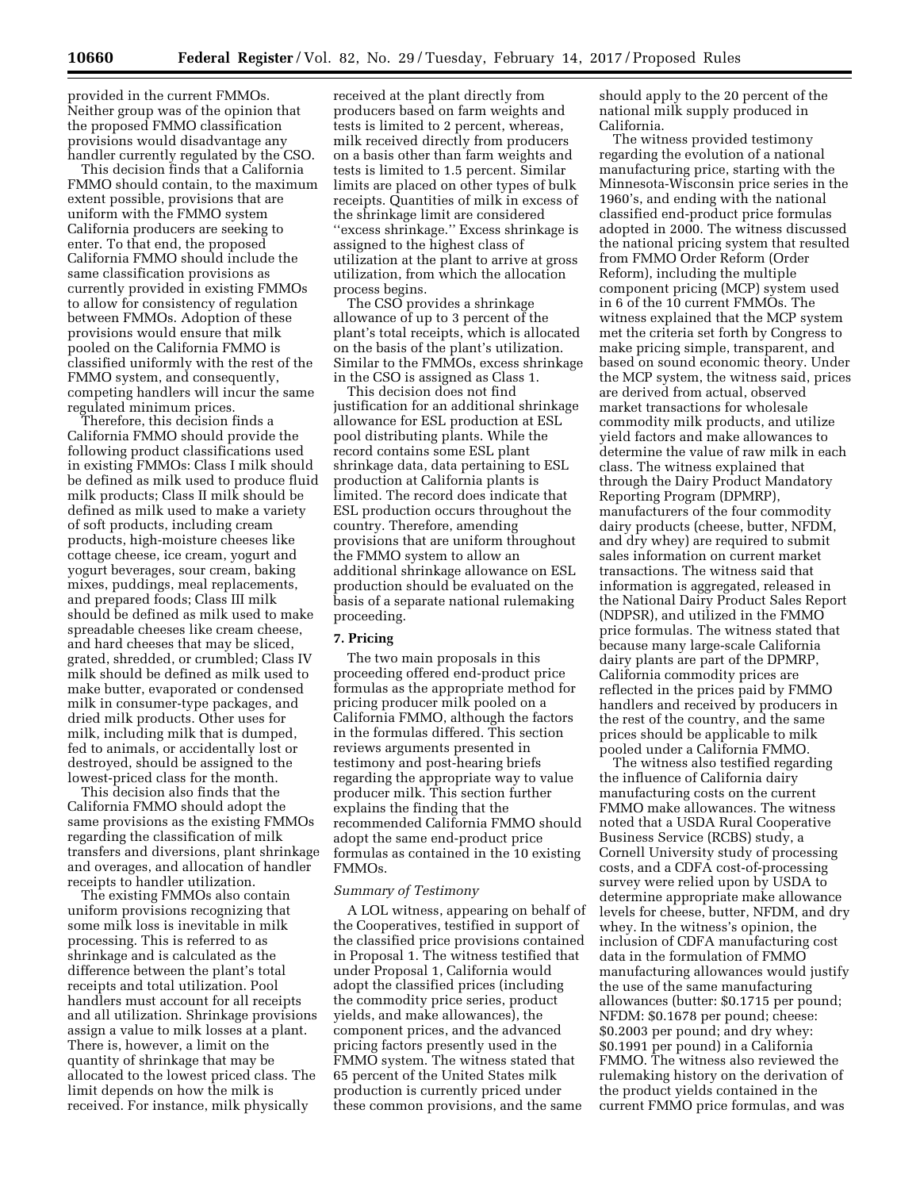provided in the current FMMOs. Neither group was of the opinion that the proposed FMMO classification provisions would disadvantage any handler currently regulated by the CSO.

This decision finds that a California FMMO should contain, to the maximum extent possible, provisions that are uniform with the FMMO system California producers are seeking to enter. To that end, the proposed California FMMO should include the same classification provisions as currently provided in existing FMMOs to allow for consistency of regulation between FMMOs. Adoption of these provisions would ensure that milk pooled on the California FMMO is classified uniformly with the rest of the FMMO system, and consequently, competing handlers will incur the same regulated minimum prices.

Therefore, this decision finds a California FMMO should provide the following product classifications used in existing FMMOs: Class I milk should be defined as milk used to produce fluid milk products; Class II milk should be defined as milk used to make a variety of soft products, including cream products, high-moisture cheeses like cottage cheese, ice cream, yogurt and yogurt beverages, sour cream, baking mixes, puddings, meal replacements, and prepared foods; Class III milk should be defined as milk used to make spreadable cheeses like cream cheese, and hard cheeses that may be sliced, grated, shredded, or crumbled; Class IV milk should be defined as milk used to make butter, evaporated or condensed milk in consumer-type packages, and dried milk products. Other uses for milk, including milk that is dumped, fed to animals, or accidentally lost or destroyed, should be assigned to the lowest-priced class for the month.

This decision also finds that the California FMMO should adopt the same provisions as the existing FMMOs regarding the classification of milk transfers and diversions, plant shrinkage and overages, and allocation of handler receipts to handler utilization.

The existing FMMOs also contain uniform provisions recognizing that some milk loss is inevitable in milk processing. This is referred to as shrinkage and is calculated as the difference between the plant's total receipts and total utilization. Pool handlers must account for all receipts and all utilization. Shrinkage provisions assign a value to milk losses at a plant. There is, however, a limit on the quantity of shrinkage that may be allocated to the lowest priced class. The limit depends on how the milk is received. For instance, milk physically received at the plant directly from producers based on farm weights and tests is limited to 2 percent, whereas, milk received directly from producers on a basis other than farm weights and tests is limited to 1.5 percent. Similar limits are placed on other types of bulk receipts. Quantities of milk in excess of the shrinkage limit are considered ''excess shrinkage.'' Excess shrinkage is assigned to the highest class of utilization at the plant to arrive at gross utilization, from which the allocation process begins.

The CSO provides a shrinkage allowance of up to 3 percent of the plant's total receipts, which is allocated on the basis of the plant's utilization. Similar to the FMMOs, excess shrinkage in the CSO is assigned as Class 1.

This decision does not find justification for an additional shrinkage allowance for ESL production at ESL pool distributing plants. While the record contains some ESL plant shrinkage data, data pertaining to ESL production at California plants is limited. The record does indicate that ESL production occurs throughout the country. Therefore, amending provisions that are uniform throughout the FMMO system to allow an additional shrinkage allowance on ESL production should be evaluated on the basis of a separate national rulemaking proceeding.

## 7. Pricing

The two main proposals in this proceeding offered end-product price formulas as the appropriate method for pricing producer milk pooled on a California FMMO, although the factors in the formulas differed. This section reviews arguments presented in testimony and post-hearing briefs regarding the appropriate way to value producer milk. This section further explains the finding that the recommended California FMMO should adopt the same end-product price formulas as contained in the 10 existing FMMOs.

### *Summary of Testimony*

A LOL witness, appearing on behalf of the Cooperatives, testified in support of the classified price provisions contained in Proposal 1. The witness testified that under Proposal 1, California would adopt the classified prices (including the commodity price series, product yields, and make allowances), the component prices, and the advanced pricing factors presently used in the FMMO system. The witness stated that 65 percent of the United States milk production is currently priced under these common provisions, and the same should apply to the 20 percent of the national milk supply produced in California.

The witness provided testimony regarding the evolution of a national manufacturing price, starting with the Minnesota-Wisconsin price series in the 1960's, and ending with the national classified end-product price formulas adopted in 2000. The witness discussed the national pricing system that resulted from FMMO Order Reform (Order Reform), including the multiple component pricing (MCP) system used in 6 of the 10 current FMMOs. The witness explained that the MCP system met the criteria set forth by Congress to make pricing simple, transparent, and based on sound economic theory. Under the MCP system, the witness said, prices are derived from actual, observed market transactions for wholesale commodity milk products, and utilize yield factors and make allowances to determine the value of raw milk in each class. The witness explained that through the Dairy Product Mandatory Reporting Program (DPMRP), manufacturers of the four commodity dairy products (cheese, butter, NFDM, and dry whey) are required to submit sales information on current market transactions. The witness said that information is aggregated, released in the National Dairy Product Sales Report (NDPSR), and utilized in the FMMO price formulas. The witness stated that because many large-scale California dairy plants are part of the DPMRP, California commodity prices are reflected in the prices paid by FMMO handlers and received by producers in the rest of the country, and the same prices should be applicable to milk pooled under a California FMMO.

The witness also testified regarding the influence of California dairy manufacturing costs on the current FMMO make allowances. The witness noted that a USDA Rural Cooperative Business Service (RCBS) study, a Cornell University study of processing costs, and a CDFA cost-of-processing survey were relied upon by USDA to determine appropriate make allowance levels for cheese, butter, NFDM, and dry whey. In the witness's opinion, the inclusion of CDFA manufacturing cost data in the formulation of FMMO manufacturing allowances would justify the use of the same manufacturing allowances (butter: $0.1715 per pound; NFDM: $0.1678 per pound; cheese: $0.2003 per pound; and dry whey: $0.1991 per pound) in a California FMMO. The witness also reviewed the rulemaking history on the derivation of the product yields contained in the current FMMO price formulas, and was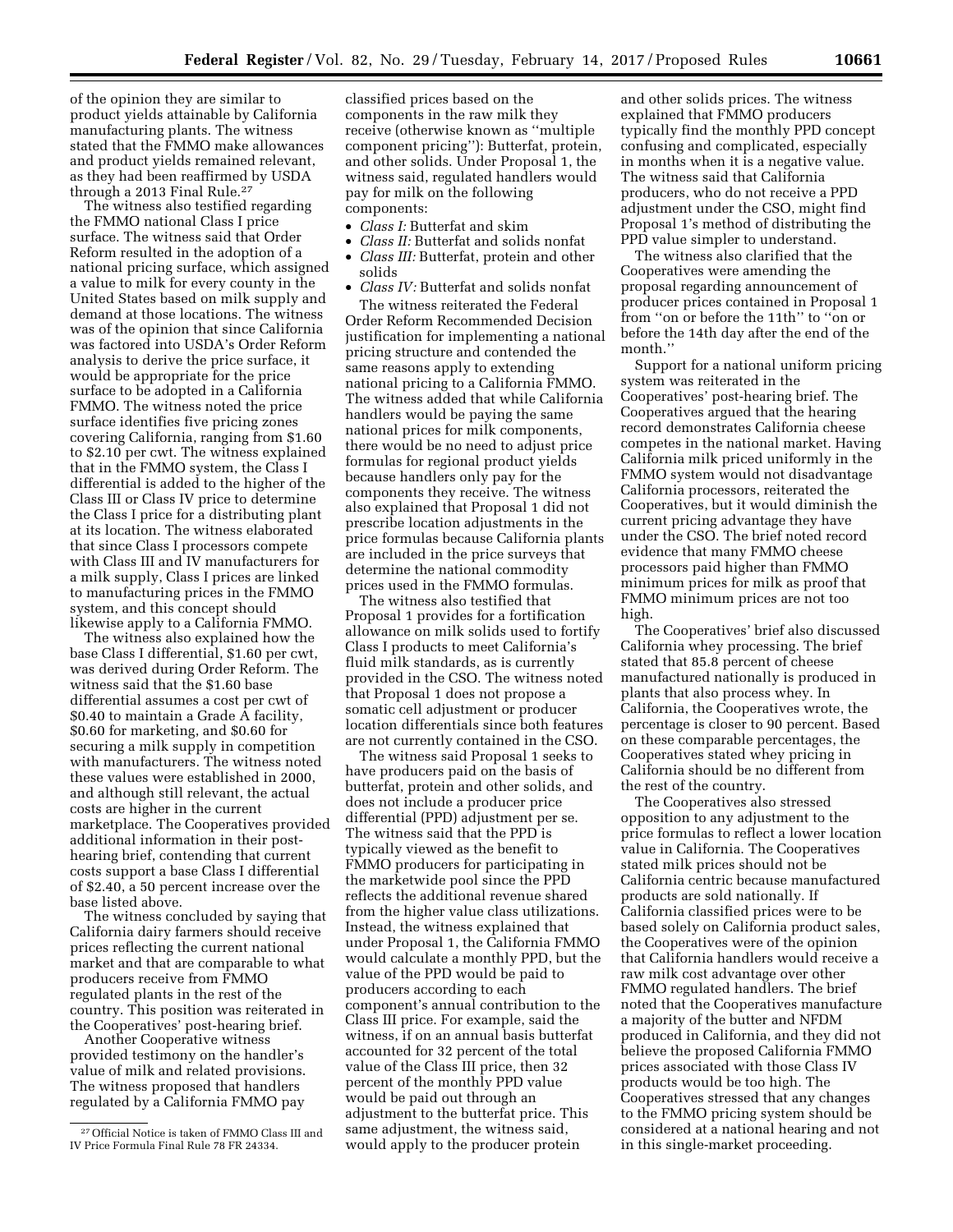of the opinion they are similar to product yields attainable by California manufacturing plants. The witness stated that the FMMO make allowances and product yields remained relevant, as they had been reaffirmed by USDA through a 2013 Final Rule.[27]

The witness also testified regarding the FMMO national Class I price surface. The witness said that Order Reform resulted in the adoption of a national pricing surface, which assigned a value to milk for every county in the United States based on milk supply and demand at those locations. The witness was of the opinion that since California was factored into USDA's Order Reform analysis to derive the price surface, it would be appropriate for the price surface to be adopted in a California FMMO. The witness noted the price surface identifies five pricing zones covering California, ranging from $1.60 to $2.10 per cwt. The witness explained that in the FMMO system, the Class I differential is added to the higher of the Class III or Class IV price to determine the Class I price for a distributing plant at its location. The witness elaborated that since Class I processors compete with Class III and IV manufacturers for a milk supply, Class I prices are linked to manufacturing prices in the FMMO system, and this concept should likewise apply to a California FMMO.

The witness also explained how the base Class I differential, $1.60 per cwt, was derived during Order Reform. The witness said that the $1.60 base differential assumes a cost per cwt of $0.40 to maintain a Grade A facility, $0.60 for marketing, and $0.60 for securing a milk supply in competition with manufacturers. The witness noted these values were established in 2000, and although still relevant, the actual costs are higher in the current marketplace. The Cooperatives provided additional information in their post-hearing brief, contending that current costs support a base Class I differential of $2.40, a 50 percent increase over the base listed above.

The witness concluded by saying that California dairy farmers should receive prices reflecting the current national market and that are comparable to what producers receive from FMMO regulated plants in the rest of the country. This position was reiterated in the Cooperatives' post-hearing brief.

Another Cooperative witness provided testimony on the handler's value of milk and related provisions. The witness proposed that handlers regulated by a California FMMO pay classified prices based on the components in the raw milk they receive (otherwise known as "multiple component pricing"): Butterfat, protein, and other solids. Under Proposal 1, the witness said, regulated handlers would pay for milk on the following components:

- *Class I:* Butterfat and skim
- *Class II:* Butterfat and solids nonfat
- *Class III:* Butterfat, protein and other solids
- *Class IV:* Butterfat and solids nonfat

The witness reiterated the Federal Order Reform Recommended Decision justification for implementing a national pricing structure and contended the same reasons apply to extending national pricing to a California FMMO. The witness added that while California handlers would be paying the same national prices for milk components, there would be no need to adjust price formulas for regional product yields because handlers only pay for the components they receive. The witness also explained that Proposal 1 did not prescribe location adjustments in the price formulas because California plants are included in the price surveys that determine the national commodity prices used in the FMMO formulas.

The witness also testified that Proposal 1 provides for a fortification allowance on milk solids used to fortify Class I products to meet California's fluid milk standards, as is currently provided in the CSO. The witness noted that Proposal 1 does not propose a somatic cell adjustment or producer location differentials since both features are not currently contained in the CSO.

The witness said Proposal 1 seeks to have producers paid on the basis of butterfat, protein and other solids, and does not include a producer price differential (PPD) adjustment per se. The witness said that the PPD is typically viewed as the benefit to FMMO producers for participating in the marketwide pool since the PPD reflects the additional revenue shared from the higher value class utilizations. Instead, the witness explained that under Proposal 1, the California FMMO would calculate a monthly PPD, but the value of the PPD would be paid to producers according to each component's annual contribution to the Class III price. For example, said the witness, if on an annual basis butterfat accounted for 32 percent of the total value of the Class III price, then 32 percent of the monthly PPD value would be paid out through an adjustment to the butterfat price. This same adjustment, the witness said, would apply to the producer protein and other solids prices. The witness explained that FMMO producers typically find the monthly PPD concept confusing and complicated, especially in months when it is a negative value. The witness said that California producers, who do not receive a PPD adjustment under the CSO, might find Proposal 1's method of distributing the PPD value simpler to understand.

The witness also clarified that the Cooperatives were amending the proposal regarding announcement of producer prices contained in Proposal 1 from "on or before the 11th" to "on or before the 14th day after the end of the month."

Support for a national uniform pricing system was reiterated in the Cooperatives' post-hearing brief. The Cooperatives argued that the hearing record demonstrates California cheese competes in the national market. Having California milk priced uniformly in the FMMO system would not disadvantage California processors, reiterated the Cooperatives, but it would diminish the current pricing advantage they have under the CSO. The brief noted record evidence that many FMMO cheese processors paid higher than FMMO minimum prices for milk as proof that FMMO minimum prices are not too high.

The Cooperatives' brief also discussed California whey processing. The brief stated that 85.8 percent of cheese manufactured nationally is produced in plants that also process whey. In California, the Cooperatives wrote, the percentage is closer to 90 percent. Based on these comparable percentages, the Cooperatives stated whey pricing in California should be no different from the rest of the country.

The Cooperatives also stressed opposition to any adjustment to the price formulas to reflect a lower location value in California. The Cooperatives stated milk prices should not be California centric because manufactured products are sold nationally. If California classified prices were to be based solely on California product sales, the Cooperatives were of the opinion that California handlers would receive a raw milk cost advantage over other FMMO regulated handlers. The brief noted that the Cooperatives manufacture a majority of the butter and NFDM produced in California, and they did not believe the proposed California FMMO prices associated with those Class IV products would be too high. The Cooperatives stressed that any changes to the FMMO pricing system should be considered at a national hearing and not in this single-market proceeding.

---

[27] Official Notice is taken of FMMO Class III and IV Price Formula Final Rule 78 FR 24334.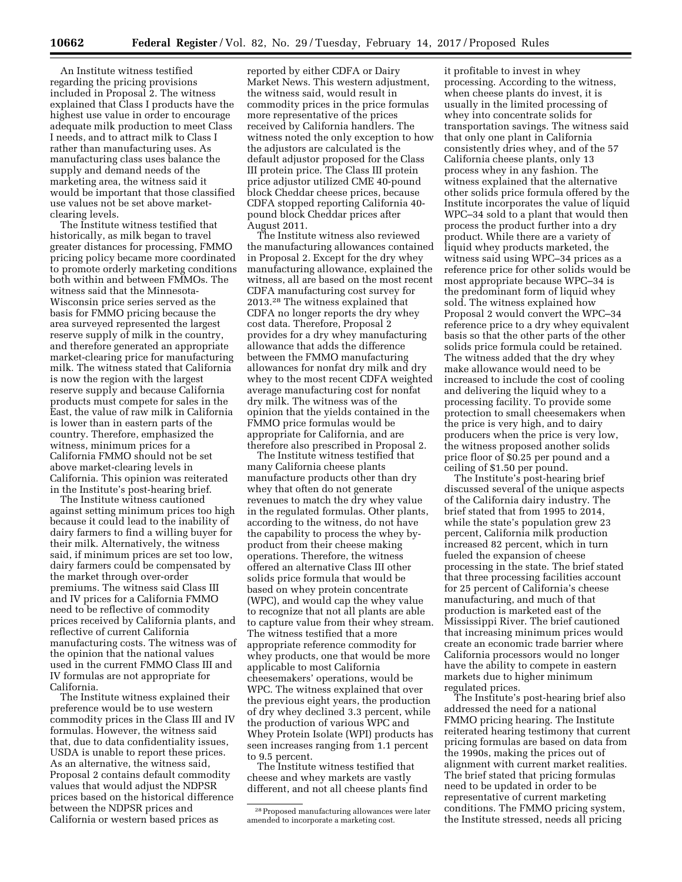An Institute witness testified regarding the pricing provisions included in Proposal 2. The witness explained that Class I products have the highest use value in order to encourage adequate milk production to meet Class I needs, and to attract milk to Class I rather than manufacturing uses. As manufacturing class uses balance the supply and demand needs of the marketing area, the witness said it would be important that those classified use values not be set above market-clearing levels.

The Institute witness testified that historically, as milk began to travel greater distances for processing, FMMO pricing policy became more coordinated to promote orderly marketing conditions both within and between FMMOs. The witness said that the Minnesota-Wisconsin price series served as the basis for FMMO pricing because the area surveyed represented the largest reserve supply of milk in the country, and therefore generated an appropriate market-clearing price for manufacturing milk. The witness stated that California is now the region with the largest reserve supply and because California products must compete for sales in the East, the value of raw milk in California is lower than in eastern parts of the country. Therefore, emphasized the witness, minimum prices for a California FMMO should not be set above market-clearing levels in California. This opinion was reiterated in the Institute's post-hearing brief.

The Institute witness cautioned against setting minimum prices too high because it could lead to the inability of dairy farmers to find a willing buyer for their milk. Alternatively, the witness said, if minimum prices are set too low, dairy farmers could be compensated by the market through over-order premiums. The witness said Class III and IV prices for a California FMMO need to be reflective of commodity prices received by California plants, and reflective of current California manufacturing costs. The witness was of the opinion that the national values used in the current FMMO Class III and IV formulas are not appropriate for California.

The Institute witness explained their preference would be to use western commodity prices in the Class III and IV formulas. However, the witness said that, due to data confidentiality issues, USDA is unable to report these prices. As an alternative, the witness said, Proposal 2 contains default commodity values that would adjust the NDPSR prices based on the historical difference between the NDPSR prices and California or western based prices as reported by either CDFA or Dairy Market News. This western adjustment, the witness said, would result in commodity prices in the price formulas more representative of the prices received by California handlers. The witness noted the only exception to how the adjustors are calculated is the default adjustor proposed for the Class III protein price. The Class III protein price adjustor utilized CME 40-pound block Cheddar cheese prices, because CDFA stopped reporting California 40-pound block Cheddar prices after August 2011.

The Institute witness also reviewed the manufacturing allowances contained in Proposal 2. Except for the dry whey manufacturing allowance, explained the witness, all are based on the most recent CDFA manufacturing cost survey for 2013.[28] The witness explained that CDFA no longer reports the dry whey cost data. Therefore, Proposal 2 provides for a dry whey manufacturing allowance that adds the difference between the FMMO manufacturing allowances for nonfat dry milk and dry whey to the most recent CDFA weighted average manufacturing cost for nonfat dry milk. The witness was of the opinion that the yields contained in the FMMO price formulas would be appropriate for California, and are therefore also prescribed in Proposal 2.

The Institute witness testified that many California cheese plants manufacture products other than dry whey that often do not generate revenues to match the dry whey value in the regulated formulas. Other plants, according to the witness, do not have the capability to process the whey by-product from their cheese making operations. Therefore, the witness offered an alternative Class III other solids price formula that would be based on whey protein concentrate (WPC), and would cap the whey value to recognize that not all plants are able to capture value from their whey stream. The witness testified that a more appropriate reference commodity for whey products, one that would be more applicable to most California cheesemakers' operations, would be WPC. The witness explained that over the previous eight years, the production of dry whey declined 3.3 percent, while the production of various WPC and Whey Protein Isolate (WPI) products has seen increases ranging from 1.1 percent to 9.5 percent.

The Institute witness testified that cheese and whey markets are vastly different, and not all cheese plants find it profitable to invest in whey processing. According to the witness, when cheese plants do invest, it is usually in the limited processing of whey into concentrate solids for transportation savings. The witness said that only one plant in California consistently dries whey, and of the 57 California cheese plants, only 13 process whey in any fashion. The witness explained that the alternative other solids price formula offered by the Institute incorporates the value of liquid WPC–34 sold to a plant that would then process the product further into a dry product. While there are a variety of liquid whey products marketed, the witness said using WPC–34 prices as a reference price for other solids would be most appropriate because WPC–34 is the predominant form of liquid whey sold. The witness explained how Proposal 2 would convert the WPC–34 reference price to a dry whey equivalent basis so that the other parts of the other solids price formula could be retained. The witness added that the dry whey make allowance would need to be increased to include the cost of cooling and delivering the liquid whey to a processing facility. To provide some protection to small cheesemakers when the price is very high, and to dairy producers when the price is very low, the witness proposed another solids price floor of $0.25 per pound and a ceiling of $1.50 per pound.

The Institute's post-hearing brief discussed several of the unique aspects of the California dairy industry. The brief stated that from 1995 to 2014, while the state's population grew 23 percent, California milk production increased 82 percent, which in turn fueled the expansion of cheese processing in the state. The brief stated that three processing facilities account for 25 percent of California's cheese manufacturing, and much of that production is marketed east of the Mississippi River. The brief cautioned that increasing minimum prices would create an economic trade barrier where California processors would no longer have the ability to compete in eastern markets due to higher minimum regulated prices.

The Institute's post-hearing brief also addressed the need for a national FMMO pricing hearing. The Institute reiterated hearing testimony that current pricing formulas are based on data from the 1990s, making the prices out of alignment with current market realities. The brief stated that pricing formulas need to be updated in order to be representative of current marketing conditions. The FMMO pricing system, the Institute stressed, needs all pricing

[28] Proposed manufacturing allowances were later amended to incorporate a marketing cost.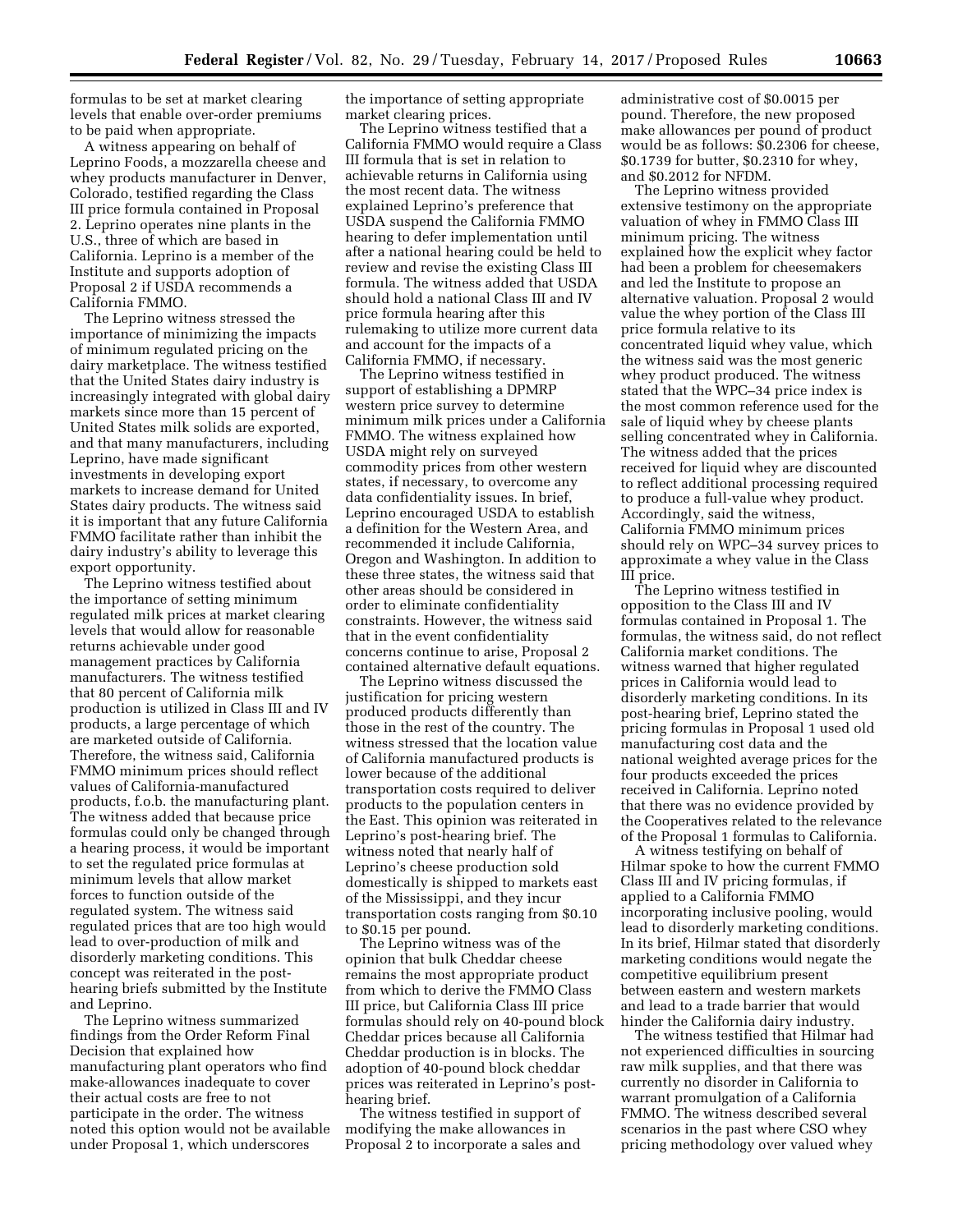formulas to be set at market clearing levels that enable over-order premiums to be paid when appropriate.

A witness appearing on behalf of Leprino Foods, a mozzarella cheese and whey products manufacturer in Denver, Colorado, testified regarding the Class III price formula contained in Proposal 2. Leprino operates nine plants in the U.S., three of which are based in California. Leprino is a member of the Institute and supports adoption of Proposal 2 if USDA recommends a California FMMO.

The Leprino witness stressed the importance of minimizing the impacts of minimum regulated pricing on the dairy marketplace. The witness testified that the United States dairy industry is increasingly integrated with global dairy markets since more than 15 percent of United States milk solids are exported, and that many manufacturers, including Leprino, have made significant investments in developing export markets to increase demand for United States dairy products. The witness said it is important that any future California FMMO facilitate rather than inhibit the dairy industry's ability to leverage this export opportunity.

The Leprino witness testified about the importance of setting minimum regulated milk prices at market clearing levels that would allow for reasonable returns achievable under good management practices by California manufacturers. The witness testified that 80 percent of California milk production is utilized in Class III and IV products, a large percentage of which are marketed outside of California. Therefore, the witness said, California FMMO minimum prices should reflect values of California-manufactured products, f.o.b. the manufacturing plant. The witness added that because price formulas could only be changed through a hearing process, it would be important to set the regulated price formulas at minimum levels that allow market forces to function outside of the regulated system. The witness said regulated prices that are too high would lead to over-production of milk and disorderly marketing conditions. This concept was reiterated in the post-hearing briefs submitted by the Institute and Leprino.

The Leprino witness summarized findings from the Order Reform Final Decision that explained how manufacturing plant operators who find make-allowances inadequate to cover their actual costs are free to not participate in the order. The witness noted this option would not be available under Proposal 1, which underscores the importance of setting appropriate market clearing prices.

The Leprino witness testified that a California FMMO would require a Class III formula that is set in relation to achievable returns in California using the most recent data. The witness explained Leprino's preference that USDA suspend the California FMMO hearing to defer implementation until after a national hearing could be held to review and revise the existing Class III formula. The witness added that USDA should hold a national Class III and IV price formula hearing after this rulemaking to utilize more current data and account for the impacts of a California FMMO, if necessary.

The Leprino witness testified in support of establishing a DPMRP western price survey to determine minimum milk prices under a California FMMO. The witness explained how USDA might rely on surveyed commodity prices from other western states, if necessary, to overcome any data confidentiality issues. In brief, Leprino encouraged USDA to establish a definition for the Western Area, and recommended it include California, Oregon and Washington. In addition to these three states, the witness said that other areas should be considered in order to eliminate confidentiality constraints. However, the witness said that in the event confidentiality concerns continue to arise, Proposal 2 contained alternative default equations.

The Leprino witness discussed the justification for pricing western produced products differently than those in the rest of the country. The witness stressed that the location value of California manufactured products is lower because of the additional transportation costs required to deliver products to the population centers in the East. This opinion was reiterated in Leprino's post-hearing brief. The witness noted that nearly half of Leprino's cheese production sold domestically is shipped to markets east of the Mississippi, and they incur transportation costs ranging from $0.10 to $0.15 per pound.

The Leprino witness was of the opinion that bulk Cheddar cheese remains the most appropriate product from which to derive the FMMO Class III price, but California Class III price formulas should rely on 40-pound block Cheddar prices because all California Cheddar production is in blocks. The adoption of 40-pound block cheddar prices was reiterated in Leprino's post-hearing brief.

The witness testified in support of modifying the make allowances in Proposal 2 to incorporate a sales and administrative cost of $0.0015 per pound. Therefore, the new proposed make allowances per pound of product would be as follows: $0.2306 for cheese, $0.1739 for butter, $0.2310 for whey, and $0.2012 for NFDM.

The Leprino witness provided extensive testimony on the appropriate valuation of whey in FMMO Class III minimum pricing. The witness explained how the explicit whey factor had been a problem for cheesemakers and led the Institute to propose an alternative valuation. Proposal 2 would value the whey portion of the Class III price formula relative to its concentrated liquid whey value, which the witness said was the most generic whey product produced. The witness stated that the WPC–34 price index is the most common reference used for the sale of liquid whey by cheese plants selling concentrated whey in California. The witness added that the prices received for liquid whey are discounted to reflect additional processing required to produce a full-value whey product. Accordingly, said the witness, California FMMO minimum prices should rely on WPC–34 survey prices to approximate a whey value in the Class III price.

The Leprino witness testified in opposition to the Class III and IV formulas contained in Proposal 1. The formulas, the witness said, do not reflect California market conditions. The witness warned that higher regulated prices in California would lead to disorderly marketing conditions. In its post-hearing brief, Leprino stated the pricing formulas in Proposal 1 used old manufacturing cost data and the national weighted average prices for the four products exceeded the prices received in California. Leprino noted that there was no evidence provided by the Cooperatives related to the relevance of the Proposal 1 formulas to California.

A witness testifying on behalf of Hilmar spoke to how the current FMMO Class III and IV pricing formulas, if applied to a California FMMO incorporating inclusive pooling, would lead to disorderly marketing conditions. In its brief, Hilmar stated that disorderly marketing conditions would negate the competitive equilibrium present between eastern and western markets and lead to a trade barrier that would hinder the California dairy industry.

The witness testified that Hilmar had not experienced difficulties in sourcing raw milk supplies, and that there was currently no disorder in California to warrant promulgation of a California FMMO. The witness described several scenarios in the past where CSO whey pricing methodology over valued whey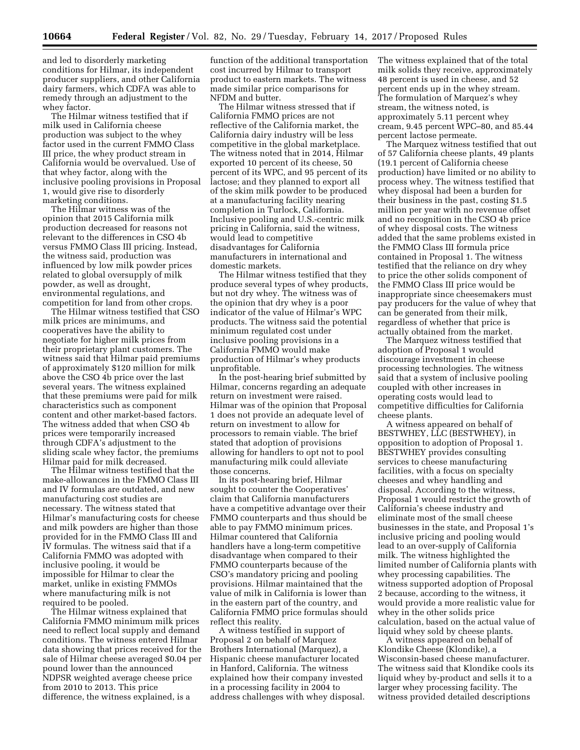and led to disorderly marketing conditions for Hilmar, its independent producer suppliers, and other California dairy farmers, which CDFA was able to remedy through an adjustment to the whey factor.

The Hilmar witness testified that if milk used in California cheese production was subject to the whey factor used in the current FMMO Class III price, the whey product stream in California would be overvalued. Use of that whey factor, along with the inclusive pooling provisions in Proposal 1, would give rise to disorderly marketing conditions.

The Hilmar witness was of the opinion that 2015 California milk production decreased for reasons not relevant to the differences in CSO 4b versus FMMO Class III pricing. Instead, the witness said, production was influenced by low milk powder prices related to global oversupply of milk powder, as well as drought, environmental regulations, and competition for land from other crops.

The Hilmar witness testified that CSO milk prices are minimums, and cooperatives have the ability to negotiate for higher milk prices from their proprietary plant customers. The witness said that Hilmar paid premiums of approximately $120 million for milk above the CSO 4b price over the last several years. The witness explained that these premiums were paid for milk characteristics such as component content and other market-based factors. The witness added that when CSO 4b prices were temporarily increased through CDFA's adjustment to the sliding scale whey factor, the premiums Hilmar paid for milk decreased.

The Hilmar witness testified that the make-allowances in the FMMO Class III and IV formulas are outdated, and new manufacturing cost studies are necessary. The witness stated that Hilmar's manufacturing costs for cheese and milk powders are higher than those provided for in the FMMO Class III and IV formulas. The witness said that if a California FMMO was adopted with inclusive pooling, it would be impossible for Hilmar to clear the market, unlike in existing FMMOs where manufacturing milk is not required to be pooled.

The Hilmar witness explained that California FMMO minimum milk prices need to reflect local supply and demand conditions. The witness entered Hilmar data showing that prices received for the sale of Hilmar cheese averaged $0.04 per pound lower than the announced NDPSR weighted average cheese price from 2010 to 2013. This price difference, the witness explained, is a function of the additional transportation cost incurred by Hilmar to transport product to eastern markets. The witness made similar price comparisons for NFDM and butter.

The Hilmar witness stressed that if California FMMO prices are not reflective of the California market, the California dairy industry will be less competitive in the global marketplace. The witness noted that in 2014, Hilmar exported 10 percent of its cheese, 50 percent of its WPC, and 95 percent of its lactose; and they planned to export all of the skim milk powder to be produced at a manufacturing facility nearing completion in Turlock, California. Inclusive pooling and U.S.-centric milk pricing in California, said the witness, would lead to competitive disadvantages for California manufacturers in international and domestic markets.

The Hilmar witness testified that they produce several types of whey products, but not dry whey. The witness was of the opinion that dry whey is a poor indicator of the value of Hilmar's WPC products. The witness said the potential minimum regulated cost under inclusive pooling provisions in a California FMMO would make production of Hilmar's whey products unprofitable.

In the post-hearing brief submitted by Hilmar, concerns regarding an adequate return on investment were raised. Hilmar was of the opinion that Proposal 1 does not provide an adequate level of return on investment to allow for processors to remain viable. The brief stated that adoption of provisions allowing for handlers to opt not to pool manufacturing milk could alleviate those concerns.

In its post-hearing brief, Hilmar sought to counter the Cooperatives' claim that California manufacturers have a competitive advantage over their FMMO counterparts and thus should be able to pay FMMO minimum prices. Hilmar countered that California handlers have a long-term competitive disadvantage when compared to their FMMO counterparts because of the CSO's mandatory pricing and pooling provisions. Hilmar maintained that the value of milk in California is lower than in the eastern part of the country, and California FMMO price formulas should reflect this reality.

A witness testified in support of Proposal 2 on behalf of Marquez Brothers International (Marquez), a Hispanic cheese manufacturer located in Hanford, California. The witness explained how their company invested in a processing facility in 2004 to address challenges with whey disposal. The witness explained that of the total milk solids they receive, approximately 48 percent is used in cheese, and 52 percent ends up in the whey stream. The formulation of Marquez's whey stream, the witness noted, is approximately 5.11 percent whey cream, 9.45 percent WPC–80, and 85.44 percent lactose permeate.

The Marquez witness testified that out of 57 California cheese plants, 49 plants (19.1 percent of California cheese production) have limited or no ability to process whey. The witness testified that whey disposal had been a burden for their business in the past, costing $1.5 million per year with no revenue offset and no recognition in the CSO 4b price of whey disposal costs. The witness added that the same problems existed in the FMMO Class III formula price contained in Proposal 1. The witness testified that the reliance on dry whey to price the other solids component of the FMMO Class III price would be inappropriate since cheesemakers must pay producers for the value of whey that can be generated from their milk, regardless of whether that price is actually obtained from the market.

The Marquez witness testified that adoption of Proposal 1 would discourage investment in cheese processing technologies. The witness said that a system of inclusive pooling coupled with other increases in operating costs would lead to competitive difficulties for California cheese plants.

A witness appeared on behalf of BESTWHEY, LLC (BESTWHEY), in opposition to adoption of Proposal 1. BESTWHEY provides consulting services to cheese manufacturing facilities, with a focus on specialty cheeses and whey handling and disposal. According to the witness, Proposal 1 would restrict the growth of California's cheese industry and eliminate most of the small cheese businesses in the state, and Proposal 1's inclusive pricing and pooling would lead to an over-supply of California milk. The witness highlighted the limited number of California plants with whey processing capabilities. The witness supported adoption of Proposal 2 because, according to the witness, it would provide a more realistic value for whey in the other solids price calculation, based on the actual value of liquid whey sold by cheese plants.

A witness appeared on behalf of Klondike Cheese (Klondike), a Wisconsin-based cheese manufacturer. The witness said that Klondike cools its liquid whey by-product and sells it to a larger whey processing facility. The witness provided detailed descriptions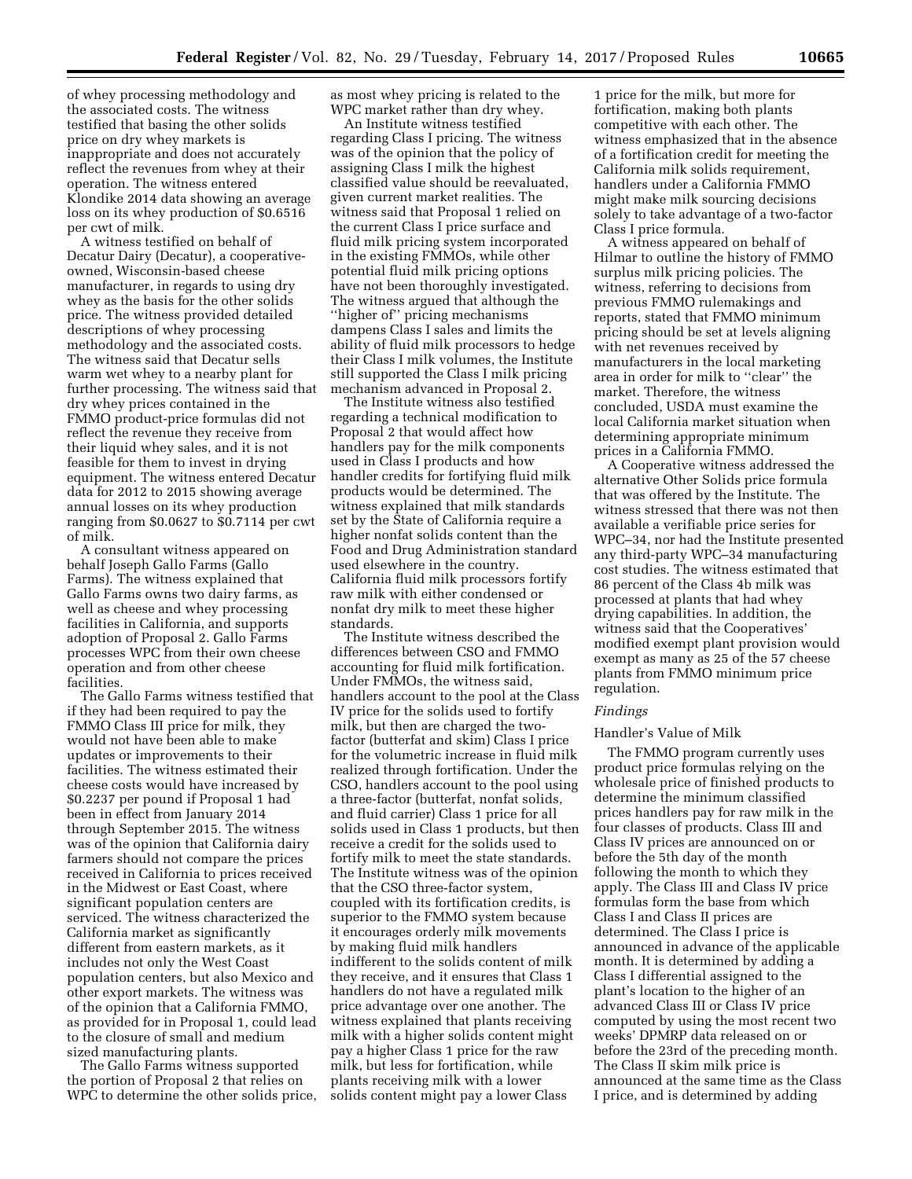of whey processing methodology and the associated costs. The witness testified that basing the other solids price on dry whey markets is inappropriate and does not accurately reflect the revenues from whey at their operation. The witness entered Klondike 2014 data showing an average loss on its whey production of $0.6516 per cwt of milk.

A witness testified on behalf of Decatur Dairy (Decatur), a cooperative-owned, Wisconsin-based cheese manufacturer, in regards to using dry whey as the basis for the other solids price. The witness provided detailed descriptions of whey processing methodology and the associated costs. The witness said that Decatur sells warm wet whey to a nearby plant for further processing. The witness said that dry whey prices contained in the FMMO product-price formulas did not reflect the revenue they receive from their liquid whey sales, and it is not feasible for them to invest in drying equipment. The witness entered Decatur data for 2012 to 2015 showing average annual losses on its whey production ranging from $0.0627 to $0.7114 per cwt of milk.

A consultant witness appeared on behalf Joseph Gallo Farms (Gallo Farms). The witness explained that Gallo Farms owns two dairy farms, as well as cheese and whey processing facilities in California, and supports adoption of Proposal 2. Gallo Farms processes WPC from their own cheese operation and from other cheese facilities.

The Gallo Farms witness testified that if they had been required to pay the FMMO Class III price for milk, they would not have been able to make updates or improvements to their facilities. The witness estimated their cheese costs would have increased by $0.2237 per pound if Proposal 1 had been in effect from January 2014 through September 2015. The witness was of the opinion that California dairy farmers should not compare the prices received in California to prices received in the Midwest or East Coast, where significant population centers are serviced. The witness characterized the California market as significantly different from eastern markets, as it includes not only the West Coast population centers, but also Mexico and other export markets. The witness was of the opinion that a California FMMO, as provided for in Proposal 1, could lead to the closure of small and medium sized manufacturing plants.

The Gallo Farms witness supported the portion of Proposal 2 that relies on WPC to determine the other solids price, as most whey pricing is related to the WPC market rather than dry whey.

An Institute witness testified regarding Class I pricing. The witness was of the opinion that the policy of assigning Class I milk the highest classified value should be reevaluated, given current market realities. The witness said that Proposal 1 relied on the current Class I price surface and fluid milk pricing system incorporated in the existing FMMOs, while other potential fluid milk pricing options have not been thoroughly investigated. The witness argued that although the "higher of" pricing mechanisms dampens Class I sales and limits the ability of fluid milk processors to hedge their Class I milk volumes, the Institute still supported the Class I milk pricing mechanism advanced in Proposal 2.

The Institute witness also testified regarding a technical modification to Proposal 2 that would affect how handlers pay for the milk components used in Class I products and how handler credits for fortifying fluid milk products would be determined. The witness explained that milk standards set by the State of California require a higher nonfat solids content than the Food and Drug Administration standard used elsewhere in the country. California fluid milk processors fortify raw milk with either condensed or nonfat dry milk to meet these higher standards.

The Institute witness described the differences between CSO and FMMO accounting for fluid milk fortification. Under FMMOs, the witness said, handlers account to the pool at the Class IV price for the solids used to fortify milk, but then are charged the two-factor (butterfat and skim) Class I price for the volumetric increase in fluid milk realized through fortification. Under the CSO, handlers account to the pool using a three-factor (butterfat, nonfat solids, and fluid carrier) Class 1 price for all solids used in Class 1 products, but then receive a credit for the solids used to fortify milk to meet the state standards. The Institute witness was of the opinion that the CSO three-factor system, coupled with its fortification credits, is superior to the FMMO system because it encourages orderly milk movements by making fluid milk handlers indifferent to the solids content of milk they receive, and it ensures that Class 1 handlers do not have a regulated milk price advantage over one another. The witness explained that plants receiving milk with a higher solids content might pay a higher Class 1 price for the raw milk, but less for fortification, while plants receiving milk with a lower solids content might pay a lower Class 1 price for the milk, but more for fortification, making both plants competitive with each other. The witness emphasized that in the absence of a fortification credit for meeting the California milk solids requirement, handlers under a California FMMO might make milk sourcing decisions solely to take advantage of a two-factor Class I price formula.

A witness appeared on behalf of Hilmar to outline the history of FMMO surplus milk pricing policies. The witness, referring to decisions from previous FMMO rulemakings and reports, stated that FMMO minimum pricing should be set at levels aligning with net revenues received by manufacturers in the local marketing area in order for milk to "clear" the market. Therefore, the witness concluded, USDA must examine the local California market situation when determining appropriate minimum prices in a California FMMO.

A Cooperative witness addressed the alternative Other Solids price formula that was offered by the Institute. The witness stressed that there was not then available a verifiable price series for WPC–34, nor had the Institute presented any third-party WPC–34 manufacturing cost studies. The witness estimated that 86 percent of the Class 4b milk was processed at plants that had whey drying capabilities. In addition, the witness said that the Cooperatives' modified exempt plant provision would exempt as many as 25 of the 57 cheese plants from FMMO minimum price regulation.

### *Findings*

#### Handler's Value of Milk

The FMMO program currently uses product price formulas relying on the wholesale price of finished products to determine the minimum classified prices handlers pay for raw milk in the four classes of products. Class III and Class IV prices are announced on or before the 5th day of the month following the month to which they apply. The Class III and Class IV price formulas form the base from which Class I and Class II prices are determined. The Class I price is announced in advance of the applicable month. It is determined by adding a Class I differential assigned to the plant's location to the higher of an advanced Class III or Class IV price computed by using the most recent two weeks' DPMRP data released on or before the 23rd of the preceding month. The Class II skim milk price is announced at the same time as the Class I price, and is determined by adding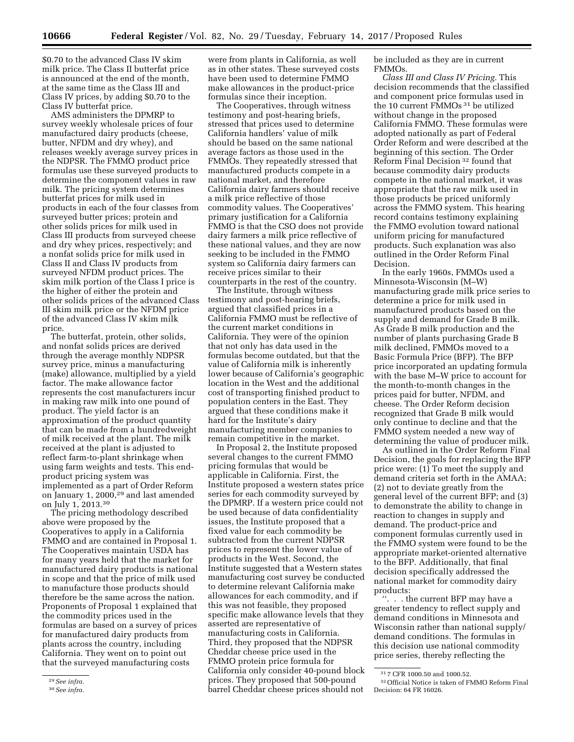$0.70 to the advanced Class IV skim milk price. The Class II butterfat price is announced at the end of the month, at the same time as the Class III and Class IV prices, by adding $0.70 to the Class IV butterfat price.

AMS administers the DPMRP to survey weekly wholesale prices of four manufactured dairy products (cheese, butter, NFDM and dry whey), and releases weekly average survey prices in the NDPSR. The FMMO product price formulas use these surveyed products to determine the component values in raw milk. The pricing system determines butterfat prices for milk used in products in each of the four classes from surveyed butter prices; protein and other solids prices for milk used in Class III products from surveyed cheese and dry whey prices, respectively; and a nonfat solids price for milk used in Class II and Class IV products from surveyed NFDM product prices. The skim milk portion of the Class I price is the higher of either the protein and other solids prices of the advanced Class III skim milk price or the NFDM price of the advanced Class IV skim milk price.

The butterfat, protein, other solids, and nonfat solids prices are derived through the average monthly NDPSR survey price, minus a manufacturing (make) allowance, multiplied by a yield factor. The make allowance factor represents the cost manufacturers incur in making raw milk into one pound of product. The yield factor is an approximation of the product quantity that can be made from a hundredweight of milk received at the plant. The milk received at the plant is adjusted to reflect farm-to-plant shrinkage when using farm weights and tests. This end-product pricing system was implemented as a part of Order Reform on January 1, 2000,[29] and last amended on July 1, 2013.[30]

The pricing methodology described above were proposed by the Cooperatives to apply in a California FMMO and are contained in Proposal 1. The Cooperatives maintain USDA has for many years held that the market for manufactured dairy products is national in scope and that the price of milk used to manufacture those products should therefore be the same across the nation. Proponents of Proposal 1 explained that the commodity prices used in the formulas are based on a survey of prices for manufactured dairy products from plants across the country, including California. They went on to point out that the surveyed manufacturing costs were from plants in California, as well as in other states. These surveyed costs have been used to determine FMMO make allowances in the product-price formulas since their inception.

The Cooperatives, through witness testimony and post-hearing briefs, stressed that prices used to determine California handlers' value of milk should be based on the same national average factors as those used in the FMMOs. They repeatedly stressed that manufactured products compete in a national market, and therefore California dairy farmers should receive a milk price reflective of those commodity values. The Cooperatives' primary justification for a California FMMO is that the CSO does not provide dairy farmers a milk price reflective of these national values, and they are now seeking to be included in the FMMO system so California dairy farmers can receive prices similar to their counterparts in the rest of the country.

The Institute, through witness testimony and post-hearing briefs, argued that classified prices in a California FMMO must be reflective of the current market conditions in California. They were of the opinion that not only has data used in the formulas become outdated, but that the value of California milk is inherently lower because of California's geographic location in the West and the additional cost of transporting finished product to population centers in the East. They argued that these conditions make it hard for the Institute's dairy manufacturing member companies to remain competitive in the market.

In Proposal 2, the Institute proposed several changes to the current FMMO pricing formulas that would be applicable in California. First, the Institute proposed a western states price series for each commodity surveyed by the DPMRP. If a western price could not be used because of data confidentiality issues, the Institute proposed that a fixed value for each commodity be subtracted from the current NDPSR prices to represent the lower value of products in the West. Second, the Institute suggested that a Western states manufacturing cost survey be conducted to determine relevant California make allowances for each commodity, and if this was not feasible, they proposed specific make allowance levels that they asserted are representative of manufacturing costs in California. Third, they proposed that the NDPSR Cheddar cheese price used in the FMMO protein price formula for California only consider 40-pound block prices. They proposed that 500-pound barrel Cheddar cheese prices should not be included as they are in current FMMOs.

*Class III and Class IV Pricing.* This decision recommends that the classified and component price formulas used in the 10 current FMMOs[31] be utilized without change in the proposed California FMMO. These formulas were adopted nationally as part of Federal Order Reform and were described at the beginning of this section. The Order Reform Final Decision[32] found that because commodity dairy products compete in the national market, it was appropriate that the raw milk used in those products be priced uniformly across the FMMO system. This hearing record contains testimony explaining the FMMO evolution toward national uniform pricing for manufactured products. Such explanation was also outlined in the Order Reform Final Decision.

In the early 1960s, FMMOs used a Minnesota-Wisconsin (M–W) manufacturing grade milk price series to determine a price for milk used in manufactured products based on the supply and demand for Grade B milk. As Grade B milk production and the number of plants purchasing Grade B milk declined, FMMOs moved to a Basic Formula Price (BFP). The BFP price incorporated an updating formula with the base M–W price to account for the month-to-month changes in the prices paid for butter, NFDM, and cheese. The Order Reform decision recognized that Grade B milk would only continue to decline and that the FMMO system needed a new way of determining the value of producer milk.

As outlined in the Order Reform Final Decision, the goals for replacing the BFP price were: (1) To meet the supply and demand criteria set forth in the AMAA; (2) not to deviate greatly from the general level of the current BFP; and (3) to demonstrate the ability to change in reaction to changes in supply and demand. The product-price and component formulas currently used in the FMMO system were found to be the appropriate market-oriented alternative to the BFP. Additionally, that final decision specifically addressed the national market for commodity dairy products:

". . . the current BFP may have a greater tendency to reflect supply and demand conditions in Minnesota and Wisconsin rather than national supply/demand conditions. The formulas in this decision use national commodity price series, thereby reflecting the

---

[29] *See infra.*

[30] *See infra.*

[31] 7 CFR 1000.50 and 1000.52.

[32] Official Notice is taken of FMMO Reform Final Decision: 64 FR 16026.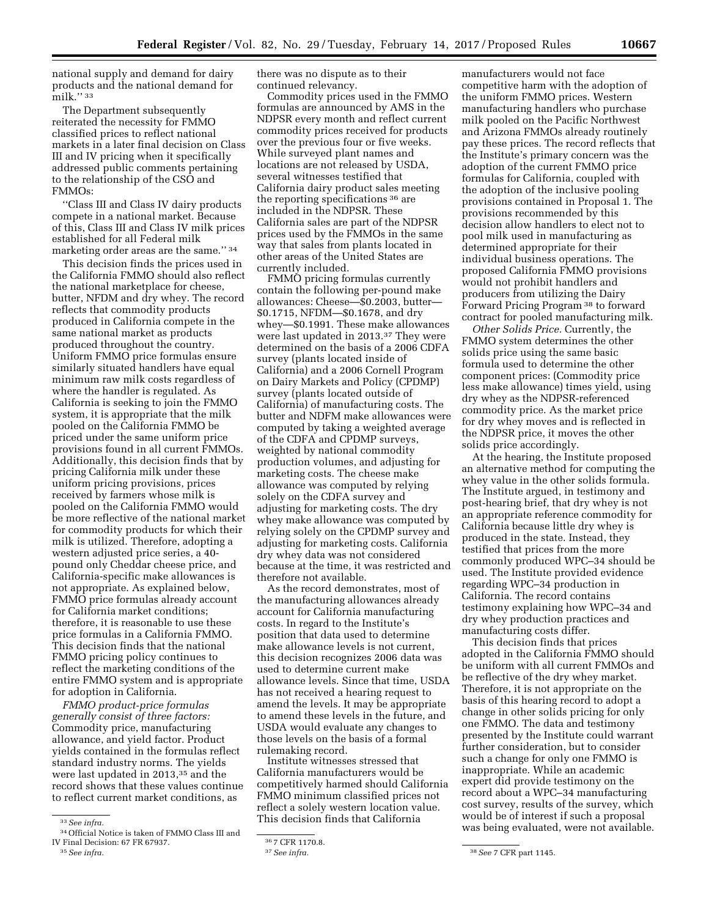national supply and demand for dairy products and the national demand for milk.'' [33]

The Department subsequently reiterated the necessity for FMMO classified prices to reflect national markets in a later final decision on Class III and IV pricing when it specifically addressed public comments pertaining to the relationship of the CSO and FMMOs:

''Class III and Class IV dairy products compete in a national market. Because of this, Class III and Class IV milk prices established for all Federal milk marketing order areas are the same.'' [34]

This decision finds the prices used in the California FMMO should also reflect the national marketplace for cheese, butter, NFDM and dry whey. The record reflects that commodity products produced in California compete in the same national market as products produced throughout the country. Uniform FMMO price formulas ensure similarly situated handlers have equal minimum raw milk costs regardless of where the handler is regulated. As California is seeking to join the FMMO system, it is appropriate that the milk pooled on the California FMMO be priced under the same uniform price provisions found in all current FMMOs. Additionally, this decision finds that by pricing California milk under these uniform pricing provisions, prices received by farmers whose milk is pooled on the California FMMO would be more reflective of the national market for commodity products for which their milk is utilized. Therefore, adopting a western adjusted price series, a 40-pound only Cheddar cheese price, and California-specific make allowances is not appropriate. As explained below, FMMO price formulas already account for California market conditions; therefore, it is reasonable to use these price formulas in a California FMMO. This decision finds that the national FMMO pricing policy continues to reflect the marketing conditions of the entire FMMO system and is appropriate for adoption in California.

*FMMO product-price formulas generally consist of three factors:* Commodity price, manufacturing allowance, and yield factor. Product yields contained in the formulas reflect standard industry norms. The yields were last updated in 2013,[35] and the record shows that these values continue to reflect current market conditions, as there was no dispute as to their continued relevancy.

Commodity prices used in the FMMO formulas are announced by AMS in the NDPSR every month and reflect current commodity prices received for products over the previous four or five weeks. While surveyed plant names and locations are not released by USDA, several witnesses testified that California dairy product sales meeting the reporting specifications [36] are included in the NDPSR. These California sales are part of the NDPSR prices used by the FMMOs in the same way that sales from plants located in other areas of the United States are currently included.

FMMO pricing formulas currently contain the following per-pound make allowances: Cheese—$0.2003, butter—$0.1715, NFDM—$0.1678, and dry whey—$0.1991. These make allowances were last updated in 2013.[37] They were determined on the basis of a 2006 CDFA survey (plants located inside of California) and a 2006 Cornell Program on Dairy Markets and Policy (CPDMP) survey (plants located outside of California) of manufacturing costs. The butter and NDFM make allowances were computed by taking a weighted average of the CDFA and CPDMP surveys, weighted by national commodity production volumes, and adjusting for marketing costs. The cheese make allowance was computed by relying solely on the CDFA survey and adjusting for marketing costs. The dry whey make allowance was computed by relying solely on the CPDMP survey and adjusting for marketing costs. California dry whey data was not considered because at the time, it was restricted and therefore not available.

As the record demonstrates, most of the manufacturing allowances already account for California manufacturing costs. In regard to the Institute's position that data used to determine make allowance levels is not current, this decision recognizes 2006 data was used to determine current make allowance levels. Since that time, USDA has not received a hearing request to amend the levels. It may be appropriate to amend these levels in the future, and USDA would evaluate any changes to those levels on the basis of a formal rulemaking record.

Institute witnesses stressed that California manufacturers would be competitively harmed should California FMMO minimum classified prices not reflect a solely western location value. This decision finds that California manufacturers would not face competitive harm with the adoption of the uniform FMMO prices. Western manufacturing handlers who purchase milk pooled on the Pacific Northwest and Arizona FMMOs already routinely pay these prices. The record reflects that the Institute's primary concern was the adoption of the current FMMO price formulas for California, coupled with the adoption of the inclusive pooling provisions contained in Proposal 1. The provisions recommended by this decision allow handlers to elect not to pool milk used in manufacturing as determined appropriate for their individual business operations. The proposed California FMMO provisions would not prohibit handlers and producers from utilizing the Dairy Forward Pricing Program [38] to forward contract for pooled manufacturing milk.

*Other Solids Price.* Currently, the FMMO system determines the other solids price using the same basic formula used to determine the other component prices: (Commodity price less make allowance) times yield, using dry whey as the NDPSR-referenced commodity price. As the market price for dry whey moves and is reflected in the NDPSR price, it moves the other solids price accordingly.

At the hearing, the Institute proposed an alternative method for computing the whey value in the other solids formula. The Institute argued, in testimony and post-hearing brief, that dry whey is not an appropriate reference commodity for California because little dry whey is produced in the state. Instead, they testified that prices from the more commonly produced WPC–34 should be used. The Institute provided evidence regarding WPC–34 production in California. The record contains testimony explaining how WPC–34 and dry whey production practices and manufacturing costs differ.

This decision finds that prices adopted in the California FMMO should be uniform with all current FMMOs and be reflective of the dry whey market. Therefore, it is not appropriate on the basis of this hearing record to adopt a change in other solids pricing for only one FMMO. The data and testimony presented by the Institute could warrant further consideration, but to consider such a change for only one FMMO is inappropriate. While an academic expert did provide testimony on the record about a WPC–34 manufacturing cost survey, results of the survey, which would be of interest if such a proposal was being evaluated, were not available.

---

[33] *See infra.*

[34] Official Notice is taken of FMMO Class III and IV Final Decision: 67 FR 67937.

[35] *See infra.*

[36] 7 CFR 1170.8.

[37] *See infra.*

[38] *See* 7 CFR part 1145.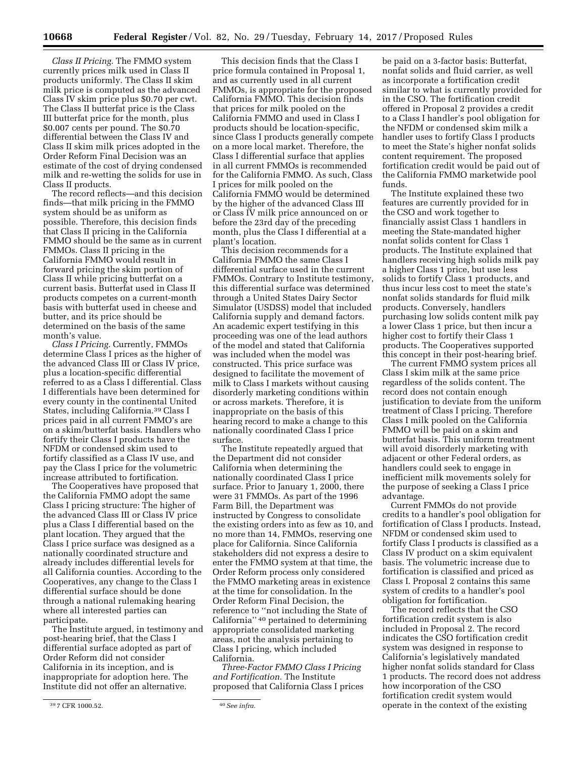*Class II Pricing.* The FMMO system currently prices milk used in Class II products uniformly. The Class II skim milk price is computed as the advanced Class IV skim price plus $0.70 per cwt. The Class II butterfat price is the Class III butterfat price for the month, plus $0.007 cents per pound. The $0.70 differential between the Class IV and Class II skim milk prices adopted in the Order Reform Final Decision was an estimate of the cost of drying condensed milk and re-wetting the solids for use in Class II products.

The record reflects—and this decision finds—that milk pricing in the FMMO system should be as uniform as possible. Therefore, this decision finds that Class II pricing in the California FMMO should be the same as in current FMMOs. Class II pricing in the California FMMO would result in forward pricing the skim portion of Class II while pricing butterfat on a current basis. Butterfat used in Class II products competes on a current-month basis with butterfat used in cheese and butter, and its price should be determined on the basis of the same month's value.

*Class I Pricing.* Currently, FMMOs determine Class I prices as the higher of the advanced Class III or Class IV price, plus a location-specific differential referred to as a Class I differential. Class I differentials have been determined for every county in the continental United States, including California.[39] Class I prices paid in all current FMMO's are on a skim/butterfat basis. Handlers who fortify their Class I products have the NFDM or condensed skim used to fortify classified as a Class IV use, and pay the Class I price for the volumetric increase attributed to fortification.

The Cooperatives have proposed that the California FMMO adopt the same Class I pricing structure: The higher of the advanced Class III or Class IV price plus a Class I differential based on the plant location. They argued that the Class I price surface was designed as a nationally coordinated structure and already includes differential levels for all California counties. According to the Cooperatives, any change to the Class I differential surface should be done through a national rulemaking hearing where all interested parties can participate.

The Institute argued, in testimony and post-hearing brief, that the Class I differential surface adopted as part of Order Reform did not consider California in its inception, and is inappropriate for adoption here. The Institute did not offer an alternative.

This decision finds that the Class I price formula contained in Proposal 1, and as currently used in all current FMMOs, is appropriate for the proposed California FMMO. This decision finds that prices for milk pooled on the California FMMO and used in Class I products should be location-specific, since Class I products generally compete on a more local market. Therefore, the Class I differential surface that applies in all current FMMOs is recommended for the California FMMO. As such, Class I prices for milk pooled on the California FMMO would be determined by the higher of the advanced Class III or Class IV milk price announced on or before the 23rd day of the preceding month, plus the Class I differential at a plant's location.

This decision recommends for a California FMMO the same Class I differential surface used in the current FMMOs. Contrary to Institute testimony, this differential surface was determined through a United States Dairy Sector Simulator (USDSS) model that included California supply and demand factors. An academic expert testifying in this proceeding was one of the lead authors of the model and stated that California was included when the model was constructed. This price surface was designed to facilitate the movement of milk to Class I markets without causing disorderly marketing conditions within or across markets. Therefore, it is inappropriate on the basis of this hearing record to make a change to this nationally coordinated Class I price surface.

The Institute repeatedly argued that the Department did not consider California when determining the nationally coordinated Class I price surface. Prior to January 1, 2000, there were 31 FMMOs. As part of the 1996 Farm Bill, the Department was instructed by Congress to consolidate the existing orders into as few as 10, and no more than 14, FMMOs, reserving one place for California. Since California stakeholders did not express a desire to enter the FMMO system at that time, the Order Reform process only considered the FMMO marketing areas in existence at the time for consolidation. In the Order Reform Final Decision, the reference to "not including the State of California"[40] pertained to determining appropriate consolidated marketing areas, not the analysis pertaining to Class I pricing, which included California.

*Three-Factor FMMO Class I Pricing and Fortification.* The Institute proposed that California Class I prices be paid on a 3-factor basis: Butterfat, nonfat solids and fluid carrier, as well as incorporate a fortification credit similar to what is currently provided for in the CSO. The fortification credit offered in Proposal 2 provides a credit to a Class I handler's pool obligation for the NFDM or condensed skim milk a handler uses to fortify Class I products to meet the State's higher nonfat solids content requirement. The proposed fortification credit would be paid out of the California FMMO marketwide pool funds.

The Institute explained these two features are currently provided for in the CSO and work together to financially assist Class 1 handlers in meeting the State-mandated higher nonfat solids content for Class 1 products. The Institute explained that handlers receiving high solids milk pay a higher Class 1 price, but use less solids to fortify Class 1 products, and thus incur less cost to meet the state's nonfat solids standards for fluid milk products. Conversely, handlers purchasing low solids content milk pay a lower Class 1 price, but then incur a higher cost to fortify their Class 1 products. The Cooperatives supported this concept in their post-hearing brief.

The current FMMO system prices all Class I skim milk at the same price regardless of the solids content. The record does not contain enough justification to deviate from the uniform treatment of Class I pricing. Therefore Class I milk pooled on the California FMMO will be paid on a skim and butterfat basis. This uniform treatment will avoid disorderly marketing with adjacent or other Federal orders, as handlers could seek to engage in inefficient milk movements solely for the purpose of seeking a Class I price advantage.

Current FMMOs do not provide credits to a handler's pool obligation for fortification of Class I products. Instead, NFDM or condensed skim used to fortify Class I products is classified as a Class IV product on a skim equivalent basis. The volumetric increase due to fortification is classified and priced as Class I. Proposal 2 contains this same system of credits to a handler's pool obligation for fortification.

The record reflects that the CSO fortification credit system is also included in Proposal 2. The record indicates the CSO fortification credit system was designed in response to California's legislatively mandated higher nonfat solids standard for Class 1 products. The record does not address how incorporation of the CSO fortification credit system would operate in the context of the existing

---

[39] 7 CFR 1000.52.

[40] *See infra.*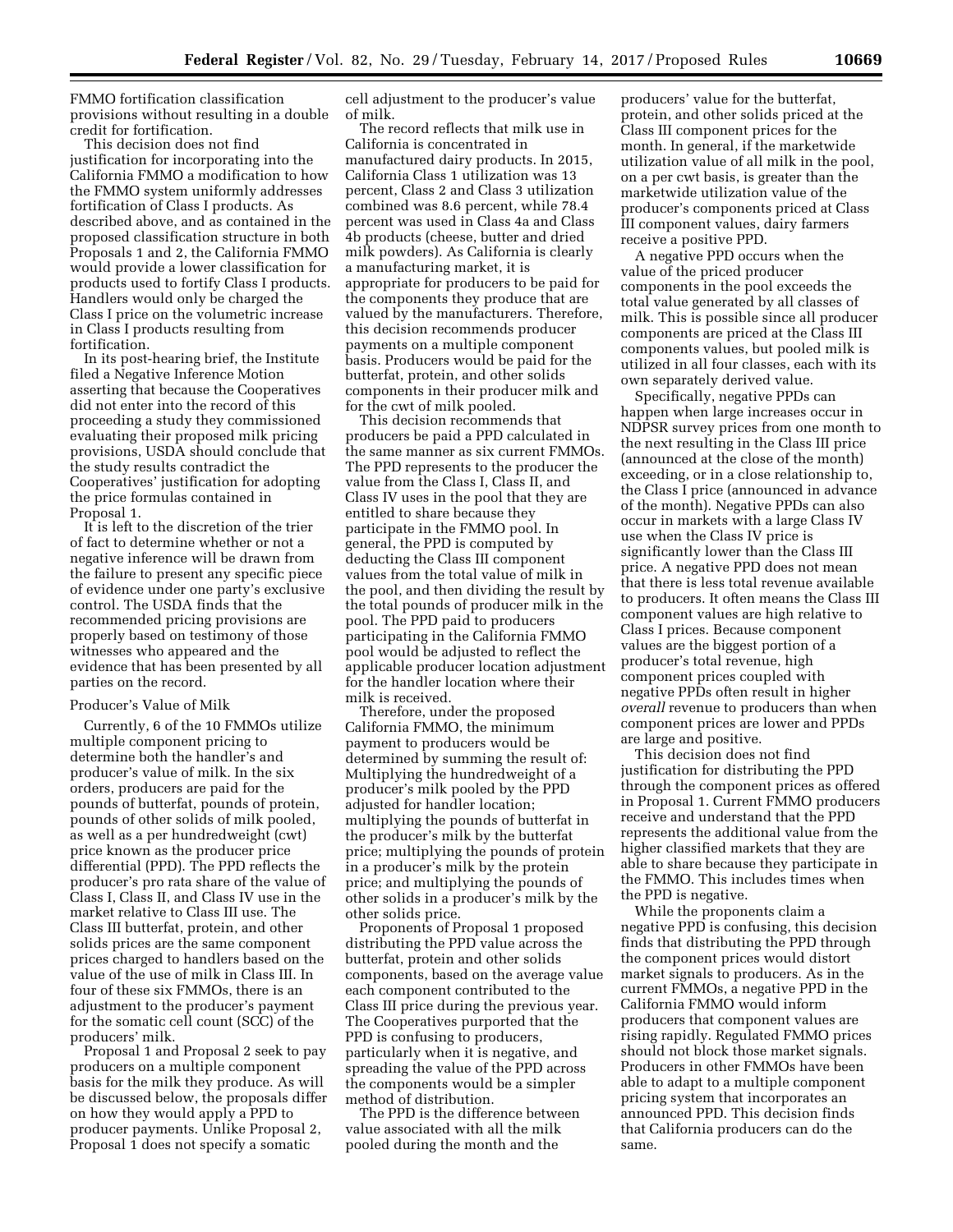FMMO fortification classification provisions without resulting in a double credit for fortification.

This decision does not find justification for incorporating into the California FMMO a modification to how the FMMO system uniformly addresses fortification of Class I products. As described above, and as contained in the proposed classification structure in both Proposals 1 and 2, the California FMMO would provide a lower classification for products used to fortify Class I products. Handlers would only be charged the Class I price on the volumetric increase in Class I products resulting from fortification.

In its post-hearing brief, the Institute filed a Negative Inference Motion asserting that because the Cooperatives did not enter into the record of this proceeding a study they commissioned evaluating their proposed milk pricing provisions, USDA should conclude that the study results contradict the Cooperatives' justification for adopting the price formulas contained in Proposal 1.

It is left to the discretion of the trier of fact to determine whether or not a negative inference will be drawn from the failure to present any specific piece of evidence under one party's exclusive control. The USDA finds that the recommended pricing provisions are properly based on testimony of those witnesses who appeared and the evidence that has been presented by all parties on the record.

Producer's Value of Milk

Currently, 6 of the 10 FMMOs utilize multiple component pricing to determine both the handler's and producer's value of milk. In the six orders, producers are paid for the pounds of butterfat, pounds of protein, pounds of other solids of milk pooled, as well as a per hundredweight (cwt) price known as the producer price differential (PPD). The PPD reflects the producer's pro rata share of the value of Class I, Class II, and Class IV use in the market relative to Class III use. The Class III butterfat, protein, and other solids prices are the same component prices charged to handlers based on the value of the use of milk in Class III. In four of these six FMMOs, there is an adjustment to the producer's payment for the somatic cell count (SCC) of the producers' milk.

Proposal 1 and Proposal 2 seek to pay producers on a multiple component basis for the milk they produce. As will be discussed below, the proposals differ on how they would apply a PPD to producer payments. Unlike Proposal 2, Proposal 1 does not specify a somatic cell adjustment to the producer's value of milk.

The record reflects that milk use in California is concentrated in manufactured dairy products. In 2015, California Class 1 utilization was 13 percent, Class 2 and Class 3 utilization combined was 8.6 percent, while 78.4 percent was used in Class 4a and Class 4b products (cheese, butter and dried milk powders). As California is clearly a manufacturing market, it is appropriate for producers to be paid for the components they produce that are valued by the manufacturers. Therefore, this decision recommends producer payments on a multiple component basis. Producers would be paid for the butterfat, protein, and other solids components in their producer milk and for the cwt of milk pooled.

This decision recommends that producers be paid a PPD calculated in the same manner as six current FMMOs. The PPD represents to the producer the value from the Class I, Class II, and Class IV uses in the pool that they are entitled to share because they participate in the FMMO pool. In general, the PPD is computed by deducting the Class III component values from the total value of milk in the pool, and then dividing the result by the total pounds of producer milk in the pool. The PPD paid to producers participating in the California FMMO pool would be adjusted to reflect the applicable producer location adjustment for the handler location where their milk is received.

Therefore, under the proposed California FMMO, the minimum payment to producers would be determined by summing the result of: Multiplying the hundredweight of a producer's milk pooled by the PPD adjusted for handler location; multiplying the pounds of butterfat in the producer's milk by the butterfat price; multiplying the pounds of protein in a producer's milk by the protein price; and multiplying the pounds of other solids in a producer's milk by the other solids price.

Proponents of Proposal 1 proposed distributing the PPD value across the butterfat, protein and other solids components, based on the average value each component contributed to the Class III price during the previous year. The Cooperatives purported that the PPD is confusing to producers, particularly when it is negative, and spreading the value of the PPD across the components would be a simpler method of distribution.

The PPD is the difference between value associated with all the milk pooled during the month and the producers' value for the butterfat, protein, and other solids priced at the Class III component prices for the month. In general, if the marketwide utilization value of all milk in the pool, on a per cwt basis, is greater than the marketwide utilization value of the producer's components priced at Class III component values, dairy farmers receive a positive PPD.

A negative PPD occurs when the value of the priced producer components in the pool exceeds the total value generated by all classes of milk. This is possible since all producer components are priced at the Class III components values, but pooled milk is utilized in all four classes, each with its own separately derived value.

Specifically, negative PPDs can happen when large increases occur in NDPSR survey prices from one month to the next resulting in the Class III price (announced at the close of the month) exceeding, or in a close relationship to, the Class I price (announced in advance of the month). Negative PPDs can also occur in markets with a large Class IV use when the Class IV price is significantly lower than the Class III price. A negative PPD does not mean that there is less total revenue available to producers. It often means the Class III component values are high relative to Class I prices. Because component values are the biggest portion of a producer's total revenue, high component prices coupled with negative PPDs often result in higher *overall* revenue to producers than when component prices are lower and PPDs are large and positive.

This decision does not find justification for distributing the PPD through the component prices as offered in Proposal 1. Current FMMO producers receive and understand that the PPD represents the additional value from the higher classified markets that they are able to share because they participate in the FMMO. This includes times when the PPD is negative.

While the proponents claim a negative PPD is confusing, this decision finds that distributing the PPD through the component prices would distort market signals to producers. As in the current FMMOs, a negative PPD in the California FMMO would inform producers that component values are rising rapidly. Regulated FMMO prices should not block those market signals. Producers in other FMMOs have been able to adapt to a multiple component pricing system that incorporates an announced PPD. This decision finds that California producers can do the same.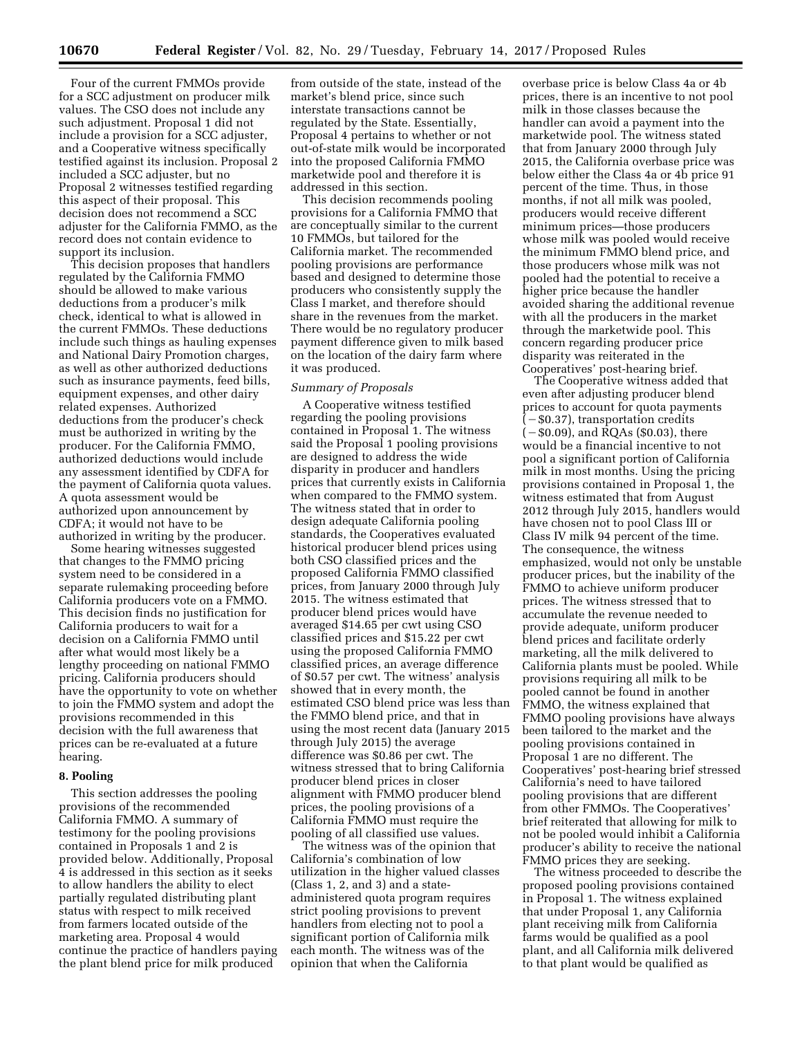Four of the current FMMOs provide for a SCC adjustment on producer milk values. The CSO does not include any such adjustment. Proposal 1 did not include a provision for a SCC adjuster, and a Cooperative witness specifically testified against its inclusion. Proposal 2 included a SCC adjuster, but no Proposal 2 witnesses testified regarding this aspect of their proposal. This decision does not recommend a SCC adjuster for the California FMMO, as the record does not contain evidence to support its inclusion.

This decision proposes that handlers regulated by the California FMMO should be allowed to make various deductions from a producer's milk check, identical to what is allowed in the current FMMOs. These deductions include such things as hauling expenses and National Dairy Promotion charges, as well as other authorized deductions such as insurance payments, feed bills, equipment expenses, and other dairy related expenses. Authorized deductions from the producer's check must be authorized in writing by the producer. For the California FMMO, authorized deductions would include any assessment identified by CDFA for the payment of California quota values. A quota assessment would be authorized upon announcement by CDFA; it would not have to be authorized in writing by the producer.

Some hearing witnesses suggested that changes to the FMMO pricing system need to be considered in a separate rulemaking proceeding before California producers vote on a FMMO. This decision finds no justification for California producers to wait for a decision on a California FMMO until after what would most likely be a lengthy proceeding on national FMMO pricing. California producers should have the opportunity to vote on whether to join the FMMO system and adopt the provisions recommended in this decision with the full awareness that prices can be re-evaluated at a future hearing.

## 8. Pooling

This section addresses the pooling provisions of the recommended California FMMO. A summary of testimony for the pooling provisions contained in Proposals 1 and 2 is provided below. Additionally, Proposal 4 is addressed in this section as it seeks to allow handlers the ability to elect partially regulated distributing plant status with respect to milk received from farmers located outside of the marketing area. Proposal 4 would continue the practice of handlers paying the plant blend price for milk produced from outside of the state, instead of the market's blend price, since such interstate transactions cannot be regulated by the State. Essentially, Proposal 4 pertains to whether or not out-of-state milk would be incorporated into the proposed California FMMO marketwide pool and therefore it is addressed in this section.

This decision recommends pooling provisions for a California FMMO that are conceptually similar to the current 10 FMMOs, but tailored for the California market. The recommended pooling provisions are performance based and designed to determine those producers who consistently supply the Class I market, and therefore should share in the revenues from the market. There would be no regulatory producer payment difference given to milk based on the location of the dairy farm where it was produced.

### *Summary of Proposals*

A Cooperative witness testified regarding the pooling provisions contained in Proposal 1. The witness said the Proposal 1 pooling provisions are designed to address the wide disparity in producer and handlers prices that currently exists in California when compared to the FMMO system. The witness stated that in order to design adequate California pooling standards, the Cooperatives evaluated historical producer blend prices using both CSO classified prices and the proposed California FMMO classified prices, from January 2000 through July 2015. The witness estimated that producer blend prices would have averaged $14.65 per cwt using CSO classified prices and $15.22 per cwt using the proposed California FMMO classified prices, an average difference of $0.57 per cwt. The witness' analysis showed that in every month, the estimated CSO blend price was less than the FMMO blend price, and that in using the most recent data (January 2015 through July 2015) the average difference was $0.86 per cwt. The witness stressed that to bring California producer blend prices in closer alignment with FMMO producer blend prices, the pooling provisions of a California FMMO must require the pooling of all classified use values.

The witness was of the opinion that California's combination of low utilization in the higher valued classes (Class 1, 2, and 3) and a state-administered quota program requires strict pooling provisions to prevent handlers from electing not to pool a significant portion of California milk each month. The witness was of the opinion that when the California overbase price is below Class 4a or 4b prices, there is an incentive to not pool milk in those classes because the handler can avoid a payment into the marketwide pool. The witness stated that from January 2000 through July 2015, the California overbase price was below either the Class 4a or 4b price 91 percent of the time. Thus, in those months, if not all milk was pooled, producers would receive different minimum prices—those producers whose milk was pooled would receive the minimum FMMO blend price, and those producers whose milk was not pooled had the potential to receive a higher price because the handler avoided sharing the additional revenue with all the producers in the market through the marketwide pool. This concern regarding producer price disparity was reiterated in the Cooperatives' post-hearing brief.

The Cooperative witness added that even after adjusting producer blend prices to account for quota payments (−$0.37), transportation credits (−$0.09), and RQAs ($0.03), there would be a financial incentive to not pool a significant portion of California milk in most months. Using the pricing provisions contained in Proposal 1, the witness estimated that from August 2012 through July 2015, handlers would have chosen not to pool Class III or Class IV milk 94 percent of the time. The consequence, the witness emphasized, would not only be unstable producer prices, but the inability of the FMMO to achieve uniform producer prices. The witness stressed that to accumulate the revenue needed to provide adequate, uniform producer blend prices and facilitate orderly marketing, all the milk delivered to California plants must be pooled. While provisions requiring all milk to be pooled cannot be found in another FMMO, the witness explained that FMMO pooling provisions have always been tailored to the market and the pooling provisions contained in Proposal 1 are no different. The Cooperatives' post-hearing brief stressed California's need to have tailored pooling provisions that are different from other FMMOs. The Cooperatives' brief reiterated that allowing for milk to not be pooled would inhibit a California producer's ability to receive the national FMMO prices they are seeking.

The witness proceeded to describe the proposed pooling provisions contained in Proposal 1. The witness explained that under Proposal 1, any California plant receiving milk from California farms would be qualified as a pool plant, and all California milk delivered to that plant would be qualified as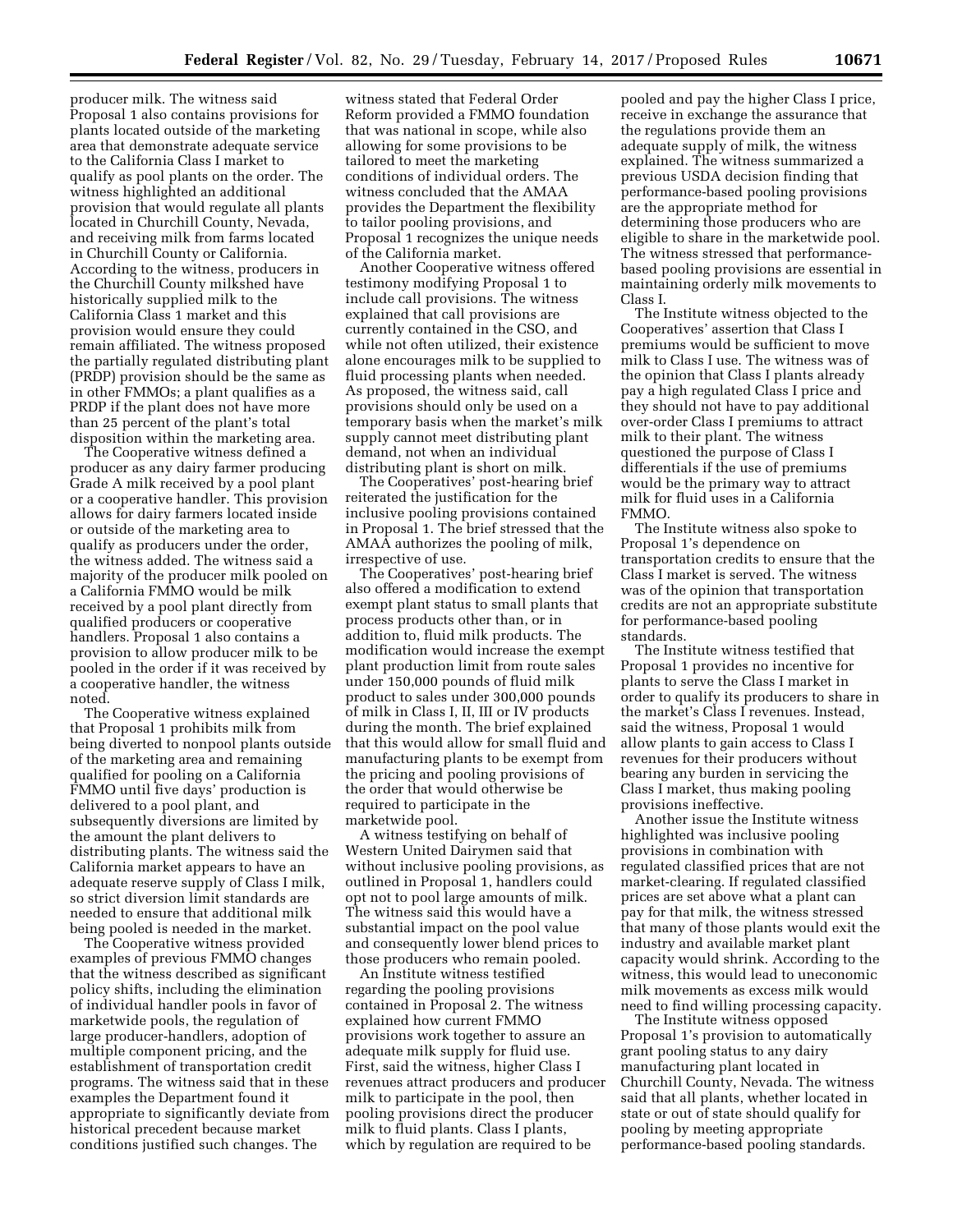producer milk. The witness said Proposal 1 also contains provisions for plants located outside of the marketing area that demonstrate adequate service to the California Class I market to qualify as pool plants on the order. The witness highlighted an additional provision that would regulate all plants located in Churchill County, Nevada, and receiving milk from farms located in Churchill County or California. According to the witness, producers in the Churchill County milkshed have historically supplied milk to the California Class 1 market and this provision would ensure they could remain affiliated. The witness proposed the partially regulated distributing plant (PRDP) provision should be the same as in other FMMOs; a plant qualifies as a PRDP if the plant does not have more than 25 percent of the plant's total disposition within the marketing area.

The Cooperative witness defined a producer as any dairy farmer producing Grade A milk received by a pool plant or a cooperative handler. This provision allows for dairy farmers located inside or outside of the marketing area to qualify as producers under the order, the witness added. The witness said a majority of the producer milk pooled on a California FMMO would be milk received by a pool plant directly from qualified producers or cooperative handlers. Proposal 1 also contains a provision to allow producer milk to be pooled in the order if it was received by a cooperative handler, the witness noted.

The Cooperative witness explained that Proposal 1 prohibits milk from being diverted to nonpool plants outside of the marketing area and remaining qualified for pooling on a California FMMO until five days' production is delivered to a pool plant, and subsequently diversions are limited by the amount the plant delivers to distributing plants. The witness said the California market appears to have an adequate reserve supply of Class I milk, so strict diversion limit standards are needed to ensure that additional milk being pooled is needed in the market.

The Cooperative witness provided examples of previous FMMO changes that the witness described as significant policy shifts, including the elimination of individual handler pools in favor of marketwide pools, the regulation of large producer-handlers, adoption of multiple component pricing, and the establishment of transportation credit programs. The witness said that in these examples the Department found it appropriate to significantly deviate from historical precedent because market conditions justified such changes. The witness stated that Federal Order Reform provided a FMMO foundation that was national in scope, while also allowing for some provisions to be tailored to meet the marketing conditions of individual orders. The witness concluded that the AMAA provides the Department the flexibility to tailor pooling provisions, and Proposal 1 recognizes the unique needs of the California market.

Another Cooperative witness offered testimony modifying Proposal 1 to include call provisions. The witness explained that call provisions are currently contained in the CSO, and while not often utilized, their existence alone encourages milk to be supplied to fluid processing plants when needed. As proposed, the witness said, call provisions should only be used on a temporary basis when the market's milk supply cannot meet distributing plant demand, not when an individual distributing plant is short on milk.

The Cooperatives' post-hearing brief reiterated the justification for the inclusive pooling provisions contained in Proposal 1. The brief stressed that the AMAA authorizes the pooling of milk, irrespective of use.

The Cooperatives' post-hearing brief also offered a modification to extend exempt plant status to small plants that process products other than, or in addition to, fluid milk products. The modification would increase the exempt plant production limit from route sales under 150,000 pounds of fluid milk product to sales under 300,000 pounds of milk in Class I, II, III or IV products during the month. The brief explained that this would allow for small fluid and manufacturing plants to be exempt from the pricing and pooling provisions of the order that would otherwise be required to participate in the marketwide pool.

A witness testifying on behalf of Western United Dairymen said that without inclusive pooling provisions, as outlined in Proposal 1, handlers could opt not to pool large amounts of milk. The witness said this would have a substantial impact on the pool value and consequently lower blend prices to those producers who remain pooled.

An Institute witness testified regarding the pooling provisions contained in Proposal 2. The witness explained how current FMMO provisions work together to assure an adequate milk supply for fluid use. First, said the witness, higher Class I revenues attract producers and producer milk to participate in the pool, then pooling provisions direct the producer milk to fluid plants. Class I plants, which by regulation are required to be pooled and pay the higher Class I price, receive in exchange the assurance that the regulations provide them an adequate supply of milk, the witness explained. The witness summarized a previous USDA decision finding that performance-based pooling provisions are the appropriate method for determining those producers who are eligible to share in the marketwide pool. The witness stressed that performance-based pooling provisions are essential in maintaining orderly milk movements to Class I.

The Institute witness objected to the Cooperatives' assertion that Class I premiums would be sufficient to move milk to Class I use. The witness was of the opinion that Class I plants already pay a high regulated Class I price and they should not have to pay additional over-order Class I premiums to attract milk to their plant. The witness questioned the purpose of Class I differentials if the use of premiums would be the primary way to attract milk for fluid uses in a California FMMO.

The Institute witness also spoke to Proposal 1's dependence on transportation credits to ensure that the Class I market is served. The witness was of the opinion that transportation credits are not an appropriate substitute for performance-based pooling standards.

The Institute witness testified that Proposal 1 provides no incentive for plants to serve the Class I market in order to qualify its producers to share in the market's Class I revenues. Instead, said the witness, Proposal 1 would allow plants to gain access to Class I revenues for their producers without bearing any burden in servicing the Class I market, thus making pooling provisions ineffective.

Another issue the Institute witness highlighted was inclusive pooling provisions in combination with regulated classified prices that are not market-clearing. If regulated classified prices are set above what a plant can pay for that milk, the witness stressed that many of those plants would exit the industry and available market plant capacity would shrink. According to the witness, this would lead to uneconomic milk movements as excess milk would need to find willing processing capacity.

The Institute witness opposed Proposal 1's provision to automatically grant pooling status to any dairy manufacturing plant located in Churchill County, Nevada. The witness said that all plants, whether located in state or out of state should qualify for pooling by meeting appropriate performance-based pooling standards.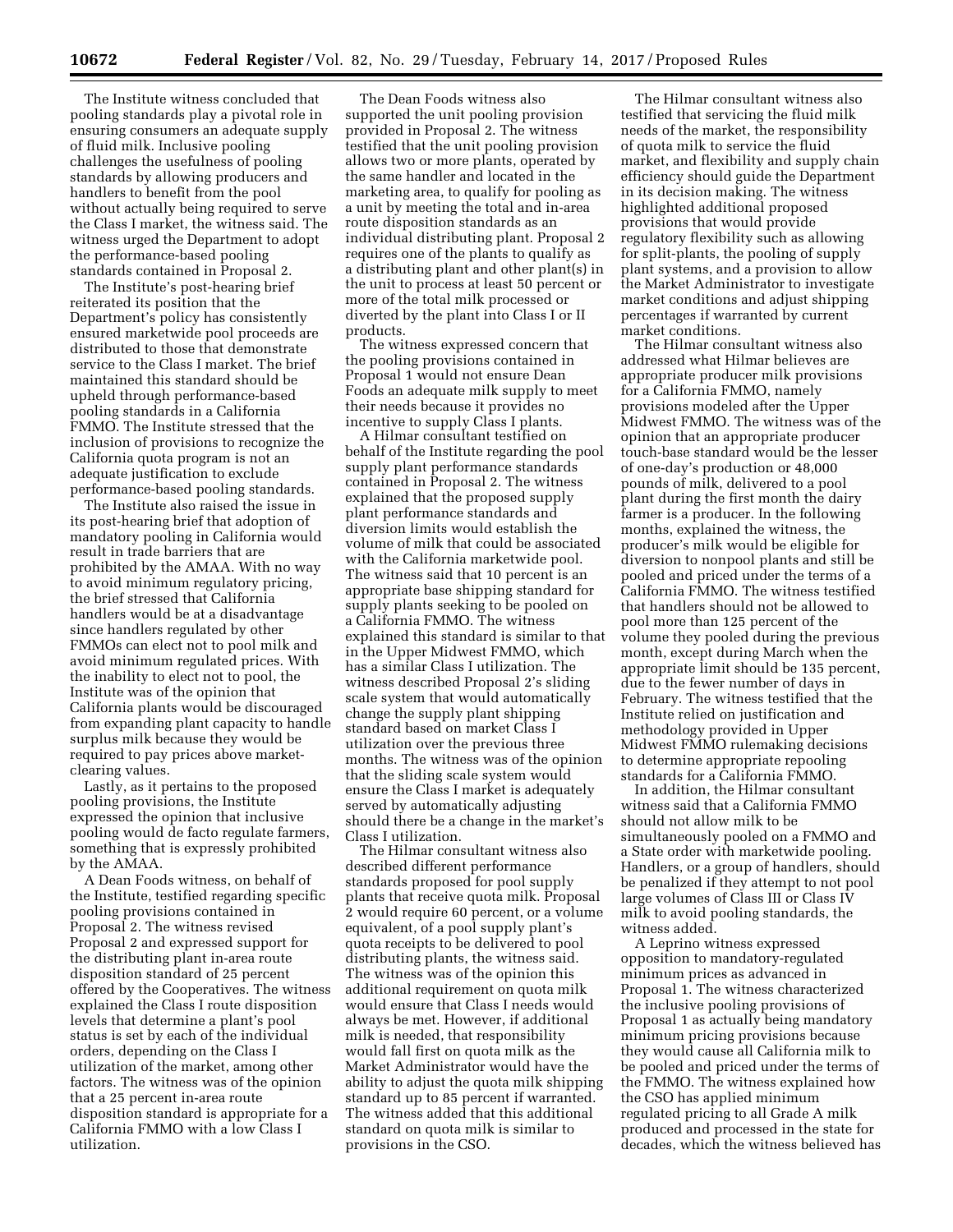The Institute witness concluded that pooling standards play a pivotal role in ensuring consumers an adequate supply of fluid milk. Inclusive pooling challenges the usefulness of pooling standards by allowing producers and handlers to benefit from the pool without actually being required to serve the Class I market, the witness said. The witness urged the Department to adopt the performance-based pooling standards contained in Proposal 2.

The Institute's post-hearing brief reiterated its position that the Department's policy has consistently ensured marketwide pool proceeds are distributed to those that demonstrate service to the Class I market. The brief maintained this standard should be upheld through performance-based pooling standards in a California FMMO. The Institute stressed that the inclusion of provisions to recognize the California quota program is not an adequate justification to exclude performance-based pooling standards.

The Institute also raised the issue in its post-hearing brief that adoption of mandatory pooling in California would result in trade barriers that are prohibited by the AMAA. With no way to avoid minimum regulatory pricing, the brief stressed that California handlers would be at a disadvantage since handlers regulated by other FMMOs can elect not to pool milk and avoid minimum regulated prices. With the inability to elect not to pool, the Institute was of the opinion that California plants would be discouraged from expanding plant capacity to handle surplus milk because they would be required to pay prices above market-clearing values.

Lastly, as it pertains to the proposed pooling provisions, the Institute expressed the opinion that inclusive pooling would de facto regulate farmers, something that is expressly prohibited by the AMAA.

A Dean Foods witness, on behalf of the Institute, testified regarding specific pooling provisions contained in Proposal 2. The witness revised Proposal 2 and expressed support for the distributing plant in-area route disposition standard of 25 percent offered by the Cooperatives. The witness explained the Class I route disposition levels that determine a plant's pool status is set by each of the individual orders, depending on the Class I utilization of the market, among other factors. The witness was of the opinion that a 25 percent in-area route disposition standard is appropriate for a California FMMO with a low Class I utilization.

The Dean Foods witness also supported the unit pooling provision provided in Proposal 2. The witness testified that the unit pooling provision allows two or more plants, operated by the same handler and located in the marketing area, to qualify for pooling as a unit by meeting the total and in-area route disposition standards as an individual distributing plant. Proposal 2 requires one of the plants to qualify as a distributing plant and other plant(s) in the unit to process at least 50 percent or more of the total milk processed or diverted by the plant into Class I or II products.

The witness expressed concern that the pooling provisions contained in Proposal 1 would not ensure Dean Foods an adequate milk supply to meet their needs because it provides no incentive to supply Class I plants.

A Hilmar consultant testified on behalf of the Institute regarding the pool supply plant performance standards contained in Proposal 2. The witness explained that the proposed supply plant performance standards and diversion limits would establish the volume of milk that could be associated with the California marketwide pool. The witness said that 10 percent is an appropriate base shipping standard for supply plants seeking to be pooled on a California FMMO. The witness explained this standard is similar to that in the Upper Midwest FMMO, which has a similar Class I utilization. The witness described Proposal 2's sliding scale system that would automatically change the supply plant shipping standard based on market Class I utilization over the previous three months. The witness was of the opinion that the sliding scale system would ensure the Class I market is adequately served by automatically adjusting should there be a change in the market's Class I utilization.

The Hilmar consultant witness also described different performance standards proposed for pool supply plants that receive quota milk. Proposal 2 would require 60 percent, or a volume equivalent, of a pool supply plant's quota receipts to be delivered to pool distributing plants, the witness said. The witness was of the opinion this additional requirement on quota milk would ensure that Class I needs would always be met. However, if additional milk is needed, that responsibility would fall first on quota milk as the Market Administrator would have the ability to adjust the quota milk shipping standard up to 85 percent if warranted. The witness added that this additional standard on quota milk is similar to provisions in the CSO.

The Hilmar consultant witness also testified that servicing the fluid milk needs of the market, the responsibility of quota milk to service the fluid market, and flexibility and supply chain efficiency should guide the Department in its decision making. The witness highlighted additional proposed provisions that would provide regulatory flexibility such as allowing for split-plants, the pooling of supply plant systems, and a provision to allow the Market Administrator to investigate market conditions and adjust shipping percentages if warranted by current market conditions.

The Hilmar consultant witness also addressed what Hilmar believes are appropriate producer milk provisions for a California FMMO, namely provisions modeled after the Upper Midwest FMMO. The witness was of the opinion that an appropriate producer touch-base standard would be the lesser of one-day's production or 48,000 pounds of milk, delivered to a pool plant during the first month the dairy farmer is a producer. In the following months, explained the witness, the producer's milk would be eligible for diversion to nonpool plants and still be pooled and priced under the terms of a California FMMO. The witness testified that handlers should not be allowed to pool more than 125 percent of the volume they pooled during the previous month, except during March when the appropriate limit should be 135 percent, due to the fewer number of days in February. The witness testified that the Institute relied on justification and methodology provided in Upper Midwest FMMO rulemaking decisions to determine appropriate repooling standards for a California FMMO.

In addition, the Hilmar consultant witness said that a California FMMO should not allow milk to be simultaneously pooled on a FMMO and a State order with marketwide pooling. Handlers, or a group of handlers, should be penalized if they attempt to not pool large volumes of Class III or Class IV milk to avoid pooling standards, the witness added.

A Leprino witness expressed opposition to mandatory-regulated minimum prices as advanced in Proposal 1. The witness characterized the inclusive pooling provisions of Proposal 1 as actually being mandatory minimum pricing provisions because they would cause all California milk to be pooled and priced under the terms of the FMMO. The witness explained how the CSO has applied minimum regulated pricing to all Grade A milk produced and processed in the state for decades, which the witness believed has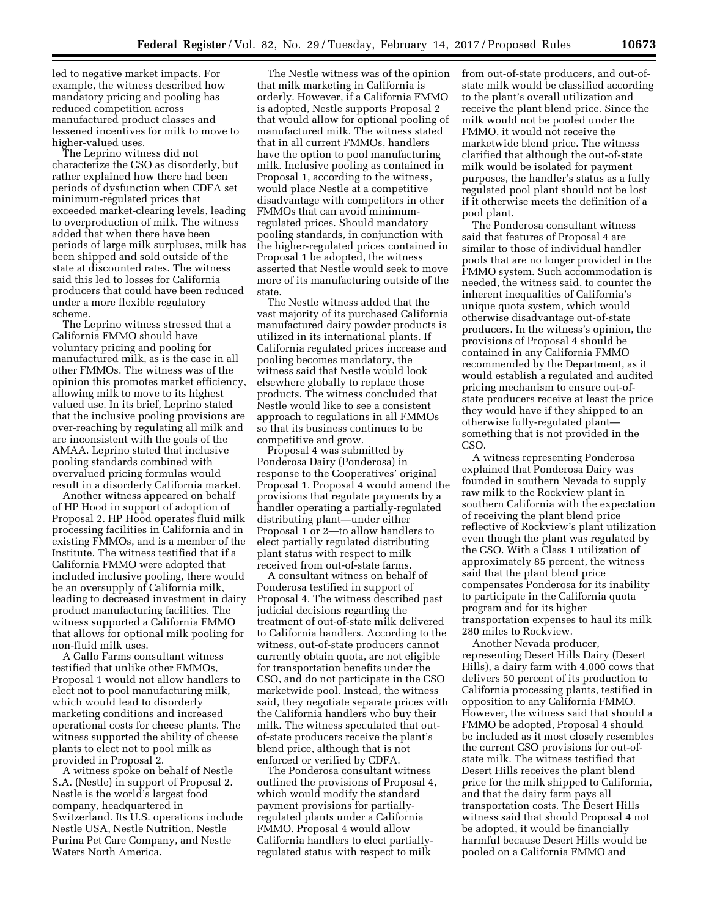led to negative market impacts. For example, the witness described how mandatory pricing and pooling has reduced competition across manufactured product classes and lessened incentives for milk to move to higher-valued uses.

The Leprino witness did not characterize the CSO as disorderly, but rather explained how there had been periods of dysfunction when CDFA set minimum-regulated prices that exceeded market-clearing levels, leading to overproduction of milk. The witness added that when there have been periods of large milk surpluses, milk has been shipped and sold outside of the state at discounted rates. The witness said this led to losses for California producers that could have been reduced under a more flexible regulatory scheme.

The Leprino witness stressed that a California FMMO should have voluntary pricing and pooling for manufactured milk, as is the case in all other FMMOs. The witness was of the opinion this promotes market efficiency, allowing milk to move to its highest valued use. In its brief, Leprino stated that the inclusive pooling provisions are over-reaching by regulating all milk and are inconsistent with the goals of the AMAA. Leprino stated that inclusive pooling standards combined with overvalued pricing formulas would result in a disorderly California market.

Another witness appeared on behalf of HP Hood in support of adoption of Proposal 2. HP Hood operates fluid milk processing facilities in California and in existing FMMOs, and is a member of the Institute. The witness testified that if a California FMMO were adopted that included inclusive pooling, there would be an oversupply of California milk, leading to decreased investment in dairy product manufacturing facilities. The witness supported a California FMMO that allows for optional milk pooling for non-fluid milk uses.

A Gallo Farms consultant witness testified that unlike other FMMOs, Proposal 1 would not allow handlers to elect not to pool manufacturing milk, which would lead to disorderly marketing conditions and increased operational costs for cheese plants. The witness supported the ability of cheese plants to elect not to pool milk as provided in Proposal 2.

A witness spoke on behalf of Nestle S.A. (Nestle) in support of Proposal 2. Nestle is the world's largest food company, headquartered in Switzerland. Its U.S. operations include Nestle USA, Nestle Nutrition, Nestle Purina Pet Care Company, and Nestle Waters North America.

The Nestle witness was of the opinion that milk marketing in California is orderly. However, if a California FMMO is adopted, Nestle supports Proposal 2 that would allow for optional pooling of manufactured milk. The witness stated that in all current FMMOs, handlers have the option to pool manufacturing milk. Inclusive pooling as contained in Proposal 1, according to the witness, would place Nestle at a competitive disadvantage with competitors in other FMMOs that can avoid minimum-regulated prices. Should mandatory pooling standards, in conjunction with the higher-regulated prices contained in Proposal 1 be adopted, the witness asserted that Nestle would seek to move more of its manufacturing outside of the state.

The Nestle witness added that the vast majority of its purchased California manufactured dairy powder products is utilized in its international plants. If California regulated prices increase and pooling becomes mandatory, the witness said that Nestle would look elsewhere globally to replace those products. The witness concluded that Nestle would like to see a consistent approach to regulations in all FMMOs so that its business continues to be competitive and grow.

Proposal 4 was submitted by Ponderosa Dairy (Ponderosa) in response to the Cooperatives' original Proposal 1. Proposal 4 would amend the provisions that regulate payments by a handler operating a partially-regulated distributing plant—under either Proposal 1 or 2—to allow handlers to elect partially regulated distributing plant status with respect to milk received from out-of-state farms.

A consultant witness on behalf of Ponderosa testified in support of Proposal 4. The witness described past judicial decisions regarding the treatment of out-of-state milk delivered to California handlers. According to the witness, out-of-state producers cannot currently obtain quota, are not eligible for transportation benefits under the CSO, and do not participate in the CSO marketwide pool. Instead, the witness said, they negotiate separate prices with the California handlers who buy their milk. The witness speculated that out-of-state producers receive the plant's blend price, although that is not enforced or verified by CDFA.

The Ponderosa consultant witness outlined the provisions of Proposal 4, which would modify the standard payment provisions for partially-regulated plants under a California FMMO. Proposal 4 would allow California handlers to elect partially-regulated status with respect to milk from out-of-state producers, and out-of-state milk would be classified according to the plant's overall utilization and receive the plant blend price. Since the milk would not be pooled under the FMMO, it would not receive the marketwide blend price. The witness clarified that although the out-of-state milk would be isolated for payment purposes, the handler's status as a fully regulated pool plant should not be lost if it otherwise meets the definition of a pool plant.

The Ponderosa consultant witness said that features of Proposal 4 are similar to those of individual handler pools that are no longer provided in the FMMO system. Such accommodation is needed, the witness said, to counter the inherent inequalities of California's unique quota system, which would otherwise disadvantage out-of-state producers. In the witness's opinion, the provisions of Proposal 4 should be contained in any California FMMO recommended by the Department, as it would establish a regulated and audited pricing mechanism to ensure out-of-state producers receive at least the price they would have if they shipped to an otherwise fully-regulated plant—something that is not provided in the CSO.

A witness representing Ponderosa explained that Ponderosa Dairy was founded in southern Nevada to supply raw milk to the Rockview plant in southern California with the expectation of receiving the plant blend price reflective of Rockview's plant utilization even though the plant was regulated by the CSO. With a Class 1 utilization of approximately 85 percent, the witness said that the plant blend price compensates Ponderosa for its inability to participate in the California quota program and for its higher transportation expenses to haul its milk 280 miles to Rockview.

Another Nevada producer, representing Desert Hills Dairy (Desert Hills), a dairy farm with 4,000 cows that delivers 50 percent of its production to California processing plants, testified in opposition to any California FMMO. However, the witness said that should a FMMO be adopted, Proposal 4 should be included as it most closely resembles the current CSO provisions for out-of-state milk. The witness testified that Desert Hills receives the plant blend price for the milk shipped to California, and that the dairy farm pays all transportation costs. The Desert Hills witness said that should Proposal 4 not be adopted, it would be financially harmful because Desert Hills would be pooled on a California FMMO and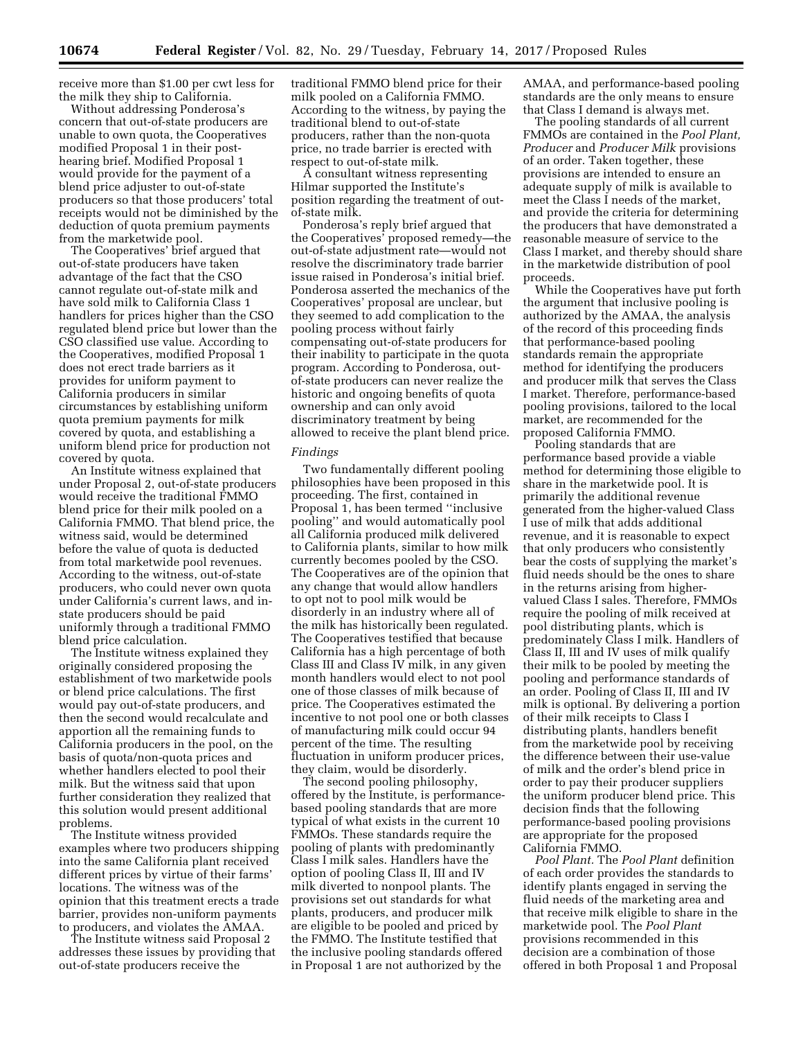receive more than $1.00 per cwt less for the milk they ship to California.

Without addressing Ponderosa's concern that out-of-state producers are unable to own quota, the Cooperatives modified Proposal 1 in their post-hearing brief. Modified Proposal 1 would provide for the payment of a blend price adjuster to out-of-state producers so that those producers' total receipts would not be diminished by the deduction of quota premium payments from the marketwide pool.

The Cooperatives' brief argued that out-of-state producers have taken advantage of the fact that the CSO cannot regulate out-of-state milk and have sold milk to California Class 1 handlers for prices higher than the CSO regulated blend price but lower than the CSO classified use value. According to the Cooperatives, modified Proposal 1 does not erect trade barriers as it provides for uniform payment to California producers in similar circumstances by establishing uniform quota premium payments for milk covered by quota, and establishing a uniform blend price for production not covered by quota.

An Institute witness explained that under Proposal 2, out-of-state producers would receive the traditional FMMO blend price for their milk pooled on a California FMMO. That blend price, the witness said, would be determined before the value of quota is deducted from total marketwide pool revenues. According to the witness, out-of-state producers, who could never own quota under California's current laws, and in-state producers should be paid uniformly through a traditional FMMO blend price calculation.

The Institute witness explained they originally considered proposing the establishment of two marketwide pools or blend price calculations. The first would pay out-of-state producers, and then the second would recalculate and apportion all the remaining funds to California producers in the pool, on the basis of quota/non-quota prices and whether handlers elected to pool their milk. But the witness said that upon further consideration they realized that this solution would present additional problems.

The Institute witness provided examples where two producers shipping into the same California plant received different prices by virtue of their farms' locations. The witness was of the opinion that this treatment erects a trade barrier, provides non-uniform payments to producers, and violates the AMAA.

The Institute witness said Proposal 2 addresses these issues by providing that out-of-state producers receive the traditional FMMO blend price for their milk pooled on a California FMMO. According to the witness, by paying the traditional blend to out-of-state producers, rather than the non-quota price, no trade barrier is erected with respect to out-of-state milk.

A consultant witness representing Hilmar supported the Institute's position regarding the treatment of out-of-state milk.

Ponderosa's reply brief argued that the Cooperatives' proposed remedy—the out-of-state adjustment rate—would not resolve the discriminatory trade barrier issue raised in Ponderosa's initial brief. Ponderosa asserted the mechanics of the Cooperatives' proposal are unclear, but they seemed to add complication to the pooling process without fairly compensating out-of-state producers for their inability to participate in the quota program. According to Ponderosa, out-of-state producers can never realize the historic and ongoing benefits of quota ownership and can only avoid discriminatory treatment by being allowed to receive the plant blend price.

*Findings*

Two fundamentally different pooling philosophies have been proposed in this proceeding. The first, contained in Proposal 1, has been termed "inclusive pooling" and would automatically pool all California produced milk delivered to California plants, similar to how milk currently becomes pooled by the CSO. The Cooperatives are of the opinion that any change that would allow handlers to opt not to pool milk would be disorderly in an industry where all of the milk has historically been regulated. The Cooperatives testified that because California has a high percentage of both Class III and Class IV milk, in any given month handlers would elect to not pool one of those classes of milk because of price. The Cooperatives estimated the incentive to not pool one or both classes of manufacturing milk could occur 94 percent of the time. The resulting fluctuation in uniform producer prices, they claim, would be disorderly.

The second pooling philosophy, offered by the Institute, is performance-based pooling standards that are more typical of what exists in the current 10 FMMOs. These standards require the pooling of plants with predominantly Class I milk sales. Handlers have the option of pooling Class II, III and IV milk diverted to nonpool plants. The provisions set out standards for what plants, producers, and producer milk are eligible to be pooled and priced by the FMMO. The Institute testified that the inclusive pooling standards offered in Proposal 1 are not authorized by the AMAA, and performance-based pooling standards are the only means to ensure that Class I demand is always met.

The pooling standards of all current FMMOs are contained in the *Pool Plant, Producer* and *Producer Milk* provisions of an order. Taken together, these provisions are intended to ensure an adequate supply of milk is available to meet the Class I needs of the market, and provide the criteria for determining the producers that have demonstrated a reasonable measure of service to the Class I market, and thereby should share in the marketwide distribution of pool proceeds.

While the Cooperatives have put forth the argument that inclusive pooling is authorized by the AMAA, the analysis of the record of this proceeding finds that performance-based pooling standards remain the appropriate method for identifying the producers and producer milk that serves the Class I market. Therefore, performance-based pooling provisions, tailored to the local market, are recommended for the proposed California FMMO.

Pooling standards that are performance based provide a viable method for determining those eligible to share in the marketwide pool. It is primarily the additional revenue generated from the higher-valued Class I use of milk that adds additional revenue, and it is reasonable to expect that only producers who consistently bear the costs of supplying the market's fluid needs should be the ones to share in the returns arising from higher-valued Class I sales. Therefore, FMMOs require the pooling of milk received at pool distributing plants, which is predominately Class I milk. Handlers of Class II, III and IV uses of milk qualify their milk to be pooled by meeting the pooling and performance standards of an order. Pooling of Class II, III and IV milk is optional. By delivering a portion of their milk receipts to Class I distributing plants, handlers benefit from the marketwide pool by receiving the difference between their use-value of milk and the order's blend price in order to pay their producer suppliers the uniform producer blend price. This decision finds that the following performance-based pooling provisions are appropriate for the proposed California FMMO.

*Pool Plant.* The *Pool Plant* definition of each order provides the standards to identify plants engaged in serving the fluid needs of the marketing area and that receive milk eligible to share in the marketwide pool. The *Pool Plant* provisions recommended in this decision are a combination of those offered in both Proposal 1 and Proposal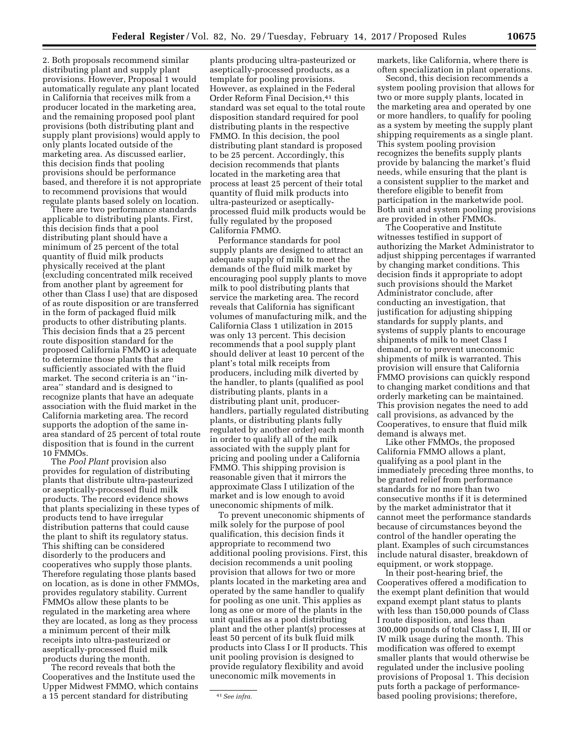2. Both proposals recommend similar distributing plant and supply plant provisions. However, Proposal 1 would automatically regulate any plant located in California that receives milk from a producer located in the marketing area, and the remaining proposed pool plant provisions (both distributing plant and supply plant provisions) would apply to only plants located outside of the marketing area. As discussed earlier, this decision finds that pooling provisions should be performance based, and therefore it is not appropriate to recommend provisions that would regulate plants based solely on location.

There are two performance standards applicable to distributing plants. First, this decision finds that a pool distributing plant should have a minimum of 25 percent of the total quantity of fluid milk products physically received at the plant (excluding concentrated milk received from another plant by agreement for other than Class I use) that are disposed of as route disposition or are transferred in the form of packaged fluid milk products to other distributing plants. This decision finds that a 25 percent route disposition standard for the proposed California FMMO is adequate to determine those plants that are sufficiently associated with the fluid market. The second criteria is an ''in-area'' standard and is designed to recognize plants that have an adequate association with the fluid market in the California marketing area. The record supports the adoption of the same in-area standard of 25 percent of total route disposition that is found in the current 10 FMMOs.

The *Pool Plant* provision also provides for regulation of distributing plants that distribute ultra-pasteurized or aseptically-processed fluid milk products. The record evidence shows that plants specializing in these types of products tend to have irregular distribution patterns that could cause the plant to shift its regulatory status. This shifting can be considered disorderly to the producers and cooperatives who supply those plants. Therefore regulating those plants based on location, as is done in other FMMOs, provides regulatory stability. Current FMMOs allow these plants to be regulated in the marketing area where they are located, as long as they process a minimum percent of their milk receipts into ultra-pasteurized or aseptically-processed fluid milk products during the month.

The record reveals that both the Cooperatives and the Institute used the Upper Midwest FMMO, which contains a 15 percent standard for distributing plants producing ultra-pasteurized or aseptically-processed products, as a template for pooling provisions. However, as explained in the Federal Order Reform Final Decision,[41] this standard was set equal to the total route disposition standard required for pool distributing plants in the respective FMMO. In this decision, the pool distributing plant standard is proposed to be 25 percent. Accordingly, this decision recommends that plants located in the marketing area that process at least 25 percent of their total quantity of fluid milk products into ultra-pasteurized or aseptically-processed fluid milk products would be fully regulated by the proposed California FMMO.

Performance standards for pool supply plants are designed to attract an adequate supply of milk to meet the demands of the fluid milk market by encouraging pool supply plants to move milk to pool distributing plants that service the marketing area. The record reveals that California has significant volumes of manufacturing milk, and the California Class 1 utilization in 2015 was only 13 percent. This decision recommends that a pool supply plant should deliver at least 10 percent of the plant's total milk receipts from producers, including milk diverted by the handler, to plants (qualified as pool distributing plants, plants in a distributing plant unit, producer-handlers, partially regulated distributing plants, or distributing plants fully regulated by another order) each month in order to qualify all of the milk associated with the supply plant for pricing and pooling under a California FMMO. This shipping provision is reasonable given that it mirrors the approximate Class I utilization of the market and is low enough to avoid uneconomic shipments of milk.

To prevent uneconomic shipments of milk solely for the purpose of pool qualification, this decision finds it appropriate to recommend two additional pooling provisions. First, this decision recommends a unit pooling provision that allows for two or more plants located in the marketing area and operated by the same handler to qualify for pooling as one unit. This applies as long as one or more of the plants in the unit qualifies as a pool distributing plant and the other plant(s) processes at least 50 percent of its bulk fluid milk products into Class I or II products. This unit pooling provision is designed to provide regulatory flexibility and avoid uneconomic milk movements in markets, like California, where there is often specialization in plant operations.

Second, this decision recommends a system pooling provision that allows for two or more supply plants, located in the marketing area and operated by one or more handlers, to qualify for pooling as a system by meeting the supply plant shipping requirements as a single plant. This system pooling provision recognizes the benefits supply plants provide by balancing the market's fluid needs, while ensuring that the plant is a consistent supplier to the market and therefore eligible to benefit from participation in the marketwide pool. Both unit and system pooling provisions are provided in other FMMOs.

The Cooperative and Institute witnesses testified in support of authorizing the Market Administrator to adjust shipping percentages if warranted by changing market conditions. This decision finds it appropriate to adopt such provisions should the Market Administrator conclude, after conducting an investigation, that justification for adjusting shipping standards for supply plants, and systems of supply plants to encourage shipments of milk to meet Class I demand, or to prevent uneconomic shipments of milk is warranted. This provision will ensure that California FMMO provisions can quickly respond to changing market conditions and that orderly marketing can be maintained. This provision negates the need to add call provisions, as advanced by the Cooperatives, to ensure that fluid milk demand is always met.

Like other FMMOs, the proposed California FMMO allows a plant, qualifying as a pool plant in the immediately preceding three months, to be granted relief from performance standards for no more than two consecutive months if it is determined by the market administrator that it cannot meet the performance standards because of circumstances beyond the control of the handler operating the plant. Examples of such circumstances include natural disaster, breakdown of equipment, or work stoppage.

In their post-hearing brief, the Cooperatives offered a modification to the exempt plant definition that would expand exempt plant status to plants with less than 150,000 pounds of Class I route disposition, and less than 300,000 pounds of total Class I, II, III or IV milk usage during the month. This modification was offered to exempt smaller plants that would otherwise be regulated under the inclusive pooling provisions of Proposal 1. This decision puts forth a package of performance-based pooling provisions; therefore,

[41] *See infra.*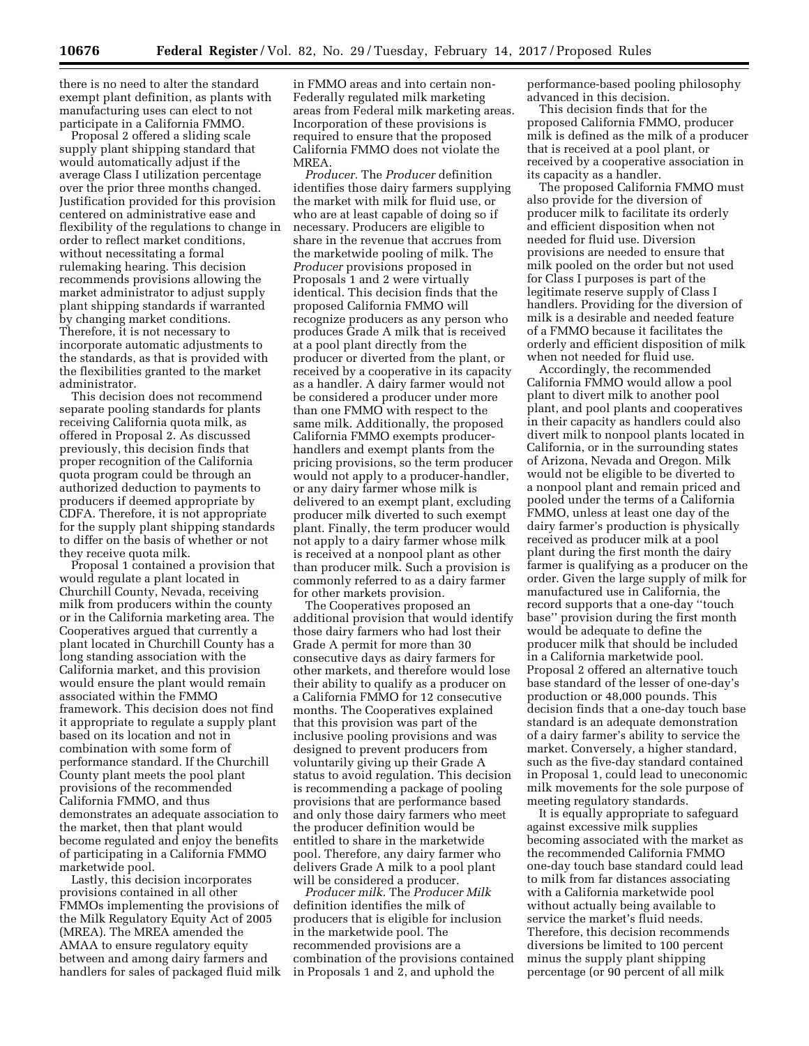there is no need to alter the standard exempt plant definition, as plants with manufacturing uses can elect to not participate in a California FMMO.

Proposal 2 offered a sliding scale supply plant shipping standard that would automatically adjust if the average Class I utilization percentage over the prior three months changed. Justification provided for this provision centered on administrative ease and flexibility of the regulations to change in order to reflect market conditions, without necessitating a formal rulemaking hearing. This decision recommends provisions allowing the market administrator to adjust supply plant shipping standards if warranted by changing market conditions. Therefore, it is not necessary to incorporate automatic adjustments to the standards, as that is provided with the flexibilities granted to the market administrator.

This decision does not recommend separate pooling standards for plants receiving California quota milk, as offered in Proposal 2. As discussed previously, this decision finds that proper recognition of the California quota program could be through an authorized deduction to payments to producers if deemed appropriate by CDFA. Therefore, it is not appropriate for the supply plant shipping standards to differ on the basis of whether or not they receive quota milk.

Proposal 1 contained a provision that would regulate a plant located in Churchill County, Nevada, receiving milk from producers within the county or in the California marketing area. The Cooperatives argued that currently a plant located in Churchill County has a long standing association with the California market, and this provision would ensure the plant would remain associated within the FMMO framework. This decision does not find it appropriate to regulate a supply plant based on its location and not in combination with some form of performance standard. If the Churchill County plant meets the pool plant provisions of the recommended California FMMO, and thus demonstrates an adequate association to the market, then that plant would become regulated and enjoy the benefits of participating in a California FMMO marketwide pool.

Lastly, this decision incorporates provisions contained in all other FMMOs implementing the provisions of the Milk Regulatory Equity Act of 2005 (MREA). The MREA amended the AMAA to ensure regulatory equity between and among dairy farmers and handlers for sales of packaged fluid milk in FMMO areas and into certain non-Federally regulated milk marketing areas from Federal milk marketing areas. Incorporation of these provisions is required to ensure that the proposed California FMMO does not violate the MREA.

*Producer.* The *Producer* definition identifies those dairy farmers supplying the market with milk for fluid use, or who are at least capable of doing so if necessary. Producers are eligible to share in the revenue that accrues from the marketwide pooling of milk. The *Producer* provisions proposed in Proposals 1 and 2 were virtually identical. This decision finds that the proposed California FMMO will recognize producers as any person who produces Grade A milk that is received at a pool plant directly from the producer or diverted from the plant, or received by a cooperative in its capacity as a handler. A dairy farmer would not be considered a producer under more than one FMMO with respect to the same milk. Additionally, the proposed California FMMO exempts producer-handlers and exempt plants from the pricing provisions, so the term producer would not apply to a producer-handler, or any dairy farmer whose milk is delivered to an exempt plant, excluding producer milk diverted to such exempt plant. Finally, the term producer would not apply to a dairy farmer whose milk is received at a nonpool plant as other than producer milk. Such a provision is commonly referred to as a dairy farmer for other markets provision.

The Cooperatives proposed an additional provision that would identify those dairy farmers who had lost their Grade A permit for more than 30 consecutive days as dairy farmers for other markets, and therefore would lose their ability to qualify as a producer on a California FMMO for 12 consecutive months. The Cooperatives explained that this provision was part of the inclusive pooling provisions and was designed to prevent producers from voluntarily giving up their Grade A status to avoid regulation. This decision is recommending a package of pooling provisions that are performance based and only those dairy farmers who meet the producer definition would be entitled to share in the marketwide pool. Therefore, any dairy farmer who delivers Grade A milk to a pool plant will be considered a producer.

*Producer milk.* The *Producer Milk* definition identifies the milk of producers that is eligible for inclusion in the marketwide pool. The recommended provisions are a combination of the provisions contained in Proposals 1 and 2, and uphold the performance-based pooling philosophy advanced in this decision.

This decision finds that for the proposed California FMMO, producer milk is defined as the milk of a producer that is received at a pool plant, or received by a cooperative association in its capacity as a handler.

The proposed California FMMO must also provide for the diversion of producer milk to facilitate its orderly and efficient disposition when not needed for fluid use. Diversion provisions are needed to ensure that milk pooled on the order but not used for Class I purposes is part of the legitimate reserve supply of Class I handlers. Providing for the diversion of milk is a desirable and needed feature of a FMMO because it facilitates the orderly and efficient disposition of milk when not needed for fluid use.

Accordingly, the recommended California FMMO would allow a pool plant to divert milk to another pool plant, and pool plants and cooperatives in their capacity as handlers could also divert milk to nonpool plants located in California, or in the surrounding states of Arizona, Nevada and Oregon. Milk would not be eligible to be diverted to a nonpool plant and remain priced and pooled under the terms of a California FMMO, unless at least one day of the dairy farmer's production is physically received as producer milk at a pool plant during the first month the dairy farmer is qualifying as a producer on the order. Given the large supply of milk for manufactured use in California, the record supports that a one-day "touch base" provision during the first month would be adequate to define the producer milk that should be included in a California marketwide pool. Proposal 2 offered an alternative touch base standard of the lesser of one-day's production or 48,000 pounds. This decision finds that a one-day touch base standard is an adequate demonstration of a dairy farmer's ability to service the market. Conversely, a higher standard, such as the five-day standard contained in Proposal 1, could lead to uneconomic milk movements for the sole purpose of meeting regulatory standards.

It is equally appropriate to safeguard against excessive milk supplies becoming associated with the market as the recommended California FMMO one-day touch base standard could lead to milk from far distances associating with a California marketwide pool without actually being available to service the market's fluid needs. Therefore, this decision recommends diversions be limited to 100 percent minus the supply plant shipping percentage (or 90 percent of all milk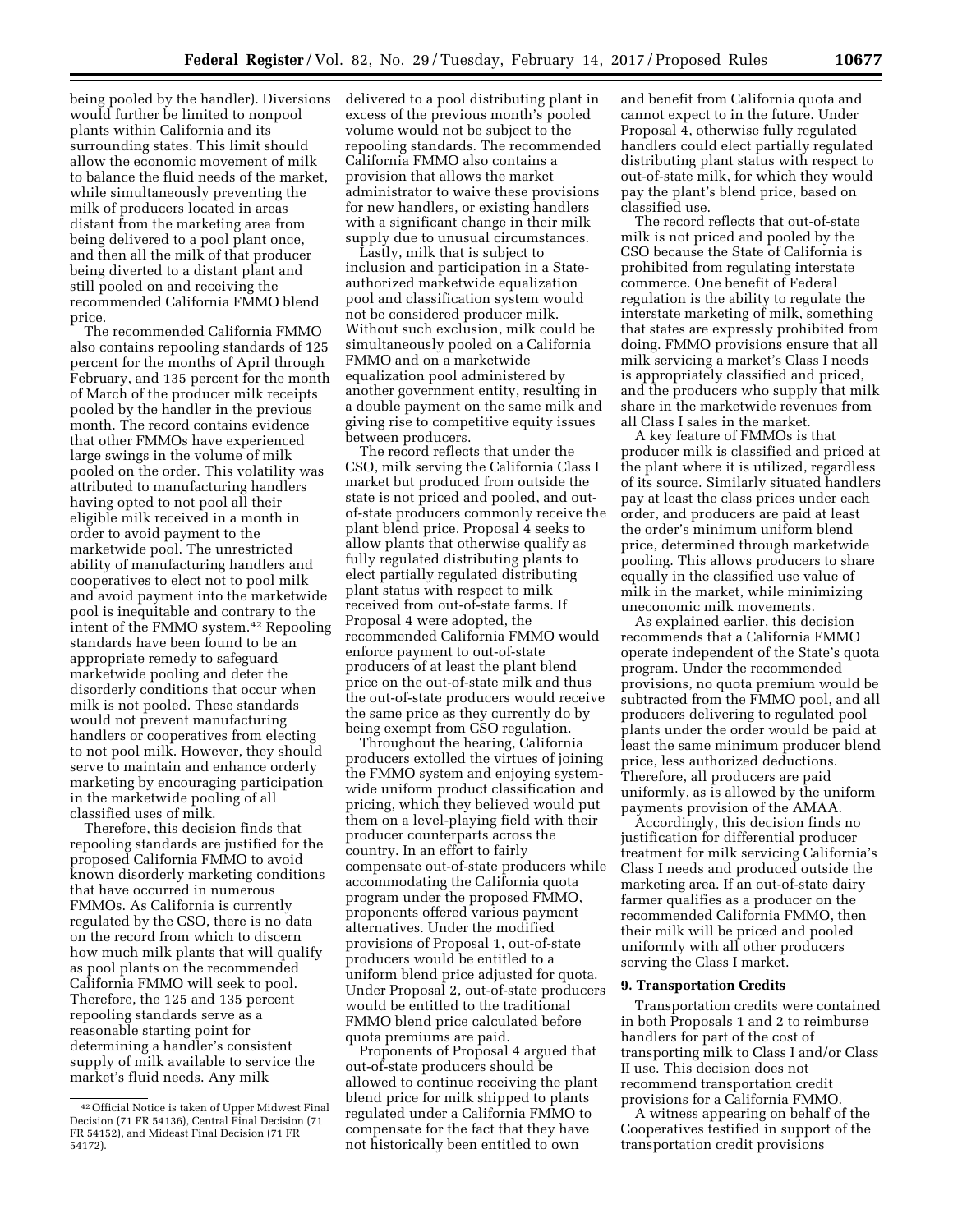being pooled by the handler). Diversions would further be limited to nonpool plants within California and its surrounding states. This limit should allow the economic movement of milk to balance the fluid needs of the market, while simultaneously preventing the milk of producers located in areas distant from the marketing area from being delivered to a pool plant once, and then all the milk of that producer being diverted to a distant plant and still pooled on and receiving the recommended California FMMO blend price.

The recommended California FMMO also contains repooling standards of 125 percent for the months of April through February, and 135 percent for the month of March of the producer milk receipts pooled by the handler in the previous month. The record contains evidence that other FMMOs have experienced large swings in the volume of milk pooled on the order. This volatility was attributed to manufacturing handlers having opted to not pool all their eligible milk received in a month in order to avoid payment to the marketwide pool. The unrestricted ability of manufacturing handlers and cooperatives to elect not to pool milk and avoid payment into the marketwide pool is inequitable and contrary to the intent of the FMMO system.[42] Repooling standards have been found to be an appropriate remedy to safeguard marketwide pooling and deter the disorderly conditions that occur when milk is not pooled. These standards would not prevent manufacturing handlers or cooperatives from electing to not pool milk. However, they should serve to maintain and enhance orderly marketing by encouraging participation in the marketwide pooling of all classified uses of milk.

Therefore, this decision finds that repooling standards are justified for the proposed California FMMO to avoid known disorderly marketing conditions that have occurred in numerous FMMOs. As California is currently regulated by the CSO, there is no data on the record from which to discern how much milk plants that will qualify as pool plants on the recommended California FMMO will seek to pool. Therefore, the 125 and 135 percent repooling standards serve as a reasonable starting point for determining a handler's consistent supply of milk available to service the market's fluid needs. Any milk delivered to a pool distributing plant in excess of the previous month's pooled volume would not be subject to the repooling standards. The recommended California FMMO also contains a provision that allows the market administrator to waive these provisions for new handlers, or existing handlers with a significant change in their milk supply due to unusual circumstances.

Lastly, milk that is subject to inclusion and participation in a State-authorized marketwide equalization pool and classification system would not be considered producer milk. Without such exclusion, milk could be simultaneously pooled on a California FMMO and on a marketwide equalization pool administered by another government entity, resulting in a double payment on the same milk and giving rise to competitive equity issues between producers.

The record reflects that under the CSO, milk serving the California Class I market but produced from outside the state is not priced and pooled, and out-of-state producers commonly receive the plant blend price. Proposal 4 seeks to allow plants that otherwise qualify as fully regulated distributing plants to elect partially regulated distributing plant status with respect to milk received from out-of-state farms. If Proposal 4 were adopted, the recommended California FMMO would enforce payment to out-of-state producers of at least the plant blend price on the out-of-state milk and thus the out-of-state producers would receive the same price as they currently do by being exempt from CSO regulation.

Throughout the hearing, California producers extolled the virtues of joining the FMMO system and enjoying system-wide uniform product classification and pricing, which they believed would put them on a level-playing field with their producer counterparts across the country. In an effort to fairly compensate out-of-state producers while accommodating the California quota program under the proposed FMMO, proponents offered various payment alternatives. Under the modified provisions of Proposal 1, out-of-state producers would be entitled to a uniform blend price adjusted for quota. Under Proposal 2, out-of-state producers would be entitled to the traditional FMMO blend price calculated before quota premiums are paid.

Proponents of Proposal 4 argued that out-of-state producers should be allowed to continue receiving the plant blend price for milk shipped to plants regulated under a California FMMO to compensate for the fact that they have not historically been entitled to own and benefit from California quota and cannot expect to in the future. Under Proposal 4, otherwise fully regulated handlers could elect partially regulated distributing plant status with respect to out-of-state milk, for which they would pay the plant's blend price, based on classified use.

The record reflects that out-of-state milk is not priced and pooled by the CSO because the State of California is prohibited from regulating interstate commerce. One benefit of Federal regulation is the ability to regulate the interstate marketing of milk, something that states are expressly prohibited from doing. FMMO provisions ensure that all milk servicing a market's Class I needs is appropriately classified and priced, and the producers who supply that milk share in the marketwide revenues from all Class I sales in the market.

A key feature of FMMOs is that producer milk is classified and priced at the plant where it is utilized, regardless of its source. Similarly situated handlers pay at least the class prices under each order, and producers are paid at least the order's minimum uniform blend price, determined through marketwide pooling. This allows producers to share equally in the classified use value of milk in the market, while minimizing uneconomic milk movements.

As explained earlier, this decision recommends that a California FMMO operate independent of the State's quota program. Under the recommended provisions, no quota premium would be subtracted from the FMMO pool, and all producers delivering to regulated pool plants under the order would be paid at least the same minimum producer blend price, less authorized deductions. Therefore, all producers are paid uniformly, as is allowed by the uniform payments provision of the AMAA.

Accordingly, this decision finds no justification for differential producer treatment for milk servicing California's Class I needs and produced outside the marketing area. If an out-of-state dairy farmer qualifies as a producer on the recommended California FMMO, then their milk will be priced and pooled uniformly with all other producers serving the Class I market.

**9. Transportation Credits**

Transportation credits were contained in both Proposals 1 and 2 to reimburse handlers for part of the cost of transporting milk to Class I and/or Class II use. This decision does not recommend transportation credit provisions for a California FMMO.

A witness appearing on behalf of the Cooperatives testified in support of the transportation credit provisions

[42] Official Notice is taken of Upper Midwest Final Decision (71 FR 54136), Central Final Decision (71 FR 54152), and Mideast Final Decision (71 FR 54172).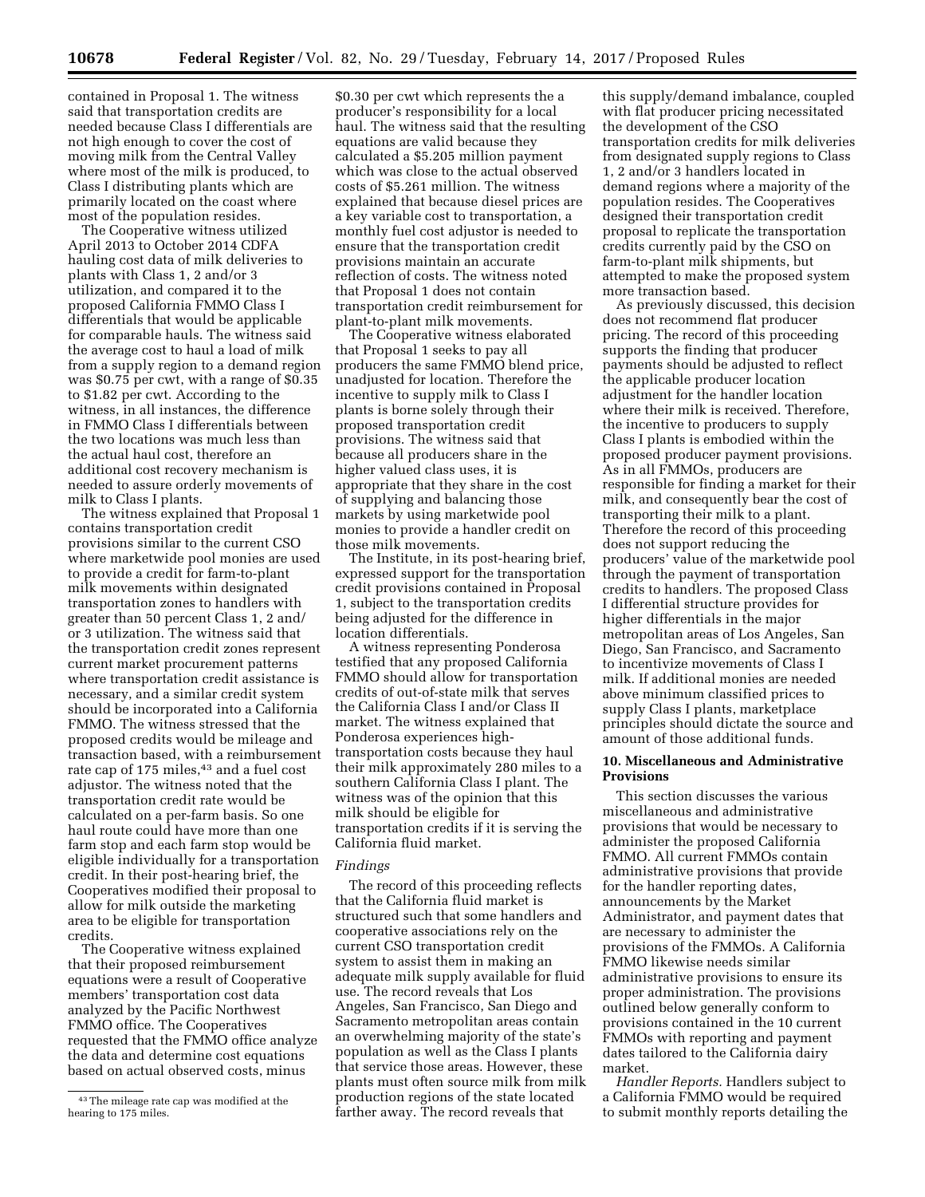contained in Proposal 1. The witness said that transportation credits are needed because Class I differentials are not high enough to cover the cost of moving milk from the Central Valley where most of the milk is produced, to Class I distributing plants which are primarily located on the coast where most of the population resides.

The Cooperative witness utilized April 2013 to October 2014 CDFA hauling cost data of milk deliveries to plants with Class 1, 2 and/or 3 utilization, and compared it to the proposed California FMMO Class I differentials that would be applicable for comparable hauls. The witness said the average cost to haul a load of milk from a supply region to a demand region was $0.75 per cwt, with a range of $0.35 to $1.82 per cwt. According to the witness, in all instances, the difference in FMMO Class I differentials between the two locations was much less than the actual haul cost, therefore an additional cost recovery mechanism is needed to assure orderly movements of milk to Class I plants.

The witness explained that Proposal 1 contains transportation credit provisions similar to the current CSO where marketwide pool monies are used to provide a credit for farm-to-plant milk movements within designated transportation zones to handlers with greater than 50 percent Class 1, 2 and/or 3 utilization. The witness said that the transportation credit zones represent current market procurement patterns where transportation credit assistance is necessary, and a similar credit system should be incorporated into a California FMMO. The witness stressed that the proposed credits would be mileage and transaction based, with a reimbursement rate cap of 175 miles,[43] and a fuel cost adjustor. The witness noted that the transportation credit rate would be calculated on a per-farm basis. So one haul route could have more than one farm stop and each farm stop would be eligible individually for a transportation credit. In their post-hearing brief, the Cooperatives modified their proposal to allow for milk outside the marketing area to be eligible for transportation credits.

The Cooperative witness explained that their proposed reimbursement equations were a result of Cooperative members' transportation cost data analyzed by the Pacific Northwest FMMO office. The Cooperatives requested that the FMMO office analyze the data and determine cost equations based on actual observed costs, minus $0.30 per cwt which represents the a producer's responsibility for a local haul. The witness said that the resulting equations are valid because they calculated a $5.205 million payment which was close to the actual observed costs of $5.261 million. The witness explained that because diesel prices are a key variable cost to transportation, a monthly fuel cost adjustor is needed to ensure that the transportation credit provisions maintain an accurate reflection of costs. The witness noted that Proposal 1 does not contain transportation credit reimbursement for plant-to-plant milk movements.

The Cooperative witness elaborated that Proposal 1 seeks to pay all producers the same FMMO blend price, unadjusted for location. Therefore the incentive to supply milk to Class I plants is borne solely through their proposed transportation credit provisions. The witness said that because all producers share in the higher valued class uses, it is appropriate that they share in the cost of supplying and balancing those markets by using marketwide pool monies to provide a handler credit on those milk movements.

The Institute, in its post-hearing brief, expressed support for the transportation credit provisions contained in Proposal 1, subject to the transportation credits being adjusted for the difference in location differentials.

A witness representing Ponderosa testified that any proposed California FMMO should allow for transportation credits of out-of-state milk that serves the California Class I and/or Class II market. The witness explained that Ponderosa experiences high-transportation costs because they haul their milk approximately 280 miles to a southern California Class I plant. The witness was of the opinion that this milk should be eligible for transportation credits if it is serving the California fluid market.

*Findings*

The record of this proceeding reflects that the California fluid market is structured such that some handlers and cooperative associations rely on the current CSO transportation credit system to assist them in making an adequate milk supply available for fluid use. The record reveals that Los Angeles, San Francisco, San Diego and Sacramento metropolitan areas contain an overwhelming majority of the state's population as well as the Class I plants that service those areas. However, these plants must often source milk from milk production regions of the state located farther away. The record reveals that this supply/demand imbalance, coupled with flat producer pricing necessitated the development of the CSO transportation credits for milk deliveries from designated supply regions to Class 1, 2 and/or 3 handlers located in demand regions where a majority of the population resides. The Cooperatives designed their transportation credit proposal to replicate the transportation credits currently paid by the CSO on farm-to-plant milk shipments, but attempted to make the proposed system more transaction based.

As previously discussed, this decision does not recommend flat producer pricing. The record of this proceeding supports the finding that producer payments should be adjusted to reflect the applicable producer location adjustment for the handler location where their milk is received. Therefore, the incentive to producers to supply Class I plants is embodied within the proposed producer payment provisions. As in all FMMOs, producers are responsible for finding a market for their milk, and consequently bear the cost of transporting their milk to a plant. Therefore the record of this proceeding does not support reducing the producers' value of the marketwide pool through the payment of transportation credits to handlers. The proposed Class I differential structure provides for higher differentials in the major metropolitan areas of Los Angeles, San Diego, San Francisco, and Sacramento to incentivize movements of Class I milk. If additional monies are needed above minimum classified prices to supply Class I plants, marketplace principles should dictate the source and amount of those additional funds.

### 10. Miscellaneous and Administrative Provisions

This section discusses the various miscellaneous and administrative provisions that would be necessary to administer the proposed California FMMO. All current FMMOs contain administrative provisions that provide for the handler reporting dates, announcements by the Market Administrator, and payment dates that are necessary to administer the provisions of the FMMOs. A California FMMO likewise needs similar administrative provisions to ensure its proper administration. The provisions outlined below generally conform to provisions contained in the 10 current FMMOs with reporting and payment dates tailored to the California dairy market.

*Handler Reports.* Handlers subject to a California FMMO would be required to submit monthly reports detailing the

[43] The mileage rate cap was modified at the hearing to 175 miles.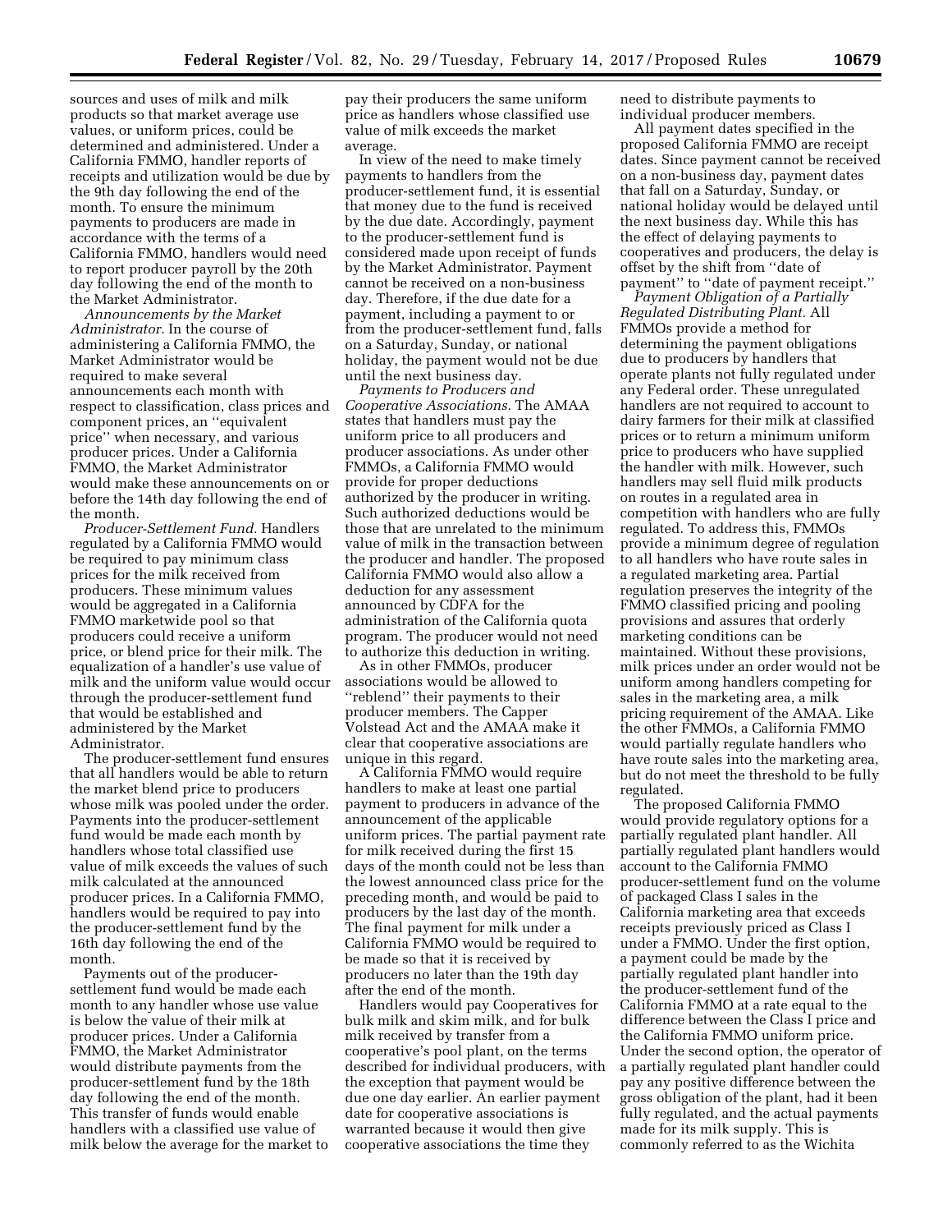sources and uses of milk and milk products so that market average use values, or uniform prices, could be determined and administered. Under a California FMMO, handler reports of receipts and utilization would be due by the 9th day following the end of the month. To ensure the minimum payments to producers are made in accordance with the terms of a California FMMO, handlers would need to report producer payroll by the 20th day following the end of the month to the Market Administrator.

*Announcements by the Market Administrator.* In the course of administering a California FMMO, the Market Administrator would be required to make several announcements each month with respect to classification, class prices and component prices, an ''equivalent price'' when necessary, and various producer prices. Under a California FMMO, the Market Administrator would make these announcements on or before the 14th day following the end of the month.

*Producer-Settlement Fund.* Handlers regulated by a California FMMO would be required to pay minimum class prices for the milk received from producers. These minimum values would be aggregated in a California FMMO marketwide pool so that producers could receive a uniform price, or blend price for their milk. The equalization of a handler's use value of milk and the uniform value would occur through the producer-settlement fund that would be established and administered by the Market Administrator.

The producer-settlement fund ensures that all handlers would be able to return the market blend price to producers whose milk was pooled under the order. Payments into the producer-settlement fund would be made each month by handlers whose total classified use value of milk exceeds the values of such milk calculated at the announced producer prices. In a California FMMO, handlers would be required to pay into the producer-settlement fund by the 16th day following the end of the month.

Payments out of the producer-settlement fund would be made each month to any handler whose use value is below the value of their milk at producer prices. Under a California FMMO, the Market Administrator would distribute payments from the producer-settlement fund by the 18th day following the end of the month. This transfer of funds would enable handlers with a classified use value of milk below the average for the market to pay their producers the same uniform price as handlers whose classified use value of milk exceeds the market average.

In view of the need to make timely payments to handlers from the producer-settlement fund, it is essential that money due to the fund is received by the due date. Accordingly, payment to the producer-settlement fund is considered made upon receipt of funds by the Market Administrator. Payment cannot be received on a non-business day. Therefore, if the due date for a payment, including a payment to or from the producer-settlement fund, falls on a Saturday, Sunday, or national holiday, the payment would not be due until the next business day.

*Payments to Producers and Cooperative Associations.* The AMAA states that handlers must pay the uniform price to all producers and producer associations. As under other FMMOs, a California FMMO would provide for proper deductions authorized by the producer in writing. Such authorized deductions would be those that are unrelated to the minimum value of milk in the transaction between the producer and handler. The proposed California FMMO would also allow a deduction for any assessment announced by CDFA for the administration of the California quota program. The producer would not need to authorize this deduction in writing.

As in other FMMOs, producer associations would be allowed to ''reblend'' their payments to their producer members. The Capper Volstead Act and the AMAA make it clear that cooperative associations are unique in this regard.

A California FMMO would require handlers to make at least one partial payment to producers in advance of the announcement of the applicable uniform prices. The partial payment rate for milk received during the first 15 days of the month could not be less than the lowest announced class price for the preceding month, and would be paid to producers by the last day of the month. The final payment for milk under a California FMMO would be required to be made so that it is received by producers no later than the 19th day after the end of the month.

Handlers would pay Cooperatives for bulk milk and skim milk, and for bulk milk received by transfer from a cooperative's pool plant, on the terms described for individual producers, with the exception that payment would be due one day earlier. An earlier payment date for cooperative associations is warranted because it would then give cooperative associations the time they need to distribute payments to individual producer members.

All payment dates specified in the proposed California FMMO are receipt dates. Since payment cannot be received on a non-business day, payment dates that fall on a Saturday, Sunday, or national holiday would be delayed until the next business day. While this has the effect of delaying payments to cooperatives and producers, the delay is offset by the shift from ''date of payment'' to ''date of payment receipt.''

*Payment Obligation of a Partially Regulated Distributing Plant.* All FMMOs provide a method for determining the payment obligations due to producers by handlers that operate plants not fully regulated under any Federal order. These unregulated handlers are not required to account to dairy farmers for their milk at classified prices or to return a minimum uniform price to producers who have supplied the handler with milk. However, such handlers may sell fluid milk products on routes in a regulated area in competition with handlers who are fully regulated. To address this, FMMOs provide a minimum degree of regulation to all handlers who have route sales in a regulated marketing area. Partial regulation preserves the integrity of the FMMO classified pricing and pooling provisions and assures that orderly marketing conditions can be maintained. Without these provisions, milk prices under an order would not be uniform among handlers competing for sales in the marketing area, a milk pricing requirement of the AMAA. Like the other FMMOs, a California FMMO would partially regulate handlers who have route sales into the marketing area, but do not meet the threshold to be fully regulated.

The proposed California FMMO would provide regulatory options for a partially regulated plant handler. All partially regulated plant handlers would account to the California FMMO producer-settlement fund on the volume of packaged Class I sales in the California marketing area that exceeds receipts previously priced as Class I under a FMMO. Under the first option, a payment could be made by the partially regulated plant handler into the producer-settlement fund of the California FMMO at a rate equal to the difference between the Class I price and the California FMMO uniform price. Under the second option, the operator of a partially regulated plant handler could pay any positive difference between the gross obligation of the plant, had it been fully regulated, and the actual payments made for its milk supply. This is commonly referred to as the Wichita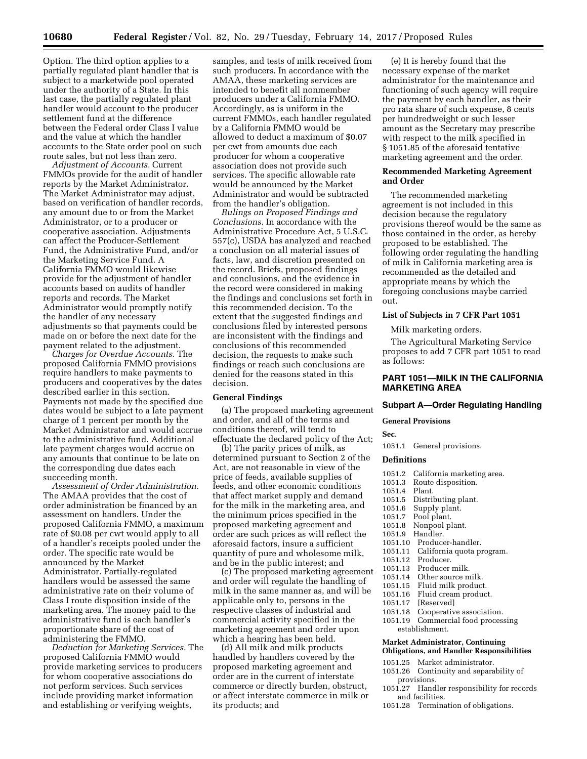Option. The third option applies to a partially regulated plant handler that is subject to a marketwide pool operated under the authority of a State. In this last case, the partially regulated plant handler would account to the producer settlement fund at the difference between the Federal order Class I value and the value at which the handler accounts to the State order pool on such route sales, but not less than zero.

*Adjustment of Accounts.* Current FMMOs provide for the audit of handler reports by the Market Administrator. The Market Administrator may adjust, based on verification of handler records, any amount due to or from the Market Administrator, or to a producer or cooperative association. Adjustments can affect the Producer-Settlement Fund, the Administrative Fund, and/or the Marketing Service Fund. A California FMMO would likewise provide for the adjustment of handler accounts based on audits of handler reports and records. The Market Administrator would promptly notify the handler of any necessary adjustments so that payments could be made on or before the next date for the payment related to the adjustment.

*Charges for Overdue Accounts.* The proposed California FMMO provisions require handlers to make payments to producers and cooperatives by the dates described earlier in this section. Payments not made by the specified due dates would be subject to a late payment charge of 1 percent per month by the Market Administrator and would accrue to the administrative fund. Additional late payment charges would accrue on any amounts that continue to be late on the corresponding due dates each succeeding month.

*Assessment of Order Administration.* The AMAA provides that the cost of order administration be financed by an assessment on handlers. Under the proposed California FMMO, a maximum rate of $0.08 per cwt would apply to all of a handler's receipts pooled under the order. The specific rate would be announced by the Market Administrator. Partially-regulated handlers would be assessed the same administrative rate on their volume of Class I route disposition inside of the marketing area. The money paid to the administrative fund is each handler's proportionate share of the cost of administering the FMMO.

*Deduction for Marketing Services.* The proposed California FMMO would provide marketing services to producers for whom cooperative associations do not perform services. Such services include providing market information and establishing or verifying weights, samples, and tests of milk received from such producers. In accordance with the AMAA, these marketing services are intended to benefit all nonmember producers under a California FMMO. Accordingly, as is uniform in the current FMMOs, each handler regulated by a California FMMO would be allowed to deduct a maximum of $0.07 per cwt from amounts due each producer for whom a cooperative association does not provide such services. The specific allowable rate would be announced by the Market Administrator and would be subtracted from the handler's obligation.

*Rulings on Proposed Findings and Conclusions.* In accordance with the Administrative Procedure Act, 5 U.S.C. 557(c), USDA has analyzed and reached a conclusion on all material issues of facts, law, and discretion presented on the record. Briefs, proposed findings and conclusions, and the evidence in the record were considered in making the findings and conclusions set forth in this recommended decision. To the extent that the suggested findings and conclusions filed by interested persons are inconsistent with the findings and conclusions of this recommended decision, the requests to make such findings or reach such conclusions are denied for the reasons stated in this decision.

## General Findings

(a) The proposed marketing agreement and order, and all of the terms and conditions thereof, will tend to effectuate the declared policy of the Act;

(b) The parity prices of milk, as determined pursuant to Section 2 of the Act, are not reasonable in view of the price of feeds, available supplies of feeds, and other economic conditions that affect market supply and demand for the milk in the marketing area, and the minimum prices specified in the proposed marketing agreement and order are such prices as will reflect the aforesaid factors, insure a sufficient quantity of pure and wholesome milk, and be in the public interest; and

(c) The proposed marketing agreement and order will regulate the handling of milk in the same manner as, and will be applicable only to, persons in the respective classes of industrial and commercial activity specified in the marketing agreement and order upon which a hearing has been held.

(d) All milk and milk products handled by handlers covered by the proposed marketing agreement and order are in the current of interstate commerce or directly burden, obstruct, or affect interstate commerce in milk or its products; and

(e) It is hereby found that the necessary expense of the market administrator for the maintenance and functioning of such agency will require the payment by each handler, as their pro rata share of such expense, 8 cents per hundredweight or such lesser amount as the Secretary may prescribe with respect to the milk specified in § 1051.85 of the aforesaid tentative marketing agreement and the order.

## Recommended Marketing Agreement and Order

The recommended marketing agreement is not included in this decision because the regulatory provisions thereof would be the same as those contained in the order, as hereby proposed to be established. The following order regulating the handling of milk in California marketing area is recommended as the detailed and appropriate means by which the foregoing conclusions maybe carried out.

## List of Subjects in 7 CFR Part 1051

Milk marketing orders.

The Agricultural Marketing Service proposes to add 7 CFR part 1051 to read as follows:

## PART 1051—MILK IN THE CALIFORNIA MARKETING AREA

### Subpart A—Order Regulating Handling

#### General Provisions

Sec.

1051.1 General provisions.

#### Definitions

1051.2 California marketing area.
1051.3 Route disposition.
1051.4 Plant.
1051.5 Distributing plant.
1051.6 Supply plant.
1051.7 Pool plant.
1051.8 Nonpool plant.
1051.9 Handler.
1051.10 Producer-handler.
1051.11 California quota program.
1051.12 Producer.
1051.13 Producer milk.
1051.14 Other source milk.
1051.15 Fluid milk product.
1051.16 Fluid cream product.
1051.17 [Reserved]
1051.18 Cooperative association.
1051.19 Commercial food processing establishment.

#### Market Administrator, Continuing Obligations, and Handler Responsibilities

1051.25 Market administrator.
1051.26 Continuity and separability of provisions.
1051.27 Handler responsibility for records and facilities.
1051.28 Termination of obligations.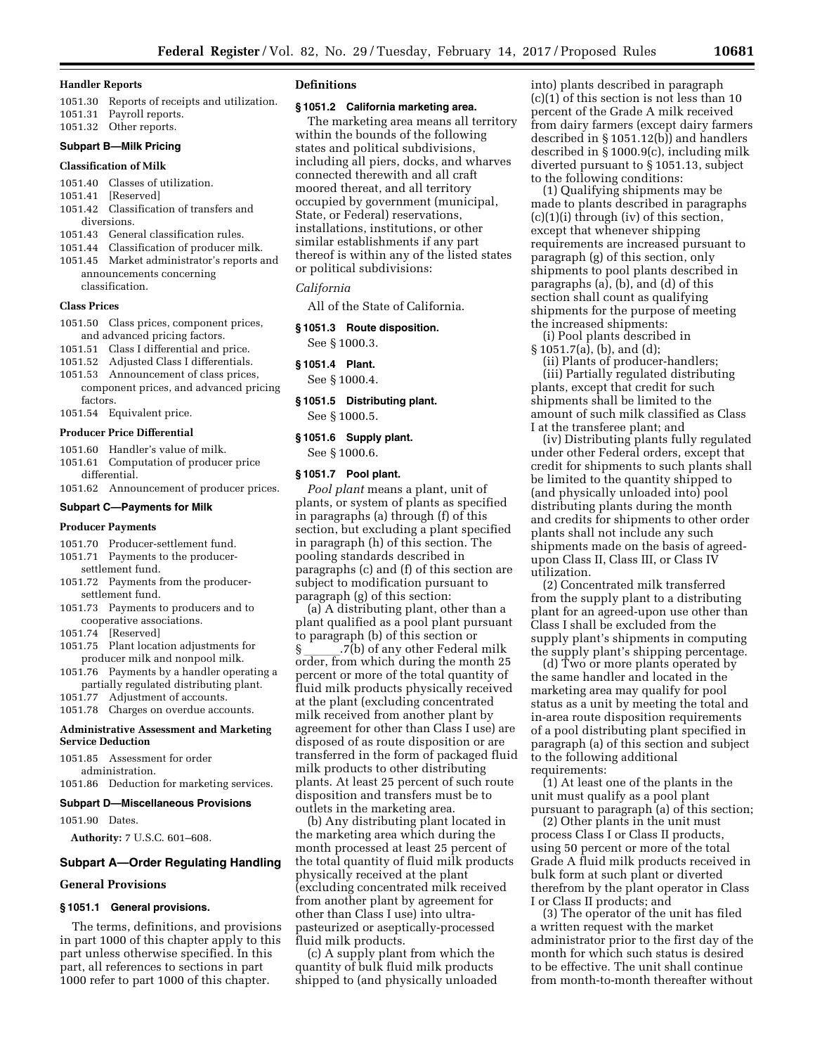**Handler Reports**

1051.30 Reports of receipts and utilization.
1051.31 Payroll reports.
1051.32 Other reports.

### Subpart B—Milk Pricing

**Classification of Milk**

1051.40 Classes of utilization.
1051.41 [Reserved]
1051.42 Classification of transfers and diversions.
1051.43 General classification rules.
1051.44 Classification of producer milk.
1051.45 Market administrator's reports and announcements concerning classification.

**Class Prices**

1051.50 Class prices, component prices, and advanced pricing factors.
1051.51 Class I differential and price.
1051.52 Adjusted Class I differentials.
1051.53 Announcement of class prices, component prices, and advanced pricing factors.
1051.54 Equivalent price.

**Producer Price Differential**

1051.60 Handler's value of milk.
1051.61 Computation of producer price differential.
1051.62 Announcement of producer prices.

### Subpart C—Payments for Milk

**Producer Payments**

1051.70 Producer-settlement fund.
1051.71 Payments to the producer-settlement fund.
1051.72 Payments from the producer-settlement fund.
1051.73 Payments to producers and to cooperative associations.
1051.74 [Reserved]
1051.75 Plant location adjustments for producer milk and nonpool milk.
1051.76 Payments by a handler operating a partially regulated distributing plant.
1051.77 Adjustment of accounts.
1051.78 Charges on overdue accounts.

**Administrative Assessment and Marketing Service Deduction**

1051.85 Assessment for order administration.
1051.86 Deduction for marketing services.

### Subpart D—Miscellaneous Provisions

1051.90 Dates.

**Authority:** 7 U.S.C. 601–608.

## Subpart A—Order Regulating Handling

### General Provisions

**§ 1051.1 General provisions.**

The terms, definitions, and provisions in part 1000 of this chapter apply to this part unless otherwise specified. In this part, all references to sections in part 1000 refer to part 1000 of this chapter.

### Definitions

**§ 1051.2 California marketing area.**

The marketing area means all territory within the bounds of the following states and political subdivisions, including all piers, docks, and wharves connected therewith and all craft moored thereat, and all territory occupied by government (municipal, State, or Federal) reservations, installations, institutions, or other similar establishments if any part thereof is within any of the listed states or political subdivisions:

*California*

All of the State of California.

**§ 1051.3 Route disposition.**

See § 1000.3.

**§ 1051.4 Plant.**

See § 1000.4.

**§ 1051.5 Distributing plant.**

See § 1000.5.

**§ 1051.6 Supply plant.**

See § 1000.6.

**§ 1051.7 Pool plant.**

*Pool plant* means a plant, unit of plants, or system of plants as specified in paragraphs (a) through (f) of this section, but excluding a plant specified in paragraph (h) of this section. The pooling standards described in paragraphs (c) and (f) of this section are subject to modification pursuant to paragraph (g) of this section:

(a) A distributing plant, other than a plant qualified as a pool plant pursuant to paragraph (b) of this section or § ______.7(b) of any other Federal milk order, from which during the month 25 percent or more of the total quantity of fluid milk products physically received at the plant (excluding concentrated milk received from another plant by agreement for other than Class I use) are disposed of as route disposition or are transferred in the form of packaged fluid milk products to other distributing plants. At least 25 percent of such route disposition and transfers must be to outlets in the marketing area.

(b) Any distributing plant located in the marketing area which during the month processed at least 25 percent of the total quantity of fluid milk products physically received at the plant (excluding concentrated milk received from another plant by agreement for other than Class I use) into ultra-pasteurized or aseptically-processed fluid milk products.

(c) A supply plant from which the quantity of bulk fluid milk products shipped to (and physically unloaded into) plants described in paragraph (c)(1) of this section is not less than 10 percent of the Grade A milk received from dairy farmers (except dairy farmers described in § 1051.12(b)) and handlers described in § 1000.9(c), including milk diverted pursuant to § 1051.13, subject to the following conditions:

(1) Qualifying shipments may be made to plants described in paragraphs (c)(1)(i) through (iv) of this section, except that whenever shipping requirements are increased pursuant to paragraph (g) of this section, only shipments to pool plants described in paragraphs (a), (b), and (d) of this section shall count as qualifying shipments for the purpose of meeting the increased shipments:

(i) Pool plants described in § 1051.7(a), (b), and (d);

(ii) Plants of producer-handlers;

(iii) Partially regulated distributing plants, except that credit for such shipments shall be limited to the amount of such milk classified as Class I at the transferee plant; and

(iv) Distributing plants fully regulated under other Federal orders, except that credit for shipments to such plants shall be limited to the quantity shipped to (and physically unloaded into) pool distributing plants during the month and credits for shipments to other order plants shall not include any such shipments made on the basis of agreed-upon Class II, Class III, or Class IV utilization.

(2) Concentrated milk transferred from the supply plant to a distributing plant for an agreed-upon use other than Class I shall be excluded from the supply plant's shipments in computing the supply plant's shipping percentage.

(d) Two or more plants operated by the same handler and located in the marketing area may qualify for pool status as a unit by meeting the total and in-area route disposition requirements of a pool distributing plant specified in paragraph (a) of this section and subject to the following additional requirements:

(1) At least one of the plants in the unit must qualify as a pool plant pursuant to paragraph (a) of this section;

(2) Other plants in the unit must process Class I or Class II products, using 50 percent or more of the total Grade A fluid milk products received in bulk form at such plant or diverted therefrom by the plant operator in Class I or Class II products; and

(3) The operator of the unit has filed a written request with the market administrator prior to the first day of the month for which such status is desired to be effective. The unit shall continue from month-to-month thereafter without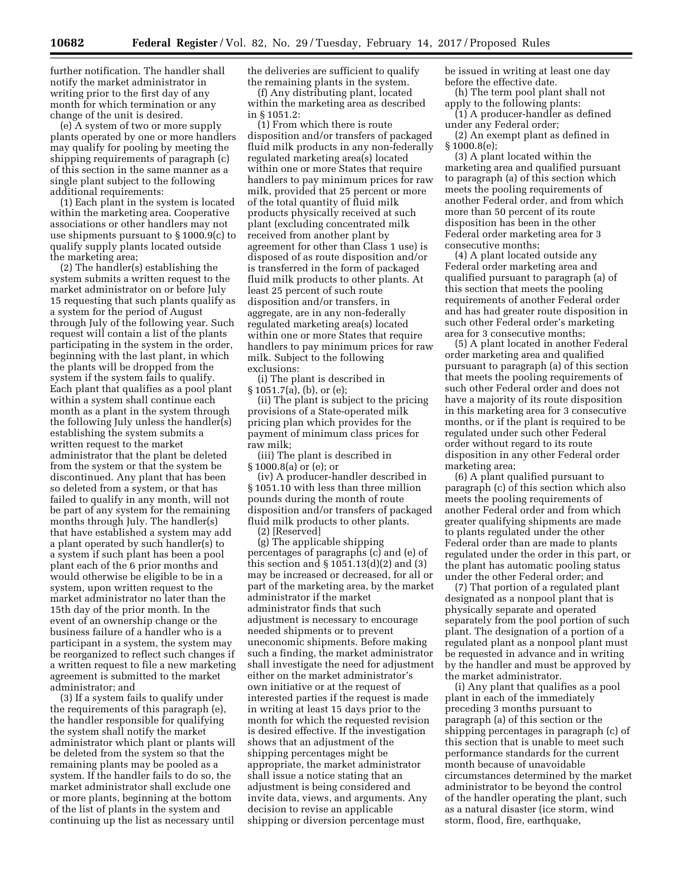further notification. The handler shall notify the market administrator in writing prior to the first day of any month for which termination or any change of the unit is desired.

(e) A system of two or more supply plants operated by one or more handlers may qualify for pooling by meeting the shipping requirements of paragraph (c) of this section in the same manner as a single plant subject to the following additional requirements:

(1) Each plant in the system is located within the marketing area. Cooperative associations or other handlers may not use shipments pursuant to § 1000.9(c) to qualify supply plants located outside the marketing area;

(2) The handler(s) establishing the system submits a written request to the market administrator on or before July 15 requesting that such plants qualify as a system for the period of August through July of the following year. Such request will contain a list of the plants participating in the system in the order, beginning with the last plant, in which the plants will be dropped from the system if the system fails to qualify. Each plant that qualifies as a pool plant within a system shall continue each month as a plant in the system through the following July unless the handler(s) establishing the system submits a written request to the market administrator that the plant be deleted from the system or that the system be discontinued. Any plant that has been so deleted from a system, or that has failed to qualify in any month, will not be part of any system for the remaining months through July. The handler(s) that have established a system may add a plant operated by such handler(s) to a system if such plant has been a pool plant each of the 6 prior months and would otherwise be eligible to be in a system, upon written request to the market administrator no later than the 15th day of the prior month. In the event of an ownership change or the business failure of a handler who is a participant in a system, the system may be reorganized to reflect such changes if a written request to file a new marketing agreement is submitted to the market administrator; and

(3) If a system fails to qualify under the requirements of this paragraph (e), the handler responsible for qualifying the system shall notify the market administrator which plant or plants will be deleted from the system so that the remaining plants may be pooled as a system. If the handler fails to do so, the market administrator shall exclude one or more plants, beginning at the bottom of the list of plants in the system and continuing up the list as necessary until the deliveries are sufficient to qualify the remaining plants in the system.

(f) Any distributing plant, located within the marketing area as described in § 1051.2:

(1) From which there is route disposition and/or transfers of packaged fluid milk products in any non-federally regulated marketing area(s) located within one or more States that require handlers to pay minimum prices for raw milk, provided that 25 percent or more of the total quantity of fluid milk products physically received at such plant (excluding concentrated milk received from another plant by agreement for other than Class 1 use) is disposed of as route disposition and/or is transferred in the form of packaged fluid milk products to other plants. At least 25 percent of such route disposition and/or transfers, in aggregate, are in any non-federally regulated marketing area(s) located within one or more States that require handlers to pay minimum prices for raw milk. Subject to the following exclusions:

(i) The plant is described in § 1051.7(a), (b), or (e);

(ii) The plant is subject to the pricing provisions of a State-operated milk pricing plan which provides for the payment of minimum class prices for raw milk;

(iii) The plant is described in § 1000.8(a) or (e); or

(iv) A producer-handler described in § 1051.10 with less than three million pounds during the month of route disposition and/or transfers of packaged fluid milk products to other plants.

(2) [Reserved]

(g) The applicable shipping percentages of paragraphs (c) and (e) of this section and § 1051.13(d)(2) and (3) may be increased or decreased, for all or part of the marketing area, by the market administrator if the market administrator finds that such adjustment is necessary to encourage needed shipments or to prevent uneconomic shipments. Before making such a finding, the market administrator shall investigate the need for adjustment either on the market administrator's own initiative or at the request of interested parties if the request is made in writing at least 15 days prior to the month for which the requested revision is desired effective. If the investigation shows that an adjustment of the shipping percentages might be appropriate, the market administrator shall issue a notice stating that an adjustment is being considered and invite data, views, and arguments. Any decision to revise an applicable shipping or diversion percentage must be issued in writing at least one day before the effective date.

(h) The term pool plant shall not apply to the following plants:

(1) A producer-handler as defined under any Federal order;

(2) An exempt plant as defined in § 1000.8(e);

(3) A plant located within the marketing area and qualified pursuant to paragraph (a) of this section which meets the pooling requirements of another Federal order, and from which more than 50 percent of its route disposition has been in the other Federal order marketing area for 3 consecutive months;

(4) A plant located outside any Federal order marketing area and qualified pursuant to paragraph (a) of this section that meets the pooling requirements of another Federal order and has had greater route disposition in such other Federal order's marketing area for 3 consecutive months;

(5) A plant located in another Federal order marketing area and qualified pursuant to paragraph (a) of this section that meets the pooling requirements of such other Federal order and does not have a majority of its route disposition in this marketing area for 3 consecutive months, or if the plant is required to be regulated under such other Federal order without regard to its route disposition in any other Federal order marketing area;

(6) A plant qualified pursuant to paragraph (c) of this section which also meets the pooling requirements of another Federal order and from which greater qualifying shipments are made to plants regulated under the other Federal order than are made to plants regulated under the order in this part, or the plant has automatic pooling status under the other Federal order; and

(7) That portion of a regulated plant designated as a nonpool plant that is physically separate and operated separately from the pool portion of such plant. The designation of a portion of a regulated plant as a nonpool plant must be requested in advance and in writing by the handler and must be approved by the market administrator.

(i) Any plant that qualifies as a pool plant in each of the immediately preceding 3 months pursuant to paragraph (a) of this section or the shipping percentages in paragraph (c) of this section that is unable to meet such performance standards for the current month because of unavoidable circumstances determined by the market administrator to be beyond the control of the handler operating the plant, such as a natural disaster (ice storm, wind storm, flood, fire, earthquake,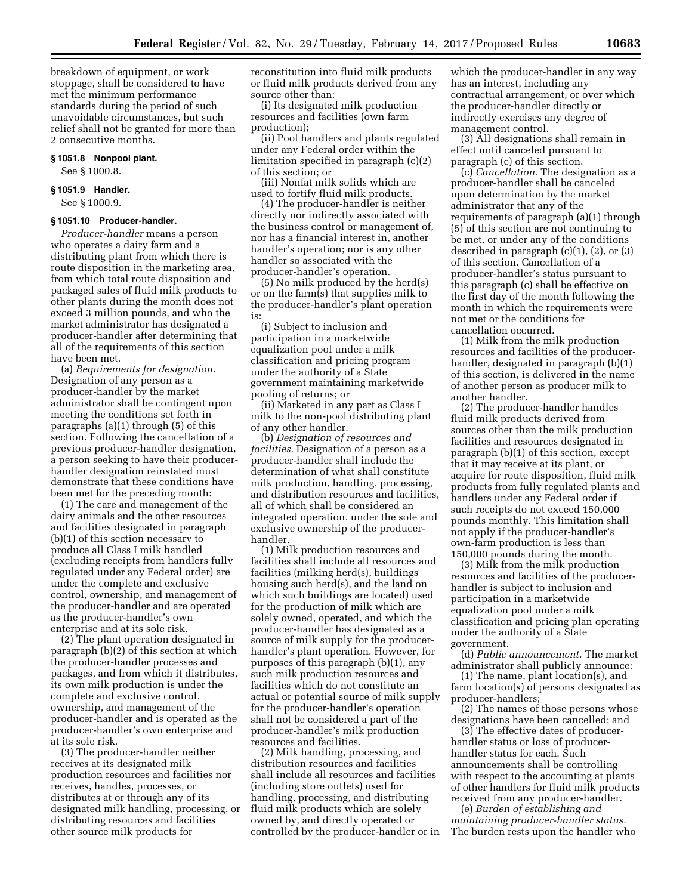breakdown of equipment, or work stoppage, shall be considered to have met the minimum performance standards during the period of such unavoidable circumstances, but such relief shall not be granted for more than 2 consecutive months.

**§ 1051.8 Nonpool plant.**

See § 1000.8.

**§ 1051.9 Handler.**

See § 1000.9.

**§ 1051.10 Producer-handler.**

*Producer-handler* means a person who operates a dairy farm and a distributing plant from which there is route disposition in the marketing area, from which total route disposition and packaged sales of fluid milk products to other plants during the month does not exceed 3 million pounds, and who the market administrator has designated a producer-handler after determining that all of the requirements of this section have been met.

(a) *Requirements for designation.* Designation of any person as a producer-handler by the market administrator shall be contingent upon meeting the conditions set forth in paragraphs (a)(1) through (5) of this section. Following the cancellation of a previous producer-handler designation, a person seeking to have their producer-handler designation reinstated must demonstrate that these conditions have been met for the preceding month:

(1) The care and management of the dairy animals and the other resources and facilities designated in paragraph (b)(1) of this section necessary to produce all Class I milk handled (excluding receipts from handlers fully regulated under any Federal order) are under the complete and exclusive control, ownership, and management of the producer-handler and are operated as the producer-handler's own enterprise and at its sole risk.

(2) The plant operation designated in paragraph (b)(2) of this section at which the producer-handler processes and packages, and from which it distributes, its own milk production is under the complete and exclusive control, ownership, and management of the producer-handler and is operated as the producer-handler's own enterprise and at its sole risk.

(3) The producer-handler neither receives at its designated milk production resources and facilities nor receives, handles, processes, or distributes at or through any of its designated milk handling, processing, or distributing resources and facilities other source milk products for reconstitution into fluid milk products or fluid milk products derived from any source other than:

(i) Its designated milk production resources and facilities (own farm production);

(ii) Pool handlers and plants regulated under any Federal order within the limitation specified in paragraph (c)(2) of this section; or

(iii) Nonfat milk solids which are used to fortify fluid milk products.

(4) The producer-handler is neither directly nor indirectly associated with the business control or management of, nor has a financial interest in, another handler's operation; nor is any other handler so associated with the producer-handler's operation.

(5) No milk produced by the herd(s) or on the farm(s) that supplies milk to the producer-handler's plant operation is:

(i) Subject to inclusion and participation in a marketwide equalization pool under a milk classification and pricing program under the authority of a State government maintaining marketwide pooling of returns; or

(ii) Marketed in any part as Class I milk to the non-pool distributing plant of any other handler.

(b) *Designation of resources and facilities.* Designation of a person as a producer-handler shall include the determination of what shall constitute milk production, handling, processing, and distribution resources and facilities, all of which shall be considered an integrated operation, under the sole and exclusive ownership of the producer-handler.

(1) Milk production resources and facilities shall include all resources and facilities (milking herd(s), buildings housing such herd(s), and the land on which such buildings are located) used for the production of milk which are solely owned, operated, and which the producer-handler has designated as a source of milk supply for the producer-handler's plant operation. However, for purposes of this paragraph (b)(1), any such milk production resources and facilities which do not constitute an actual or potential source of milk supply for the producer-handler's operation shall not be considered a part of the producer-handler's milk production resources and facilities.

(2) Milk handling, processing, and distribution resources and facilities shall include all resources and facilities (including store outlets) used for handling, processing, and distributing fluid milk products which are solely owned by, and directly operated or controlled by the producer-handler or in which the producer-handler in any way has an interest, including any contractual arrangement, or over which the producer-handler directly or indirectly exercises any degree of management control.

(3) All designations shall remain in effect until canceled pursuant to paragraph (c) of this section.

(c) *Cancellation.* The designation as a producer-handler shall be canceled upon determination by the market administrator that any of the requirements of paragraph (a)(1) through (5) of this section are not continuing to be met, or under any of the conditions described in paragraph (c)(1), (2), or (3) of this section. Cancellation of a producer-handler's status pursuant to this paragraph (c) shall be effective on the first day of the month following the month in which the requirements were not met or the conditions for cancellation occurred.

(1) Milk from the milk production resources and facilities of the producer-handler, designated in paragraph (b)(1) of this section, is delivered in the name of another person as producer milk to another handler.

(2) The producer-handler handles fluid milk products derived from sources other than the milk production facilities and resources designated in paragraph (b)(1) of this section, except that it may receive at its plant, or acquire for route disposition, fluid milk products from fully regulated plants and handlers under any Federal order if such receipts do not exceed 150,000 pounds monthly. This limitation shall not apply if the producer-handler's own-farm production is less than 150,000 pounds during the month.

(3) Milk from the milk production resources and facilities of the producer-handler is subject to inclusion and participation in a marketwide equalization pool under a milk classification and pricing plan operating under the authority of a State government.

(d) *Public announcement.* The market administrator shall publicly announce:

(1) The name, plant location(s), and farm location(s) of persons designated as producer-handlers;

(2) The names of those persons whose designations have been cancelled; and

(3) The effective dates of producer-handler status or loss of producer-handler status for each. Such announcements shall be controlling with respect to the accounting at plants of other handlers for fluid milk products received from any producer-handler.

(e) *Burden of establishing and maintaining producer-handler status.* The burden rests upon the handler who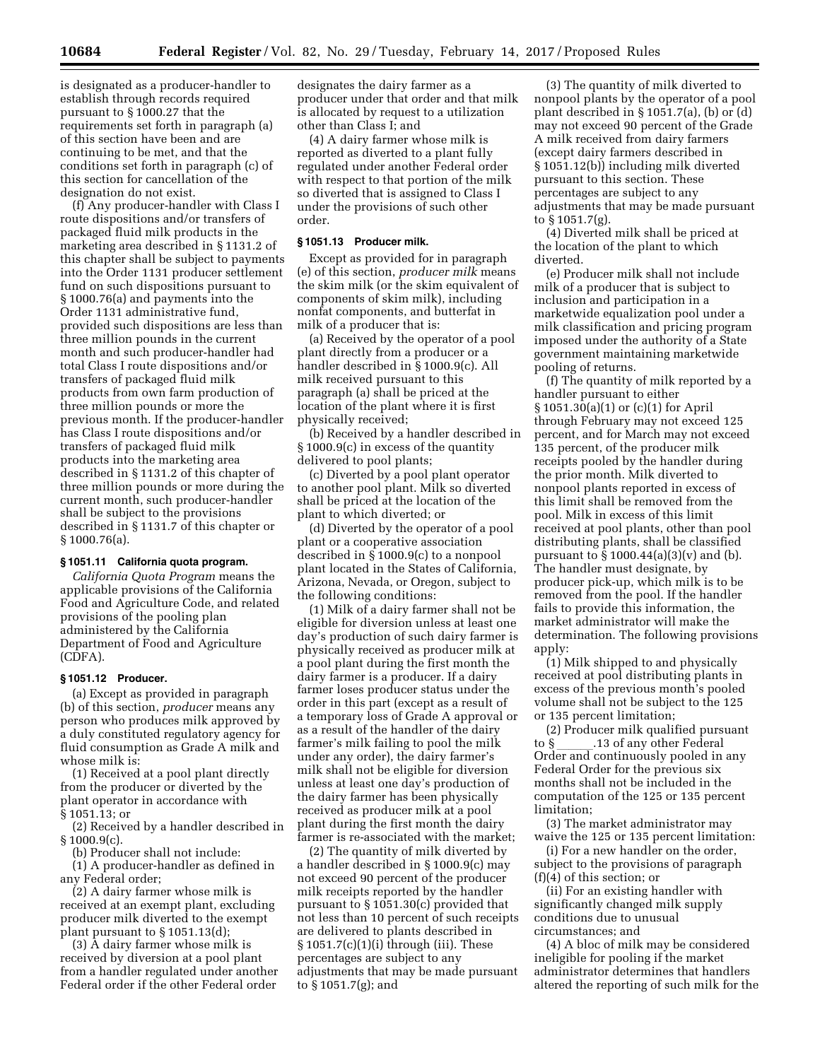is designated as a producer-handler to establish through records required pursuant to § 1000.27 that the requirements set forth in paragraph (a) of this section have been and are continuing to be met, and that the conditions set forth in paragraph (c) of this section for cancellation of the designation do not exist.

(f) Any producer-handler with Class I route dispositions and/or transfers of packaged fluid milk products in the marketing area described in § 1131.2 of this chapter shall be subject to payments into the Order 1131 producer settlement fund on such dispositions pursuant to § 1000.76(a) and payments into the Order 1131 administrative fund, provided such dispositions are less than three million pounds in the current month and such producer-handler had total Class I route dispositions and/or transfers of packaged fluid milk products from own farm production of three million pounds or more the previous month. If the producer-handler has Class I route dispositions and/or transfers of packaged fluid milk products into the marketing area described in § 1131.2 of this chapter of three million pounds or more during the current month, such producer-handler shall be subject to the provisions described in § 1131.7 of this chapter or § 1000.76(a).

### § 1051.11 California quota program.

*California Quota Program* means the applicable provisions of the California Food and Agriculture Code, and related provisions of the pooling plan administered by the California Department of Food and Agriculture (CDFA).

### § 1051.12 Producer.

(a) Except as provided in paragraph (b) of this section, *producer* means any person who produces milk approved by a duly constituted regulatory agency for fluid consumption as Grade A milk and whose milk is:

(1) Received at a pool plant directly from the producer or diverted by the plant operator in accordance with § 1051.13; or

(2) Received by a handler described in § 1000.9(c).

(b) Producer shall not include:

(1) A producer-handler as defined in any Federal order;

(2) A dairy farmer whose milk is received at an exempt plant, excluding producer milk diverted to the exempt plant pursuant to § 1051.13(d);

(3) A dairy farmer whose milk is received by diversion at a pool plant from a handler regulated under another Federal order if the other Federal order designates the dairy farmer as a producer under that order and that milk is allocated by request to a utilization other than Class I; and

(4) A dairy farmer whose milk is reported as diverted to a plant fully regulated under another Federal order with respect to that portion of the milk so diverted that is assigned to Class I under the provisions of such other order.

### § 1051.13 Producer milk.

Except as provided for in paragraph (e) of this section, *producer milk* means the skim milk (or the skim equivalent of components of skim milk), including nonfat components, and butterfat in milk of a producer that is:

(a) Received by the operator of a pool plant directly from a producer or a handler described in § 1000.9(c). All milk received pursuant to this paragraph (a) shall be priced at the location of the plant where it is first physically received;

(b) Received by a handler described in § 1000.9(c) in excess of the quantity delivered to pool plants;

(c) Diverted by a pool plant operator to another pool plant. Milk so diverted shall be priced at the location of the plant to which diverted; or

(d) Diverted by the operator of a pool plant or a cooperative association described in § 1000.9(c) to a nonpool plant located in the States of California, Arizona, Nevada, or Oregon, subject to the following conditions:

(1) Milk of a dairy farmer shall not be eligible for diversion unless at least one day's production of such dairy farmer is physically received as producer milk at a pool plant during the first month the dairy farmer is a producer. If a dairy farmer loses producer status under the order in this part (except as a result of a temporary loss of Grade A approval or as a result of the handler of the dairy farmer's milk failing to pool the milk under any order), the dairy farmer's milk shall not be eligible for diversion unless at least one day's production of the dairy farmer has been physically received as producer milk at a pool plant during the first month the dairy farmer is re-associated with the market;

(2) The quantity of milk diverted by a handler described in § 1000.9(c) may not exceed 90 percent of the producer milk receipts reported by the handler pursuant to § 1051.30(c) provided that not less than 10 percent of such receipts are delivered to plants described in § 1051.7(c)(1)(i) through (iii). These percentages are subject to any adjustments that may be made pursuant to § 1051.7(g); and

(3) The quantity of milk diverted to nonpool plants by the operator of a pool plant described in § 1051.7(a), (b) or (d) may not exceed 90 percent of the Grade A milk received from dairy farmers (except dairy farmers described in § 1051.12(b)) including milk diverted pursuant to this section. These percentages are subject to any adjustments that may be made pursuant to § 1051.7(g).

(4) Diverted milk shall be priced at the location of the plant to which diverted.

(e) Producer milk shall not include milk of a producer that is subject to inclusion and participation in a marketwide equalization pool under a milk classification and pricing program imposed under the authority of a State government maintaining marketwide pooling of returns.

(f) The quantity of milk reported by a handler pursuant to either § 1051.30(a)(1) or (c)(1) for April through February may not exceed 125 percent, and for March may not exceed 135 percent, of the producer milk receipts pooled by the handler during the prior month. Milk diverted to nonpool plants reported in excess of this limit shall be removed from the pool. Milk in excess of this limit received at pool plants, other than pool distributing plants, shall be classified pursuant to § 1000.44(a)(3)(v) and (b). The handler must designate, by producer pick-up, which milk is to be removed from the pool. If the handler fails to provide this information, the market administrator will make the determination. The following provisions apply:

(1) Milk shipped to and physically received at pool distributing plants in excess of the previous month's pooled volume shall not be subject to the 125 or 135 percent limitation;

(2) Producer milk qualified pursuant to § ______.13 of any other Federal Order and continuously pooled in any Federal Order for the previous six months shall not be included in the computation of the 125 or 135 percent limitation;

(3) The market administrator may waive the 125 or 135 percent limitation:

(i) For a new handler on the order, subject to the provisions of paragraph (f)(4) of this section; or

(ii) For an existing handler with significantly changed milk supply conditions due to unusual circumstances; and

(4) A bloc of milk may be considered ineligible for pooling if the market administrator determines that handlers altered the reporting of such milk for the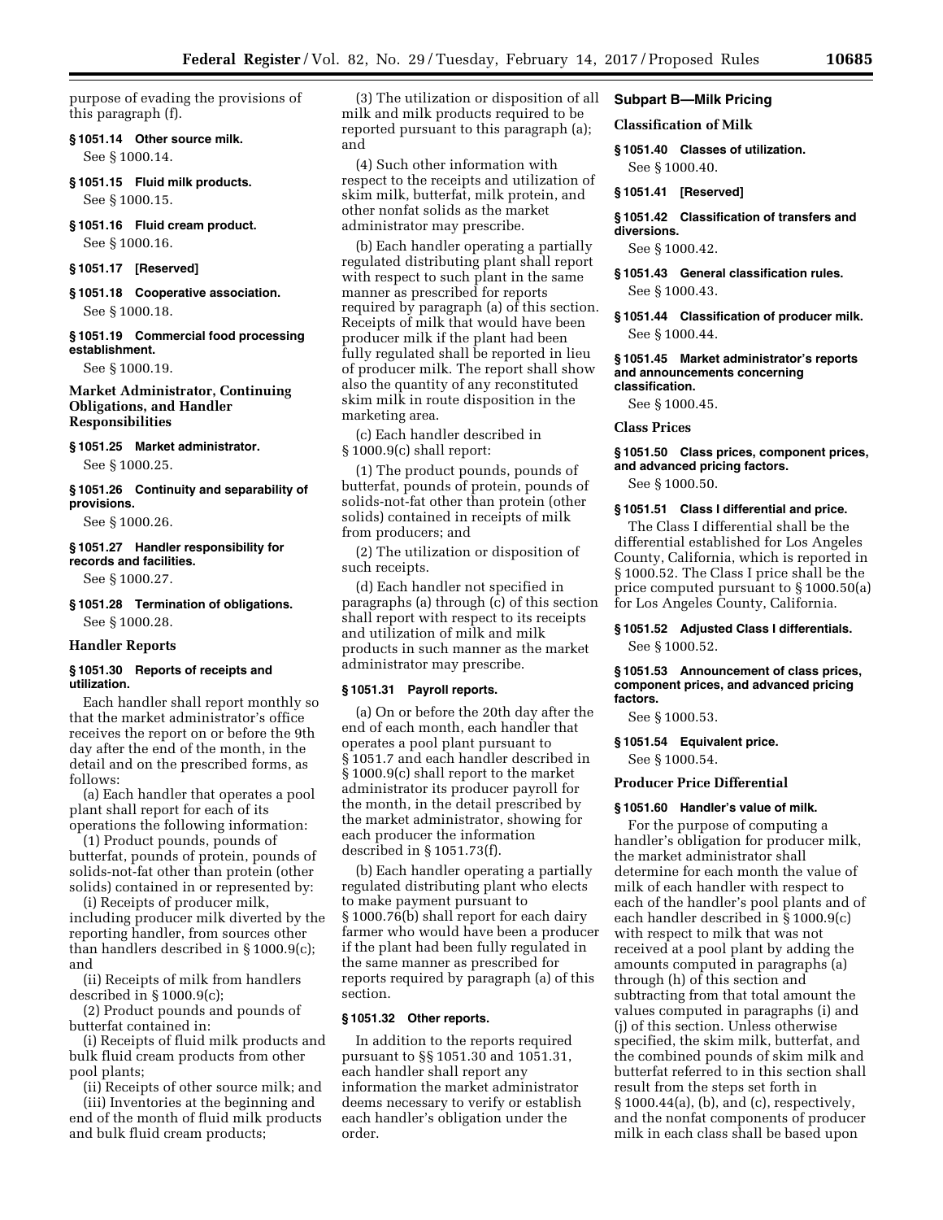purpose of evading the provisions of this paragraph (f).

**§ 1051.14 Other source milk.**

See § 1000.14.

**§ 1051.15 Fluid milk products.**

See § 1000.15.

**§ 1051.16 Fluid cream product.**

See § 1000.16.

**§ 1051.17 [Reserved]**

**§ 1051.18 Cooperative association.**

See § 1000.18.

**§ 1051.19 Commercial food processing establishment.**

See § 1000.19.

### Market Administrator, Continuing Obligations, and Handler Responsibilities

**§ 1051.25 Market administrator.**

See § 1000.25.

**§ 1051.26 Continuity and separability of provisions.**

See § 1000.26.

**§ 1051.27 Handler responsibility for records and facilities.**

See § 1000.27.

**§ 1051.28 Termination of obligations.**

See § 1000.28.

### Handler Reports

**§ 1051.30 Reports of receipts and utilization.**

Each handler shall report monthly so that the market administrator's office receives the report on or before the 9th day after the end of the month, in the detail and on the prescribed forms, as follows:

(a) Each handler that operates a pool plant shall report for each of its operations the following information:

(1) Product pounds, pounds of butterfat, pounds of protein, pounds of solids-not-fat other than protein (other solids) contained in or represented by:

(i) Receipts of producer milk, including producer milk diverted by the reporting handler, from sources other than handlers described in § 1000.9(c); and

(ii) Receipts of milk from handlers described in § 1000.9(c);

(2) Product pounds and pounds of butterfat contained in:

(i) Receipts of fluid milk products and bulk fluid cream products from other pool plants;

(ii) Receipts of other source milk; and

(iii) Inventories at the beginning and end of the month of fluid milk products and bulk fluid cream products;

(3) The utilization or disposition of all milk and milk products required to be reported pursuant to this paragraph (a); and

(4) Such other information with respect to the receipts and utilization of skim milk, butterfat, milk protein, and other nonfat solids as the market administrator may prescribe.

(b) Each handler operating a partially regulated distributing plant shall report with respect to such plant in the same manner as prescribed for reports required by paragraph (a) of this section. Receipts of milk that would have been producer milk if the plant had been fully regulated shall be reported in lieu of producer milk. The report shall show also the quantity of any reconstituted skim milk in route disposition in the marketing area.

(c) Each handler described in § 1000.9(c) shall report:

(1) The product pounds, pounds of butterfat, pounds of protein, pounds of solids-not-fat other than protein (other solids) contained in receipts of milk from producers; and

(2) The utilization or disposition of such receipts.

(d) Each handler not specified in paragraphs (a) through (c) of this section shall report with respect to its receipts and utilization of milk and milk products in such manner as the market administrator may prescribe.

**§ 1051.31 Payroll reports.**

(a) On or before the 20th day after the end of each month, each handler that operates a pool plant pursuant to § 1051.7 and each handler described in § 1000.9(c) shall report to the market administrator its producer payroll for the month, in the detail prescribed by the market administrator, showing for each producer the information described in § 1051.73(f).

(b) Each handler operating a partially regulated distributing plant who elects to make payment pursuant to § 1000.76(b) shall report for each dairy farmer who would have been a producer if the plant had been fully regulated in the same manner as prescribed for reports required by paragraph (a) of this section.

**§ 1051.32 Other reports.**

In addition to the reports required pursuant to §§ 1051.30 and 1051.31, each handler shall report any information the market administrator deems necessary to verify or establish each handler's obligation under the order.

## Subpart B—Milk Pricing

### Classification of Milk

**§ 1051.40 Classes of utilization.**

See § 1000.40.

**§ 1051.41 [Reserved]**

**§ 1051.42 Classification of transfers and diversions.**

See § 1000.42.

**§ 1051.43 General classification rules.**

See § 1000.43.

**§ 1051.44 Classification of producer milk.**

See § 1000.44.

**§ 1051.45 Market administrator's reports and announcements concerning classification.**

See § 1000.45.

### Class Prices

**§ 1051.50 Class prices, component prices, and advanced pricing factors.**

See § 1000.50.

**§ 1051.51 Class I differential and price.**

The Class I differential shall be the differential established for Los Angeles County, California, which is reported in § 1000.52. The Class I price shall be the price computed pursuant to § 1000.50(a) for Los Angeles County, California.

**§ 1051.52 Adjusted Class I differentials.**

See § 1000.52.

**§ 1051.53 Announcement of class prices, component prices, and advanced pricing factors.**

See § 1000.53.

**§ 1051.54 Equivalent price.**

See § 1000.54.

### Producer Price Differential

**§ 1051.60 Handler's value of milk.**

For the purpose of computing a handler's obligation for producer milk, the market administrator shall determine for each month the value of milk of each handler with respect to each of the handler's pool plants and of each handler described in § 1000.9(c) with respect to milk that was not received at a pool plant by adding the amounts computed in paragraphs (a) through (h) of this section and subtracting from that total amount the values computed in paragraphs (i) and (j) of this section. Unless otherwise specified, the skim milk, butterfat, and the combined pounds of skim milk and butterfat referred to in this section shall result from the steps set forth in § 1000.44(a), (b), and (c), respectively, and the nonfat components of producer milk in each class shall be based upon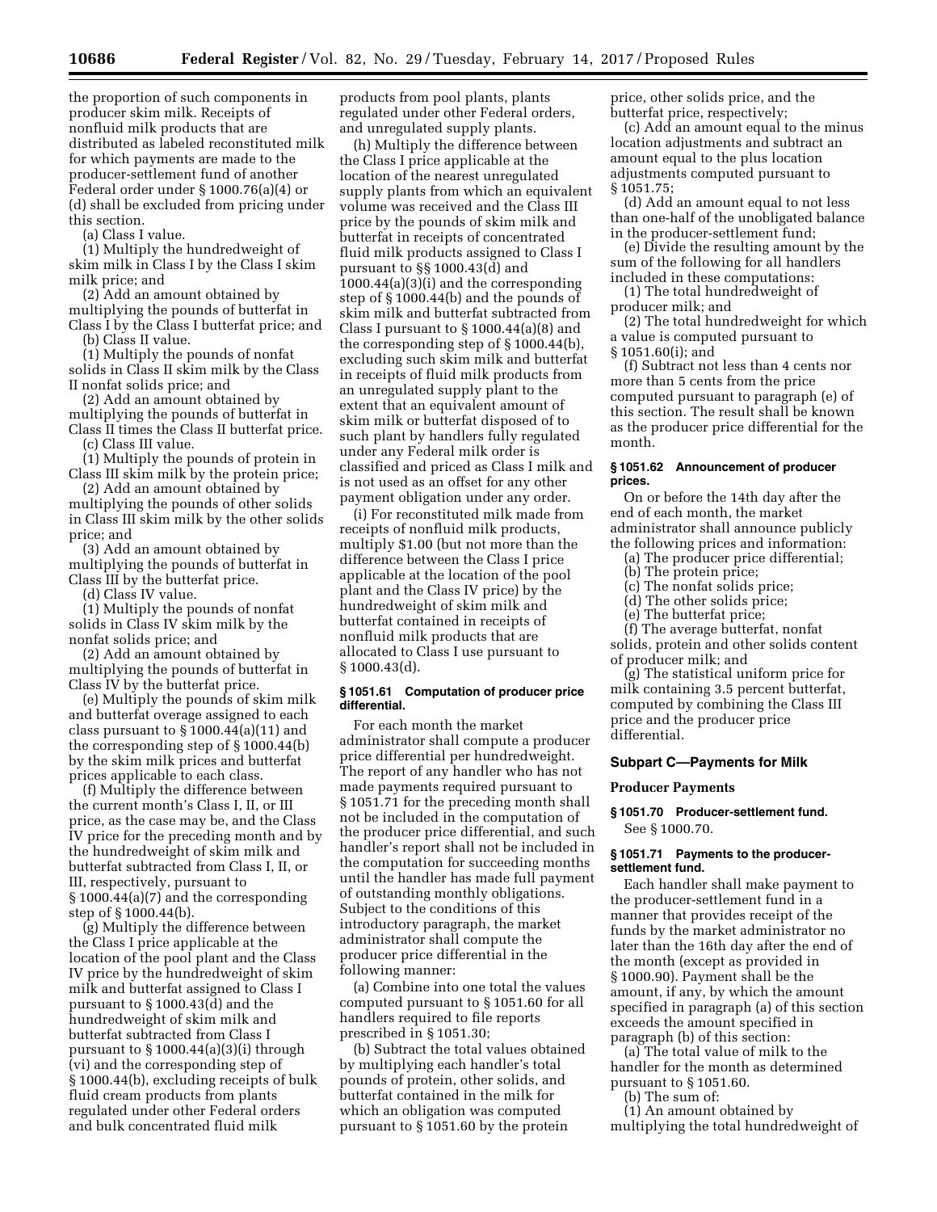the proportion of such components in producer skim milk. Receipts of nonfluid milk products that are distributed as labeled reconstituted milk for which payments are made to the producer-settlement fund of another Federal order under § 1000.76(a)(4) or (d) shall be excluded from pricing under this section.

(a) Class I value.

(1) Multiply the hundredweight of skim milk in Class I by the Class I skim milk price; and

(2) Add an amount obtained by multiplying the pounds of butterfat in Class I by the Class I butterfat price; and

(b) Class II value.

(1) Multiply the pounds of nonfat solids in Class II skim milk by the Class II nonfat solids price; and

(2) Add an amount obtained by multiplying the pounds of butterfat in Class II times the Class II butterfat price.

(c) Class III value.

(1) Multiply the pounds of protein in Class III skim milk by the protein price;

(2) Add an amount obtained by multiplying the pounds of other solids in Class III skim milk by the other solids price; and

(3) Add an amount obtained by multiplying the pounds of butterfat in Class III by the butterfat price.

(d) Class IV value.

(1) Multiply the pounds of nonfat solids in Class IV skim milk by the nonfat solids price; and

(2) Add an amount obtained by multiplying the pounds of butterfat in Class IV by the butterfat price.

(e) Multiply the pounds of skim milk and butterfat overage assigned to each class pursuant to § 1000.44(a)(11) and the corresponding step of § 1000.44(b) by the skim milk prices and butterfat prices applicable to each class.

(f) Multiply the difference between the current month's Class I, II, or III price, as the case may be, and the Class IV price for the preceding month and by the hundredweight of skim milk and butterfat subtracted from Class I, II, or III, respectively, pursuant to § 1000.44(a)(7) and the corresponding step of § 1000.44(b).

(g) Multiply the difference between the Class I price applicable at the location of the pool plant and the Class IV price by the hundredweight of skim milk and butterfat assigned to Class I pursuant to § 1000.43(d) and the hundredweight of skim milk and butterfat subtracted from Class I pursuant to § 1000.44(a)(3)(i) through (vi) and the corresponding step of § 1000.44(b), excluding receipts of bulk fluid cream products from plants regulated under other Federal orders and bulk concentrated fluid milk products from pool plants, plants regulated under other Federal orders, and unregulated supply plants.

(h) Multiply the difference between the Class I price applicable at the location of the nearest unregulated supply plants from which an equivalent volume was received and the Class III price by the pounds of skim milk and butterfat in receipts of concentrated fluid milk products assigned to Class I pursuant to §§ 1000.43(d) and 1000.44(a)(3)(i) and the corresponding step of § 1000.44(b) and the pounds of skim milk and butterfat subtracted from Class I pursuant to § 1000.44(a)(8) and the corresponding step of § 1000.44(b), excluding such skim milk and butterfat in receipts of fluid milk products from an unregulated supply plant to the extent that an equivalent amount of skim milk or butterfat disposed of to such plant by handlers fully regulated under any Federal milk order is classified and priced as Class I milk and is not used as an offset for any other payment obligation under any order.

(i) For reconstituted milk made from receipts of nonfluid milk products, multiply $1.00 (but not more than the difference between the Class I price applicable at the location of the pool plant and the Class IV price) by the hundredweight of skim milk and butterfat contained in receipts of nonfluid milk products that are allocated to Class I use pursuant to § 1000.43(d).

### § 1051.61 Computation of producer price differential.

For each month the market administrator shall compute a producer price differential per hundredweight. The report of any handler who has not made payments required pursuant to § 1051.71 for the preceding month shall not be included in the computation of the producer price differential, and such handler's report shall not be included in the computation for succeeding months until the handler has made full payment of outstanding monthly obligations. Subject to the conditions of this introductory paragraph, the market administrator shall compute the producer price differential in the following manner:

(a) Combine into one total the values computed pursuant to § 1051.60 for all handlers required to file reports prescribed in § 1051.30;

(b) Subtract the total values obtained by multiplying each handler's total pounds of protein, other solids, and butterfat contained in the milk for which an obligation was computed pursuant to § 1051.60 by the protein price, other solids price, and the butterfat price, respectively;

(c) Add an amount equal to the minus location adjustments and subtract an amount equal to the plus location adjustments computed pursuant to § 1051.75;

(d) Add an amount equal to not less than one-half of the unobligated balance in the producer-settlement fund;

(e) Divide the resulting amount by the sum of the following for all handlers included in these computations:

(1) The total hundredweight of producer milk; and

(2) The total hundredweight for which a value is computed pursuant to § 1051.60(i); and

(f) Subtract not less than 4 cents nor more than 5 cents from the price computed pursuant to paragraph (e) of this section. The result shall be known as the producer price differential for the month.

### § 1051.62 Announcement of producer prices.

On or before the 14th day after the end of each month, the market administrator shall announce publicly the following prices and information:

(a) The producer price differential;

(b) The protein price;

(c) The nonfat solids price;

(d) The other solids price;

(e) The butterfat price;

(f) The average butterfat, nonfat solids, protein and other solids content of producer milk; and

(g) The statistical uniform price for milk containing 3.5 percent butterfat, computed by combining the Class III price and the producer price differential.

## Subpart C—Payments for Milk

### Producer Payments

### § 1051.70 Producer-settlement fund.

See § 1000.70.

### § 1051.71 Payments to the producer-settlement fund.

Each handler shall make payment to the producer-settlement fund in a manner that provides receipt of the funds by the market administrator no later than the 16th day after the end of the month (except as provided in § 1000.90). Payment shall be the amount, if any, by which the amount specified in paragraph (a) of this section exceeds the amount specified in paragraph (b) of this section:

(a) The total value of milk to the handler for the month as determined pursuant to § 1051.60.

(b) The sum of:

(1) An amount obtained by multiplying the total hundredweight of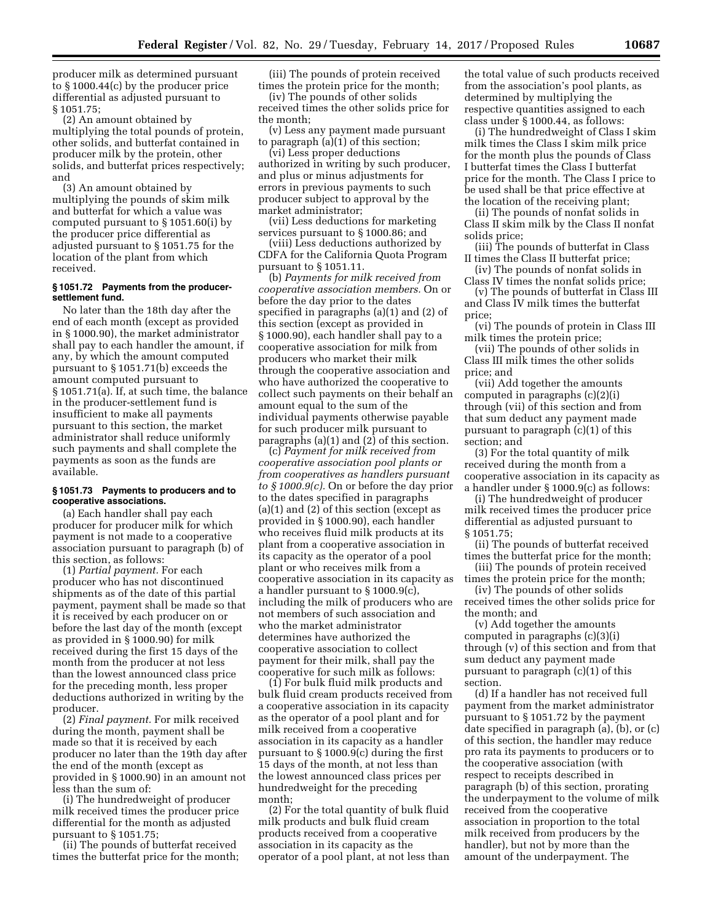producer milk as determined pursuant to § 1000.44(c) by the producer price differential as adjusted pursuant to § 1051.75;

(2) An amount obtained by multiplying the total pounds of protein, other solids, and butterfat contained in producer milk by the protein, other solids, and butterfat prices respectively; and

(3) An amount obtained by multiplying the pounds of skim milk and butterfat for which a value was computed pursuant to § 1051.60(i) by the producer price differential as adjusted pursuant to § 1051.75 for the location of the plant from which received.

#### § 1051.72 Payments from the producer-settlement fund.

No later than the 18th day after the end of each month (except as provided in § 1000.90), the market administrator shall pay to each handler the amount, if any, by which the amount computed pursuant to § 1051.71(b) exceeds the amount computed pursuant to § 1051.71(a). If, at such time, the balance in the producer-settlement fund is insufficient to make all payments pursuant to this section, the market administrator shall reduce uniformly such payments and shall complete the payments as soon as the funds are available.

#### § 1051.73 Payments to producers and to cooperative associations.

(a) Each handler shall pay each producer for producer milk for which payment is not made to a cooperative association pursuant to paragraph (b) of this section, as follows:

(1) *Partial payment.* For each producer who has not discontinued shipments as of the date of this partial payment, payment shall be made so that it is received by each producer on or before the last day of the month (except as provided in § 1000.90) for milk received during the first 15 days of the month from the producer at not less than the lowest announced class price for the preceding month, less proper deductions authorized in writing by the producer.

(2) *Final payment.* For milk received during the month, payment shall be made so that it is received by each producer no later than the 19th day after the end of the month (except as provided in § 1000.90) in an amount not less than the sum of:

(i) The hundredweight of producer milk received times the producer price differential for the month as adjusted pursuant to § 1051.75;

(ii) The pounds of butterfat received times the butterfat price for the month;

(iii) The pounds of protein received times the protein price for the month;

(iv) The pounds of other solids received times the other solids price for the month;

(v) Less any payment made pursuant to paragraph (a)(1) of this section;

(vi) Less proper deductions authorized in writing by such producer, and plus or minus adjustments for errors in previous payments to such producer subject to approval by the market administrator;

(vii) Less deductions for marketing services pursuant to § 1000.86; and

(viii) Less deductions authorized by CDFA for the California Quota Program pursuant to § 1051.11.

(b) *Payments for milk received from cooperative association members.* On or before the day prior to the dates specified in paragraphs (a)(1) and (2) of this section (except as provided in § 1000.90), each handler shall pay to a cooperative association for milk from producers who market their milk through the cooperative association and who have authorized the cooperative to collect such payments on their behalf an amount equal to the sum of the individual payments otherwise payable for such producer milk pursuant to paragraphs (a)(1) and (2) of this section.

(c) *Payment for milk received from cooperative association pool plants or from cooperatives as handlers pursuant to § 1000.9(c).* On or before the day prior to the dates specified in paragraphs (a)(1) and (2) of this section (except as provided in § 1000.90), each handler who receives fluid milk products at its plant from a cooperative association in its capacity as the operator of a pool plant or who receives milk from a cooperative association in its capacity as a handler pursuant to § 1000.9(c), including the milk of producers who are not members of such association and who the market administrator determines have authorized the cooperative association to collect payment for their milk, shall pay the cooperative for such milk as follows:

(1) For bulk fluid milk products and bulk fluid cream products received from a cooperative association in its capacity as the operator of a pool plant and for milk received from a cooperative association in its capacity as a handler pursuant to § 1000.9(c) during the first 15 days of the month, at not less than the lowest announced class prices per hundredweight for the preceding month;

(2) For the total quantity of bulk fluid milk products and bulk fluid cream products received from a cooperative association in its capacity as the operator of a pool plant, at not less than the total value of such products received from the association's pool plants, as determined by multiplying the respective quantities assigned to each class under § 1000.44, as follows:

(i) The hundredweight of Class I skim milk times the Class I skim milk price for the month plus the pounds of Class I butterfat times the Class I butterfat price for the month. The Class I price to be used shall be that price effective at the location of the receiving plant;

(ii) The pounds of nonfat solids in Class II skim milk by the Class II nonfat solids price;

(iii) The pounds of butterfat in Class II times the Class II butterfat price;

(iv) The pounds of nonfat solids in Class IV times the nonfat solids price;

(v) The pounds of butterfat in Class III and Class IV milk times the butterfat price;

(vi) The pounds of protein in Class III milk times the protein price;

(vii) The pounds of other solids in Class III milk times the other solids price; and

(vii) Add together the amounts computed in paragraphs (c)(2)(i) through (vii) of this section and from that sum deduct any payment made pursuant to paragraph (c)(1) of this section; and

(3) For the total quantity of milk received during the month from a cooperative association in its capacity as a handler under § 1000.9(c) as follows:

(i) The hundredweight of producer milk received times the producer price differential as adjusted pursuant to § 1051.75;

(ii) The pounds of butterfat received times the butterfat price for the month;

(iii) The pounds of protein received times the protein price for the month;

(iv) The pounds of other solids received times the other solids price for the month; and

(v) Add together the amounts computed in paragraphs (c)(3)(i) through (v) of this section and from that sum deduct any payment made pursuant to paragraph (c)(1) of this section.

(d) If a handler has not received full payment from the market administrator pursuant to § 1051.72 by the payment date specified in paragraph (a), (b), or (c) of this section, the handler may reduce pro rata its payments to producers or to the cooperative association (with respect to receipts described in paragraph (b) of this section, prorating the underpayment to the volume of milk received from the cooperative association in proportion to the total milk received from producers by the handler), but not by more than the amount of the underpayment. The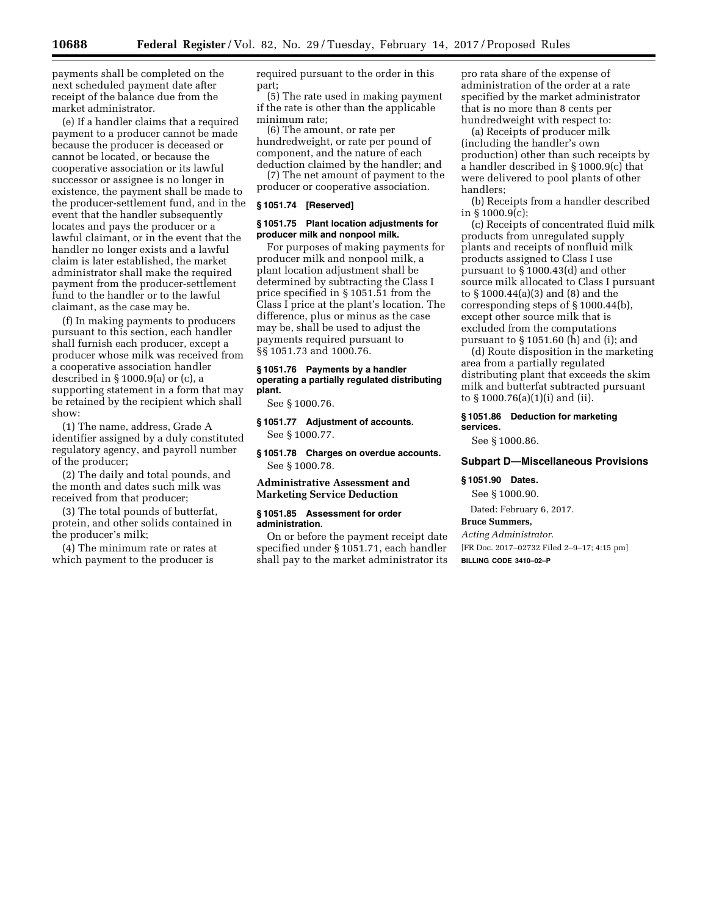payments shall be completed on the next scheduled payment date after receipt of the balance due from the market administrator.

(e) If a handler claims that a required payment to a producer cannot be made because the producer is deceased or cannot be located, or because the cooperative association or its lawful successor or assignee is no longer in existence, the payment shall be made to the producer-settlement fund, and in the event that the handler subsequently locates and pays the producer or a lawful claimant, or in the event that the handler no longer exists and a lawful claim is later established, the market administrator shall make the required payment from the producer-settlement fund to the handler or to the lawful claimant, as the case may be.

(f) In making payments to producers pursuant to this section, each handler shall furnish each producer, except a producer whose milk was received from a cooperative association handler described in § 1000.9(a) or (c), a supporting statement in a form that may be retained by the recipient which shall show:

(1) The name, address, Grade A identifier assigned by a duly constituted regulatory agency, and payroll number of the producer;

(2) The daily and total pounds, and the month and dates such milk was received from that producer;

(3) The total pounds of butterfat, protein, and other solids contained in the producer's milk;

(4) The minimum rate or rates at which payment to the producer is required pursuant to the order in this part;

(5) The rate used in making payment if the rate is other than the applicable minimum rate;

(6) The amount, or rate per hundredweight, or rate per pound of component, and the nature of each deduction claimed by the handler; and

(7) The net amount of payment to the producer or cooperative association.

**§ 1051.74 [Reserved]**

**§ 1051.75 Plant location adjustments for producer milk and nonpool milk.**

For purposes of making payments for producer milk and nonpool milk, a plant location adjustment shall be determined by subtracting the Class I price specified in § 1051.51 from the Class I price at the plant's location. The difference, plus or minus as the case may be, shall be used to adjust the payments required pursuant to §§ 1051.73 and 1000.76.

**§ 1051.76 Payments by a handler operating a partially regulated distributing plant.**

See § 1000.76.

**§ 1051.77 Adjustment of accounts.**

See § 1000.77.

**§ 1051.78 Charges on overdue accounts.**

See § 1000.78.

### Administrative Assessment and Marketing Service Deduction

**§ 1051.85 Assessment for order administration.**

On or before the payment receipt date specified under § 1051.71, each handler shall pay to the market administrator its pro rata share of the expense of administration of the order at a rate specified by the market administrator that is no more than 8 cents per hundredweight with respect to:

(a) Receipts of producer milk (including the handler's own production) other than such receipts by a handler described in § 1000.9(c) that were delivered to pool plants of other handlers;

(b) Receipts from a handler described in § 1000.9(c);

(c) Receipts of concentrated fluid milk products from unregulated supply plants and receipts of nonfluid milk products assigned to Class I use pursuant to § 1000.43(d) and other source milk allocated to Class I pursuant to § 1000.44(a)(3) and (8) and the corresponding steps of § 1000.44(b), except other source milk that is excluded from the computations pursuant to § 1051.60 (h) and (i); and

(d) Route disposition in the marketing area from a partially regulated distributing plant that exceeds the skim milk and butterfat subtracted pursuant to § 1000.76(a)(1)(i) and (ii).

**§ 1051.86 Deduction for marketing services.**

See § 1000.86.

## Subpart D—Miscellaneous Provisions

**§ 1051.90 Dates.**

See § 1000.90.

Dated: February 6, 2017.

**Bruce Summers,**

*Acting Administrator.*

[FR Doc. 2017–02732 Filed 2–9–17; 4:15 pm]

**BILLING CODE 3410–02–P**